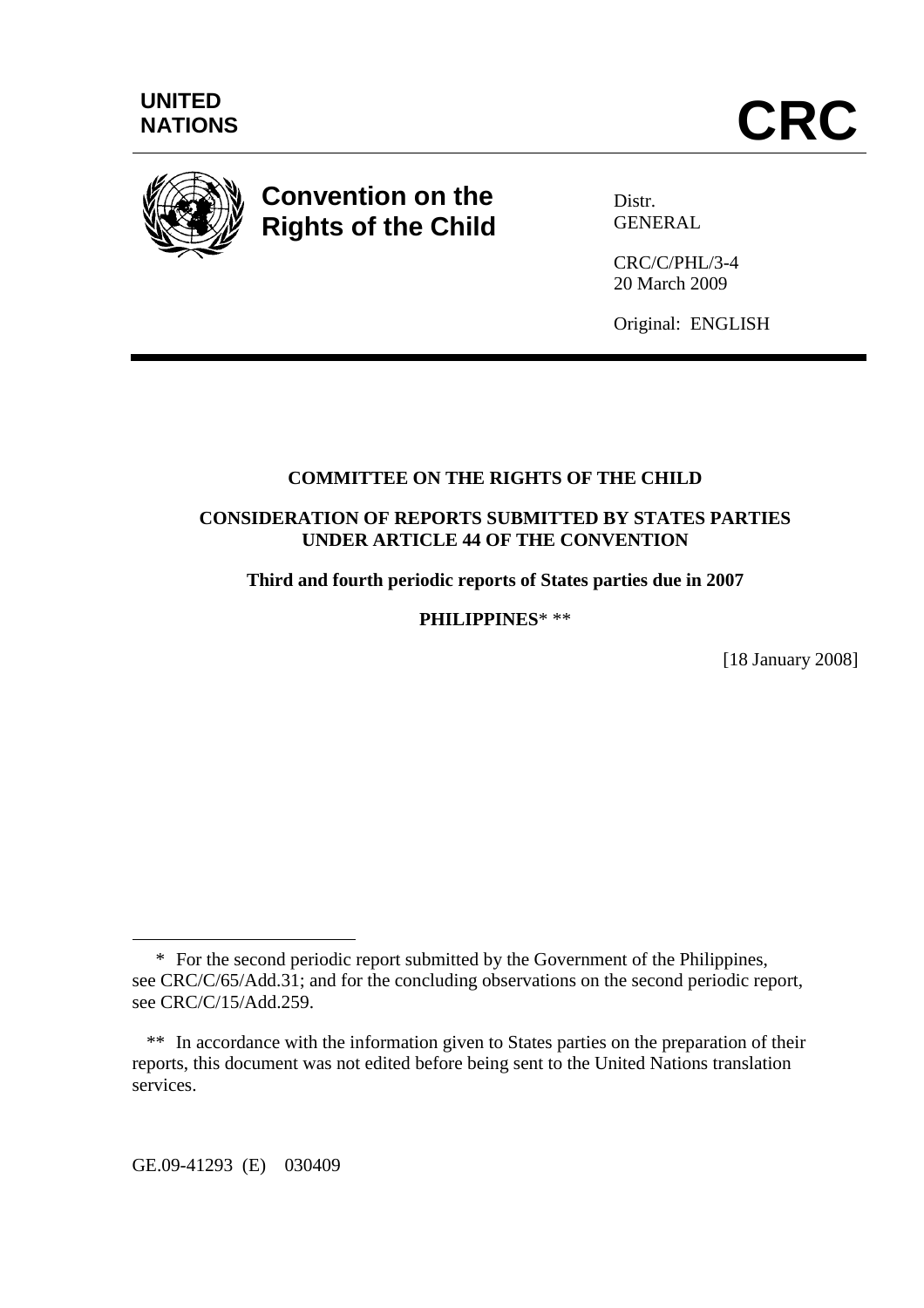**UNITED NATIONS**

# CRC

**Convention on the Rights of the Child**

Distr.
GENERAL

CRC/C/PHL/3-4
20 March 2009

Original: ENGLISH

---

**COMMITTEE ON THE RIGHTS OF THE CHILD**

**CONSIDERATION OF REPORTS SUBMITTED BY STATES PARTIES UNDER ARTICLE 44 OF THE CONVENTION**

**Third and fourth periodic reports of States parties due in 2007**

**PHILIPPINES*** **

[18 January 2008]

---

\* For the second periodic report submitted by the Government of the Philippines, see CRC/C/65/Add.31; and for the concluding observations on the second periodic report, see CRC/C/15/Add.259.

\*\* In accordance with the information given to States parties on the preparation of their reports, this document was not edited before being sent to the United Nations translation services.

GE.09-41293 (E) 030409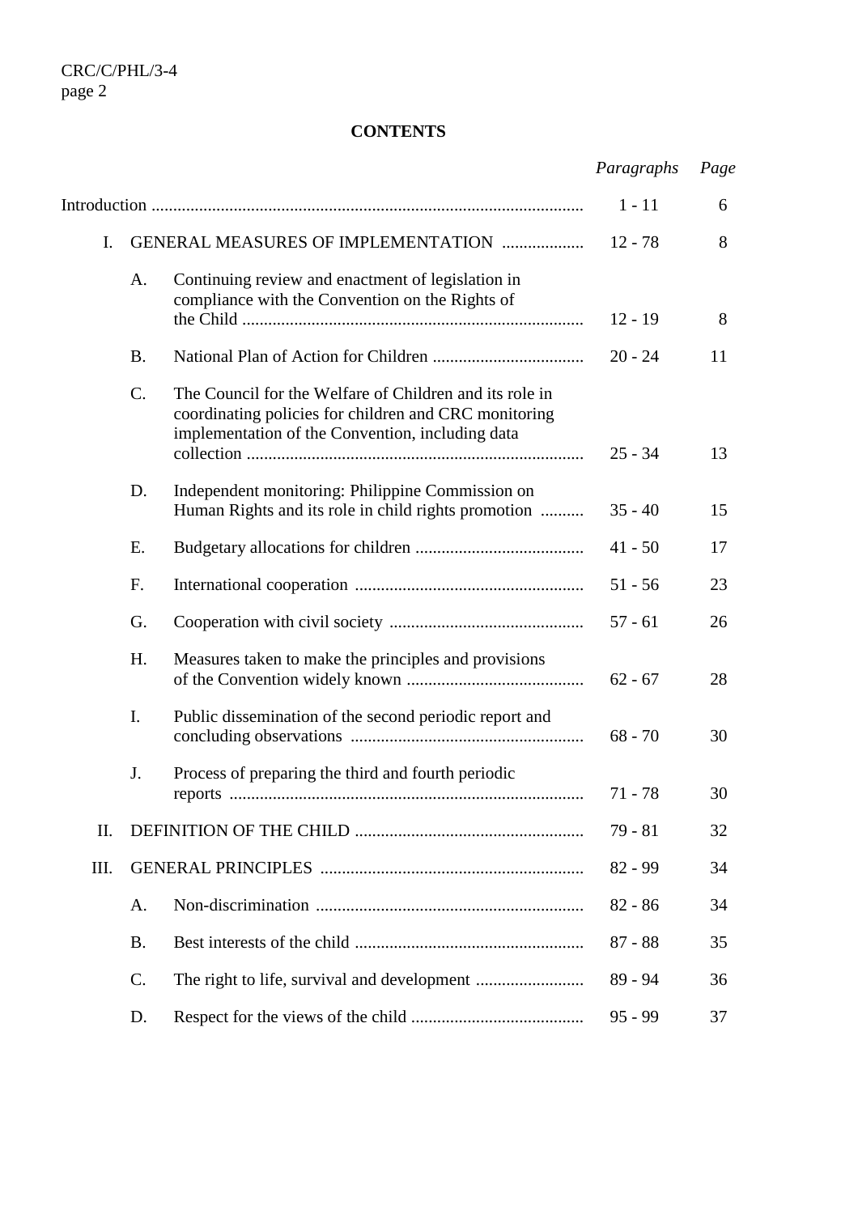# CONTENTS

| | | *Paragraphs* | *Page* |
|---|---|---|---|
| Introduction | | 1 - 11 | 6 |
| I. | GENERAL MEASURES OF IMPLEMENTATION | 12 - 78 | 8 |
| | A. Continuing review and enactment of legislation in compliance with the Convention on the Rights of the Child | 12 - 19 | 8 |
| | B. National Plan of Action for Children | 20 - 24 | 11 |
| | C. The Council for the Welfare of Children and its role in coordinating policies for children and CRC monitoring implementation of the Convention, including data collection | 25 - 34 | 13 |
| | D. Independent monitoring: Philippine Commission on Human Rights and its role in child rights promotion | 35 - 40 | 15 |
| | E. Budgetary allocations for children | 41 - 50 | 17 |
| | F. International cooperation | 51 - 56 | 23 |
| | G. Cooperation with civil society | 57 - 61 | 26 |
| | H. Measures taken to make the principles and provisions of the Convention widely known | 62 - 67 | 28 |
| | I. Public dissemination of the second periodic report and concluding observations | 68 - 70 | 30 |
| | J. Process of preparing the third and fourth periodic reports | 71 - 78 | 30 |
| II. | DEFINITION OF THE CHILD | 79 - 81 | 32 |
| III. | GENERAL PRINCIPLES | 82 - 99 | 34 |
| | A. Non-discrimination | 82 - 86 | 34 |
| | B. Best interests of the child | 87 - 88 | 35 |
| | C. The right to life, survival and development | 89 - 94 | 36 |
| | D. Respect for the views of the child | 95 - 99 | 37 |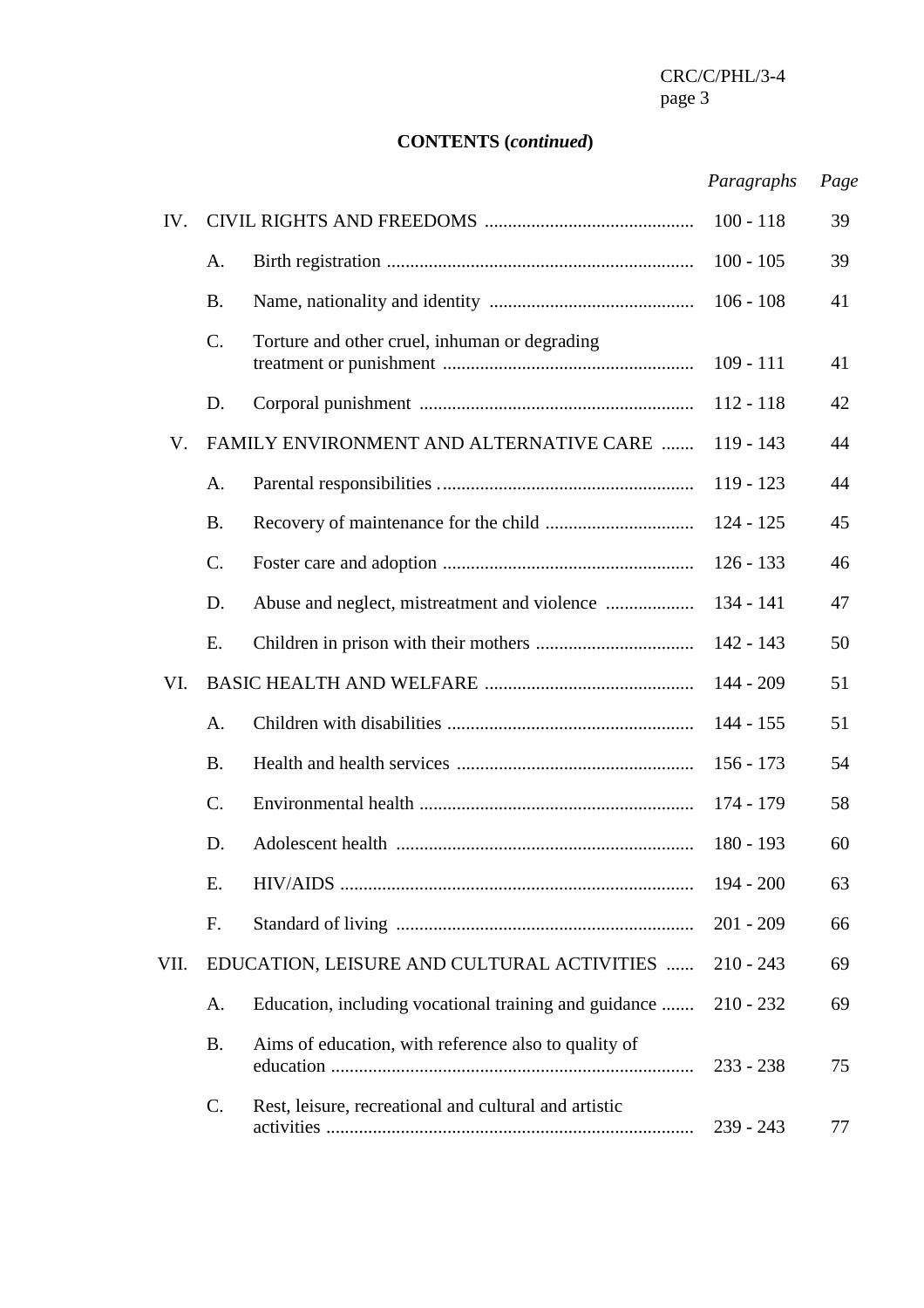**CONTENTS (*continued*)**

| | | | *Paragraphs* | *Page* |
|---|---|---|---|---|
| IV. | CIVIL RIGHTS AND FREEDOMS | | 100 - 118 | 39 |
| | A. | Birth registration | 100 - 105 | 39 |
| | B. | Name, nationality and identity | 106 - 108 | 41 |
| | C. | Torture and other cruel, inhuman or degrading treatment or punishment | 109 - 111 | 41 |
| | D. | Corporal punishment | 112 - 118 | 42 |
| V. | FAMILY ENVIRONMENT AND ALTERNATIVE CARE | | 119 - 143 | 44 |
| | A. | Parental responsibilities | 119 - 123 | 44 |
| | B. | Recovery of maintenance for the child | 124 - 125 | 45 |
| | C. | Foster care and adoption | 126 - 133 | 46 |
| | D. | Abuse and neglect, mistreatment and violence | 134 - 141 | 47 |
| | E. | Children in prison with their mothers | 142 - 143 | 50 |
| VI. | BASIC HEALTH AND WELFARE | | 144 - 209 | 51 |
| | A. | Children with disabilities | 144 - 155 | 51 |
| | B. | Health and health services | 156 - 173 | 54 |
| | C. | Environmental health | 174 - 179 | 58 |
| | D. | Adolescent health | 180 - 193 | 60 |
| | E. | HIV/AIDS | 194 - 200 | 63 |
| | F. | Standard of living | 201 - 209 | 66 |
| VII. | EDUCATION, LEISURE AND CULTURAL ACTIVITIES | | 210 - 243 | 69 |
| | A. | Education, including vocational training and guidance | 210 - 232 | 69 |
| | B. | Aims of education, with reference also to quality of education | 233 - 238 | 75 |
| | C. | Rest, leisure, recreational and cultural and artistic activities | 239 - 243 | 77 |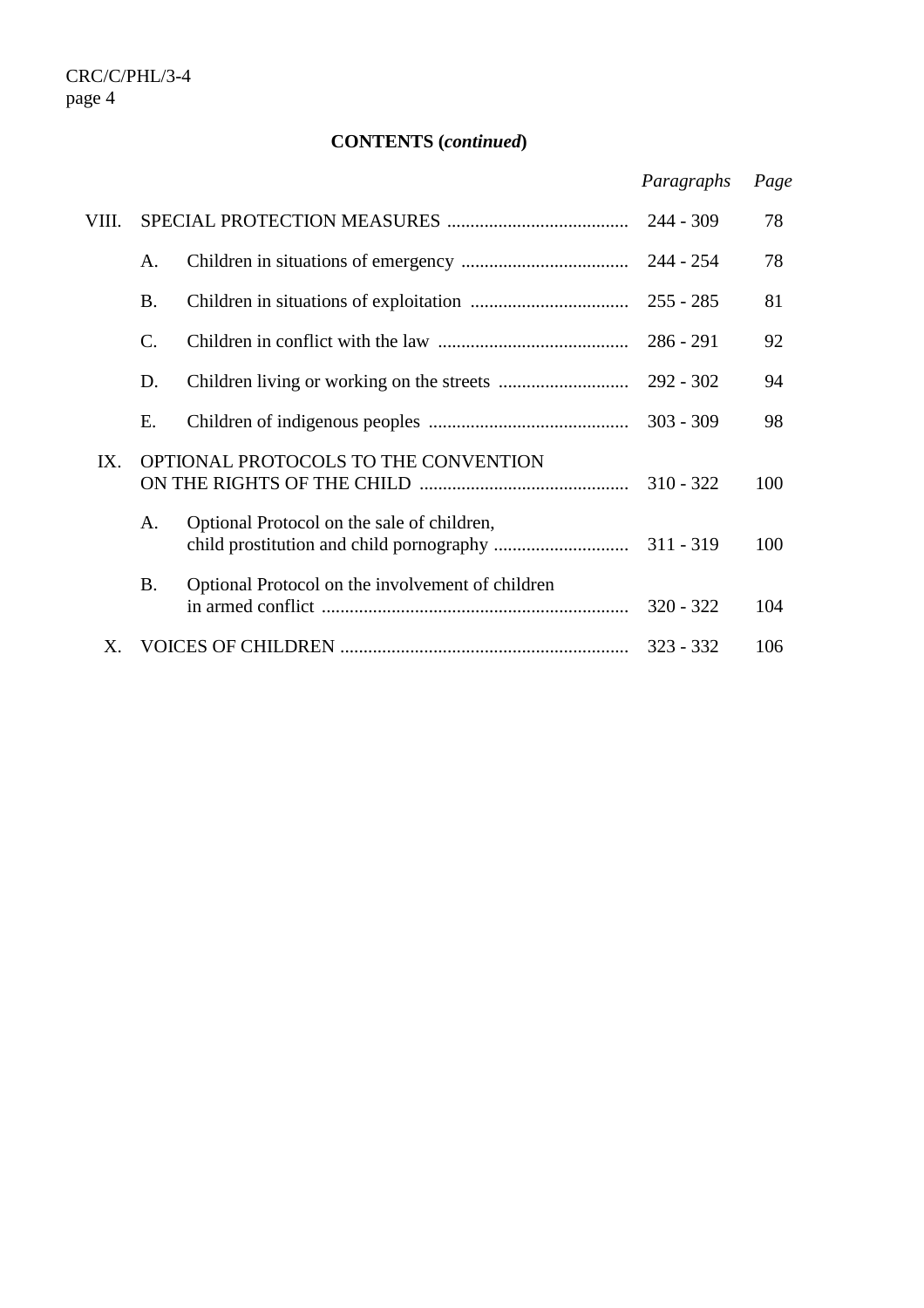**CONTENTS (*continued*)**

| | | | *Paragraphs* | *Page* |
|---|---|---|---|---|
| VIII. | SPECIAL PROTECTION MEASURES | | 244 - 309 | 78 |
| | A. | Children in situations of emergency | 244 - 254 | 78 |
| | B. | Children in situations of exploitation | 255 - 285 | 81 |
| | C. | Children in conflict with the law | 286 - 291 | 92 |
| | D. | Children living or working on the streets | 292 - 302 | 94 |
| | E. | Children of indigenous peoples | 303 - 309 | 98 |
| IX. | OPTIONAL PROTOCOLS TO THE CONVENTION ON THE RIGHTS OF THE CHILD | | 310 - 322 | 100 |
| | A. | Optional Protocol on the sale of children, child prostitution and child pornography | 311 - 319 | 100 |
| | B. | Optional Protocol on the involvement of children in armed conflict | 320 - 322 | 104 |
| X. | VOICES OF CHILDREN | | 323 - 332 | 106 |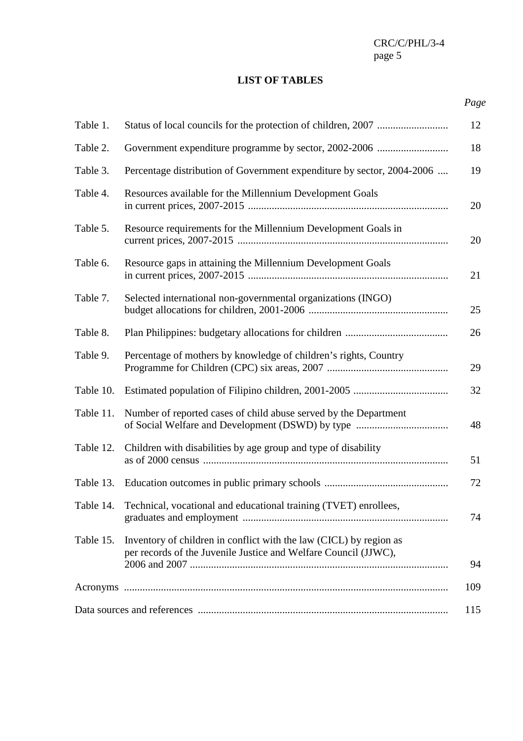## LIST OF TABLES

| | | *Page* |
|---|---|---|
| Table 1. | Status of local councils for the protection of children, 2007 | 12 |
| Table 2. | Government expenditure programme by sector, 2002-2006 | 18 |
| Table 3. | Percentage distribution of Government expenditure by sector, 2004-2006 | 19 |
| Table 4. | Resources available for the Millennium Development Goals in current prices, 2007-2015 | 20 |
| Table 5. | Resource requirements for the Millennium Development Goals in current prices, 2007-2015 | 20 |
| Table 6. | Resource gaps in attaining the Millennium Development Goals in current prices, 2007-2015 | 21 |
| Table 7. | Selected international non-governmental organizations (INGO) budget allocations for children, 2001-2006 | 25 |
| Table 8. | Plan Philippines: budgetary allocations for children | 26 |
| Table 9. | Percentage of mothers by knowledge of children's rights, Country Programme for Children (CPC) six areas, 2007 | 29 |
| Table 10. | Estimated population of Filipino children, 2001-2005 | 32 |
| Table 11. | Number of reported cases of child abuse served by the Department of Social Welfare and Development (DSWD) by type | 48 |
| Table 12. | Children with disabilities by age group and type of disability as of 2000 census | 51 |
| Table 13. | Education outcomes in public primary schools | 72 |
| Table 14. | Technical, vocational and educational training (TVET) enrollees, graduates and employment | 74 |
| Table 15. | Inventory of children in conflict with the law (CICL) by region as per records of the Juvenile Justice and Welfare Council (JJWC), 2006 and 2007 | 94 |
| Acronyms | | 109 |
| Data sources and references | | 115 |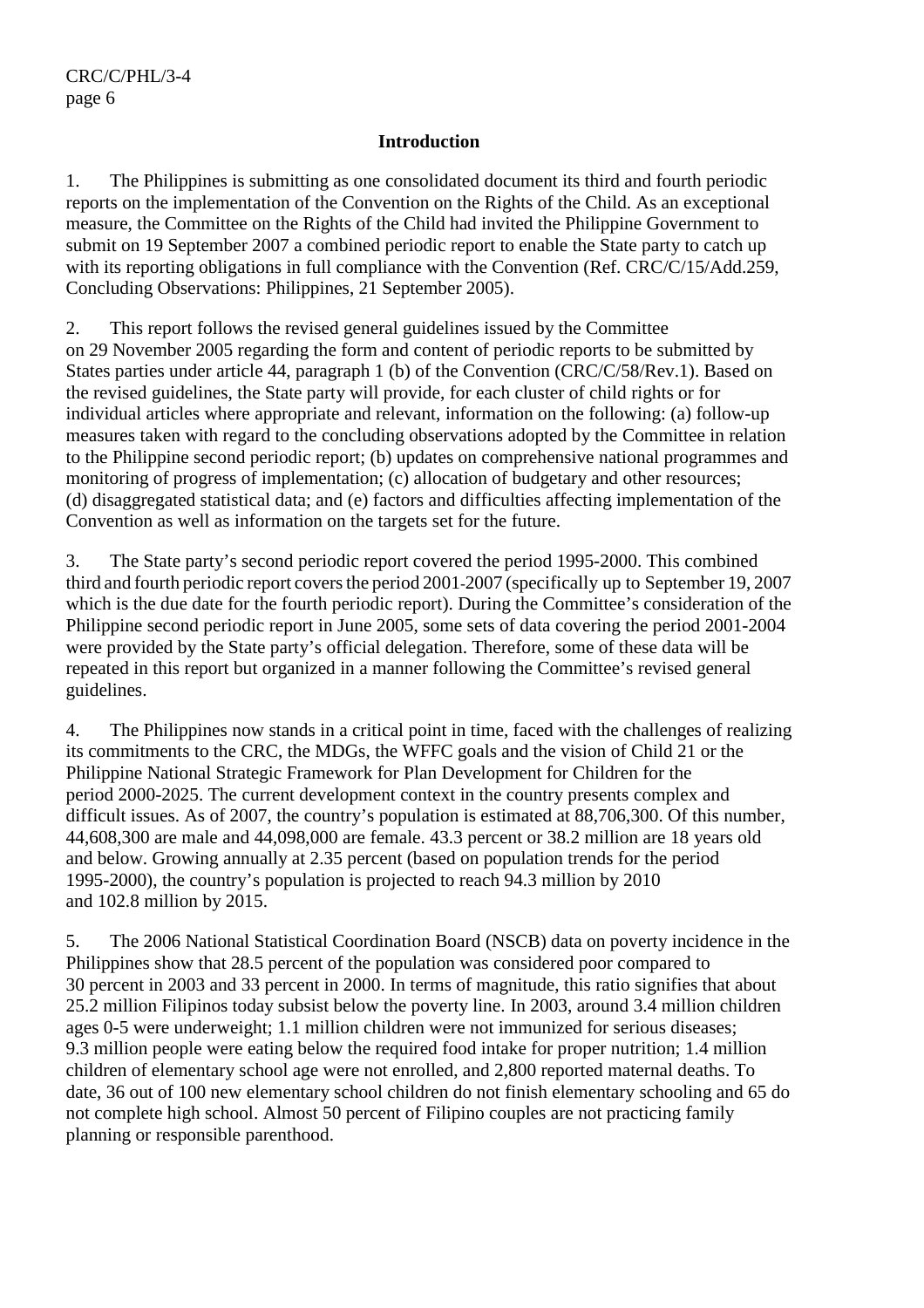## Introduction

1. The Philippines is submitting as one consolidated document its third and fourth periodic reports on the implementation of the Convention on the Rights of the Child. As an exceptional measure, the Committee on the Rights of the Child had invited the Philippine Government to submit on 19 September 2007 a combined periodic report to enable the State party to catch up with its reporting obligations in full compliance with the Convention (Ref. CRC/C/15/Add.259, Concluding Observations: Philippines, 21 September 2005).

2. This report follows the revised general guidelines issued by the Committee on 29 November 2005 regarding the form and content of periodic reports to be submitted by States parties under article 44, paragraph 1 (b) of the Convention (CRC/C/58/Rev.1). Based on the revised guidelines, the State party will provide, for each cluster of child rights or for individual articles where appropriate and relevant, information on the following: (a) follow-up measures taken with regard to the concluding observations adopted by the Committee in relation to the Philippine second periodic report; (b) updates on comprehensive national programmes and monitoring of progress of implementation; (c) allocation of budgetary and other resources; (d) disaggregated statistical data; and (e) factors and difficulties affecting implementation of the Convention as well as information on the targets set for the future.

3. The State party's second periodic report covered the period 1995-2000. This combined third and fourth periodic report covers the period 2001-2007 (specifically up to September 19, 2007 which is the due date for the fourth periodic report). During the Committee's consideration of the Philippine second periodic report in June 2005, some sets of data covering the period 2001-2004 were provided by the State party's official delegation. Therefore, some of these data will be repeated in this report but organized in a manner following the Committee's revised general guidelines.

4. The Philippines now stands in a critical point in time, faced with the challenges of realizing its commitments to the CRC, the MDGs, the WFFC goals and the vision of Child 21 or the Philippine National Strategic Framework for Plan Development for Children for the period 2000-2025. The current development context in the country presents complex and difficult issues. As of 2007, the country's population is estimated at 88,706,300. Of this number, 44,608,300 are male and 44,098,000 are female. 43.3 percent or 38.2 million are 18 years old and below. Growing annually at 2.35 percent (based on population trends for the period 1995-2000), the country's population is projected to reach 94.3 million by 2010 and 102.8 million by 2015.

5. The 2006 National Statistical Coordination Board (NSCB) data on poverty incidence in the Philippines show that 28.5 percent of the population was considered poor compared to 30 percent in 2003 and 33 percent in 2000. In terms of magnitude, this ratio signifies that about 25.2 million Filipinos today subsist below the poverty line. In 2003, around 3.4 million children ages 0-5 were underweight; 1.1 million children were not immunized for serious diseases; 9.3 million people were eating below the required food intake for proper nutrition; 1.4 million children of elementary school age were not enrolled, and 2,800 reported maternal deaths. To date, 36 out of 100 new elementary school children do not finish elementary schooling and 65 do not complete high school. Almost 50 percent of Filipino couples are not practicing family planning or responsible parenthood.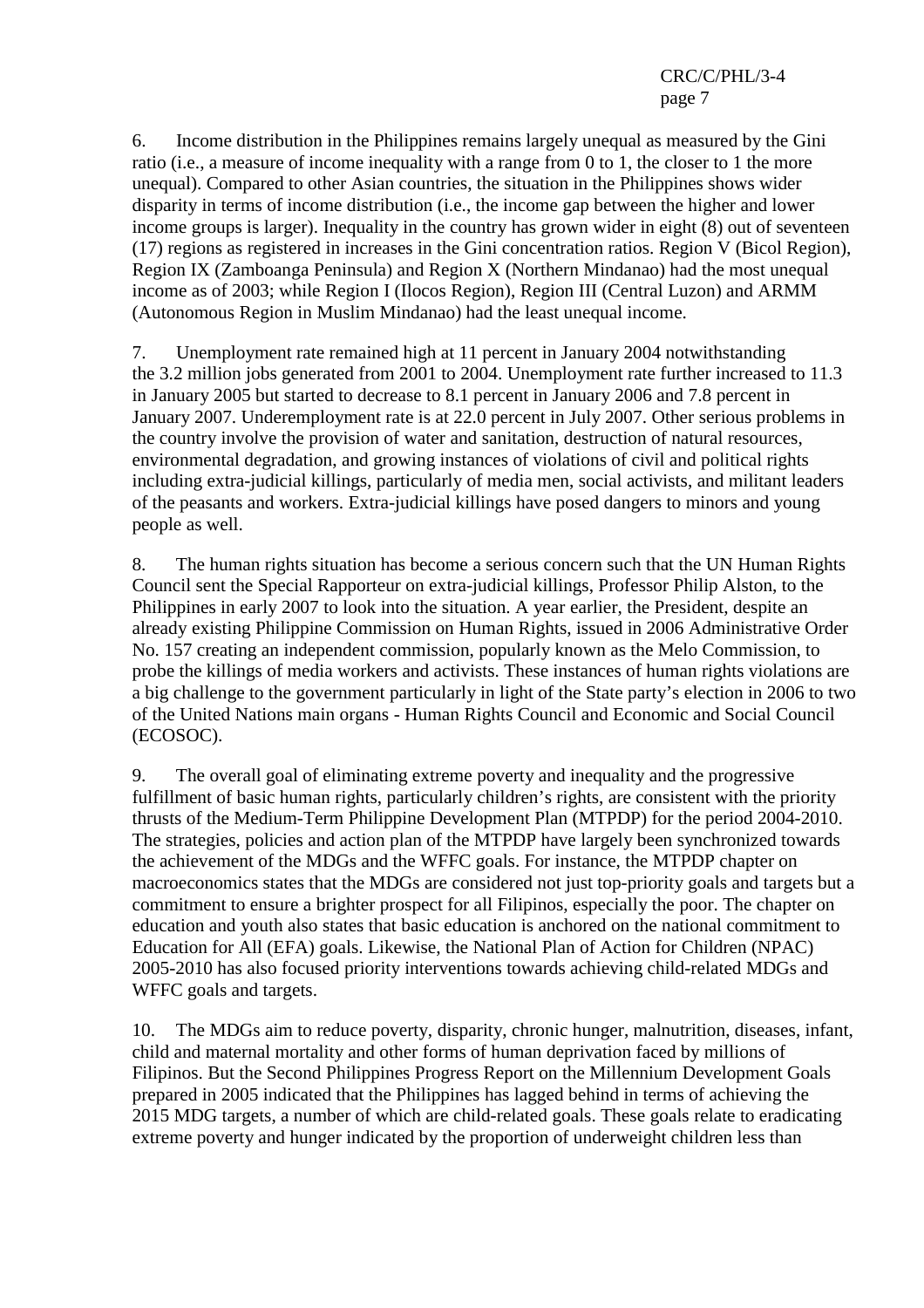6. Income distribution in the Philippines remains largely unequal as measured by the Gini ratio (i.e., a measure of income inequality with a range from 0 to 1, the closer to 1 the more unequal). Compared to other Asian countries, the situation in the Philippines shows wider disparity in terms of income distribution (i.e., the income gap between the higher and lower income groups is larger). Inequality in the country has grown wider in eight (8) out of seventeen (17) regions as registered in increases in the Gini concentration ratios. Region V (Bicol Region), Region IX (Zamboanga Peninsula) and Region X (Northern Mindanao) had the most unequal income as of 2003; while Region I (Ilocos Region), Region III (Central Luzon) and ARMM (Autonomous Region in Muslim Mindanao) had the least unequal income.

7. Unemployment rate remained high at 11 percent in January 2004 notwithstanding the 3.2 million jobs generated from 2001 to 2004. Unemployment rate further increased to 11.3 in January 2005 but started to decrease to 8.1 percent in January 2006 and 7.8 percent in January 2007. Underemployment rate is at 22.0 percent in July 2007. Other serious problems in the country involve the provision of water and sanitation, destruction of natural resources, environmental degradation, and growing instances of violations of civil and political rights including extra-judicial killings, particularly of media men, social activists, and militant leaders of the peasants and workers. Extra-judicial killings have posed dangers to minors and young people as well.

8. The human rights situation has become a serious concern such that the UN Human Rights Council sent the Special Rapporteur on extra-judicial killings, Professor Philip Alston, to the Philippines in early 2007 to look into the situation. A year earlier, the President, despite an already existing Philippine Commission on Human Rights, issued in 2006 Administrative Order No. 157 creating an independent commission, popularly known as the Melo Commission, to probe the killings of media workers and activists. These instances of human rights violations are a big challenge to the government particularly in light of the State party's election in 2006 to two of the United Nations main organs - Human Rights Council and Economic and Social Council (ECOSOC).

9. The overall goal of eliminating extreme poverty and inequality and the progressive fulfillment of basic human rights, particularly children's rights, are consistent with the priority thrusts of the Medium-Term Philippine Development Plan (MTPDP) for the period 2004-2010. The strategies, policies and action plan of the MTPDP have largely been synchronized towards the achievement of the MDGs and the WFFC goals. For instance, the MTPDP chapter on macroeconomics states that the MDGs are considered not just top-priority goals and targets but a commitment to ensure a brighter prospect for all Filipinos, especially the poor. The chapter on education and youth also states that basic education is anchored on the national commitment to Education for All (EFA) goals. Likewise, the National Plan of Action for Children (NPAC) 2005-2010 has also focused priority interventions towards achieving child-related MDGs and WFFC goals and targets.

10. The MDGs aim to reduce poverty, disparity, chronic hunger, malnutrition, diseases, infant, child and maternal mortality and other forms of human deprivation faced by millions of Filipinos. But the Second Philippines Progress Report on the Millennium Development Goals prepared in 2005 indicated that the Philippines has lagged behind in terms of achieving the 2015 MDG targets, a number of which are child-related goals. These goals relate to eradicating extreme poverty and hunger indicated by the proportion of underweight children less than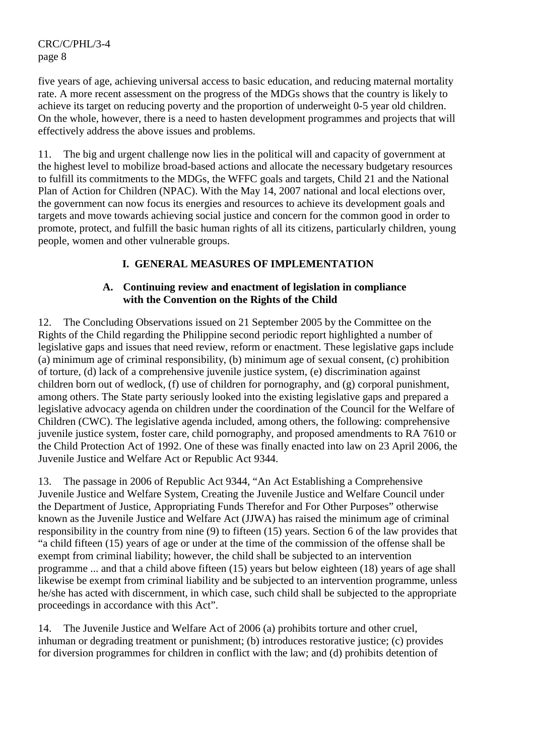five years of age, achieving universal access to basic education, and reducing maternal mortality rate. A more recent assessment on the progress of the MDGs shows that the country is likely to achieve its target on reducing poverty and the proportion of underweight 0-5 year old children. On the whole, however, there is a need to hasten development programmes and projects that will effectively address the above issues and problems.

11. The big and urgent challenge now lies in the political will and capacity of government at the highest level to mobilize broad-based actions and allocate the necessary budgetary resources to fulfill its commitments to the MDGs, the WFFC goals and targets, Child 21 and the National Plan of Action for Children (NPAC). With the May 14, 2007 national and local elections over, the government can now focus its energies and resources to achieve its development goals and targets and move towards achieving social justice and concern for the common good in order to promote, protect, and fulfill the basic human rights of all its citizens, particularly children, young people, women and other vulnerable groups.

# I. GENERAL MEASURES OF IMPLEMENTATION

## A. Continuing review and enactment of legislation in compliance with the Convention on the Rights of the Child

12. The Concluding Observations issued on 21 September 2005 by the Committee on the Rights of the Child regarding the Philippine second periodic report highlighted a number of legislative gaps and issues that need review, reform or enactment. These legislative gaps include (a) minimum age of criminal responsibility, (b) minimum age of sexual consent, (c) prohibition of torture, (d) lack of a comprehensive juvenile justice system, (e) discrimination against children born out of wedlock, (f) use of children for pornography, and (g) corporal punishment, among others. The State party seriously looked into the existing legislative gaps and prepared a legislative advocacy agenda on children under the coordination of the Council for the Welfare of Children (CWC). The legislative agenda included, among others, the following: comprehensive juvenile justice system, foster care, child pornography, and proposed amendments to RA 7610 or the Child Protection Act of 1992. One of these was finally enacted into law on 23 April 2006, the Juvenile Justice and Welfare Act or Republic Act 9344.

13. The passage in 2006 of Republic Act 9344, "An Act Establishing a Comprehensive Juvenile Justice and Welfare System, Creating the Juvenile Justice and Welfare Council under the Department of Justice, Appropriating Funds Therefor and For Other Purposes" otherwise known as the Juvenile Justice and Welfare Act (JJWA) has raised the minimum age of criminal responsibility in the country from nine (9) to fifteen (15) years. Section 6 of the law provides that "a child fifteen (15) years of age or under at the time of the commission of the offense shall be exempt from criminal liability; however, the child shall be subjected to an intervention programme ... and that a child above fifteen (15) years but below eighteen (18) years of age shall likewise be exempt from criminal liability and be subjected to an intervention programme, unless he/she has acted with discernment, in which case, such child shall be subjected to the appropriate proceedings in accordance with this Act".

14. The Juvenile Justice and Welfare Act of 2006 (a) prohibits torture and other cruel, inhuman or degrading treatment or punishment; (b) introduces restorative justice; (c) provides for diversion programmes for children in conflict with the law; and (d) prohibits detention of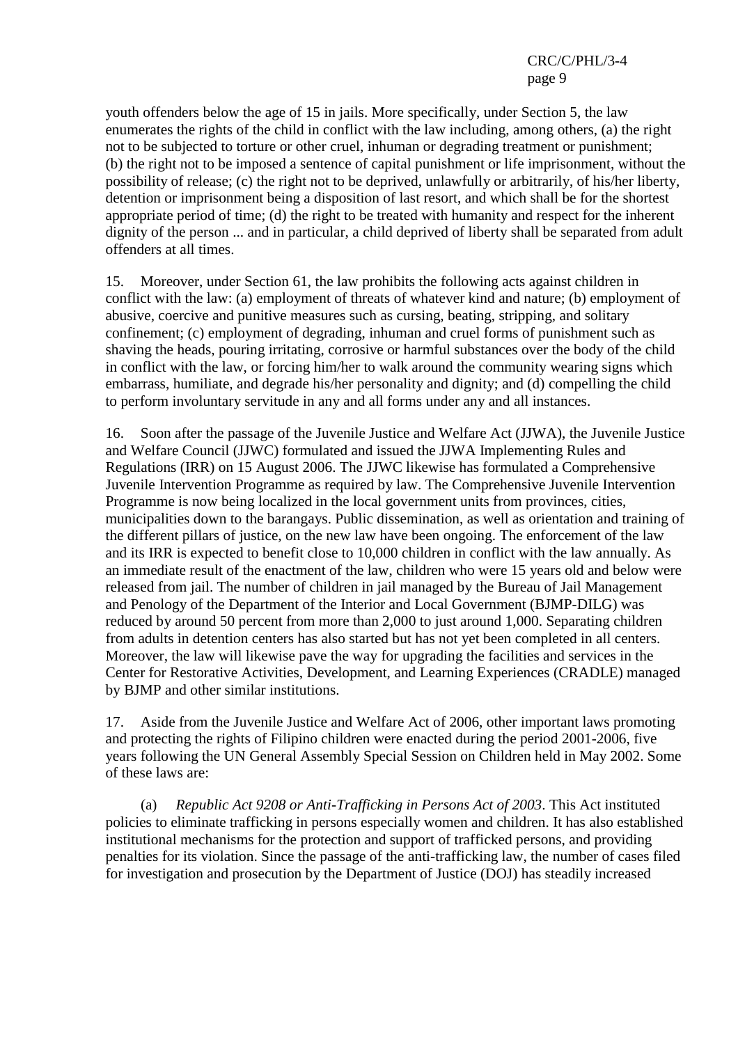youth offenders below the age of 15 in jails. More specifically, under Section 5, the law enumerates the rights of the child in conflict with the law including, among others, (a) the right not to be subjected to torture or other cruel, inhuman or degrading treatment or punishment; (b) the right not to be imposed a sentence of capital punishment or life imprisonment, without the possibility of release; (c) the right not to be deprived, unlawfully or arbitrarily, of his/her liberty, detention or imprisonment being a disposition of last resort, and which shall be for the shortest appropriate period of time; (d) the right to be treated with humanity and respect for the inherent dignity of the person ... and in particular, a child deprived of liberty shall be separated from adult offenders at all times.

15. Moreover, under Section 61, the law prohibits the following acts against children in conflict with the law: (a) employment of threats of whatever kind and nature; (b) employment of abusive, coercive and punitive measures such as cursing, beating, stripping, and solitary confinement; (c) employment of degrading, inhuman and cruel forms of punishment such as shaving the heads, pouring irritating, corrosive or harmful substances over the body of the child in conflict with the law, or forcing him/her to walk around the community wearing signs which embarrass, humiliate, and degrade his/her personality and dignity; and (d) compelling the child to perform involuntary servitude in any and all forms under any and all instances.

16. Soon after the passage of the Juvenile Justice and Welfare Act (JJWA), the Juvenile Justice and Welfare Council (JJWC) formulated and issued the JJWA Implementing Rules and Regulations (IRR) on 15 August 2006. The JJWC likewise has formulated a Comprehensive Juvenile Intervention Programme as required by law. The Comprehensive Juvenile Intervention Programme is now being localized in the local government units from provinces, cities, municipalities down to the barangays. Public dissemination, as well as orientation and training of the different pillars of justice, on the new law have been ongoing. The enforcement of the law and its IRR is expected to benefit close to 10,000 children in conflict with the law annually. As an immediate result of the enactment of the law, children who were 15 years old and below were released from jail. The number of children in jail managed by the Bureau of Jail Management and Penology of the Department of the Interior and Local Government (BJMP-DILG) was reduced by around 50 percent from more than 2,000 to just around 1,000. Separating children from adults in detention centers has also started but has not yet been completed in all centers. Moreover, the law will likewise pave the way for upgrading the facilities and services in the Center for Restorative Activities, Development, and Learning Experiences (CRADLE) managed by BJMP and other similar institutions.

17. Aside from the Juvenile Justice and Welfare Act of 2006, other important laws promoting and protecting the rights of Filipino children were enacted during the period 2001-2006, five years following the UN General Assembly Special Session on Children held in May 2002. Some of these laws are:

(a) *Republic Act 9208 or Anti-Trafficking in Persons Act of 2003*. This Act instituted policies to eliminate trafficking in persons especially women and children. It has also established institutional mechanisms for the protection and support of trafficked persons, and providing penalties for its violation. Since the passage of the anti-trafficking law, the number of cases filed for investigation and prosecution by the Department of Justice (DOJ) has steadily increased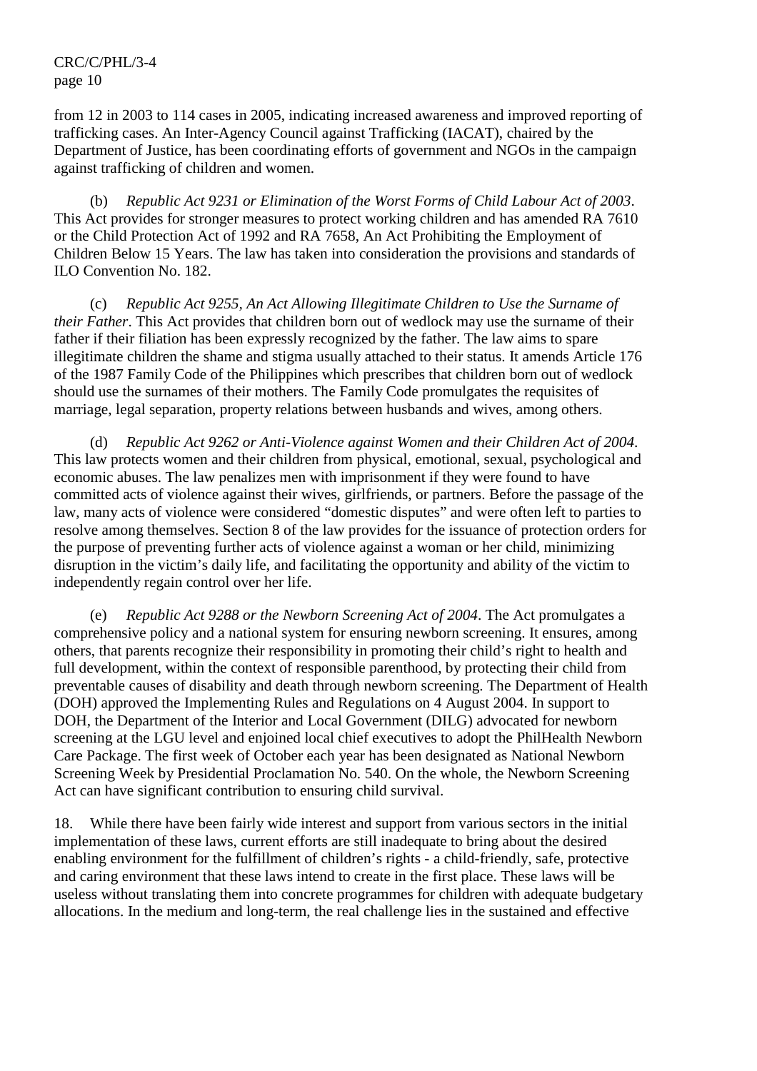from 12 in 2003 to 114 cases in 2005, indicating increased awareness and improved reporting of trafficking cases. An Inter-Agency Council against Trafficking (IACAT), chaired by the Department of Justice, has been coordinating efforts of government and NGOs in the campaign against trafficking of children and women.

(b) *Republic Act 9231 or Elimination of the Worst Forms of Child Labour Act of 2003*. This Act provides for stronger measures to protect working children and has amended RA 7610 or the Child Protection Act of 1992 and RA 7658, An Act Prohibiting the Employment of Children Below 15 Years. The law has taken into consideration the provisions and standards of ILO Convention No. 182.

(c) *Republic Act 9255, An Act Allowing Illegitimate Children to Use the Surname of their Father*. This Act provides that children born out of wedlock may use the surname of their father if their filiation has been expressly recognized by the father. The law aims to spare illegitimate children the shame and stigma usually attached to their status. It amends Article 176 of the 1987 Family Code of the Philippines which prescribes that children born out of wedlock should use the surnames of their mothers. The Family Code promulgates the requisites of marriage, legal separation, property relations between husbands and wives, among others.

(d) *Republic Act 9262 or Anti-Violence against Women and their Children Act of 2004*. This law protects women and their children from physical, emotional, sexual, psychological and economic abuses. The law penalizes men with imprisonment if they were found to have committed acts of violence against their wives, girlfriends, or partners. Before the passage of the law, many acts of violence were considered "domestic disputes" and were often left to parties to resolve among themselves. Section 8 of the law provides for the issuance of protection orders for the purpose of preventing further acts of violence against a woman or her child, minimizing disruption in the victim's daily life, and facilitating the opportunity and ability of the victim to independently regain control over her life.

(e) *Republic Act 9288 or the Newborn Screening Act of 2004*. The Act promulgates a comprehensive policy and a national system for ensuring newborn screening. It ensures, among others, that parents recognize their responsibility in promoting their child's right to health and full development, within the context of responsible parenthood, by protecting their child from preventable causes of disability and death through newborn screening. The Department of Health (DOH) approved the Implementing Rules and Regulations on 4 August 2004. In support to DOH, the Department of the Interior and Local Government (DILG) advocated for newborn screening at the LGU level and enjoined local chief executives to adopt the PhilHealth Newborn Care Package. The first week of October each year has been designated as National Newborn Screening Week by Presidential Proclamation No. 540. On the whole, the Newborn Screening Act can have significant contribution to ensuring child survival.

18. While there have been fairly wide interest and support from various sectors in the initial implementation of these laws, current efforts are still inadequate to bring about the desired enabling environment for the fulfillment of children's rights - a child-friendly, safe, protective and caring environment that these laws intend to create in the first place. These laws will be useless without translating them into concrete programmes for children with adequate budgetary allocations. In the medium and long-term, the real challenge lies in the sustained and effective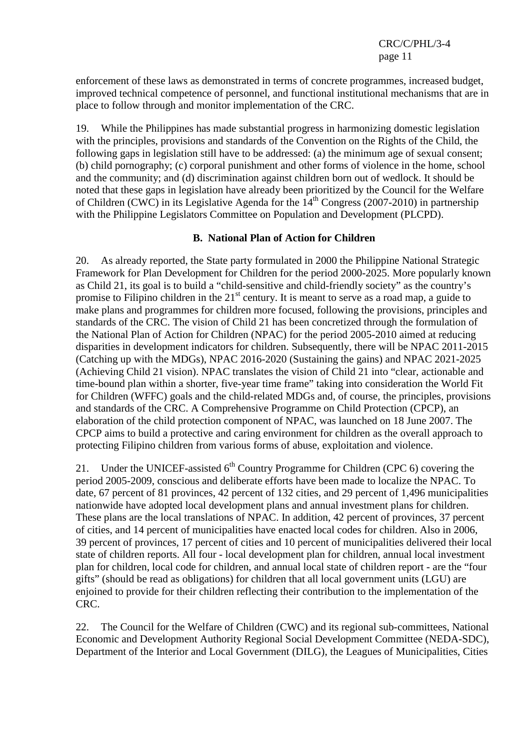enforcement of these laws as demonstrated in terms of concrete programmes, increased budget, improved technical competence of personnel, and functional institutional mechanisms that are in place to follow through and monitor implementation of the CRC.

19. While the Philippines has made substantial progress in harmonizing domestic legislation with the principles, provisions and standards of the Convention on the Rights of the Child, the following gaps in legislation still have to be addressed: (a) the minimum age of sexual consent; (b) child pornography; (c) corporal punishment and other forms of violence in the home, school and the community; and (d) discrimination against children born out of wedlock. It should be noted that these gaps in legislation have already been prioritized by the Council for the Welfare of Children (CWC) in its Legislative Agenda for the 14th Congress (2007-2010) in partnership with the Philippine Legislators Committee on Population and Development (PLCPD).

## B. National Plan of Action for Children

20. As already reported, the State party formulated in 2000 the Philippine National Strategic Framework for Plan Development for Children for the period 2000-2025. More popularly known as Child 21, its goal is to build a "child-sensitive and child-friendly society" as the country's promise to Filipino children in the 21st century. It is meant to serve as a road map, a guide to make plans and programmes for children more focused, following the provisions, principles and standards of the CRC. The vision of Child 21 has been concretized through the formulation of the National Plan of Action for Children (NPAC) for the period 2005-2010 aimed at reducing disparities in development indicators for children. Subsequently, there will be NPAC 2011-2015 (Catching up with the MDGs), NPAC 2016-2020 (Sustaining the gains) and NPAC 2021-2025 (Achieving Child 21 vision). NPAC translates the vision of Child 21 into "clear, actionable and time-bound plan within a shorter, five-year time frame" taking into consideration the World Fit for Children (WFFC) goals and the child-related MDGs and, of course, the principles, provisions and standards of the CRC. A Comprehensive Programme on Child Protection (CPCP), an elaboration of the child protection component of NPAC, was launched on 18 June 2007. The CPCP aims to build a protective and caring environment for children as the overall approach to protecting Filipino children from various forms of abuse, exploitation and violence.

21. Under the UNICEF-assisted 6th Country Programme for Children (CPC 6) covering the period 2005-2009, conscious and deliberate efforts have been made to localize the NPAC. To date, 67 percent of 81 provinces, 42 percent of 132 cities, and 29 percent of 1,496 municipalities nationwide have adopted local development plans and annual investment plans for children. These plans are the local translations of NPAC. In addition, 42 percent of provinces, 37 percent of cities, and 14 percent of municipalities have enacted local codes for children. Also in 2006, 39 percent of provinces, 17 percent of cities and 10 percent of municipalities delivered their local state of children reports. All four - local development plan for children, annual local investment plan for children, local code for children, and annual local state of children report - are the "four gifts" (should be read as obligations) for children that all local government units (LGU) are enjoined to provide for their children reflecting their contribution to the implementation of the CRC.

22. The Council for the Welfare of Children (CWC) and its regional sub-committees, National Economic and Development Authority Regional Social Development Committee (NEDA-SDC), Department of the Interior and Local Government (DILG), the Leagues of Municipalities, Cities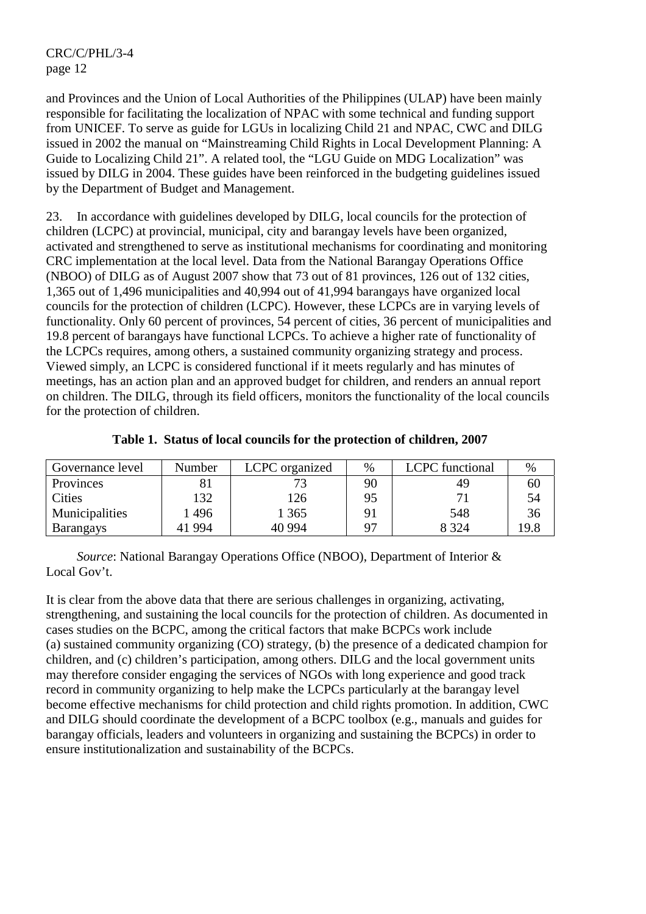and Provinces and the Union of Local Authorities of the Philippines (ULAP) have been mainly responsible for facilitating the localization of NPAC with some technical and funding support from UNICEF. To serve as guide for LGUs in localizing Child 21 and NPAC, CWC and DILG issued in 2002 the manual on "Mainstreaming Child Rights in Local Development Planning: A Guide to Localizing Child 21". A related tool, the "LGU Guide on MDG Localization" was issued by DILG in 2004. These guides have been reinforced in the budgeting guidelines issued by the Department of Budget and Management.

23. In accordance with guidelines developed by DILG, local councils for the protection of children (LCPC) at provincial, municipal, city and barangay levels have been organized, activated and strengthened to serve as institutional mechanisms for coordinating and monitoring CRC implementation at the local level. Data from the National Barangay Operations Office (NBOO) of DILG as of August 2007 show that 73 out of 81 provinces, 126 out of 132 cities, 1,365 out of 1,496 municipalities and 40,994 out of 41,994 barangays have organized local councils for the protection of children (LCPC). However, these LCPCs are in varying levels of functionality. Only 60 percent of provinces, 54 percent of cities, 36 percent of municipalities and 19.8 percent of barangays have functional LCPCs. To achieve a higher rate of functionality of the LCPCs requires, among others, a sustained community organizing strategy and process. Viewed simply, an LCPC is considered functional if it meets regularly and has minutes of meetings, has an action plan and an approved budget for children, and renders an annual report on children. The DILG, through its field officers, monitors the functionality of the local councils for the protection of children.

**Table 1. Status of local councils for the protection of children, 2007**

| Governance level | Number | LCPC organized | % | LCPC functional | % |
|---|---|---|---|---|---|
| Provinces | 81 | 73 | 90 | 49 | 60 |
| Cities | 132 | 126 | 95 | 71 | 54 |
| Municipalities | 1 496 | 1 365 | 91 | 548 | 36 |
| Barangays | 41 994 | 40 994 | 97 | 8 324 | 19.8 |

*Source*: National Barangay Operations Office (NBOO), Department of Interior & Local Gov't.

It is clear from the above data that there are serious challenges in organizing, activating, strengthening, and sustaining the local councils for the protection of children. As documented in cases studies on the BCPC, among the critical factors that make BCPCs work include (a) sustained community organizing (CO) strategy, (b) the presence of a dedicated champion for children, and (c) children's participation, among others. DILG and the local government units may therefore consider engaging the services of NGOs with long experience and good track record in community organizing to help make the LCPCs particularly at the barangay level become effective mechanisms for child protection and child rights promotion. In addition, CWC and DILG should coordinate the development of a BCPC toolbox (e.g., manuals and guides for barangay officials, leaders and volunteers in organizing and sustaining the BCPCs) in order to ensure institutionalization and sustainability of the BCPCs.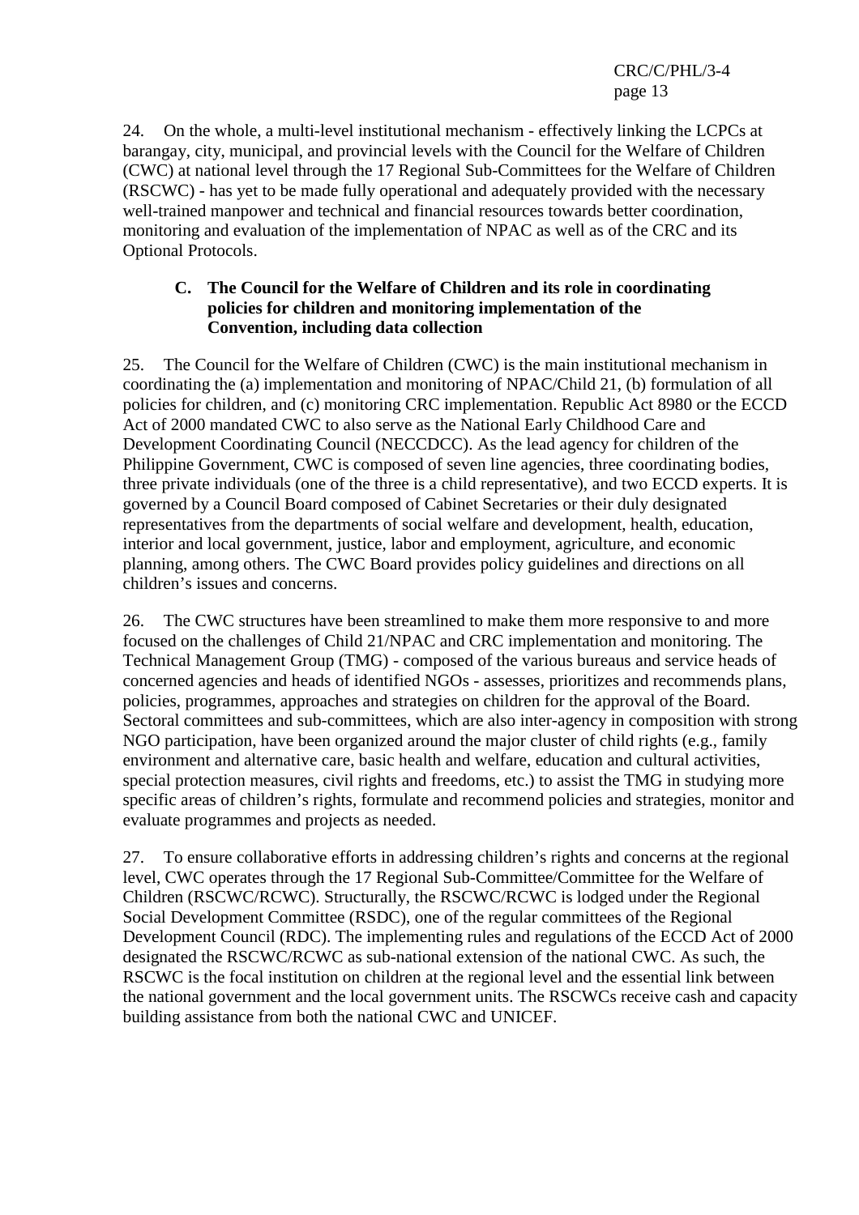24. On the whole, a multi-level institutional mechanism - effectively linking the LCPCs at barangay, city, municipal, and provincial levels with the Council for the Welfare of Children (CWC) at national level through the 17 Regional Sub-Committees for the Welfare of Children (RSCWC) - has yet to be made fully operational and adequately provided with the necessary well-trained manpower and technical and financial resources towards better coordination, monitoring and evaluation of the implementation of NPAC as well as of the CRC and its Optional Protocols.

### C. The Council for the Welfare of Children and its role in coordinating policies for children and monitoring implementation of the Convention, including data collection

25. The Council for the Welfare of Children (CWC) is the main institutional mechanism in coordinating the (a) implementation and monitoring of NPAC/Child 21, (b) formulation of all policies for children, and (c) monitoring CRC implementation. Republic Act 8980 or the ECCD Act of 2000 mandated CWC to also serve as the National Early Childhood Care and Development Coordinating Council (NECCDCC). As the lead agency for children of the Philippine Government, CWC is composed of seven line agencies, three coordinating bodies, three private individuals (one of the three is a child representative), and two ECCD experts. It is governed by a Council Board composed of Cabinet Secretaries or their duly designated representatives from the departments of social welfare and development, health, education, interior and local government, justice, labor and employment, agriculture, and economic planning, among others. The CWC Board provides policy guidelines and directions on all children's issues and concerns.

26. The CWC structures have been streamlined to make them more responsive to and more focused on the challenges of Child 21/NPAC and CRC implementation and monitoring. The Technical Management Group (TMG) - composed of the various bureaus and service heads of concerned agencies and heads of identified NGOs - assesses, prioritizes and recommends plans, policies, programmes, approaches and strategies on children for the approval of the Board. Sectoral committees and sub-committees, which are also inter-agency in composition with strong NGO participation, have been organized around the major cluster of child rights (e.g., family environment and alternative care, basic health and welfare, education and cultural activities, special protection measures, civil rights and freedoms, etc.) to assist the TMG in studying more specific areas of children's rights, formulate and recommend policies and strategies, monitor and evaluate programmes and projects as needed.

27. To ensure collaborative efforts in addressing children's rights and concerns at the regional level, CWC operates through the 17 Regional Sub-Committee/Committee for the Welfare of Children (RSCWC/RCWC). Structurally, the RSCWC/RCWC is lodged under the Regional Social Development Committee (RSDC), one of the regular committees of the Regional Development Council (RDC). The implementing rules and regulations of the ECCD Act of 2000 designated the RSCWC/RCWC as sub-national extension of the national CWC. As such, the RSCWC is the focal institution on children at the regional level and the essential link between the national government and the local government units. The RSCWCs receive cash and capacity building assistance from both the national CWC and UNICEF.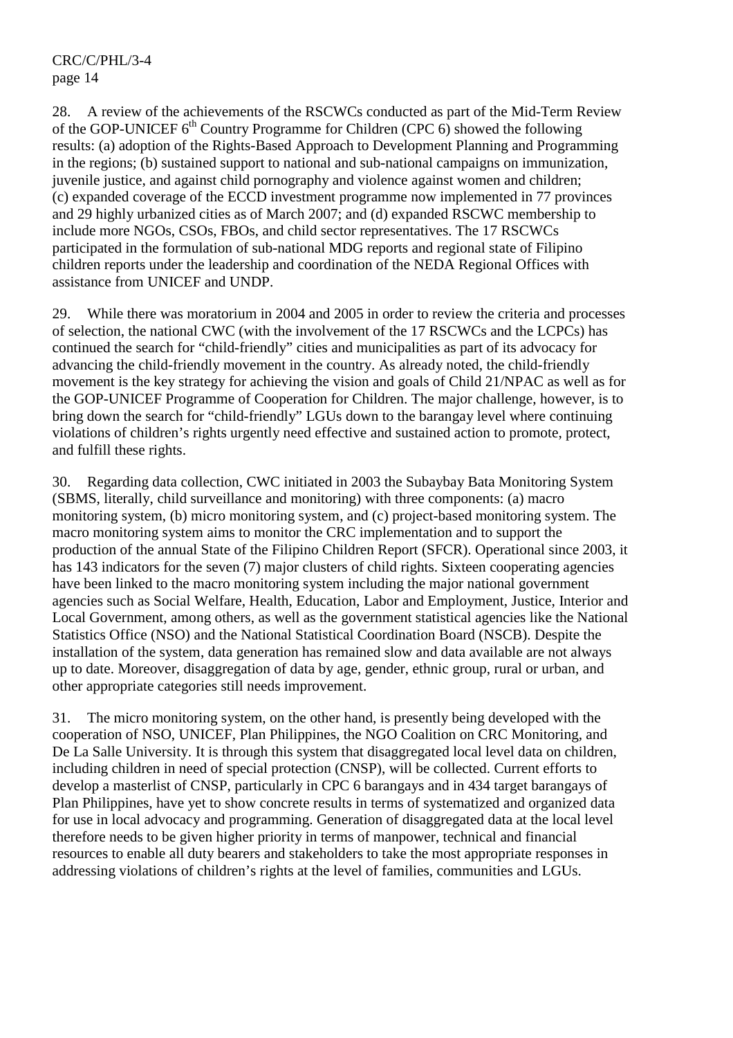28. A review of the achievements of the RSCWCs conducted as part of the Mid-Term Review of the GOP-UNICEF 6th Country Programme for Children (CPC 6) showed the following results: (a) adoption of the Rights-Based Approach to Development Planning and Programming in the regions; (b) sustained support to national and sub-national campaigns on immunization, juvenile justice, and against child pornography and violence against women and children; (c) expanded coverage of the ECCD investment programme now implemented in 77 provinces and 29 highly urbanized cities as of March 2007; and (d) expanded RSCWC membership to include more NGOs, CSOs, FBOs, and child sector representatives. The 17 RSCWCs participated in the formulation of sub-national MDG reports and regional state of Filipino children reports under the leadership and coordination of the NEDA Regional Offices with assistance from UNICEF and UNDP.

29. While there was moratorium in 2004 and 2005 in order to review the criteria and processes of selection, the national CWC (with the involvement of the 17 RSCWCs and the LCPCs) has continued the search for "child-friendly" cities and municipalities as part of its advocacy for advancing the child-friendly movement in the country. As already noted, the child-friendly movement is the key strategy for achieving the vision and goals of Child 21/NPAC as well as for the GOP-UNICEF Programme of Cooperation for Children. The major challenge, however, is to bring down the search for "child-friendly" LGUs down to the barangay level where continuing violations of children's rights urgently need effective and sustained action to promote, protect, and fulfill these rights.

30. Regarding data collection, CWC initiated in 2003 the Subaybay Bata Monitoring System (SBMS, literally, child surveillance and monitoring) with three components: (a) macro monitoring system, (b) micro monitoring system, and (c) project-based monitoring system. The macro monitoring system aims to monitor the CRC implementation and to support the production of the annual State of the Filipino Children Report (SFCR). Operational since 2003, it has 143 indicators for the seven (7) major clusters of child rights. Sixteen cooperating agencies have been linked to the macro monitoring system including the major national government agencies such as Social Welfare, Health, Education, Labor and Employment, Justice, Interior and Local Government, among others, as well as the government statistical agencies like the National Statistics Office (NSO) and the National Statistical Coordination Board (NSCB). Despite the installation of the system, data generation has remained slow and data available are not always up to date. Moreover, disaggregation of data by age, gender, ethnic group, rural or urban, and other appropriate categories still needs improvement.

31. The micro monitoring system, on the other hand, is presently being developed with the cooperation of NSO, UNICEF, Plan Philippines, the NGO Coalition on CRC Monitoring, and De La Salle University. It is through this system that disaggregated local level data on children, including children in need of special protection (CNSP), will be collected. Current efforts to develop a masterlist of CNSP, particularly in CPC 6 barangays and in 434 target barangays of Plan Philippines, have yet to show concrete results in terms of systematized and organized data for use in local advocacy and programming. Generation of disaggregated data at the local level therefore needs to be given higher priority in terms of manpower, technical and financial resources to enable all duty bearers and stakeholders to take the most appropriate responses in addressing violations of children's rights at the level of families, communities and LGUs.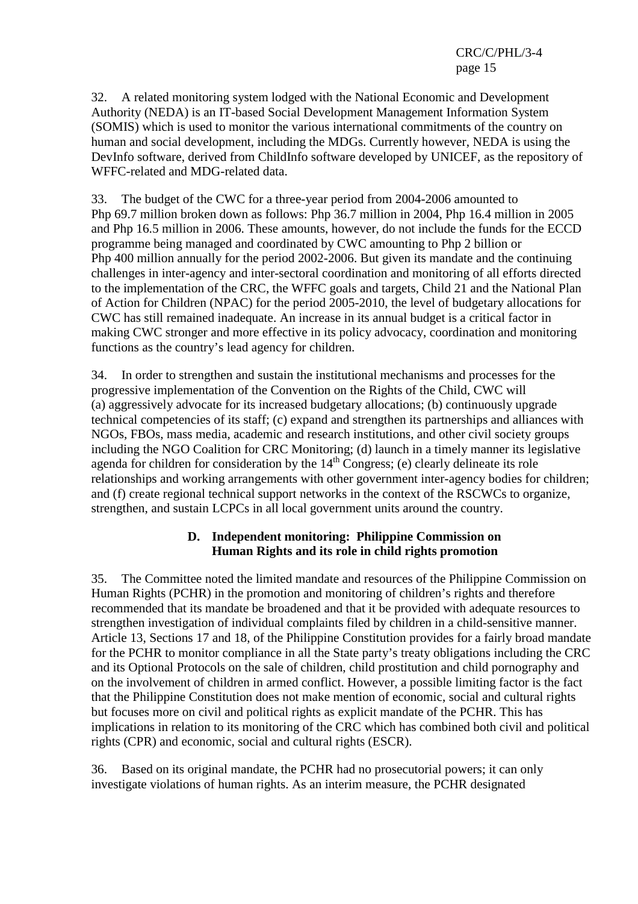32. A related monitoring system lodged with the National Economic and Development Authority (NEDA) is an IT-based Social Development Management Information System (SOMIS) which is used to monitor the various international commitments of the country on human and social development, including the MDGs. Currently however, NEDA is using the DevInfo software, derived from ChildInfo software developed by UNICEF, as the repository of WFFC-related and MDG-related data.

33. The budget of the CWC for a three-year period from 2004-2006 amounted to Php 69.7 million broken down as follows: Php 36.7 million in 2004, Php 16.4 million in 2005 and Php 16.5 million in 2006. These amounts, however, do not include the funds for the ECCD programme being managed and coordinated by CWC amounting to Php 2 billion or Php 400 million annually for the period 2002-2006. But given its mandate and the continuing challenges in inter-agency and inter-sectoral coordination and monitoring of all efforts directed to the implementation of the CRC, the WFFC goals and targets, Child 21 and the National Plan of Action for Children (NPAC) for the period 2005-2010, the level of budgetary allocations for CWC has still remained inadequate. An increase in its annual budget is a critical factor in making CWC stronger and more effective in its policy advocacy, coordination and monitoring functions as the country's lead agency for children.

34. In order to strengthen and sustain the institutional mechanisms and processes for the progressive implementation of the Convention on the Rights of the Child, CWC will (a) aggressively advocate for its increased budgetary allocations; (b) continuously upgrade technical competencies of its staff; (c) expand and strengthen its partnerships and alliances with NGOs, FBOs, mass media, academic and research institutions, and other civil society groups including the NGO Coalition for CRC Monitoring; (d) launch in a timely manner its legislative agenda for children for consideration by the 14th Congress; (e) clearly delineate its role relationships and working arrangements with other government inter-agency bodies for children; and (f) create regional technical support networks in the context of the RSCWCs to organize, strengthen, and sustain LCPCs in all local government units around the country.

### D. Independent monitoring: Philippine Commission on Human Rights and its role in child rights promotion

35. The Committee noted the limited mandate and resources of the Philippine Commission on Human Rights (PCHR) in the promotion and monitoring of children's rights and therefore recommended that its mandate be broadened and that it be provided with adequate resources to strengthen investigation of individual complaints filed by children in a child-sensitive manner. Article 13, Sections 17 and 18, of the Philippine Constitution provides for a fairly broad mandate for the PCHR to monitor compliance in all the State party's treaty obligations including the CRC and its Optional Protocols on the sale of children, child prostitution and child pornography and on the involvement of children in armed conflict. However, a possible limiting factor is the fact that the Philippine Constitution does not make mention of economic, social and cultural rights but focuses more on civil and political rights as explicit mandate of the PCHR. This has implications in relation to its monitoring of the CRC which has combined both civil and political rights (CPR) and economic, social and cultural rights (ESCR).

36. Based on its original mandate, the PCHR had no prosecutorial powers; it can only investigate violations of human rights. As an interim measure, the PCHR designated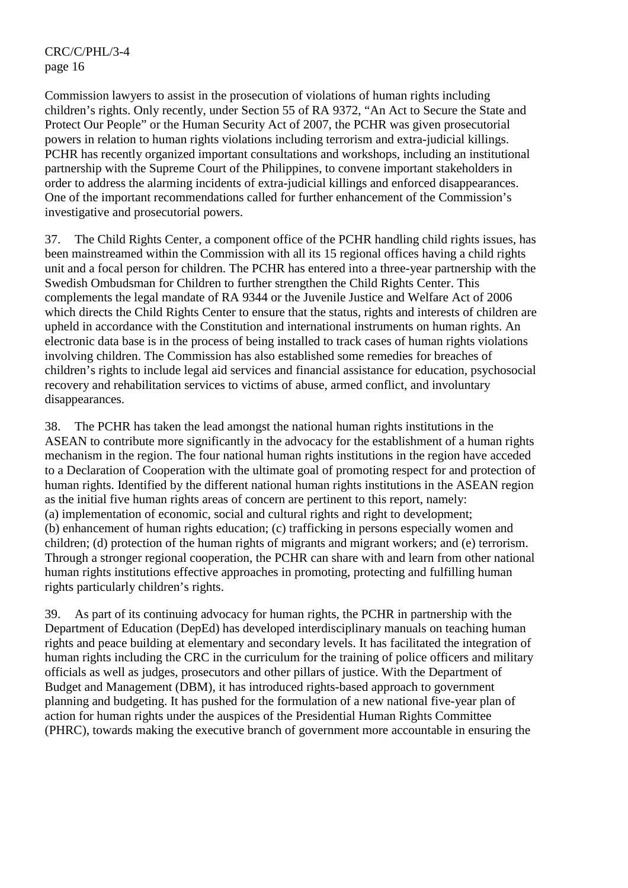Commission lawyers to assist in the prosecution of violations of human rights including children's rights. Only recently, under Section 55 of RA 9372, "An Act to Secure the State and Protect Our People" or the Human Security Act of 2007, the PCHR was given prosecutorial powers in relation to human rights violations including terrorism and extra-judicial killings. PCHR has recently organized important consultations and workshops, including an institutional partnership with the Supreme Court of the Philippines, to convene important stakeholders in order to address the alarming incidents of extra-judicial killings and enforced disappearances. One of the important recommendations called for further enhancement of the Commission's investigative and prosecutorial powers.

37. The Child Rights Center, a component office of the PCHR handling child rights issues, has been mainstreamed within the Commission with all its 15 regional offices having a child rights unit and a focal person for children. The PCHR has entered into a three-year partnership with the Swedish Ombudsman for Children to further strengthen the Child Rights Center. This complements the legal mandate of RA 9344 or the Juvenile Justice and Welfare Act of 2006 which directs the Child Rights Center to ensure that the status, rights and interests of children are upheld in accordance with the Constitution and international instruments on human rights. An electronic data base is in the process of being installed to track cases of human rights violations involving children. The Commission has also established some remedies for breaches of children's rights to include legal aid services and financial assistance for education, psychosocial recovery and rehabilitation services to victims of abuse, armed conflict, and involuntary disappearances.

38. The PCHR has taken the lead amongst the national human rights institutions in the ASEAN to contribute more significantly in the advocacy for the establishment of a human rights mechanism in the region. The four national human rights institutions in the region have acceded to a Declaration of Cooperation with the ultimate goal of promoting respect for and protection of human rights. Identified by the different national human rights institutions in the ASEAN region as the initial five human rights areas of concern are pertinent to this report, namely:
(a) implementation of economic, social and cultural rights and right to development;
(b) enhancement of human rights education; (c) trafficking in persons especially women and children; (d) protection of the human rights of migrants and migrant workers; and (e) terrorism. Through a stronger regional cooperation, the PCHR can share with and learn from other national human rights institutions effective approaches in promoting, protecting and fulfilling human rights particularly children's rights.

39. As part of its continuing advocacy for human rights, the PCHR in partnership with the Department of Education (DepEd) has developed interdisciplinary manuals on teaching human rights and peace building at elementary and secondary levels. It has facilitated the integration of human rights including the CRC in the curriculum for the training of police officers and military officials as well as judges, prosecutors and other pillars of justice. With the Department of Budget and Management (DBM), it has introduced rights-based approach to government planning and budgeting. It has pushed for the formulation of a new national five-year plan of action for human rights under the auspices of the Presidential Human Rights Committee (PHRC), towards making the executive branch of government more accountable in ensuring the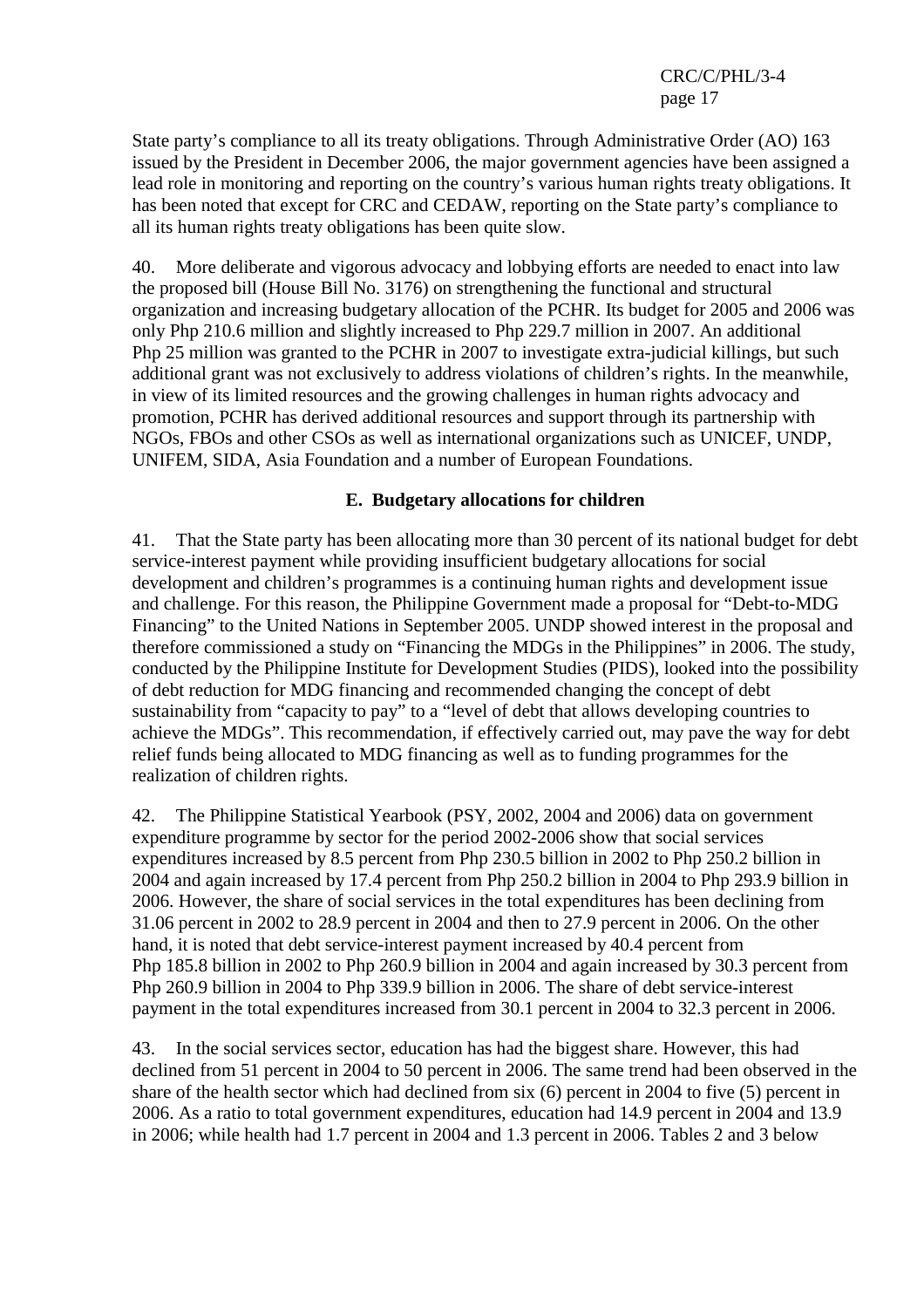State party's compliance to all its treaty obligations. Through Administrative Order (AO) 163 issued by the President in December 2006, the major government agencies have been assigned a lead role in monitoring and reporting on the country's various human rights treaty obligations. It has been noted that except for CRC and CEDAW, reporting on the State party's compliance to all its human rights treaty obligations has been quite slow.

40. More deliberate and vigorous advocacy and lobbying efforts are needed to enact into law the proposed bill (House Bill No. 3176) on strengthening the functional and structural organization and increasing budgetary allocation of the PCHR. Its budget for 2005 and 2006 was only Php 210.6 million and slightly increased to Php 229.7 million in 2007. An additional Php 25 million was granted to the PCHR in 2007 to investigate extra-judicial killings, but such additional grant was not exclusively to address violations of children's rights. In the meanwhile, in view of its limited resources and the growing challenges in human rights advocacy and promotion, PCHR has derived additional resources and support through its partnership with NGOs, FBOs and other CSOs as well as international organizations such as UNICEF, UNDP, UNIFEM, SIDA, Asia Foundation and a number of European Foundations.

### E. Budgetary allocations for children

41. That the State party has been allocating more than 30 percent of its national budget for debt service-interest payment while providing insufficient budgetary allocations for social development and children's programmes is a continuing human rights and development issue and challenge. For this reason, the Philippine Government made a proposal for "Debt-to-MDG Financing" to the United Nations in September 2005. UNDP showed interest in the proposal and therefore commissioned a study on "Financing the MDGs in the Philippines" in 2006. The study, conducted by the Philippine Institute for Development Studies (PIDS), looked into the possibility of debt reduction for MDG financing and recommended changing the concept of debt sustainability from "capacity to pay" to a "level of debt that allows developing countries to achieve the MDGs". This recommendation, if effectively carried out, may pave the way for debt relief funds being allocated to MDG financing as well as to funding programmes for the realization of children rights.

42. The Philippine Statistical Yearbook (PSY, 2002, 2004 and 2006) data on government expenditure programme by sector for the period 2002-2006 show that social services expenditures increased by 8.5 percent from Php 230.5 billion in 2002 to Php 250.2 billion in 2004 and again increased by 17.4 percent from Php 250.2 billion in 2004 to Php 293.9 billion in 2006. However, the share of social services in the total expenditures has been declining from 31.06 percent in 2002 to 28.9 percent in 2004 and then to 27.9 percent in 2006. On the other hand, it is noted that debt service-interest payment increased by 40.4 percent from Php 185.8 billion in 2002 to Php 260.9 billion in 2004 and again increased by 30.3 percent from Php 260.9 billion in 2004 to Php 339.9 billion in 2006. The share of debt service-interest payment in the total expenditures increased from 30.1 percent in 2004 to 32.3 percent in 2006.

43. In the social services sector, education has had the biggest share. However, this had declined from 51 percent in 2004 to 50 percent in 2006. The same trend had been observed in the share of the health sector which had declined from six (6) percent in 2004 to five (5) percent in 2006. As a ratio to total government expenditures, education had 14.9 percent in 2004 and 13.9 in 2006; while health had 1.7 percent in 2004 and 1.3 percent in 2006. Tables 2 and 3 below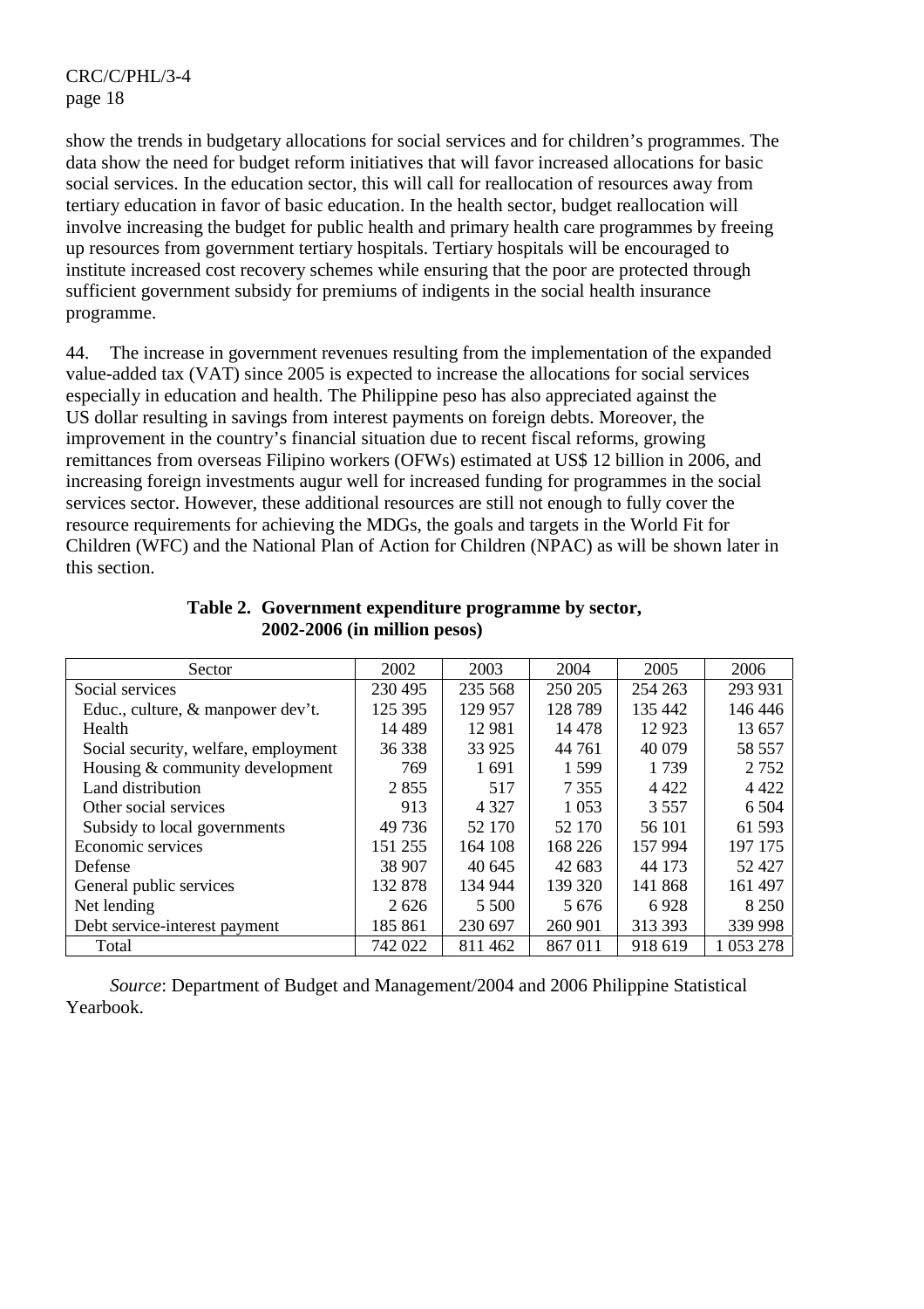show the trends in budgetary allocations for social services and for children's programmes. The data show the need for budget reform initiatives that will favor increased allocations for basic social services. In the education sector, this will call for reallocation of resources away from tertiary education in favor of basic education. In the health sector, budget reallocation will involve increasing the budget for public health and primary health care programmes by freeing up resources from government tertiary hospitals. Tertiary hospitals will be encouraged to institute increased cost recovery schemes while ensuring that the poor are protected through sufficient government subsidy for premiums of indigents in the social health insurance programme.

44. The increase in government revenues resulting from the implementation of the expanded value-added tax (VAT) since 2005 is expected to increase the allocations for social services especially in education and health. The Philippine peso has also appreciated against the US dollar resulting in savings from interest payments on foreign debts. Moreover, the improvement in the country's financial situation due to recent fiscal reforms, growing remittances from overseas Filipino workers (OFWs) estimated at US$ 12 billion in 2006, and increasing foreign investments augur well for increased funding for programmes in the social services sector. However, these additional resources are still not enough to fully cover the resource requirements for achieving the MDGs, the goals and targets in the World Fit for Children (WFC) and the National Plan of Action for Children (NPAC) as will be shown later in this section.

**Table 2. Government expenditure programme by sector, 2002-2006 (in million pesos)**

| Sector | 2002 | 2003 | 2004 | 2005 | 2006 |
|---|---|---|---|---|---|
| Social services | 230 495 | 235 568 | 250 205 | 254 263 | 293 931 |
| Educ., culture, & manpower dev't. | 125 395 | 129 957 | 128 789 | 135 442 | 146 446 |
| Health | 14 489 | 12 981 | 14 478 | 12 923 | 13 657 |
| Social security, welfare, employment | 36 338 | 33 925 | 44 761 | 40 079 | 58 557 |
| Housing & community development | 769 | 1 691 | 1 599 | 1 739 | 2 752 |
| Land distribution | 2 855 | 517 | 7 355 | 4 422 | 4 422 |
| Other social services | 913 | 4 327 | 1 053 | 3 557 | 6 504 |
| Subsidy to local governments | 49 736 | 52 170 | 52 170 | 56 101 | 61 593 |
| Economic services | 151 255 | 164 108 | 168 226 | 157 994 | 197 175 |
| Defense | 38 907 | 40 645 | 42 683 | 44 173 | 52 427 |
| General public services | 132 878 | 134 944 | 139 320 | 141 868 | 161 497 |
| Net lending | 2 626 | 5 500 | 5 676 | 6 928 | 8 250 |
| Debt service-interest payment | 185 861 | 230 697 | 260 901 | 313 393 | 339 998 |
| Total | 742 022 | 811 462 | 867 011 | 918 619 | 1 053 278 |

*Source*: Department of Budget and Management/2004 and 2006 Philippine Statistical Yearbook.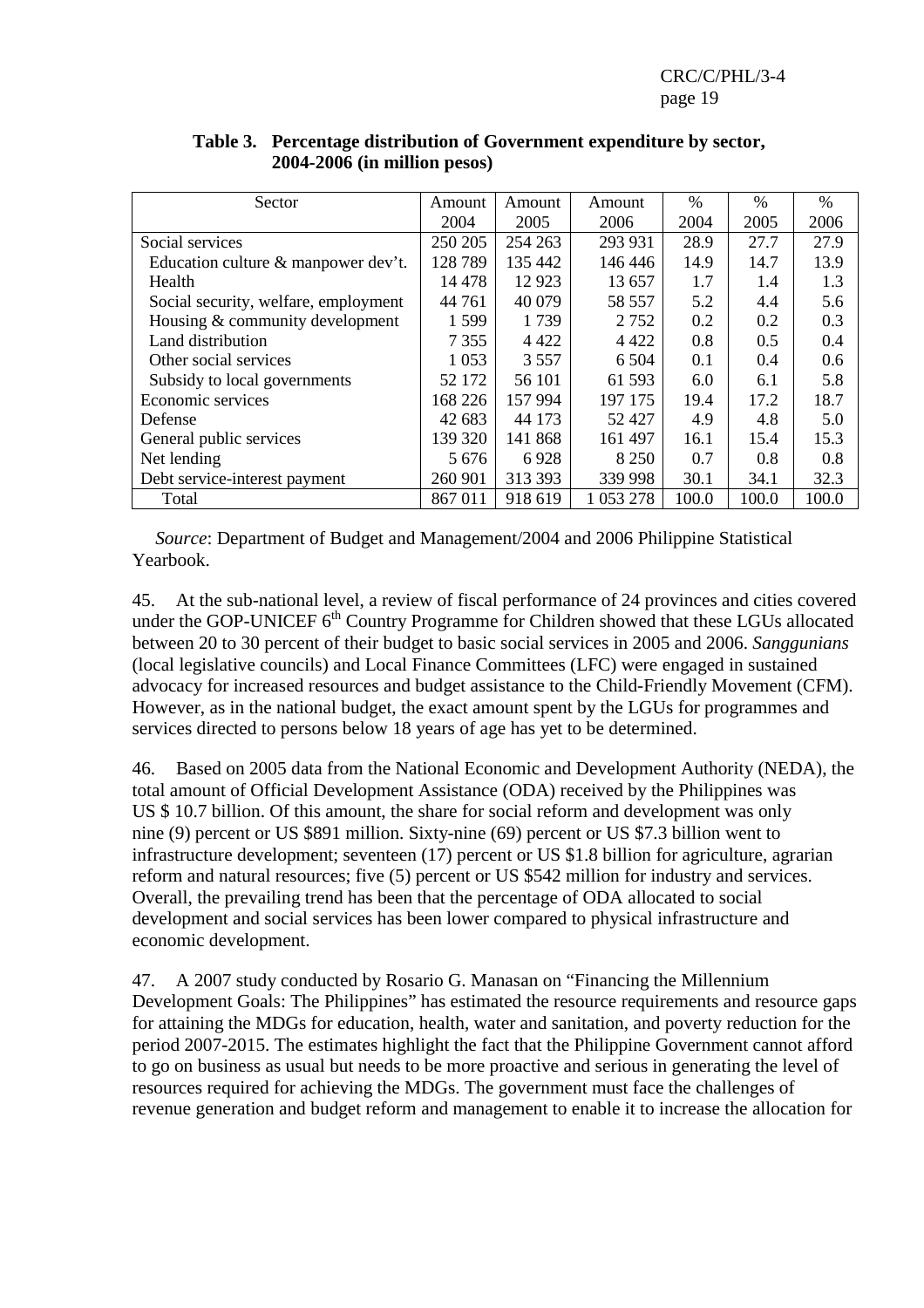**Table 3. Percentage distribution of Government expenditure by sector, 2004-2006 (in million pesos)**

| Sector | Amount 2004 | Amount 2005 | Amount 2006 | % 2004 | % 2005 | % 2006 |
|---|---|---|---|---|---|---|
| Social services | 250 205 | 254 263 | 293 931 | 28.9 | 27.7 | 27.9 |
| Education culture & manpower dev't. | 128 789 | 135 442 | 146 446 | 14.9 | 14.7 | 13.9 |
| Health | 14 478 | 12 923 | 13 657 | 1.7 | 1.4 | 1.3 |
| Social security, welfare, employment | 44 761 | 40 079 | 58 557 | 5.2 | 4.4 | 5.6 |
| Housing & community development | 1 599 | 1 739 | 2 752 | 0.2 | 0.2 | 0.3 |
| Land distribution | 7 355 | 4 422 | 4 422 | 0.8 | 0.5 | 0.4 |
| Other social services | 1 053 | 3 557 | 6 504 | 0.1 | 0.4 | 0.6 |
| Subsidy to local governments | 52 172 | 56 101 | 61 593 | 6.0 | 6.1 | 5.8 |
| Economic services | 168 226 | 157 994 | 197 175 | 19.4 | 17.2 | 18.7 |
| Defense | 42 683 | 44 173 | 52 427 | 4.9 | 4.8 | 5.0 |
| General public services | 139 320 | 141 868 | 161 497 | 16.1 | 15.4 | 15.3 |
| Net lending | 5 676 | 6 928 | 8 250 | 0.7 | 0.8 | 0.8 |
| Debt service-interest payment | 260 901 | 313 393 | 339 998 | 30.1 | 34.1 | 32.3 |
| Total | 867 011 | 918 619 | 1 053 278 | 100.0 | 100.0 | 100.0 |

*Source*: Department of Budget and Management/2004 and 2006 Philippine Statistical Yearbook.

45. At the sub-national level, a review of fiscal performance of 24 provinces and cities covered under the GOP-UNICEF 6th Country Programme for Children showed that these LGUs allocated between 20 to 30 percent of their budget to basic social services in 2005 and 2006. *Sanggunians* (local legislative councils) and Local Finance Committees (LFC) were engaged in sustained advocacy for increased resources and budget assistance to the Child-Friendly Movement (CFM). However, as in the national budget, the exact amount spent by the LGUs for programmes and services directed to persons below 18 years of age has yet to be determined.

46. Based on 2005 data from the National Economic and Development Authority (NEDA), the total amount of Official Development Assistance (ODA) received by the Philippines was US $ 10.7 billion. Of this amount, the share for social reform and development was only nine (9) percent or US $891 million. Sixty-nine (69) percent or US $7.3 billion went to infrastructure development; seventeen (17) percent or US $1.8 billion for agriculture, agrarian reform and natural resources; five (5) percent or US $542 million for industry and services. Overall, the prevailing trend has been that the percentage of ODA allocated to social development and social services has been lower compared to physical infrastructure and economic development.

47. A 2007 study conducted by Rosario G. Manasan on "Financing the Millennium Development Goals: The Philippines" has estimated the resource requirements and resource gaps for attaining the MDGs for education, health, water and sanitation, and poverty reduction for the period 2007-2015. The estimates highlight the fact that the Philippine Government cannot afford to go on business as usual but needs to be more proactive and serious in generating the level of resources required for achieving the MDGs. The government must face the challenges of revenue generation and budget reform and management to enable it to increase the allocation for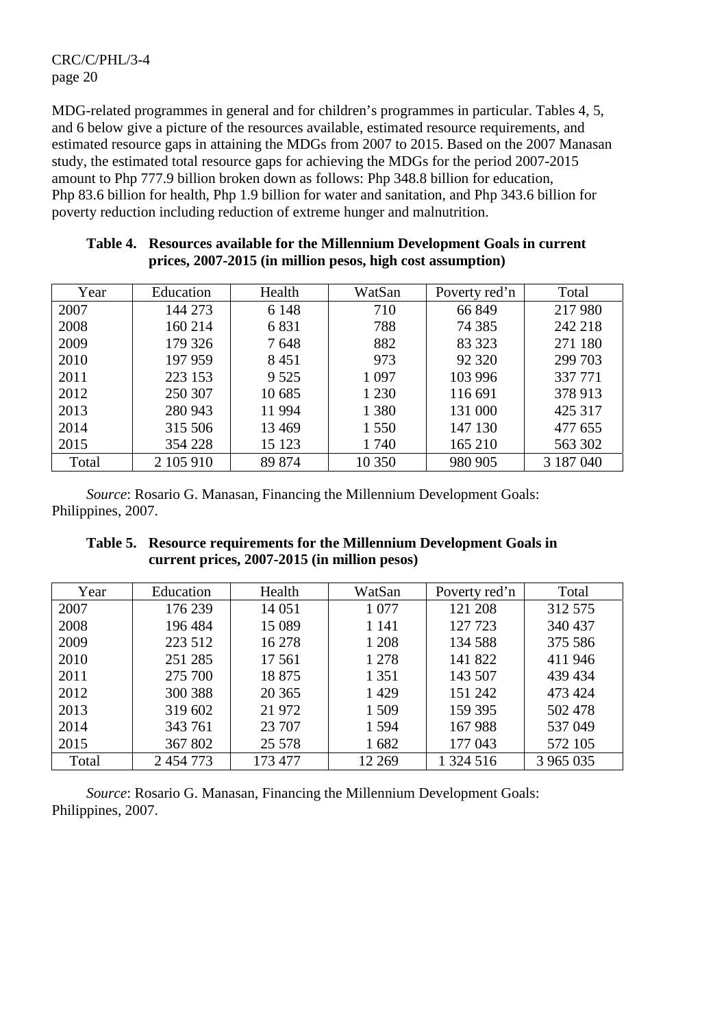MDG-related programmes in general and for children's programmes in particular. Tables 4, 5, and 6 below give a picture of the resources available, estimated resource requirements, and estimated resource gaps in attaining the MDGs from 2007 to 2015. Based on the 2007 Manasan study, the estimated total resource gaps for achieving the MDGs for the period 2007-2015 amount to Php 777.9 billion broken down as follows: Php 348.8 billion for education, Php 83.6 billion for health, Php 1.9 billion for water and sanitation, and Php 343.6 billion for poverty reduction including reduction of extreme hunger and malnutrition.

**Table 4. Resources available for the Millennium Development Goals in current prices, 2007-2015 (in million pesos, high cost assumption)**

| Year | Education | Health | WatSan | Poverty red'n | Total |
|---|---|---|---|---|---|
| 2007 | 144 273 | 6 148 | 710 | 66 849 | 217 980 |
| 2008 | 160 214 | 6 831 | 788 | 74 385 | 242 218 |
| 2009 | 179 326 | 7 648 | 882 | 83 323 | 271 180 |
| 2010 | 197 959 | 8 451 | 973 | 92 320 | 299 703 |
| 2011 | 223 153 | 9 525 | 1 097 | 103 996 | 337 771 |
| 2012 | 250 307 | 10 685 | 1 230 | 116 691 | 378 913 |
| 2013 | 280 943 | 11 994 | 1 380 | 131 000 | 425 317 |
| 2014 | 315 506 | 13 469 | 1 550 | 147 130 | 477 655 |
| 2015 | 354 228 | 15 123 | 1 740 | 165 210 | 563 302 |
| Total | 2 105 910 | 89 874 | 10 350 | 980 905 | 3 187 040 |

*Source*: Rosario G. Manasan, Financing the Millennium Development Goals: Philippines, 2007.

**Table 5. Resource requirements for the Millennium Development Goals in current prices, 2007-2015 (in million pesos)**

| Year | Education | Health | WatSan | Poverty red'n | Total |
|---|---|---|---|---|---|
| 2007 | 176 239 | 14 051 | 1 077 | 121 208 | 312 575 |
| 2008 | 196 484 | 15 089 | 1 141 | 127 723 | 340 437 |
| 2009 | 223 512 | 16 278 | 1 208 | 134 588 | 375 586 |
| 2010 | 251 285 | 17 561 | 1 278 | 141 822 | 411 946 |
| 2011 | 275 700 | 18 875 | 1 351 | 143 507 | 439 434 |
| 2012 | 300 388 | 20 365 | 1 429 | 151 242 | 473 424 |
| 2013 | 319 602 | 21 972 | 1 509 | 159 395 | 502 478 |
| 2014 | 343 761 | 23 707 | 1 594 | 167 988 | 537 049 |
| 2015 | 367 802 | 25 578 | 1 682 | 177 043 | 572 105 |
| Total | 2 454 773 | 173 477 | 12 269 | 1 324 516 | 3 965 035 |

*Source*: Rosario G. Manasan, Financing the Millennium Development Goals: Philippines, 2007.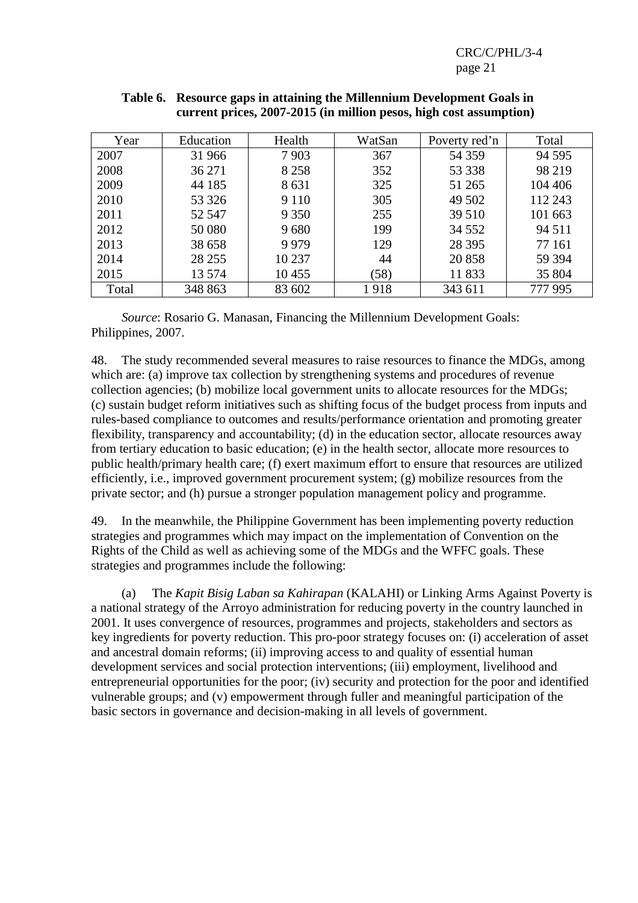**Table 6. Resource gaps in attaining the Millennium Development Goals in current prices, 2007-2015 (in million pesos, high cost assumption)**

| Year | Education | Health | WatSan | Poverty red'n | Total |
|---|---|---|---|---|---|
| 2007 | 31 966 | 7 903 | 367 | 54 359 | 94 595 |
| 2008 | 36 271 | 8 258 | 352 | 53 338 | 98 219 |
| 2009 | 44 185 | 8 631 | 325 | 51 265 | 104 406 |
| 2010 | 53 326 | 9 110 | 305 | 49 502 | 112 243 |
| 2011 | 52 547 | 9 350 | 255 | 39 510 | 101 663 |
| 2012 | 50 080 | 9 680 | 199 | 34 552 | 94 511 |
| 2013 | 38 658 | 9 979 | 129 | 28 395 | 77 161 |
| 2014 | 28 255 | 10 237 | 44 | 20 858 | 59 394 |
| 2015 | 13 574 | 10 455 | (58) | 11 833 | 35 804 |
| Total | 348 863 | 83 602 | 1 918 | 343 611 | 777 995 |

*Source*: Rosario G. Manasan, Financing the Millennium Development Goals: Philippines, 2007.

48. The study recommended several measures to raise resources to finance the MDGs, among which are: (a) improve tax collection by strengthening systems and procedures of revenue collection agencies; (b) mobilize local government units to allocate resources for the MDGs; (c) sustain budget reform initiatives such as shifting focus of the budget process from inputs and rules-based compliance to outcomes and results/performance orientation and promoting greater flexibility, transparency and accountability; (d) in the education sector, allocate resources away from tertiary education to basic education; (e) in the health sector, allocate more resources to public health/primary health care; (f) exert maximum effort to ensure that resources are utilized efficiently, i.e., improved government procurement system; (g) mobilize resources from the private sector; and (h) pursue a stronger population management policy and programme.

49. In the meanwhile, the Philippine Government has been implementing poverty reduction strategies and programmes which may impact on the implementation of Convention on the Rights of the Child as well as achieving some of the MDGs and the WFFC goals. These strategies and programmes include the following:

(a) The *Kapit Bisig Laban sa Kahirapan* (KALAHI) or Linking Arms Against Poverty is a national strategy of the Arroyo administration for reducing poverty in the country launched in 2001. It uses convergence of resources, programmes and projects, stakeholders and sectors as key ingredients for poverty reduction. This pro-poor strategy focuses on: (i) acceleration of asset and ancestral domain reforms; (ii) improving access to and quality of essential human development services and social protection interventions; (iii) employment, livelihood and entrepreneurial opportunities for the poor; (iv) security and protection for the poor and identified vulnerable groups; and (v) empowerment through fuller and meaningful participation of the basic sectors in governance and decision-making in all levels of government.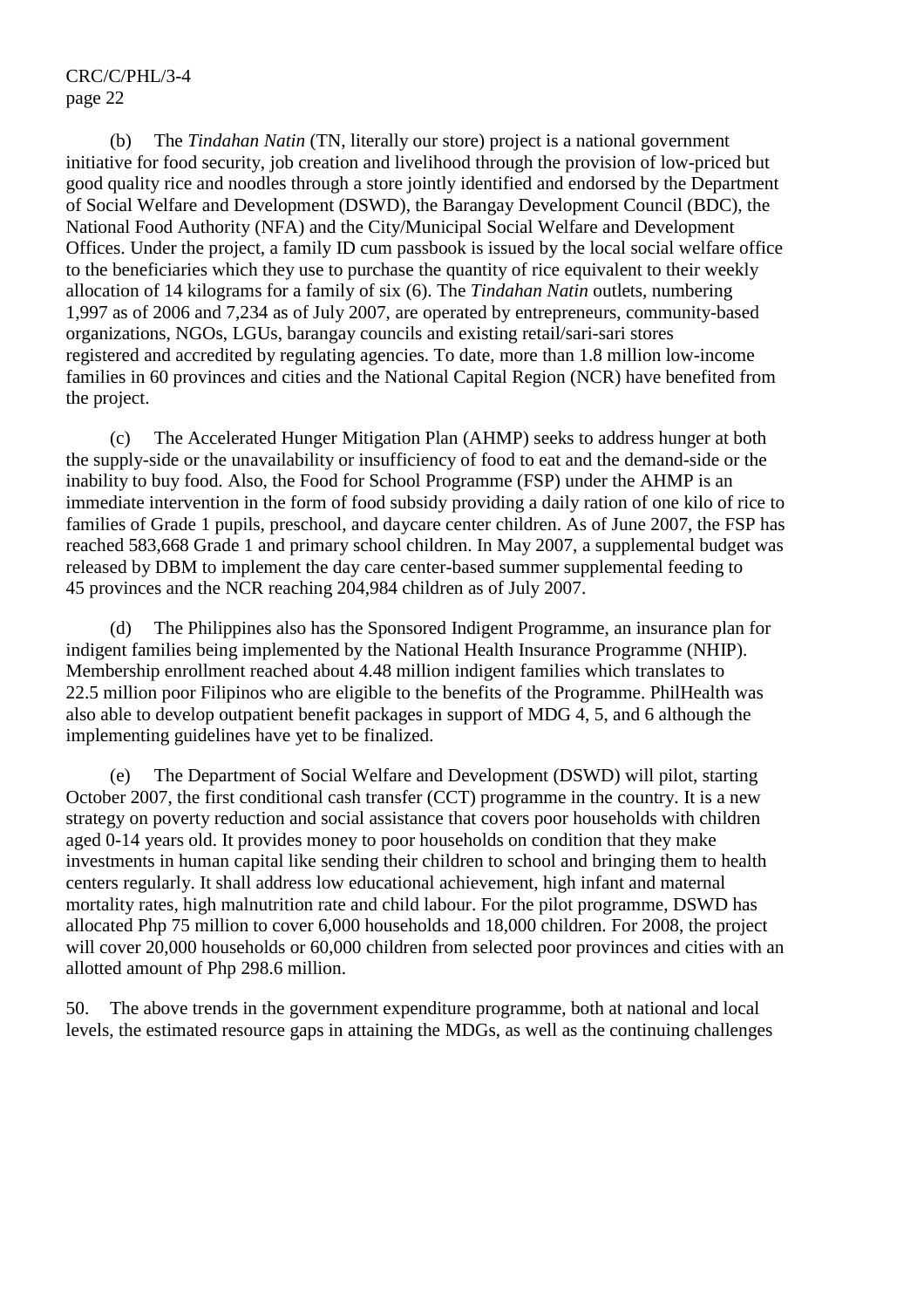(b) The *Tindahan Natin* (TN, literally our store) project is a national government initiative for food security, job creation and livelihood through the provision of low-priced but good quality rice and noodles through a store jointly identified and endorsed by the Department of Social Welfare and Development (DSWD), the Barangay Development Council (BDC), the National Food Authority (NFA) and the City/Municipal Social Welfare and Development Offices. Under the project, a family ID cum passbook is issued by the local social welfare office to the beneficiaries which they use to purchase the quantity of rice equivalent to their weekly allocation of 14 kilograms for a family of six (6). The *Tindahan Natin* outlets, numbering 1,997 as of 2006 and 7,234 as of July 2007, are operated by entrepreneurs, community-based organizations, NGOs, LGUs, barangay councils and existing retail/sari-sari stores registered and accredited by regulating agencies. To date, more than 1.8 million low-income families in 60 provinces and cities and the National Capital Region (NCR) have benefited from the project.

(c) The Accelerated Hunger Mitigation Plan (AHMP) seeks to address hunger at both the supply-side or the unavailability or insufficiency of food to eat and the demand-side or the inability to buy food. Also, the Food for School Programme (FSP) under the AHMP is an immediate intervention in the form of food subsidy providing a daily ration of one kilo of rice to families of Grade 1 pupils, preschool, and daycare center children. As of June 2007, the FSP has reached 583,668 Grade 1 and primary school children. In May 2007, a supplemental budget was released by DBM to implement the day care center-based summer supplemental feeding to 45 provinces and the NCR reaching 204,984 children as of July 2007.

(d) The Philippines also has the Sponsored Indigent Programme, an insurance plan for indigent families being implemented by the National Health Insurance Programme (NHIP). Membership enrollment reached about 4.48 million indigent families which translates to 22.5 million poor Filipinos who are eligible to the benefits of the Programme. PhilHealth was also able to develop outpatient benefit packages in support of MDG 4, 5, and 6 although the implementing guidelines have yet to be finalized.

(e) The Department of Social Welfare and Development (DSWD) will pilot, starting October 2007, the first conditional cash transfer (CCT) programme in the country. It is a new strategy on poverty reduction and social assistance that covers poor households with children aged 0-14 years old. It provides money to poor households on condition that they make investments in human capital like sending their children to school and bringing them to health centers regularly. It shall address low educational achievement, high infant and maternal mortality rates, high malnutrition rate and child labour. For the pilot programme, DSWD has allocated Php 75 million to cover 6,000 households and 18,000 children. For 2008, the project will cover 20,000 households or 60,000 children from selected poor provinces and cities with an allotted amount of Php 298.6 million.

50. The above trends in the government expenditure programme, both at national and local levels, the estimated resource gaps in attaining the MDGs, as well as the continuing challenges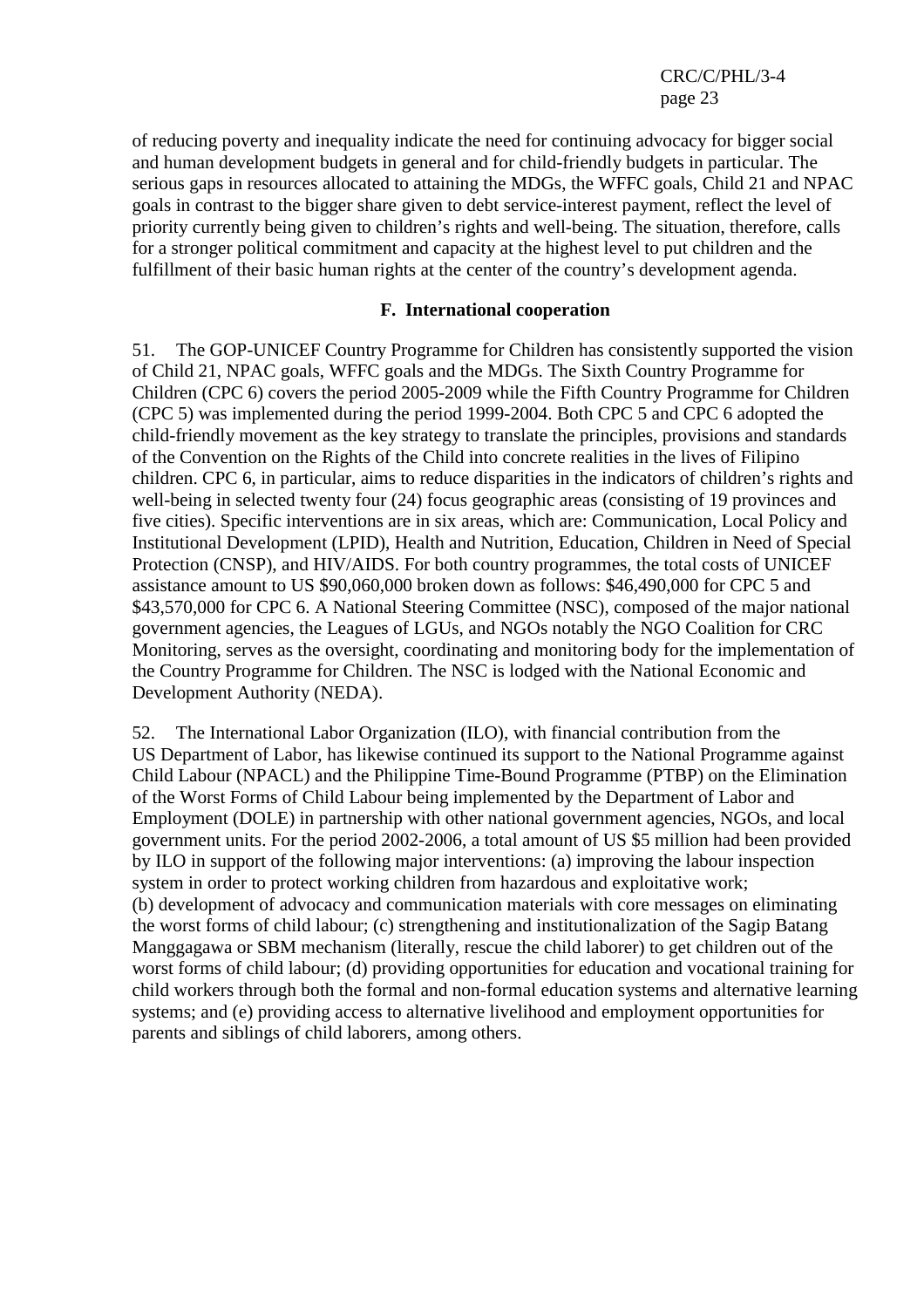of reducing poverty and inequality indicate the need for continuing advocacy for bigger social and human development budgets in general and for child-friendly budgets in particular. The serious gaps in resources allocated to attaining the MDGs, the WFFC goals, Child 21 and NPAC goals in contrast to the bigger share given to debt service-interest payment, reflect the level of priority currently being given to children's rights and well-being. The situation, therefore, calls for a stronger political commitment and capacity at the highest level to put children and the fulfillment of their basic human rights at the center of the country's development agenda.

### F. International cooperation

51. The GOP-UNICEF Country Programme for Children has consistently supported the vision of Child 21, NPAC goals, WFFC goals and the MDGs. The Sixth Country Programme for Children (CPC 6) covers the period 2005-2009 while the Fifth Country Programme for Children (CPC 5) was implemented during the period 1999-2004. Both CPC 5 and CPC 6 adopted the child-friendly movement as the key strategy to translate the principles, provisions and standards of the Convention on the Rights of the Child into concrete realities in the lives of Filipino children. CPC 6, in particular, aims to reduce disparities in the indicators of children's rights and well-being in selected twenty four (24) focus geographic areas (consisting of 19 provinces and five cities). Specific interventions are in six areas, which are: Communication, Local Policy and Institutional Development (LPID), Health and Nutrition, Education, Children in Need of Special Protection (CNSP), and HIV/AIDS. For both country programmes, the total costs of UNICEF assistance amount to US $90,060,000 broken down as follows: $46,490,000 for CPC 5 and $43,570,000 for CPC 6. A National Steering Committee (NSC), composed of the major national government agencies, the Leagues of LGUs, and NGOs notably the NGO Coalition for CRC Monitoring, serves as the oversight, coordinating and monitoring body for the implementation of the Country Programme for Children. The NSC is lodged with the National Economic and Development Authority (NEDA).

52. The International Labor Organization (ILO), with financial contribution from the US Department of Labor, has likewise continued its support to the National Programme against Child Labour (NPACL) and the Philippine Time-Bound Programme (PTBP) on the Elimination of the Worst Forms of Child Labour being implemented by the Department of Labor and Employment (DOLE) in partnership with other national government agencies, NGOs, and local government units. For the period 2002-2006, a total amount of US $5 million had been provided by ILO in support of the following major interventions: (a) improving the labour inspection system in order to protect working children from hazardous and exploitative work; (b) development of advocacy and communication materials with core messages on eliminating the worst forms of child labour; (c) strengthening and institutionalization of the Sagip Batang Manggagawa or SBM mechanism (literally, rescue the child laborer) to get children out of the worst forms of child labour; (d) providing opportunities for education and vocational training for child workers through both the formal and non-formal education systems and alternative learning systems; and (e) providing access to alternative livelihood and employment opportunities for parents and siblings of child laborers, among others.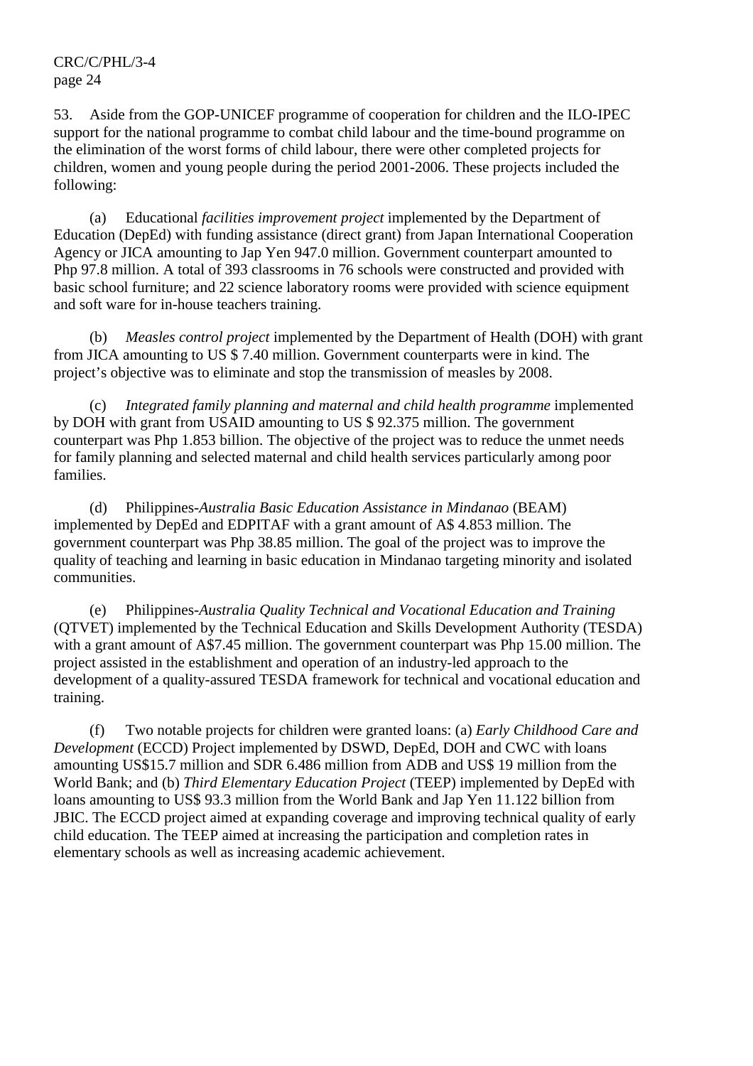53. Aside from the GOP-UNICEF programme of cooperation for children and the ILO-IPEC support for the national programme to combat child labour and the time-bound programme on the elimination of the worst forms of child labour, there were other completed projects for children, women and young people during the period 2001-2006. These projects included the following:

(a) Educational *facilities improvement project* implemented by the Department of Education (DepEd) with funding assistance (direct grant) from Japan International Cooperation Agency or JICA amounting to Jap Yen 947.0 million. Government counterpart amounted to Php 97.8 million. A total of 393 classrooms in 76 schools were constructed and provided with basic school furniture; and 22 science laboratory rooms were provided with science equipment and soft ware for in-house teachers training.

(b) *Measles control project* implemented by the Department of Health (DOH) with grant from JICA amounting to US $ 7.40 million. Government counterparts were in kind. The project's objective was to eliminate and stop the transmission of measles by 2008.

(c) *Integrated family planning and maternal and child health programme* implemented by DOH with grant from USAID amounting to US $ 92.375 million. The government counterpart was Php 1.853 billion. The objective of the project was to reduce the unmet needs for family planning and selected maternal and child health services particularly among poor families.

(d) Philippines-*Australia Basic Education Assistance in Mindanao* (BEAM) implemented by DepEd and EDPITAF with a grant amount of A$ 4.853 million. The government counterpart was Php 38.85 million. The goal of the project was to improve the quality of teaching and learning in basic education in Mindanao targeting minority and isolated communities.

(e) Philippines-*Australia Quality Technical and Vocational Education and Training* (QTVET) implemented by the Technical Education and Skills Development Authority (TESDA) with a grant amount of A$7.45 million. The government counterpart was Php 15.00 million. The project assisted in the establishment and operation of an industry-led approach to the development of a quality-assured TESDA framework for technical and vocational education and training.

(f) Two notable projects for children were granted loans: (a) *Early Childhood Care and Development* (ECCD) Project implemented by DSWD, DepEd, DOH and CWC with loans amounting US$15.7 million and SDR 6.486 million from ADB and US$ 19 million from the World Bank; and (b) *Third Elementary Education Project* (TEEP) implemented by DepEd with loans amounting to US$ 93.3 million from the World Bank and Jap Yen 11.122 billion from JBIC. The ECCD project aimed at expanding coverage and improving technical quality of early child education. The TEEP aimed at increasing the participation and completion rates in elementary schools as well as increasing academic achievement.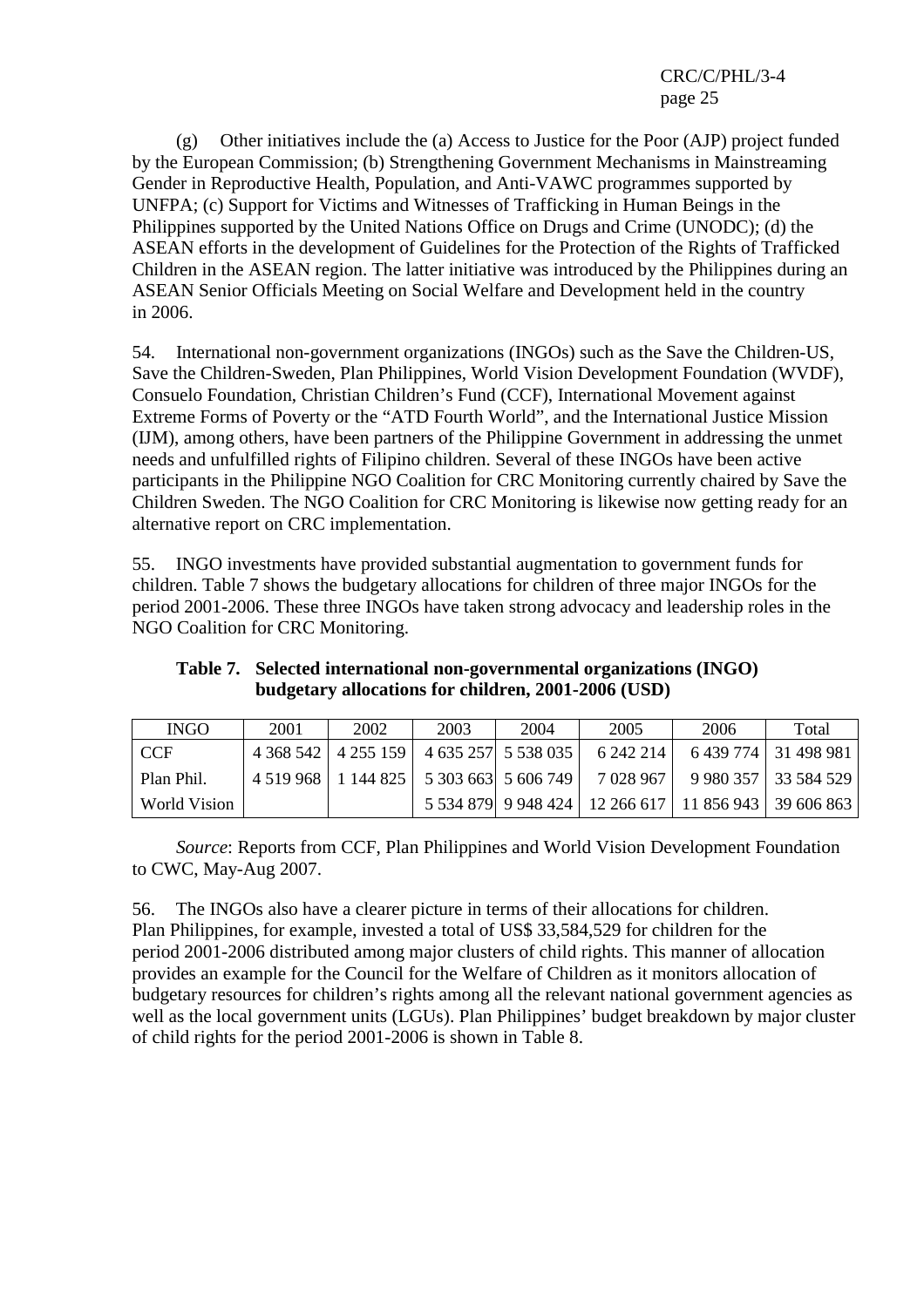(g) Other initiatives include the (a) Access to Justice for the Poor (AJP) project funded by the European Commission; (b) Strengthening Government Mechanisms in Mainstreaming Gender in Reproductive Health, Population, and Anti-VAWC programmes supported by UNFPA; (c) Support for Victims and Witnesses of Trafficking in Human Beings in the Philippines supported by the United Nations Office on Drugs and Crime (UNODC); (d) the ASEAN efforts in the development of Guidelines for the Protection of the Rights of Trafficked Children in the ASEAN region. The latter initiative was introduced by the Philippines during an ASEAN Senior Officials Meeting on Social Welfare and Development held in the country in 2006.

54. International non-government organizations (INGOs) such as the Save the Children-US, Save the Children-Sweden, Plan Philippines, World Vision Development Foundation (WVDF), Consuelo Foundation, Christian Children's Fund (CCF), International Movement against Extreme Forms of Poverty or the "ATD Fourth World", and the International Justice Mission (IJM), among others, have been partners of the Philippine Government in addressing the unmet needs and unfulfilled rights of Filipino children. Several of these INGOs have been active participants in the Philippine NGO Coalition for CRC Monitoring currently chaired by Save the Children Sweden. The NGO Coalition for CRC Monitoring is likewise now getting ready for an alternative report on CRC implementation.

55. INGO investments have provided substantial augmentation to government funds for children. Table 7 shows the budgetary allocations for children of three major INGOs for the period 2001-2006. These three INGOs have taken strong advocacy and leadership roles in the NGO Coalition for CRC Monitoring.

**Table 7. Selected international non-governmental organizations (INGO) budgetary allocations for children, 2001-2006 (USD)**

| INGO | 2001 | 2002 | 2003 | 2004 | 2005 | 2006 | Total |
|---|---|---|---|---|---|---|---|
| CCF | 4 368 542 | 4 255 159 | 4 635 257 | 5 538 035 | 6 242 214 | 6 439 774 | 31 498 981 |
| Plan Phil. | 4 519 968 | 1 144 825 | 5 303 663 | 5 606 749 | 7 028 967 | 9 980 357 | 33 584 529 |
| World Vision | | | 5 534 879 | 9 948 424 | 12 266 617 | 11 856 943 | 39 606 863 |

*Source*: Reports from CCF, Plan Philippines and World Vision Development Foundation to CWC, May-Aug 2007.

56. The INGOs also have a clearer picture in terms of their allocations for children. Plan Philippines, for example, invested a total of US$ 33,584,529 for children for the period 2001-2006 distributed among major clusters of child rights. This manner of allocation provides an example for the Council for the Welfare of Children as it monitors allocation of budgetary resources for children's rights among all the relevant national government agencies as well as the local government units (LGUs). Plan Philippines' budget breakdown by major cluster of child rights for the period 2001-2006 is shown in Table 8.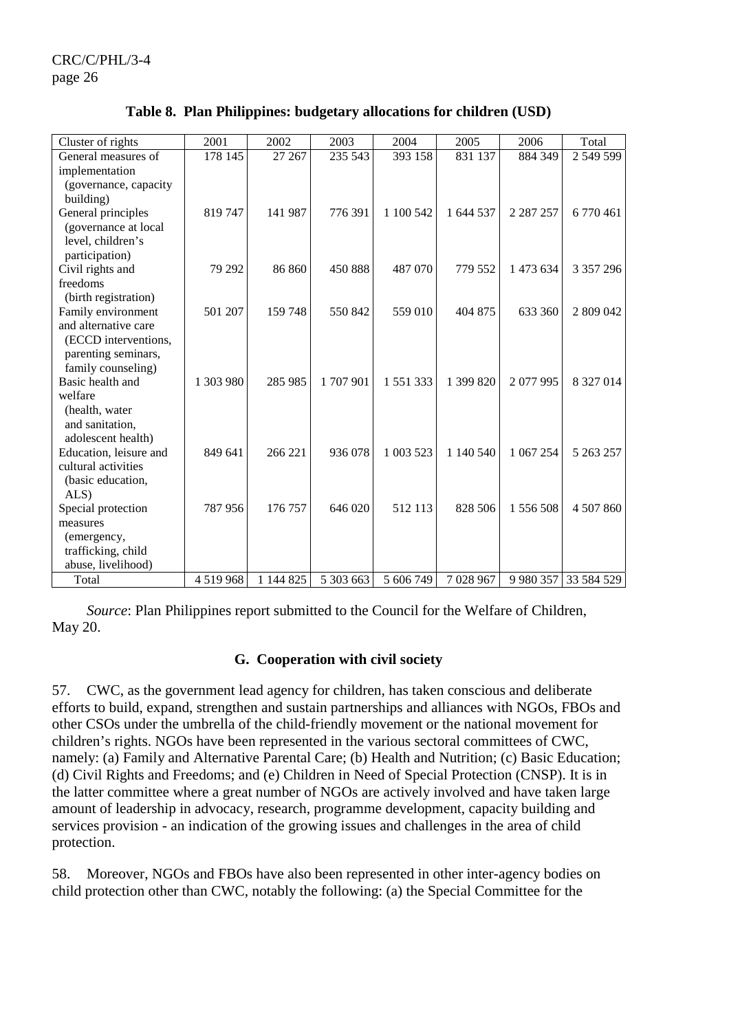**Table 8. Plan Philippines: budgetary allocations for children (USD)**

| Cluster of rights | 2001 | 2002 | 2003 | 2004 | 2005 | 2006 | Total |
|---|---|---|---|---|---|---|---|
| General measures of implementation (governance, capacity building) | 178 145 | 27 267 | 235 543 | 393 158 | 831 137 | 884 349 | 2 549 599 |
| General principles (governance at local level, children's participation) | 819 747 | 141 987 | 776 391 | 1 100 542 | 1 644 537 | 2 287 257 | 6 770 461 |
| Civil rights and freedoms (birth registration) | 79 292 | 86 860 | 450 888 | 487 070 | 779 552 | 1 473 634 | 3 357 296 |
| Family environment and alternative care (ECCD interventions, parenting seminars, family counseling) | 501 207 | 159 748 | 550 842 | 559 010 | 404 875 | 633 360 | 2 809 042 |
| Basic health and welfare (health, water and sanitation, adolescent health) | 1 303 980 | 285 985 | 1 707 901 | 1 551 333 | 1 399 820 | 2 077 995 | 8 327 014 |
| Education, leisure and cultural activities (basic education, ALS) | 849 641 | 266 221 | 936 078 | 1 003 523 | 1 140 540 | 1 067 254 | 5 263 257 |
| Special protection measures (emergency, trafficking, child abuse, livelihood) | 787 956 | 176 757 | 646 020 | 512 113 | 828 506 | 1 556 508 | 4 507 860 |
| Total | 4 519 968 | 1 144 825 | 5 303 663 | 5 606 749 | 7 028 967 | 9 980 357 | 33 584 529 |

*Source*: Plan Philippines report submitted to the Council for the Welfare of Children, May 20.

### G. Cooperation with civil society

57. CWC, as the government lead agency for children, has taken conscious and deliberate efforts to build, expand, strengthen and sustain partnerships and alliances with NGOs, FBOs and other CSOs under the umbrella of the child-friendly movement or the national movement for children's rights. NGOs have been represented in the various sectoral committees of CWC, namely: (a) Family and Alternative Parental Care; (b) Health and Nutrition; (c) Basic Education; (d) Civil Rights and Freedoms; and (e) Children in Need of Special Protection (CNSP). It is in the latter committee where a great number of NGOs are actively involved and have taken large amount of leadership in advocacy, research, programme development, capacity building and services provision - an indication of the growing issues and challenges in the area of child protection.

58. Moreover, NGOs and FBOs have also been represented in other inter-agency bodies on child protection other than CWC, notably the following: (a) the Special Committee for the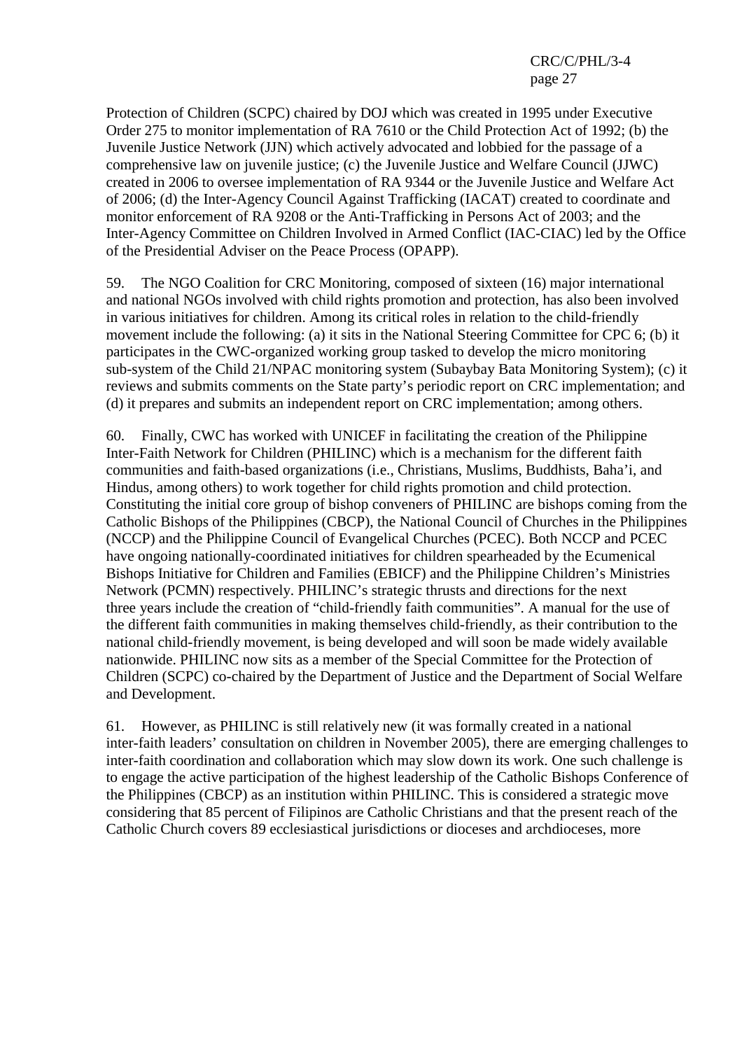Protection of Children (SCPC) chaired by DOJ which was created in 1995 under Executive Order 275 to monitor implementation of RA 7610 or the Child Protection Act of 1992; (b) the Juvenile Justice Network (JJN) which actively advocated and lobbied for the passage of a comprehensive law on juvenile justice; (c) the Juvenile Justice and Welfare Council (JJWC) created in 2006 to oversee implementation of RA 9344 or the Juvenile Justice and Welfare Act of 2006; (d) the Inter-Agency Council Against Trafficking (IACAT) created to coordinate and monitor enforcement of RA 9208 or the Anti-Trafficking in Persons Act of 2003; and the Inter-Agency Committee on Children Involved in Armed Conflict (IAC-CIAC) led by the Office of the Presidential Adviser on the Peace Process (OPAPP).

59. The NGO Coalition for CRC Monitoring, composed of sixteen (16) major international and national NGOs involved with child rights promotion and protection, has also been involved in various initiatives for children. Among its critical roles in relation to the child-friendly movement include the following: (a) it sits in the National Steering Committee for CPC 6; (b) it participates in the CWC-organized working group tasked to develop the micro monitoring sub-system of the Child 21/NPAC monitoring system (Subaybay Bata Monitoring System); (c) it reviews and submits comments on the State party's periodic report on CRC implementation; and (d) it prepares and submits an independent report on CRC implementation; among others.

60. Finally, CWC has worked with UNICEF in facilitating the creation of the Philippine Inter-Faith Network for Children (PHILINC) which is a mechanism for the different faith communities and faith-based organizations (i.e., Christians, Muslims, Buddhists, Baha'i, and Hindus, among others) to work together for child rights promotion and child protection. Constituting the initial core group of bishop conveners of PHILINC are bishops coming from the Catholic Bishops of the Philippines (CBCP), the National Council of Churches in the Philippines (NCCP) and the Philippine Council of Evangelical Churches (PCEC). Both NCCP and PCEC have ongoing nationally-coordinated initiatives for children spearheaded by the Ecumenical Bishops Initiative for Children and Families (EBICF) and the Philippine Children's Ministries Network (PCMN) respectively. PHILINC's strategic thrusts and directions for the next three years include the creation of "child-friendly faith communities". A manual for the use of the different faith communities in making themselves child-friendly, as their contribution to the national child-friendly movement, is being developed and will soon be made widely available nationwide. PHILINC now sits as a member of the Special Committee for the Protection of Children (SCPC) co-chaired by the Department of Justice and the Department of Social Welfare and Development.

61. However, as PHILINC is still relatively new (it was formally created in a national inter-faith leaders' consultation on children in November 2005), there are emerging challenges to inter-faith coordination and collaboration which may slow down its work. One such challenge is to engage the active participation of the highest leadership of the Catholic Bishops Conference of the Philippines (CBCP) as an institution within PHILINC. This is considered a strategic move considering that 85 percent of Filipinos are Catholic Christians and that the present reach of the Catholic Church covers 89 ecclesiastical jurisdictions or dioceses and archdioceses, more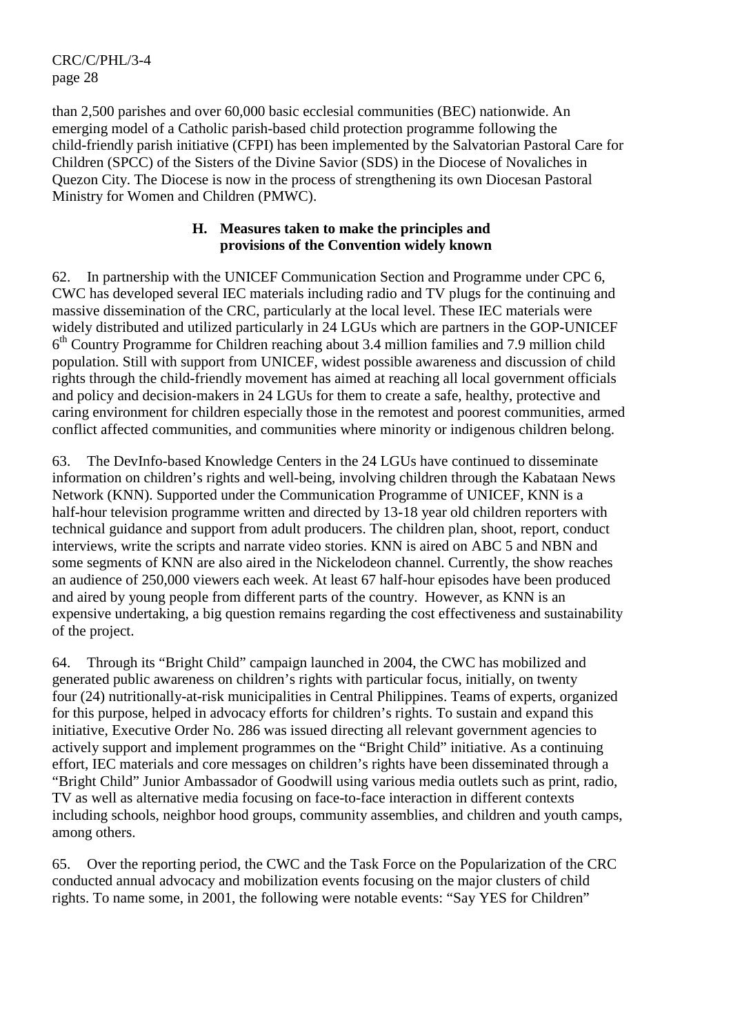than 2,500 parishes and over 60,000 basic ecclesial communities (BEC) nationwide. An emerging model of a Catholic parish-based child protection programme following the child-friendly parish initiative (CFPI) has been implemented by the Salvatorian Pastoral Care for Children (SPCC) of the Sisters of the Divine Savior (SDS) in the Diocese of Novaliches in Quezon City. The Diocese is now in the process of strengthening its own Diocesan Pastoral Ministry for Women and Children (PMWC).

### H. Measures taken to make the principles and provisions of the Convention widely known

62. In partnership with the UNICEF Communication Section and Programme under CPC 6, CWC has developed several IEC materials including radio and TV plugs for the continuing and massive dissemination of the CRC, particularly at the local level. These IEC materials were widely distributed and utilized particularly in 24 LGUs which are partners in the GOP-UNICEF 6th Country Programme for Children reaching about 3.4 million families and 7.9 million child population. Still with support from UNICEF, widest possible awareness and discussion of child rights through the child-friendly movement has aimed at reaching all local government officials and policy and decision-makers in 24 LGUs for them to create a safe, healthy, protective and caring environment for children especially those in the remotest and poorest communities, armed conflict affected communities, and communities where minority or indigenous children belong.

63. The DevInfo-based Knowledge Centers in the 24 LGUs have continued to disseminate information on children's rights and well-being, involving children through the Kabataan News Network (KNN). Supported under the Communication Programme of UNICEF, KNN is a half-hour television programme written and directed by 13-18 year old children reporters with technical guidance and support from adult producers. The children plan, shoot, report, conduct interviews, write the scripts and narrate video stories. KNN is aired on ABC 5 and NBN and some segments of KNN are also aired in the Nickelodeon channel. Currently, the show reaches an audience of 250,000 viewers each week. At least 67 half-hour episodes have been produced and aired by young people from different parts of the country. However, as KNN is an expensive undertaking, a big question remains regarding the cost effectiveness and sustainability of the project.

64. Through its "Bright Child" campaign launched in 2004, the CWC has mobilized and generated public awareness on children's rights with particular focus, initially, on twenty four (24) nutritionally-at-risk municipalities in Central Philippines. Teams of experts, organized for this purpose, helped in advocacy efforts for children's rights. To sustain and expand this initiative, Executive Order No. 286 was issued directing all relevant government agencies to actively support and implement programmes on the "Bright Child" initiative. As a continuing effort, IEC materials and core messages on children's rights have been disseminated through a "Bright Child" Junior Ambassador of Goodwill using various media outlets such as print, radio, TV as well as alternative media focusing on face-to-face interaction in different contexts including schools, neighbor hood groups, community assemblies, and children and youth camps, among others.

65. Over the reporting period, the CWC and the Task Force on the Popularization of the CRC conducted annual advocacy and mobilization events focusing on the major clusters of child rights. To name some, in 2001, the following were notable events: "Say YES for Children"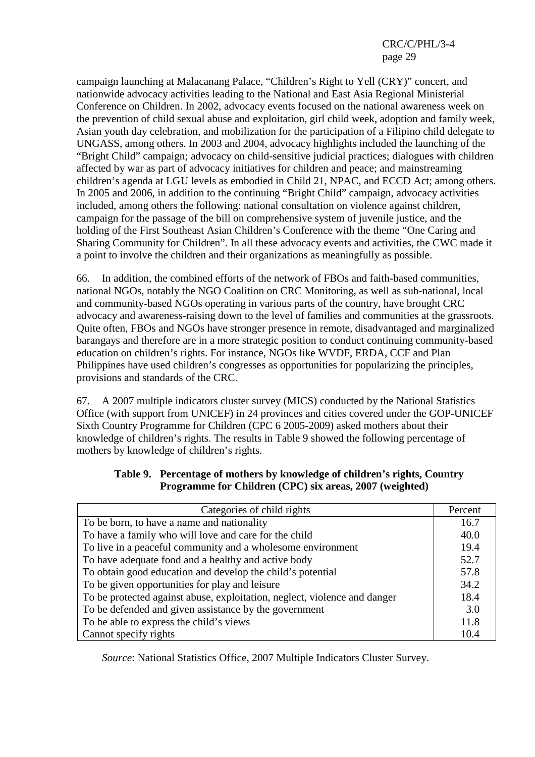campaign launching at Malacanang Palace, "Children's Right to Yell (CRY)" concert, and nationwide advocacy activities leading to the National and East Asia Regional Ministerial Conference on Children. In 2002, advocacy events focused on the national awareness week on the prevention of child sexual abuse and exploitation, girl child week, adoption and family week, Asian youth day celebration, and mobilization for the participation of a Filipino child delegate to UNGASS, among others. In 2003 and 2004, advocacy highlights included the launching of the "Bright Child" campaign; advocacy on child-sensitive judicial practices; dialogues with children affected by war as part of advocacy initiatives for children and peace; and mainstreaming children's agenda at LGU levels as embodied in Child 21, NPAC, and ECCD Act; among others. In 2005 and 2006, in addition to the continuing "Bright Child" campaign, advocacy activities included, among others the following: national consultation on violence against children, campaign for the passage of the bill on comprehensive system of juvenile justice, and the holding of the First Southeast Asian Children's Conference with the theme "One Caring and Sharing Community for Children". In all these advocacy events and activities, the CWC made it a point to involve the children and their organizations as meaningfully as possible.

66. In addition, the combined efforts of the network of FBOs and faith-based communities, national NGOs, notably the NGO Coalition on CRC Monitoring, as well as sub-national, local and community-based NGOs operating in various parts of the country, have brought CRC advocacy and awareness-raising down to the level of families and communities at the grassroots. Quite often, FBOs and NGOs have stronger presence in remote, disadvantaged and marginalized barangays and therefore are in a more strategic position to conduct continuing community-based education on children's rights. For instance, NGOs like WVDF, ERDA, CCF and Plan Philippines have used children's congresses as opportunities for popularizing the principles, provisions and standards of the CRC.

67. A 2007 multiple indicators cluster survey (MICS) conducted by the National Statistics Office (with support from UNICEF) in 24 provinces and cities covered under the GOP-UNICEF Sixth Country Programme for Children (CPC 6 2005-2009) asked mothers about their knowledge of children's rights. The results in Table 9 showed the following percentage of mothers by knowledge of children's rights.

**Table 9. Percentage of mothers by knowledge of children's rights, Country Programme for Children (CPC) six areas, 2007 (weighted)**

| Categories of child rights | Percent |
|---|---|
| To be born, to have a name and nationality | 16.7 |
| To have a family who will love and care for the child | 40.0 |
| To live in a peaceful community and a wholesome environment | 19.4 |
| To have adequate food and a healthy and active body | 52.7 |
| To obtain good education and develop the child's potential | 57.8 |
| To be given opportunities for play and leisure | 34.2 |
| To be protected against abuse, exploitation, neglect, violence and danger | 18.4 |
| To be defended and given assistance by the government | 3.0 |
| To be able to express the child's views | 11.8 |
| Cannot specify rights | 10.4 |

*Source*: National Statistics Office, 2007 Multiple Indicators Cluster Survey.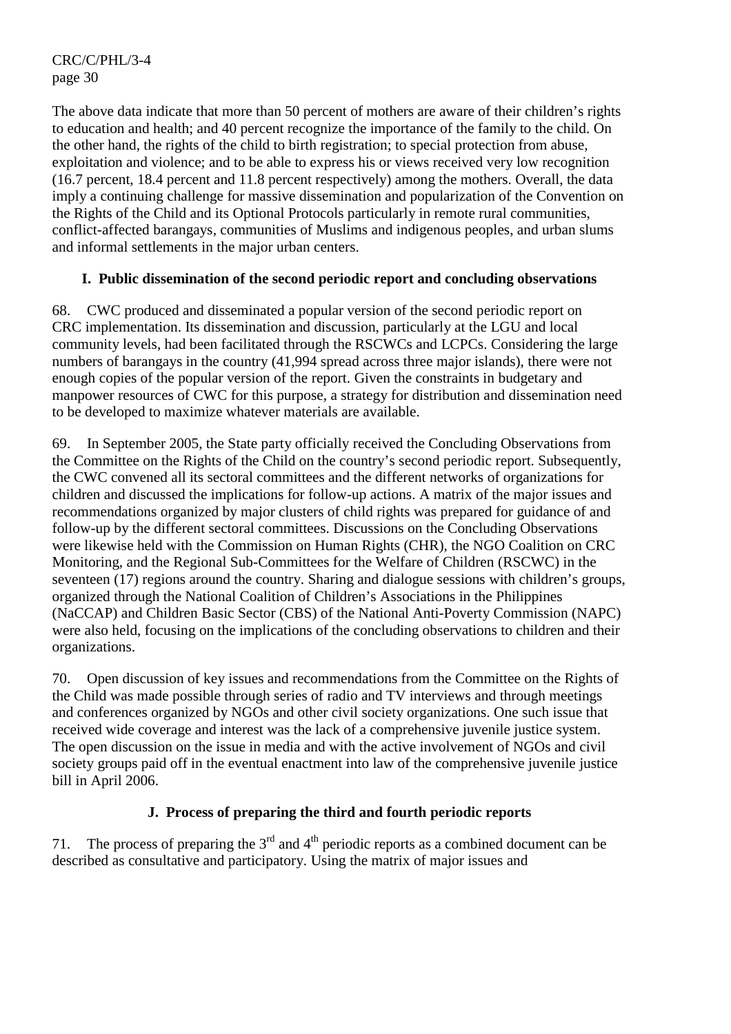The above data indicate that more than 50 percent of mothers are aware of their children's rights to education and health; and 40 percent recognize the importance of the family to the child. On the other hand, the rights of the child to birth registration; to special protection from abuse, exploitation and violence; and to be able to express his or views received very low recognition (16.7 percent, 18.4 percent and 11.8 percent respectively) among the mothers. Overall, the data imply a continuing challenge for massive dissemination and popularization of the Convention on the Rights of the Child and its Optional Protocols particularly in remote rural communities, conflict-affected barangays, communities of Muslims and indigenous peoples, and urban slums and informal settlements in the major urban centers.

### I. Public dissemination of the second periodic report and concluding observations

68. CWC produced and disseminated a popular version of the second periodic report on CRC implementation. Its dissemination and discussion, particularly at the LGU and local community levels, had been facilitated through the RSCWCs and LCPCs. Considering the large numbers of barangays in the country (41,994 spread across three major islands), there were not enough copies of the popular version of the report. Given the constraints in budgetary and manpower resources of CWC for this purpose, a strategy for distribution and dissemination need to be developed to maximize whatever materials are available.

69. In September 2005, the State party officially received the Concluding Observations from the Committee on the Rights of the Child on the country's second periodic report. Subsequently, the CWC convened all its sectoral committees and the different networks of organizations for children and discussed the implications for follow-up actions. A matrix of the major issues and recommendations organized by major clusters of child rights was prepared for guidance of and follow-up by the different sectoral committees. Discussions on the Concluding Observations were likewise held with the Commission on Human Rights (CHR), the NGO Coalition on CRC Monitoring, and the Regional Sub-Committees for the Welfare of Children (RSCWC) in the seventeen (17) regions around the country. Sharing and dialogue sessions with children's groups, organized through the National Coalition of Children's Associations in the Philippines (NaCCAP) and Children Basic Sector (CBS) of the National Anti-Poverty Commission (NAPC) were also held, focusing on the implications of the concluding observations to children and their organizations.

70. Open discussion of key issues and recommendations from the Committee on the Rights of the Child was made possible through series of radio and TV interviews and through meetings and conferences organized by NGOs and other civil society organizations. One such issue that received wide coverage and interest was the lack of a comprehensive juvenile justice system. The open discussion on the issue in media and with the active involvement of NGOs and civil society groups paid off in the eventual enactment into law of the comprehensive juvenile justice bill in April 2006.

### J. Process of preparing the third and fourth periodic reports

71. The process of preparing the 3rd and 4th periodic reports as a combined document can be described as consultative and participatory. Using the matrix of major issues and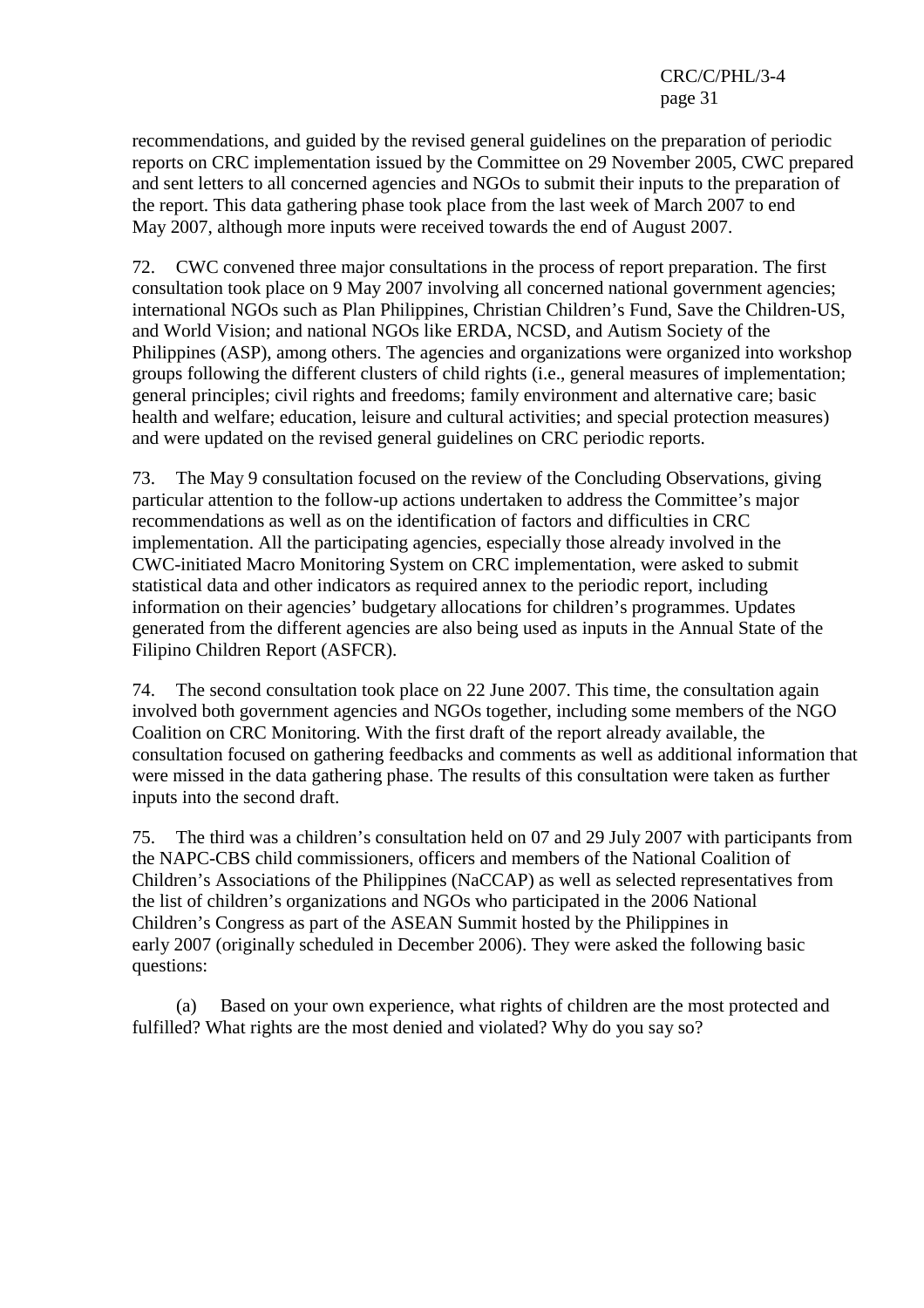recommendations, and guided by the revised general guidelines on the preparation of periodic reports on CRC implementation issued by the Committee on 29 November 2005, CWC prepared and sent letters to all concerned agencies and NGOs to submit their inputs to the preparation of the report. This data gathering phase took place from the last week of March 2007 to end May 2007, although more inputs were received towards the end of August 2007.

72. CWC convened three major consultations in the process of report preparation. The first consultation took place on 9 May 2007 involving all concerned national government agencies; international NGOs such as Plan Philippines, Christian Children's Fund, Save the Children-US, and World Vision; and national NGOs like ERDA, NCSD, and Autism Society of the Philippines (ASP), among others. The agencies and organizations were organized into workshop groups following the different clusters of child rights (i.e., general measures of implementation; general principles; civil rights and freedoms; family environment and alternative care; basic health and welfare; education, leisure and cultural activities; and special protection measures) and were updated on the revised general guidelines on CRC periodic reports.

73. The May 9 consultation focused on the review of the Concluding Observations, giving particular attention to the follow-up actions undertaken to address the Committee's major recommendations as well as on the identification of factors and difficulties in CRC implementation. All the participating agencies, especially those already involved in the CWC-initiated Macro Monitoring System on CRC implementation, were asked to submit statistical data and other indicators as required annex to the periodic report, including information on their agencies' budgetary allocations for children's programmes. Updates generated from the different agencies are also being used as inputs in the Annual State of the Filipino Children Report (ASFCR).

74. The second consultation took place on 22 June 2007. This time, the consultation again involved both government agencies and NGOs together, including some members of the NGO Coalition on CRC Monitoring. With the first draft of the report already available, the consultation focused on gathering feedbacks and comments as well as additional information that were missed in the data gathering phase. The results of this consultation were taken as further inputs into the second draft.

75. The third was a children's consultation held on 07 and 29 July 2007 with participants from the NAPC-CBS child commissioners, officers and members of the National Coalition of Children's Associations of the Philippines (NaCCAP) as well as selected representatives from the list of children's organizations and NGOs who participated in the 2006 National Children's Congress as part of the ASEAN Summit hosted by the Philippines in early 2007 (originally scheduled in December 2006). They were asked the following basic questions:

(a) Based on your own experience, what rights of children are the most protected and fulfilled? What rights are the most denied and violated? Why do you say so?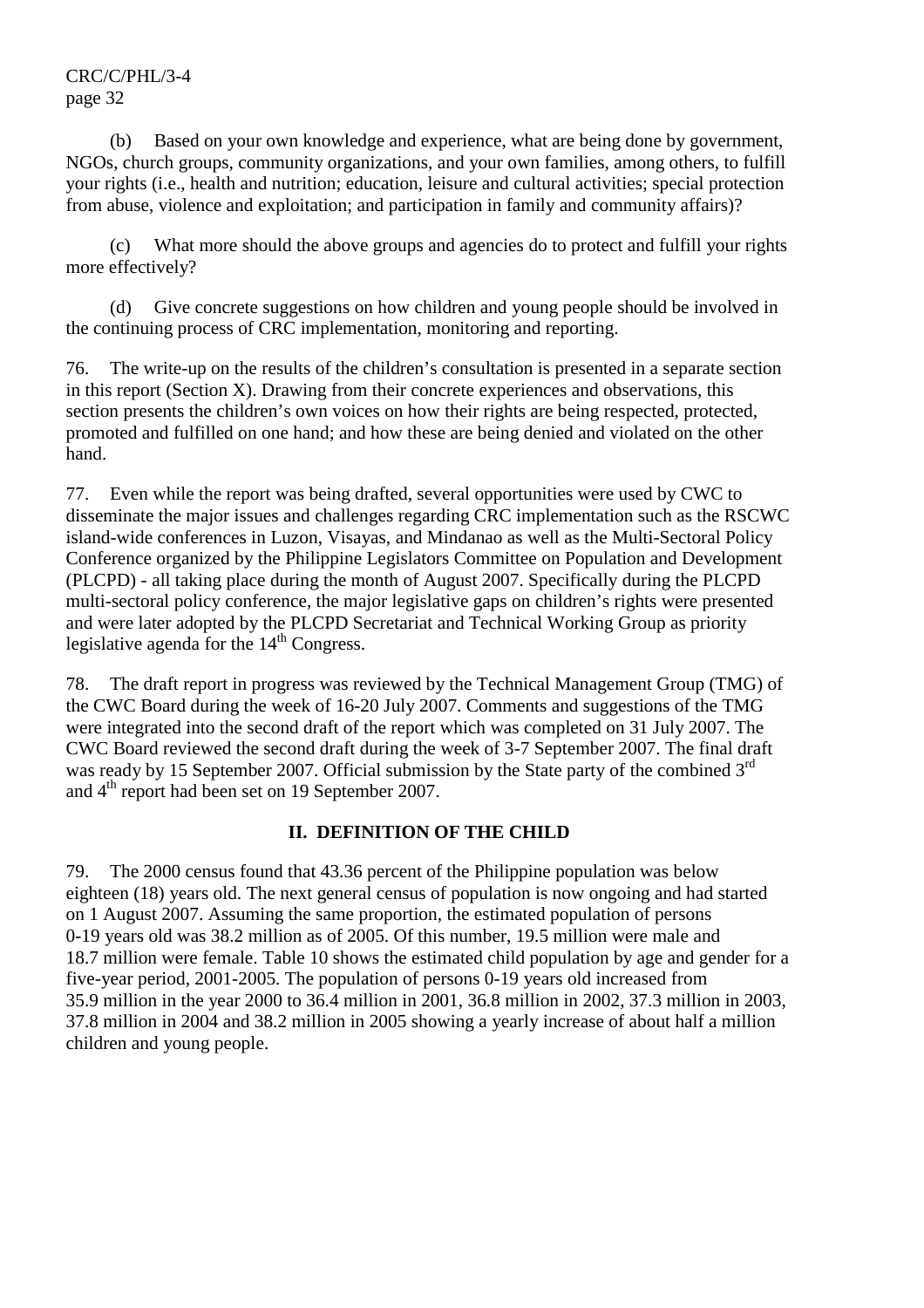(b) Based on your own knowledge and experience, what are being done by government, NGOs, church groups, community organizations, and your own families, among others, to fulfill your rights (i.e., health and nutrition; education, leisure and cultural activities; special protection from abuse, violence and exploitation; and participation in family and community affairs)?

(c) What more should the above groups and agencies do to protect and fulfill your rights more effectively?

(d) Give concrete suggestions on how children and young people should be involved in the continuing process of CRC implementation, monitoring and reporting.

76. The write-up on the results of the children's consultation is presented in a separate section in this report (Section X). Drawing from their concrete experiences and observations, this section presents the children's own voices on how their rights are being respected, protected, promoted and fulfilled on one hand; and how these are being denied and violated on the other hand.

77. Even while the report was being drafted, several opportunities were used by CWC to disseminate the major issues and challenges regarding CRC implementation such as the RSCWC island-wide conferences in Luzon, Visayas, and Mindanao as well as the Multi-Sectoral Policy Conference organized by the Philippine Legislators Committee on Population and Development (PLCPD) - all taking place during the month of August 2007. Specifically during the PLCPD multi-sectoral policy conference, the major legislative gaps on children's rights were presented and were later adopted by the PLCPD Secretariat and Technical Working Group as priority legislative agenda for the 14th Congress.

78. The draft report in progress was reviewed by the Technical Management Group (TMG) of the CWC Board during the week of 16-20 July 2007. Comments and suggestions of the TMG were integrated into the second draft of the report which was completed on 31 July 2007. The CWC Board reviewed the second draft during the week of 3-7 September 2007. The final draft was ready by 15 September 2007. Official submission by the State party of the combined 3rd and 4th report had been set on 19 September 2007.

## II. DEFINITION OF THE CHILD

79. The 2000 census found that 43.36 percent of the Philippine population was below eighteen (18) years old. The next general census of population is now ongoing and had started on 1 August 2007. Assuming the same proportion, the estimated population of persons 0-19 years old was 38.2 million as of 2005. Of this number, 19.5 million were male and 18.7 million were female. Table 10 shows the estimated child population by age and gender for a five-year period, 2001-2005. The population of persons 0-19 years old increased from 35.9 million in the year 2000 to 36.4 million in 2001, 36.8 million in 2002, 37.3 million in 2003, 37.8 million in 2004 and 38.2 million in 2005 showing a yearly increase of about half a million children and young people.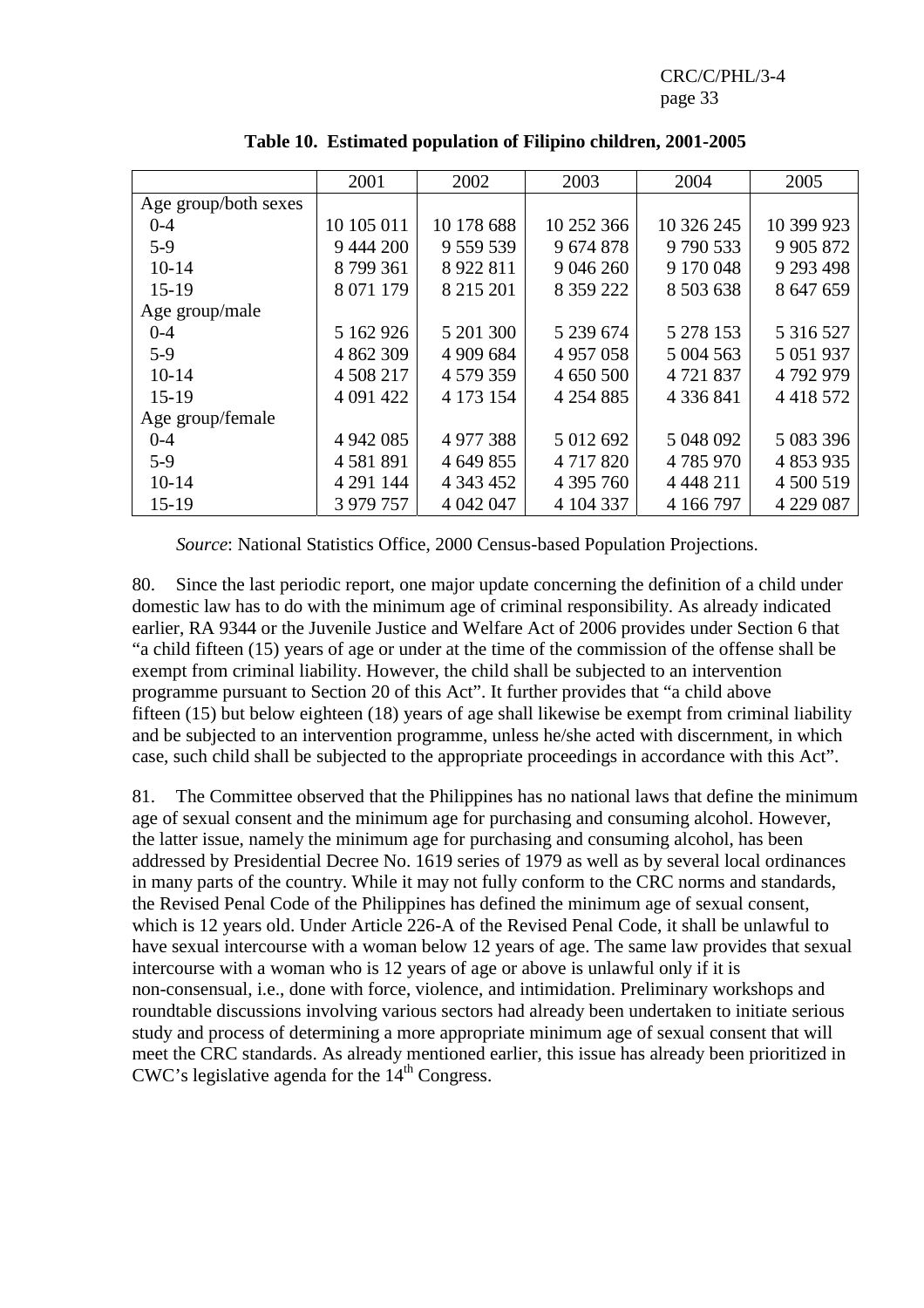**Table 10. Estimated population of Filipino children, 2001-2005**

| | 2001 | 2002 | 2003 | 2004 | 2005 |
|---|---|---|---|---|---|
| Age group/both sexes | | | | | |
| 0-4 | 10 105 011 | 10 178 688 | 10 252 366 | 10 326 245 | 10 399 923 |
| 5-9 | 9 444 200 | 9 559 539 | 9 674 878 | 9 790 533 | 9 905 872 |
| 10-14 | 8 799 361 | 8 922 811 | 9 046 260 | 9 170 048 | 9 293 498 |
| 15-19 | 8 071 179 | 8 215 201 | 8 359 222 | 8 503 638 | 8 647 659 |
| Age group/male | | | | | |
| 0-4 | 5 162 926 | 5 201 300 | 5 239 674 | 5 278 153 | 5 316 527 |
| 5-9 | 4 862 309 | 4 909 684 | 4 957 058 | 5 004 563 | 5 051 937 |
| 10-14 | 4 508 217 | 4 579 359 | 4 650 500 | 4 721 837 | 4 792 979 |
| 15-19 | 4 091 422 | 4 173 154 | 4 254 885 | 4 336 841 | 4 418 572 |
| Age group/female | | | | | |
| 0-4 | 4 942 085 | 4 977 388 | 5 012 692 | 5 048 092 | 5 083 396 |
| 5-9 | 4 581 891 | 4 649 855 | 4 717 820 | 4 785 970 | 4 853 935 |
| 10-14 | 4 291 144 | 4 343 452 | 4 395 760 | 4 448 211 | 4 500 519 |
| 15-19 | 3 979 757 | 4 042 047 | 4 104 337 | 4 166 797 | 4 229 087 |

*Source*: National Statistics Office, 2000 Census-based Population Projections.

80. Since the last periodic report, one major update concerning the definition of a child under domestic law has to do with the minimum age of criminal responsibility. As already indicated earlier, RA 9344 or the Juvenile Justice and Welfare Act of 2006 provides under Section 6 that "a child fifteen (15) years of age or under at the time of the commission of the offense shall be exempt from criminal liability. However, the child shall be subjected to an intervention programme pursuant to Section 20 of this Act". It further provides that "a child above fifteen (15) but below eighteen (18) years of age shall likewise be exempt from criminal liability and be subjected to an intervention programme, unless he/she acted with discernment, in which case, such child shall be subjected to the appropriate proceedings in accordance with this Act".

81. The Committee observed that the Philippines has no national laws that define the minimum age of sexual consent and the minimum age for purchasing and consuming alcohol. However, the latter issue, namely the minimum age for purchasing and consuming alcohol, has been addressed by Presidential Decree No. 1619 series of 1979 as well as by several local ordinances in many parts of the country. While it may not fully conform to the CRC norms and standards, the Revised Penal Code of the Philippines has defined the minimum age of sexual consent, which is 12 years old. Under Article 226-A of the Revised Penal Code, it shall be unlawful to have sexual intercourse with a woman below 12 years of age. The same law provides that sexual intercourse with a woman who is 12 years of age or above is unlawful only if it is non-consensual, i.e., done with force, violence, and intimidation. Preliminary workshops and roundtable discussions involving various sectors had already been undertaken to initiate serious study and process of determining a more appropriate minimum age of sexual consent that will meet the CRC standards. As already mentioned earlier, this issue has already been prioritized in CWC's legislative agenda for the 14th Congress.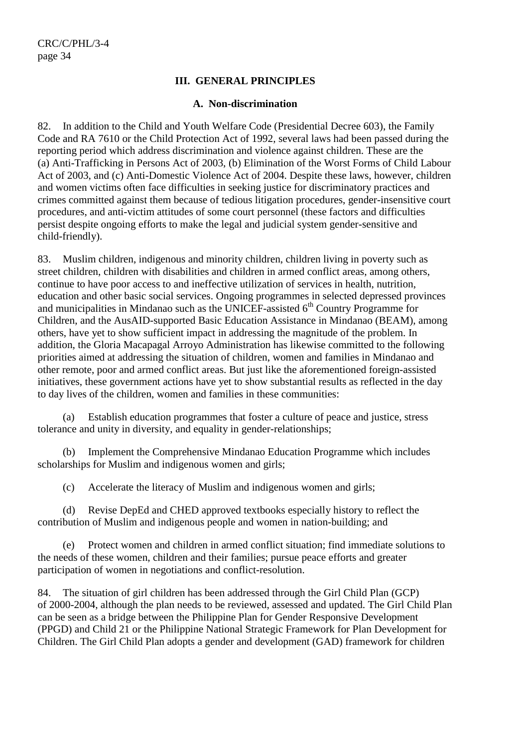## III. GENERAL PRINCIPLES

### A. Non-discrimination

82. In addition to the Child and Youth Welfare Code (Presidential Decree 603), the Family Code and RA 7610 or the Child Protection Act of 1992, several laws had been passed during the reporting period which address discrimination and violence against children. These are the (a) Anti-Trafficking in Persons Act of 2003, (b) Elimination of the Worst Forms of Child Labour Act of 2003, and (c) Anti-Domestic Violence Act of 2004. Despite these laws, however, children and women victims often face difficulties in seeking justice for discriminatory practices and crimes committed against them because of tedious litigation procedures, gender-insensitive court procedures, and anti-victim attitudes of some court personnel (these factors and difficulties persist despite ongoing efforts to make the legal and judicial system gender-sensitive and child-friendly).

83. Muslim children, indigenous and minority children, children living in poverty such as street children, children with disabilities and children in armed conflict areas, among others, continue to have poor access to and ineffective utilization of services in health, nutrition, education and other basic social services. Ongoing programmes in selected depressed provinces and municipalities in Mindanao such as the UNICEF-assisted 6th Country Programme for Children, and the AusAID-supported Basic Education Assistance in Mindanao (BEAM), among others, have yet to show sufficient impact in addressing the magnitude of the problem. In addition, the Gloria Macapagal Arroyo Administration has likewise committed to the following priorities aimed at addressing the situation of children, women and families in Mindanao and other remote, poor and armed conflict areas. But just like the aforementioned foreign-assisted initiatives, these government actions have yet to show substantial results as reflected in the day to day lives of the children, women and families in these communities:

(a) Establish education programmes that foster a culture of peace and justice, stress tolerance and unity in diversity, and equality in gender-relationships;

(b) Implement the Comprehensive Mindanao Education Programme which includes scholarships for Muslim and indigenous women and girls;

(c) Accelerate the literacy of Muslim and indigenous women and girls;

(d) Revise DepEd and CHED approved textbooks especially history to reflect the contribution of Muslim and indigenous people and women in nation-building; and

(e) Protect women and children in armed conflict situation; find immediate solutions to the needs of these women, children and their families; pursue peace efforts and greater participation of women in negotiations and conflict-resolution.

84. The situation of girl children has been addressed through the Girl Child Plan (GCP) of 2000-2004, although the plan needs to be reviewed, assessed and updated. The Girl Child Plan can be seen as a bridge between the Philippine Plan for Gender Responsive Development (PPGD) and Child 21 or the Philippine National Strategic Framework for Plan Development for Children. The Girl Child Plan adopts a gender and development (GAD) framework for children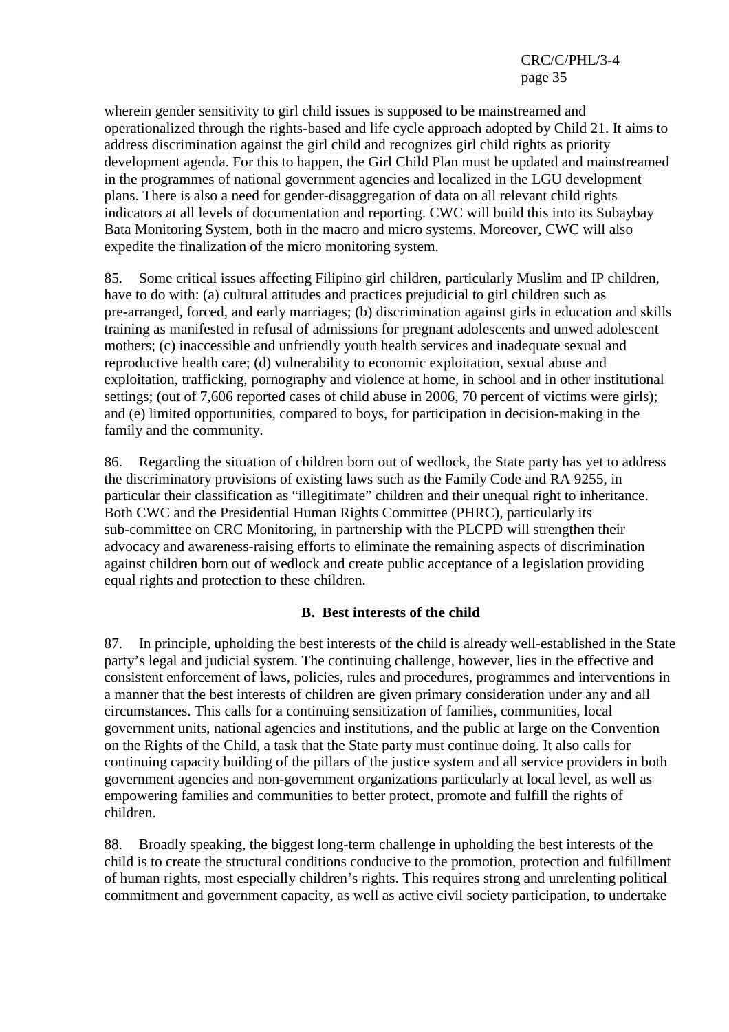wherein gender sensitivity to girl child issues is supposed to be mainstreamed and operationalized through the rights-based and life cycle approach adopted by Child 21. It aims to address discrimination against the girl child and recognizes girl child rights as priority development agenda. For this to happen, the Girl Child Plan must be updated and mainstreamed in the programmes of national government agencies and localized in the LGU development plans. There is also a need for gender-disaggregation of data on all relevant child rights indicators at all levels of documentation and reporting. CWC will build this into its Subaybay Bata Monitoring System, both in the macro and micro systems. Moreover, CWC will also expedite the finalization of the micro monitoring system.

85. Some critical issues affecting Filipino girl children, particularly Muslim and IP children, have to do with: (a) cultural attitudes and practices prejudicial to girl children such as pre-arranged, forced, and early marriages; (b) discrimination against girls in education and skills training as manifested in refusal of admissions for pregnant adolescents and unwed adolescent mothers; (c) inaccessible and unfriendly youth health services and inadequate sexual and reproductive health care; (d) vulnerability to economic exploitation, sexual abuse and exploitation, trafficking, pornography and violence at home, in school and in other institutional settings; (out of 7,606 reported cases of child abuse in 2006, 70 percent of victims were girls); and (e) limited opportunities, compared to boys, for participation in decision-making in the family and the community.

86. Regarding the situation of children born out of wedlock, the State party has yet to address the discriminatory provisions of existing laws such as the Family Code and RA 9255, in particular their classification as "illegitimate" children and their unequal right to inheritance. Both CWC and the Presidential Human Rights Committee (PHRC), particularly its sub-committee on CRC Monitoring, in partnership with the PLCPD will strengthen their advocacy and awareness-raising efforts to eliminate the remaining aspects of discrimination against children born out of wedlock and create public acceptance of a legislation providing equal rights and protection to these children.

## B. Best interests of the child

87. In principle, upholding the best interests of the child is already well-established in the State party's legal and judicial system. The continuing challenge, however, lies in the effective and consistent enforcement of laws, policies, rules and procedures, programmes and interventions in a manner that the best interests of children are given primary consideration under any and all circumstances. This calls for a continuing sensitization of families, communities, local government units, national agencies and institutions, and the public at large on the Convention on the Rights of the Child, a task that the State party must continue doing. It also calls for continuing capacity building of the pillars of the justice system and all service providers in both government agencies and non-government organizations particularly at local level, as well as empowering families and communities to better protect, promote and fulfill the rights of children.

88. Broadly speaking, the biggest long-term challenge in upholding the best interests of the child is to create the structural conditions conducive to the promotion, protection and fulfillment of human rights, most especially children's rights. This requires strong and unrelenting political commitment and government capacity, as well as active civil society participation, to undertake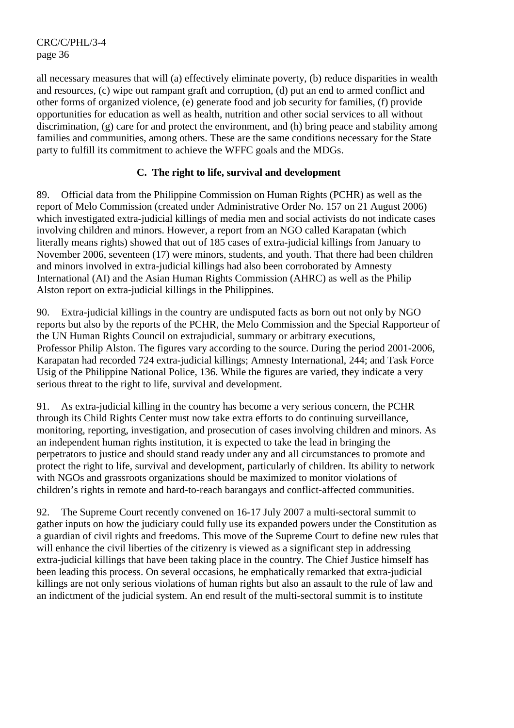all necessary measures that will (a) effectively eliminate poverty, (b) reduce disparities in wealth and resources, (c) wipe out rampant graft and corruption, (d) put an end to armed conflict and other forms of organized violence, (e) generate food and job security for families, (f) provide opportunities for education as well as health, nutrition and other social services to all without discrimination, (g) care for and protect the environment, and (h) bring peace and stability among families and communities, among others. These are the same conditions necessary for the State party to fulfill its commitment to achieve the WFFC goals and the MDGs.

### C. The right to life, survival and development

89. Official data from the Philippine Commission on Human Rights (PCHR) as well as the report of Melo Commission (created under Administrative Order No. 157 on 21 August 2006) which investigated extra-judicial killings of media men and social activists do not indicate cases involving children and minors. However, a report from an NGO called Karapatan (which literally means rights) showed that out of 185 cases of extra-judicial killings from January to November 2006, seventeen (17) were minors, students, and youth. That there had been children and minors involved in extra-judicial killings had also been corroborated by Amnesty International (AI) and the Asian Human Rights Commission (AHRC) as well as the Philip Alston report on extra-judicial killings in the Philippines.

90. Extra-judicial killings in the country are undisputed facts as born out not only by NGO reports but also by the reports of the PCHR, the Melo Commission and the Special Rapporteur of the UN Human Rights Council on extrajudicial, summary or arbitrary executions, Professor Philip Alston. The figures vary according to the source. During the period 2001-2006, Karapatan had recorded 724 extra-judicial killings; Amnesty International, 244; and Task Force Usig of the Philippine National Police, 136. While the figures are varied, they indicate a very serious threat to the right to life, survival and development.

91. As extra-judicial killing in the country has become a very serious concern, the PCHR through its Child Rights Center must now take extra efforts to do continuing surveillance, monitoring, reporting, investigation, and prosecution of cases involving children and minors. As an independent human rights institution, it is expected to take the lead in bringing the perpetrators to justice and should stand ready under any and all circumstances to promote and protect the right to life, survival and development, particularly of children. Its ability to network with NGOs and grassroots organizations should be maximized to monitor violations of children's rights in remote and hard-to-reach barangays and conflict-affected communities.

92. The Supreme Court recently convened on 16-17 July 2007 a multi-sectoral summit to gather inputs on how the judiciary could fully use its expanded powers under the Constitution as a guardian of civil rights and freedoms. This move of the Supreme Court to define new rules that will enhance the civil liberties of the citizenry is viewed as a significant step in addressing extra-judicial killings that have been taking place in the country. The Chief Justice himself has been leading this process. On several occasions, he emphatically remarked that extra-judicial killings are not only serious violations of human rights but also an assault to the rule of law and an indictment of the judicial system. An end result of the multi-sectoral summit is to institute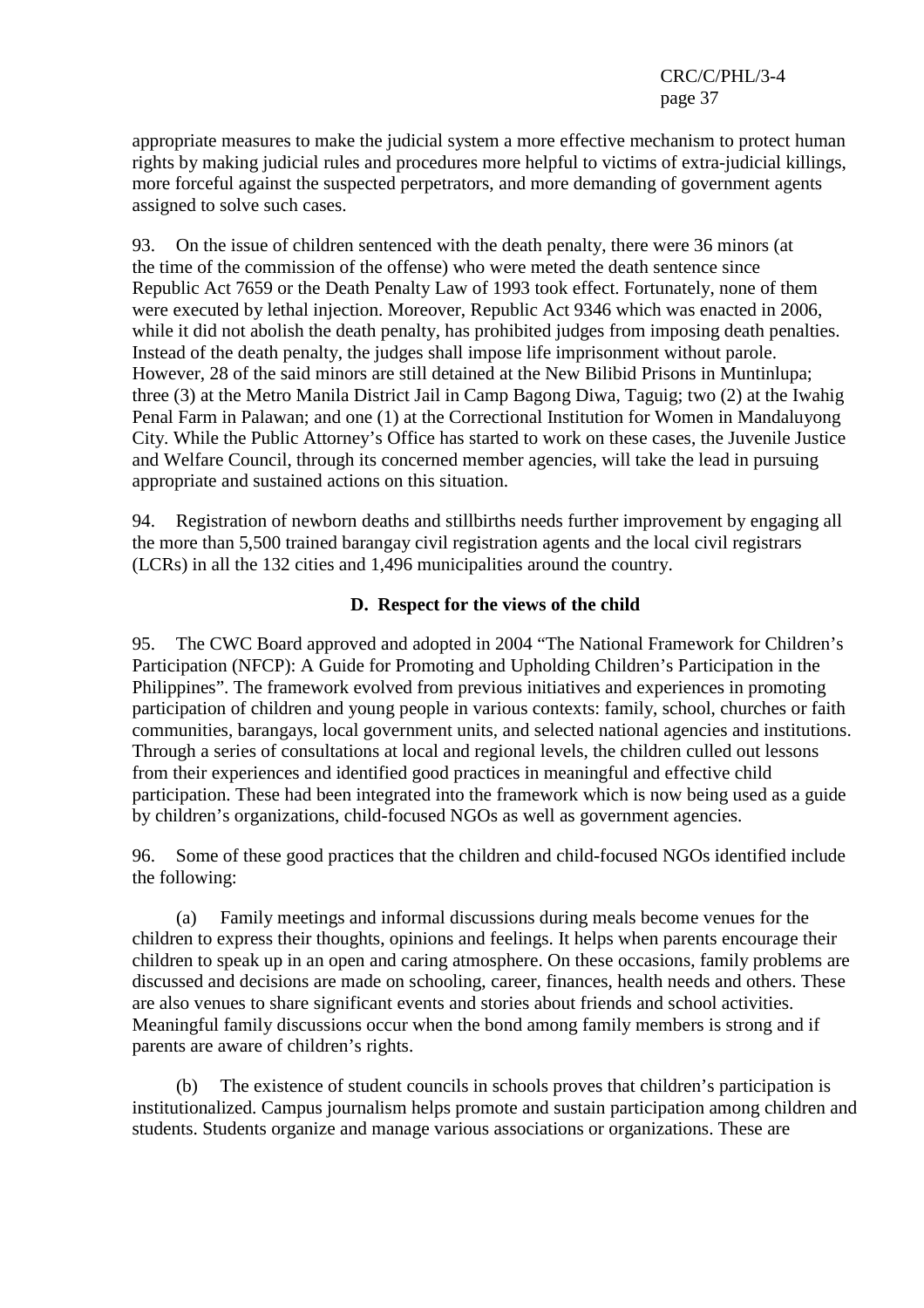appropriate measures to make the judicial system a more effective mechanism to protect human rights by making judicial rules and procedures more helpful to victims of extra-judicial killings, more forceful against the suspected perpetrators, and more demanding of government agents assigned to solve such cases.

93. On the issue of children sentenced with the death penalty, there were 36 minors (at the time of the commission of the offense) who were meted the death sentence since Republic Act 7659 or the Death Penalty Law of 1993 took effect. Fortunately, none of them were executed by lethal injection. Moreover, Republic Act 9346 which was enacted in 2006, while it did not abolish the death penalty, has prohibited judges from imposing death penalties. Instead of the death penalty, the judges shall impose life imprisonment without parole. However, 28 of the said minors are still detained at the New Bilibid Prisons in Muntinlupa; three (3) at the Metro Manila District Jail in Camp Bagong Diwa, Taguig; two (2) at the Iwahig Penal Farm in Palawan; and one (1) at the Correctional Institution for Women in Mandaluyong City. While the Public Attorney's Office has started to work on these cases, the Juvenile Justice and Welfare Council, through its concerned member agencies, will take the lead in pursuing appropriate and sustained actions on this situation.

94. Registration of newborn deaths and stillbirths needs further improvement by engaging all the more than 5,500 trained barangay civil registration agents and the local civil registrars (LCRs) in all the 132 cities and 1,496 municipalities around the country.

## D. Respect for the views of the child

95. The CWC Board approved and adopted in 2004 "The National Framework for Children's Participation (NFCP): A Guide for Promoting and Upholding Children's Participation in the Philippines". The framework evolved from previous initiatives and experiences in promoting participation of children and young people in various contexts: family, school, churches or faith communities, barangays, local government units, and selected national agencies and institutions. Through a series of consultations at local and regional levels, the children culled out lessons from their experiences and identified good practices in meaningful and effective child participation. These had been integrated into the framework which is now being used as a guide by children's organizations, child-focused NGOs as well as government agencies.

96. Some of these good practices that the children and child-focused NGOs identified include the following:

(a) Family meetings and informal discussions during meals become venues for the children to express their thoughts, opinions and feelings. It helps when parents encourage their children to speak up in an open and caring atmosphere. On these occasions, family problems are discussed and decisions are made on schooling, career, finances, health needs and others. These are also venues to share significant events and stories about friends and school activities. Meaningful family discussions occur when the bond among family members is strong and if parents are aware of children's rights.

(b) The existence of student councils in schools proves that children's participation is institutionalized. Campus journalism helps promote and sustain participation among children and students. Students organize and manage various associations or organizations. These are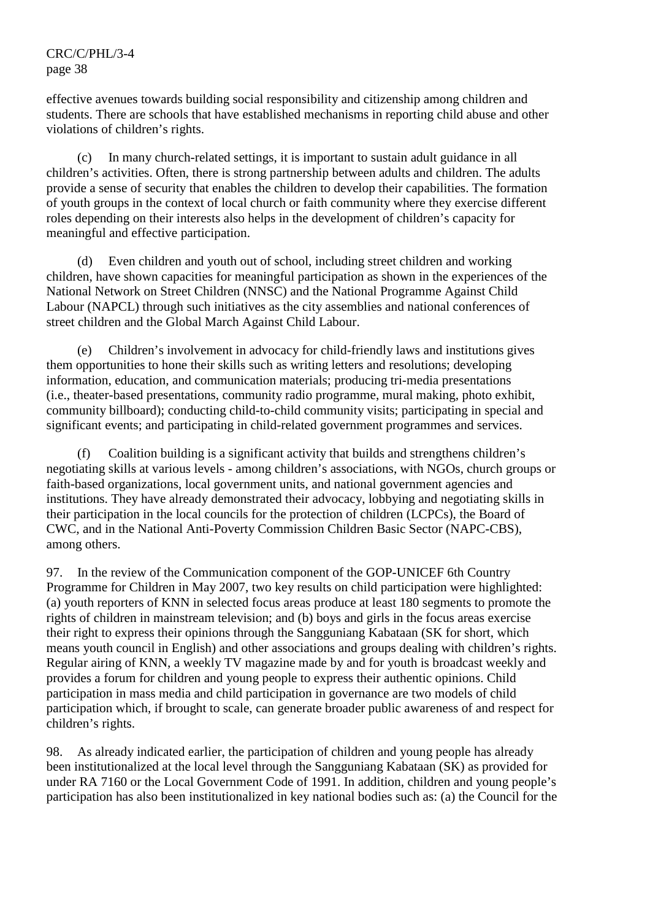effective avenues towards building social responsibility and citizenship among children and students. There are schools that have established mechanisms in reporting child abuse and other violations of children's rights.

(c) In many church-related settings, it is important to sustain adult guidance in all children's activities. Often, there is strong partnership between adults and children. The adults provide a sense of security that enables the children to develop their capabilities. The formation of youth groups in the context of local church or faith community where they exercise different roles depending on their interests also helps in the development of children's capacity for meaningful and effective participation.

(d) Even children and youth out of school, including street children and working children, have shown capacities for meaningful participation as shown in the experiences of the National Network on Street Children (NNSC) and the National Programme Against Child Labour (NAPCL) through such initiatives as the city assemblies and national conferences of street children and the Global March Against Child Labour.

(e) Children's involvement in advocacy for child-friendly laws and institutions gives them opportunities to hone their skills such as writing letters and resolutions; developing information, education, and communication materials; producing tri-media presentations (i.e., theater-based presentations, community radio programme, mural making, photo exhibit, community billboard); conducting child-to-child community visits; participating in special and significant events; and participating in child-related government programmes and services.

(f) Coalition building is a significant activity that builds and strengthens children's negotiating skills at various levels - among children's associations, with NGOs, church groups or faith-based organizations, local government units, and national government agencies and institutions. They have already demonstrated their advocacy, lobbying and negotiating skills in their participation in the local councils for the protection of children (LCPCs), the Board of CWC, and in the National Anti-Poverty Commission Children Basic Sector (NAPC-CBS), among others.

97. In the review of the Communication component of the GOP-UNICEF 6th Country Programme for Children in May 2007, two key results on child participation were highlighted: (a) youth reporters of KNN in selected focus areas produce at least 180 segments to promote the rights of children in mainstream television; and (b) boys and girls in the focus areas exercise their right to express their opinions through the Sangguniang Kabataan (SK for short, which means youth council in English) and other associations and groups dealing with children's rights. Regular airing of KNN, a weekly TV magazine made by and for youth is broadcast weekly and provides a forum for children and young people to express their authentic opinions. Child participation in mass media and child participation in governance are two models of child participation which, if brought to scale, can generate broader public awareness of and respect for children's rights.

98. As already indicated earlier, the participation of children and young people has already been institutionalized at the local level through the Sangguniang Kabataan (SK) as provided for under RA 7160 or the Local Government Code of 1991. In addition, children and young people's participation has also been institutionalized in key national bodies such as: (a) the Council for the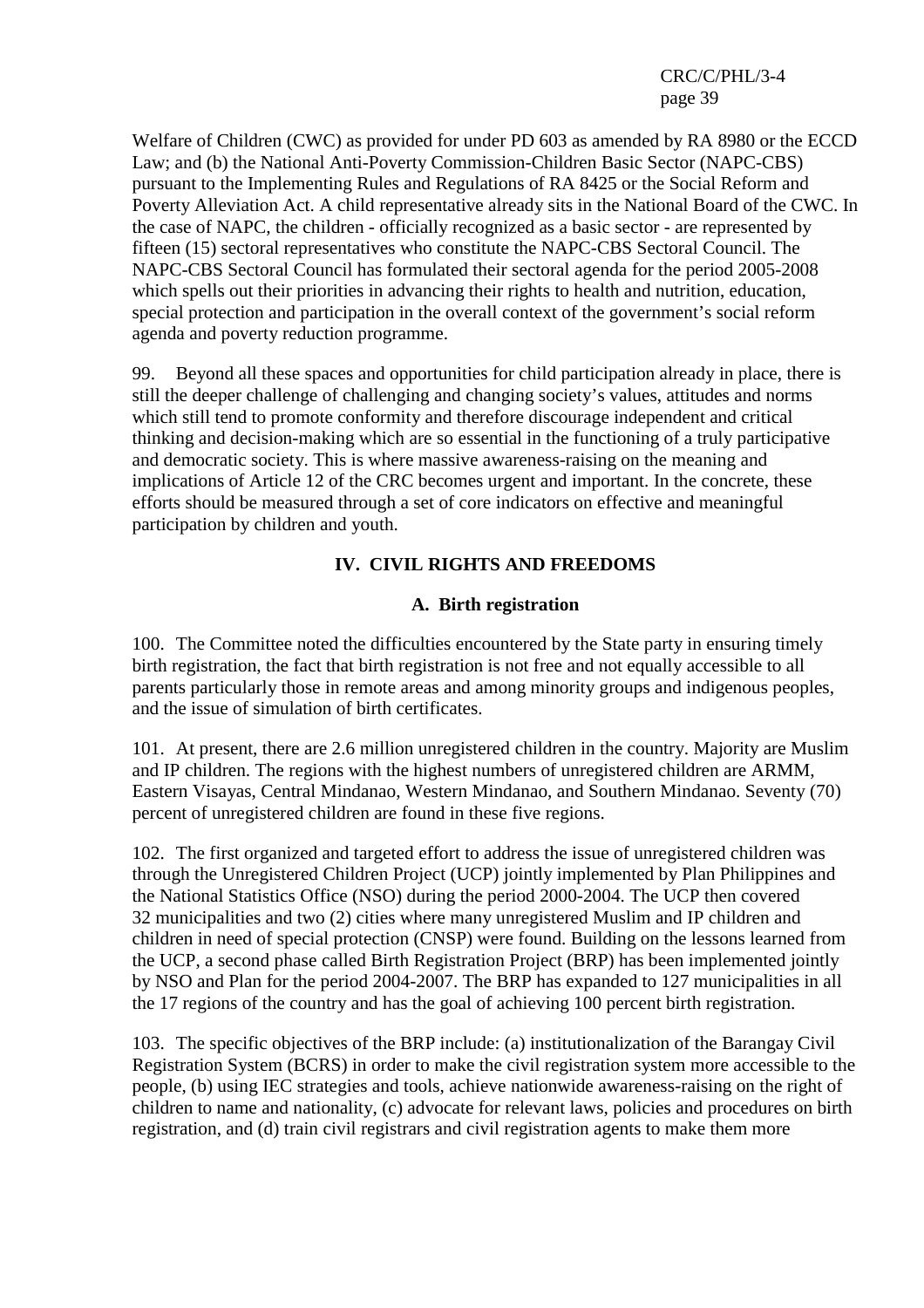Welfare of Children (CWC) as provided for under PD 603 as amended by RA 8980 or the ECCD Law; and (b) the National Anti-Poverty Commission-Children Basic Sector (NAPC-CBS) pursuant to the Implementing Rules and Regulations of RA 8425 or the Social Reform and Poverty Alleviation Act. A child representative already sits in the National Board of the CWC. In the case of NAPC, the children - officially recognized as a basic sector - are represented by fifteen (15) sectoral representatives who constitute the NAPC-CBS Sectoral Council. The NAPC-CBS Sectoral Council has formulated their sectoral agenda for the period 2005-2008 which spells out their priorities in advancing their rights to health and nutrition, education, special protection and participation in the overall context of the government's social reform agenda and poverty reduction programme.

99. Beyond all these spaces and opportunities for child participation already in place, there is still the deeper challenge of challenging and changing society's values, attitudes and norms which still tend to promote conformity and therefore discourage independent and critical thinking and decision-making which are so essential in the functioning of a truly participative and democratic society. This is where massive awareness-raising on the meaning and implications of Article 12 of the CRC becomes urgent and important. In the concrete, these efforts should be measured through a set of core indicators on effective and meaningful participation by children and youth.

## IV. CIVIL RIGHTS AND FREEDOMS

### A. Birth registration

100. The Committee noted the difficulties encountered by the State party in ensuring timely birth registration, the fact that birth registration is not free and not equally accessible to all parents particularly those in remote areas and among minority groups and indigenous peoples, and the issue of simulation of birth certificates.

101. At present, there are 2.6 million unregistered children in the country. Majority are Muslim and IP children. The regions with the highest numbers of unregistered children are ARMM, Eastern Visayas, Central Mindanao, Western Mindanao, and Southern Mindanao. Seventy (70) percent of unregistered children are found in these five regions.

102. The first organized and targeted effort to address the issue of unregistered children was through the Unregistered Children Project (UCP) jointly implemented by Plan Philippines and the National Statistics Office (NSO) during the period 2000-2004. The UCP then covered 32 municipalities and two (2) cities where many unregistered Muslim and IP children and children in need of special protection (CNSP) were found. Building on the lessons learned from the UCP, a second phase called Birth Registration Project (BRP) has been implemented jointly by NSO and Plan for the period 2004-2007. The BRP has expanded to 127 municipalities in all the 17 regions of the country and has the goal of achieving 100 percent birth registration.

103. The specific objectives of the BRP include: (a) institutionalization of the Barangay Civil Registration System (BCRS) in order to make the civil registration system more accessible to the people, (b) using IEC strategies and tools, achieve nationwide awareness-raising on the right of children to name and nationality, (c) advocate for relevant laws, policies and procedures on birth registration, and (d) train civil registrars and civil registration agents to make them more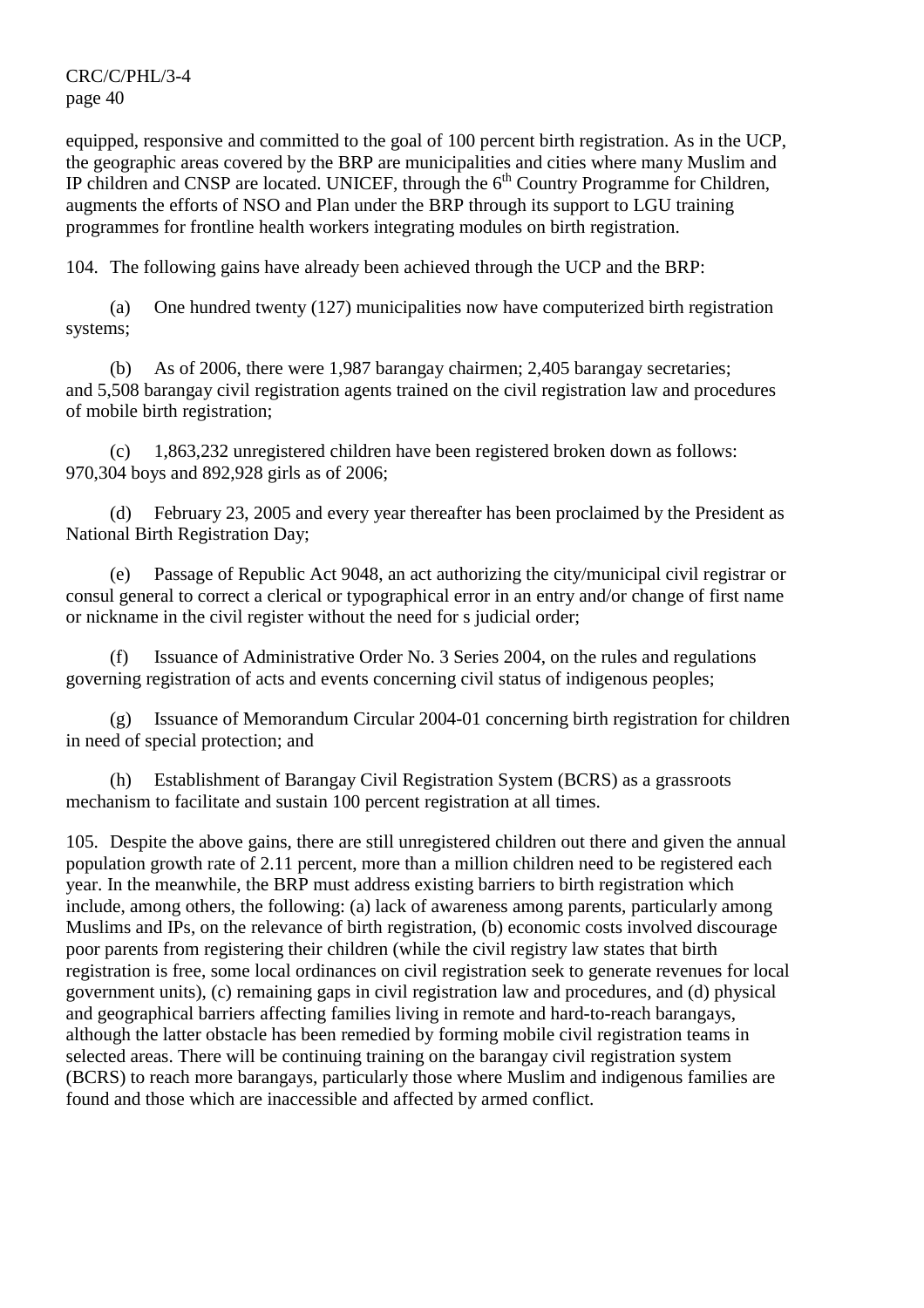equipped, responsive and committed to the goal of 100 percent birth registration. As in the UCP, the geographic areas covered by the BRP are municipalities and cities where many Muslim and IP children and CNSP are located. UNICEF, through the 6th Country Programme for Children, augments the efforts of NSO and Plan under the BRP through its support to LGU training programmes for frontline health workers integrating modules on birth registration.

104. The following gains have already been achieved through the UCP and the BRP:

(a) One hundred twenty (127) municipalities now have computerized birth registration systems;

(b) As of 2006, there were 1,987 barangay chairmen; 2,405 barangay secretaries; and 5,508 barangay civil registration agents trained on the civil registration law and procedures of mobile birth registration;

(c) 1,863,232 unregistered children have been registered broken down as follows: 970,304 boys and 892,928 girls as of 2006;

(d) February 23, 2005 and every year thereafter has been proclaimed by the President as National Birth Registration Day;

(e) Passage of Republic Act 9048, an act authorizing the city/municipal civil registrar or consul general to correct a clerical or typographical error in an entry and/or change of first name or nickname in the civil register without the need for s judicial order;

(f) Issuance of Administrative Order No. 3 Series 2004, on the rules and regulations governing registration of acts and events concerning civil status of indigenous peoples;

(g) Issuance of Memorandum Circular 2004-01 concerning birth registration for children in need of special protection; and

(h) Establishment of Barangay Civil Registration System (BCRS) as a grassroots mechanism to facilitate and sustain 100 percent registration at all times.

105. Despite the above gains, there are still unregistered children out there and given the annual population growth rate of 2.11 percent, more than a million children need to be registered each year. In the meanwhile, the BRP must address existing barriers to birth registration which include, among others, the following: (a) lack of awareness among parents, particularly among Muslims and IPs, on the relevance of birth registration, (b) economic costs involved discourage poor parents from registering their children (while the civil registry law states that birth registration is free, some local ordinances on civil registration seek to generate revenues for local government units), (c) remaining gaps in civil registration law and procedures, and (d) physical and geographical barriers affecting families living in remote and hard-to-reach barangays, although the latter obstacle has been remedied by forming mobile civil registration teams in selected areas. There will be continuing training on the barangay civil registration system (BCRS) to reach more barangays, particularly those where Muslim and indigenous families are found and those which are inaccessible and affected by armed conflict.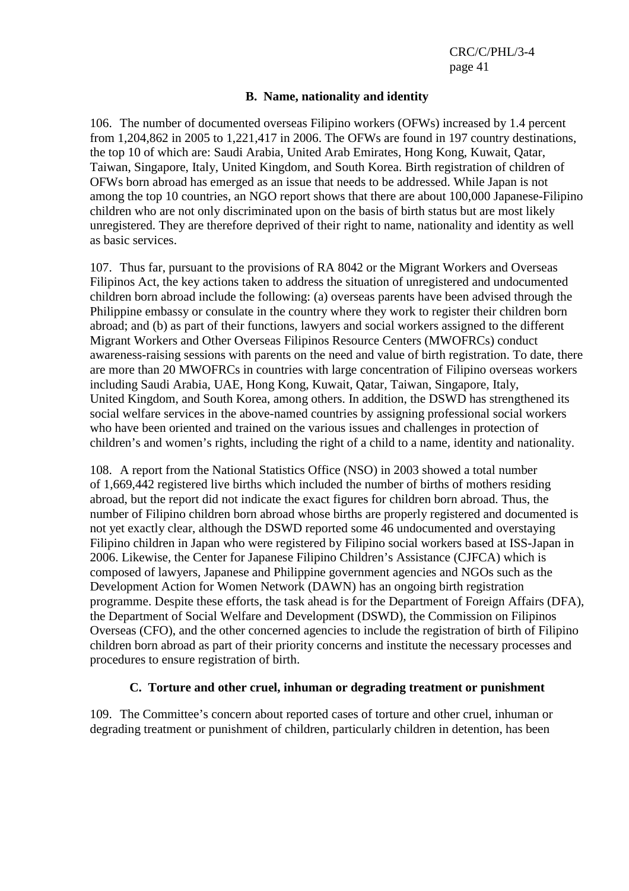### B. Name, nationality and identity

106. The number of documented overseas Filipino workers (OFWs) increased by 1.4 percent from 1,204,862 in 2005 to 1,221,417 in 2006. The OFWs are found in 197 country destinations, the top 10 of which are: Saudi Arabia, United Arab Emirates, Hong Kong, Kuwait, Qatar, Taiwan, Singapore, Italy, United Kingdom, and South Korea. Birth registration of children of OFWs born abroad has emerged as an issue that needs to be addressed. While Japan is not among the top 10 countries, an NGO report shows that there are about 100,000 Japanese-Filipino children who are not only discriminated upon on the basis of birth status but are most likely unregistered. They are therefore deprived of their right to name, nationality and identity as well as basic services.

107. Thus far, pursuant to the provisions of RA 8042 or the Migrant Workers and Overseas Filipinos Act, the key actions taken to address the situation of unregistered and undocumented children born abroad include the following: (a) overseas parents have been advised through the Philippine embassy or consulate in the country where they work to register their children born abroad; and (b) as part of their functions, lawyers and social workers assigned to the different Migrant Workers and Other Overseas Filipinos Resource Centers (MWOFRCs) conduct awareness-raising sessions with parents on the need and value of birth registration. To date, there are more than 20 MWOFRCs in countries with large concentration of Filipino overseas workers including Saudi Arabia, UAE, Hong Kong, Kuwait, Qatar, Taiwan, Singapore, Italy, United Kingdom, and South Korea, among others. In addition, the DSWD has strengthened its social welfare services in the above-named countries by assigning professional social workers who have been oriented and trained on the various issues and challenges in protection of children's and women's rights, including the right of a child to a name, identity and nationality.

108. A report from the National Statistics Office (NSO) in 2003 showed a total number of 1,669,442 registered live births which included the number of births of mothers residing abroad, but the report did not indicate the exact figures for children born abroad. Thus, the number of Filipino children born abroad whose births are properly registered and documented is not yet exactly clear, although the DSWD reported some 46 undocumented and overstaying Filipino children in Japan who were registered by Filipino social workers based at ISS-Japan in 2006. Likewise, the Center for Japanese Filipino Children's Assistance (CJFCA) which is composed of lawyers, Japanese and Philippine government agencies and NGOs such as the Development Action for Women Network (DAWN) has an ongoing birth registration programme. Despite these efforts, the task ahead is for the Department of Foreign Affairs (DFA), the Department of Social Welfare and Development (DSWD), the Commission on Filipinos Overseas (CFO), and the other concerned agencies to include the registration of birth of Filipino children born abroad as part of their priority concerns and institute the necessary processes and procedures to ensure registration of birth.

### C. Torture and other cruel, inhuman or degrading treatment or punishment

109. The Committee's concern about reported cases of torture and other cruel, inhuman or degrading treatment or punishment of children, particularly children in detention, has been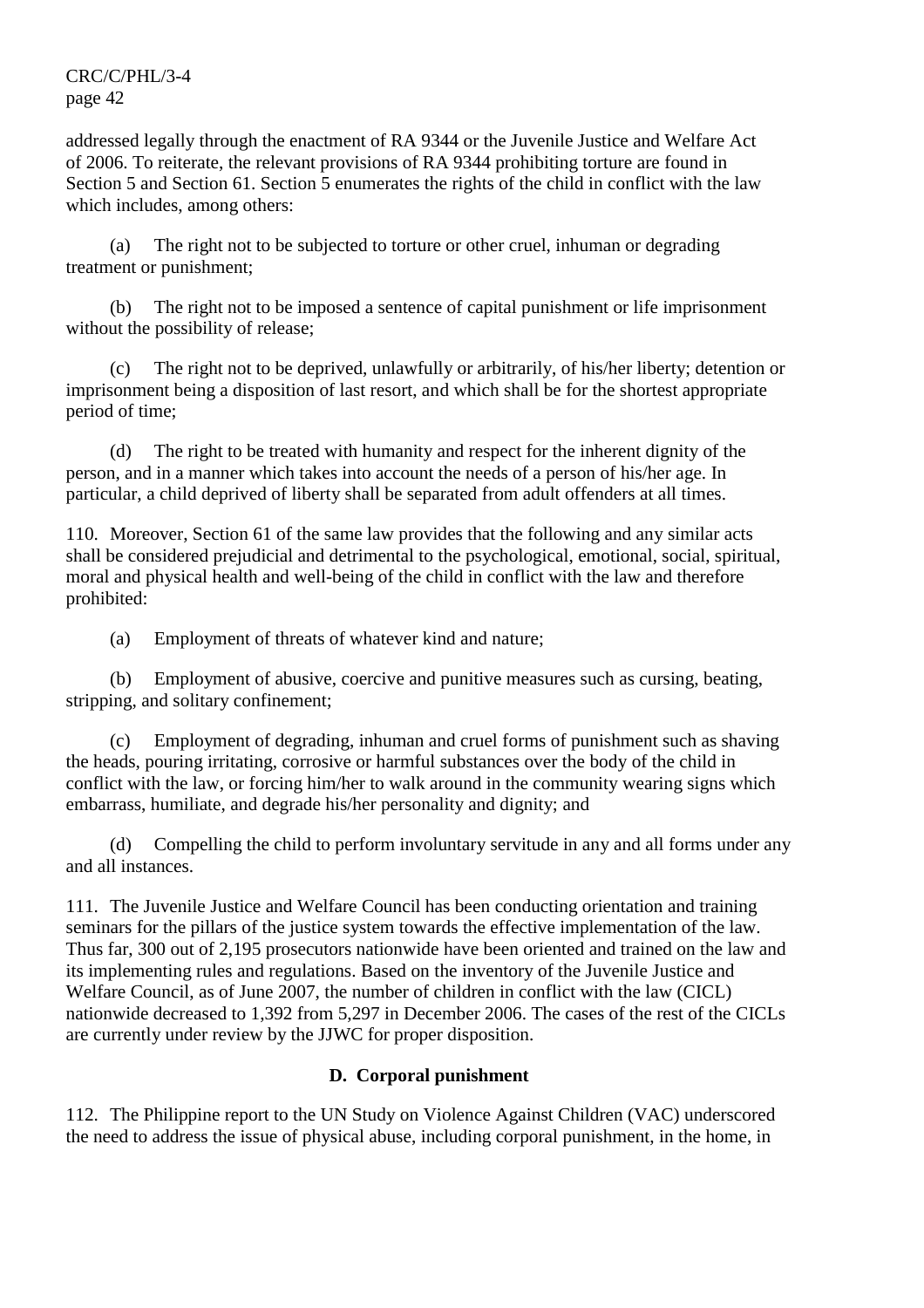addressed legally through the enactment of RA 9344 or the Juvenile Justice and Welfare Act of 2006. To reiterate, the relevant provisions of RA 9344 prohibiting torture are found in Section 5 and Section 61. Section 5 enumerates the rights of the child in conflict with the law which includes, among others:

(a) The right not to be subjected to torture or other cruel, inhuman or degrading treatment or punishment;

(b) The right not to be imposed a sentence of capital punishment or life imprisonment without the possibility of release;

(c) The right not to be deprived, unlawfully or arbitrarily, of his/her liberty; detention or imprisonment being a disposition of last resort, and which shall be for the shortest appropriate period of time;

(d) The right to be treated with humanity and respect for the inherent dignity of the person, and in a manner which takes into account the needs of a person of his/her age. In particular, a child deprived of liberty shall be separated from adult offenders at all times.

110. Moreover, Section 61 of the same law provides that the following and any similar acts shall be considered prejudicial and detrimental to the psychological, emotional, social, spiritual, moral and physical health and well-being of the child in conflict with the law and therefore prohibited:

(a) Employment of threats of whatever kind and nature;

(b) Employment of abusive, coercive and punitive measures such as cursing, beating, stripping, and solitary confinement;

(c) Employment of degrading, inhuman and cruel forms of punishment such as shaving the heads, pouring irritating, corrosive or harmful substances over the body of the child in conflict with the law, or forcing him/her to walk around in the community wearing signs which embarrass, humiliate, and degrade his/her personality and dignity; and

(d) Compelling the child to perform involuntary servitude in any and all forms under any and all instances.

111. The Juvenile Justice and Welfare Council has been conducting orientation and training seminars for the pillars of the justice system towards the effective implementation of the law. Thus far, 300 out of 2,195 prosecutors nationwide have been oriented and trained on the law and its implementing rules and regulations. Based on the inventory of the Juvenile Justice and Welfare Council, as of June 2007, the number of children in conflict with the law (CICL) nationwide decreased to 1,392 from 5,297 in December 2006. The cases of the rest of the CICLs are currently under review by the JJWC for proper disposition.

### D. Corporal punishment

112. The Philippine report to the UN Study on Violence Against Children (VAC) underscored the need to address the issue of physical abuse, including corporal punishment, in the home, in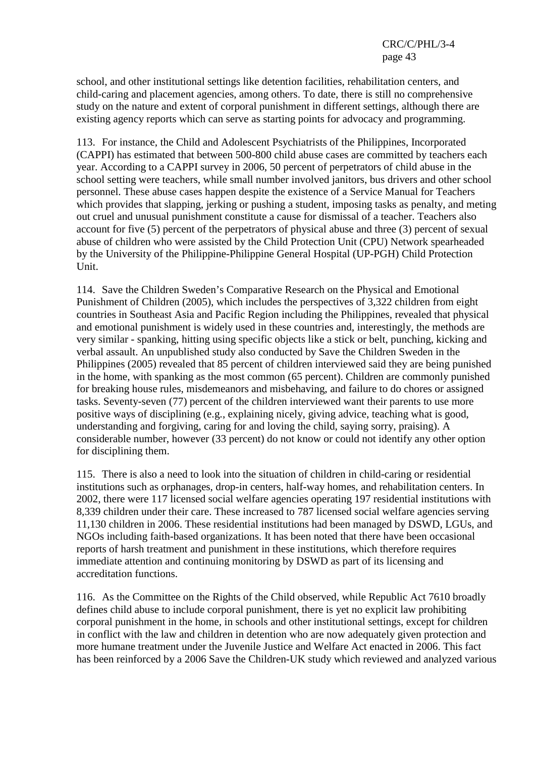school, and other institutional settings like detention facilities, rehabilitation centers, and child-caring and placement agencies, among others. To date, there is still no comprehensive study on the nature and extent of corporal punishment in different settings, although there are existing agency reports which can serve as starting points for advocacy and programming.

113. For instance, the Child and Adolescent Psychiatrists of the Philippines, Incorporated (CAPPI) has estimated that between 500-800 child abuse cases are committed by teachers each year. According to a CAPPI survey in 2006, 50 percent of perpetrators of child abuse in the school setting were teachers, while small number involved janitors, bus drivers and other school personnel. These abuse cases happen despite the existence of a Service Manual for Teachers which provides that slapping, jerking or pushing a student, imposing tasks as penalty, and meting out cruel and unusual punishment constitute a cause for dismissal of a teacher. Teachers also account for five (5) percent of the perpetrators of physical abuse and three (3) percent of sexual abuse of children who were assisted by the Child Protection Unit (CPU) Network spearheaded by the University of the Philippine-Philippine General Hospital (UP-PGH) Child Protection Unit.

114. Save the Children Sweden's Comparative Research on the Physical and Emotional Punishment of Children (2005), which includes the perspectives of 3,322 children from eight countries in Southeast Asia and Pacific Region including the Philippines, revealed that physical and emotional punishment is widely used in these countries and, interestingly, the methods are very similar - spanking, hitting using specific objects like a stick or belt, punching, kicking and verbal assault. An unpublished study also conducted by Save the Children Sweden in the Philippines (2005) revealed that 85 percent of children interviewed said they are being punished in the home, with spanking as the most common (65 percent). Children are commonly punished for breaking house rules, misdemeanors and misbehaving, and failure to do chores or assigned tasks. Seventy-seven (77) percent of the children interviewed want their parents to use more positive ways of disciplining (e.g., explaining nicely, giving advice, teaching what is good, understanding and forgiving, caring for and loving the child, saying sorry, praising). A considerable number, however (33 percent) do not know or could not identify any other option for disciplining them.

115. There is also a need to look into the situation of children in child-caring or residential institutions such as orphanages, drop-in centers, half-way homes, and rehabilitation centers. In 2002, there were 117 licensed social welfare agencies operating 197 residential institutions with 8,339 children under their care. These increased to 787 licensed social welfare agencies serving 11,130 children in 2006. These residential institutions had been managed by DSWD, LGUs, and NGOs including faith-based organizations. It has been noted that there have been occasional reports of harsh treatment and punishment in these institutions, which therefore requires immediate attention and continuing monitoring by DSWD as part of its licensing and accreditation functions.

116. As the Committee on the Rights of the Child observed, while Republic Act 7610 broadly defines child abuse to include corporal punishment, there is yet no explicit law prohibiting corporal punishment in the home, in schools and other institutional settings, except for children in conflict with the law and children in detention who are now adequately given protection and more humane treatment under the Juvenile Justice and Welfare Act enacted in 2006. This fact has been reinforced by a 2006 Save the Children-UK study which reviewed and analyzed various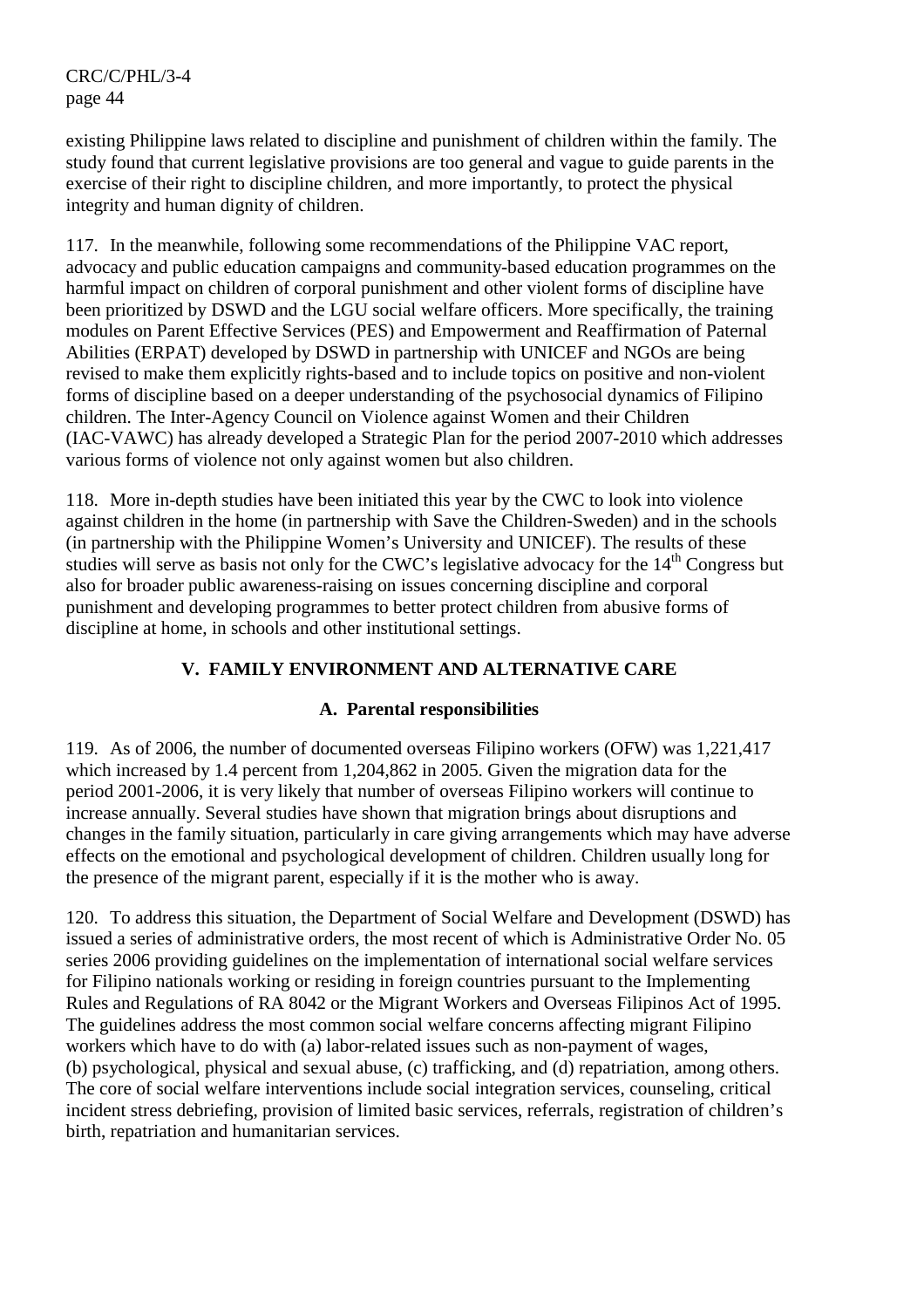existing Philippine laws related to discipline and punishment of children within the family. The study found that current legislative provisions are too general and vague to guide parents in the exercise of their right to discipline children, and more importantly, to protect the physical integrity and human dignity of children.

117. In the meanwhile, following some recommendations of the Philippine VAC report, advocacy and public education campaigns and community-based education programmes on the harmful impact on children of corporal punishment and other violent forms of discipline have been prioritized by DSWD and the LGU social welfare officers. More specifically, the training modules on Parent Effective Services (PES) and Empowerment and Reaffirmation of Paternal Abilities (ERPAT) developed by DSWD in partnership with UNICEF and NGOs are being revised to make them explicitly rights-based and to include topics on positive and non-violent forms of discipline based on a deeper understanding of the psychosocial dynamics of Filipino children. The Inter-Agency Council on Violence against Women and their Children (IAC-VAWC) has already developed a Strategic Plan for the period 2007-2010 which addresses various forms of violence not only against women but also children.

118. More in-depth studies have been initiated this year by the CWC to look into violence against children in the home (in partnership with Save the Children-Sweden) and in the schools (in partnership with the Philippine Women's University and UNICEF). The results of these studies will serve as basis not only for the CWC's legislative advocacy for the 14th Congress but also for broader public awareness-raising on issues concerning discipline and corporal punishment and developing programmes to better protect children from abusive forms of discipline at home, in schools and other institutional settings.

## V. FAMILY ENVIRONMENT AND ALTERNATIVE CARE

### A. Parental responsibilities

119. As of 2006, the number of documented overseas Filipino workers (OFW) was 1,221,417 which increased by 1.4 percent from 1,204,862 in 2005. Given the migration data for the period 2001-2006, it is very likely that number of overseas Filipino workers will continue to increase annually. Several studies have shown that migration brings about disruptions and changes in the family situation, particularly in care giving arrangements which may have adverse effects on the emotional and psychological development of children. Children usually long for the presence of the migrant parent, especially if it is the mother who is away.

120. To address this situation, the Department of Social Welfare and Development (DSWD) has issued a series of administrative orders, the most recent of which is Administrative Order No. 05 series 2006 providing guidelines on the implementation of international social welfare services for Filipino nationals working or residing in foreign countries pursuant to the Implementing Rules and Regulations of RA 8042 or the Migrant Workers and Overseas Filipinos Act of 1995. The guidelines address the most common social welfare concerns affecting migrant Filipino workers which have to do with (a) labor-related issues such as non-payment of wages, (b) psychological, physical and sexual abuse, (c) trafficking, and (d) repatriation, among others. The core of social welfare interventions include social integration services, counseling, critical incident stress debriefing, provision of limited basic services, referrals, registration of children's birth, repatriation and humanitarian services.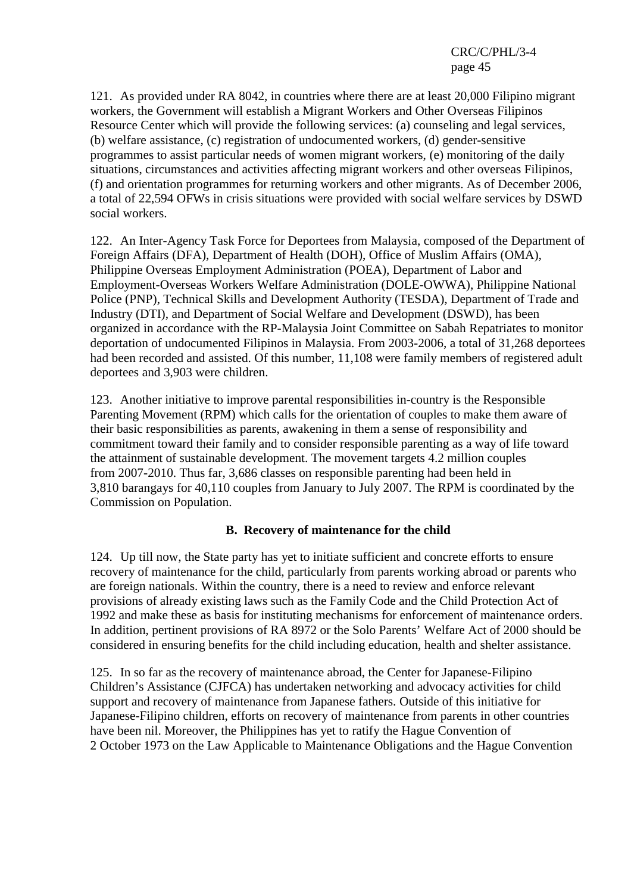121. As provided under RA 8042, in countries where there are at least 20,000 Filipino migrant workers, the Government will establish a Migrant Workers and Other Overseas Filipinos Resource Center which will provide the following services: (a) counseling and legal services, (b) welfare assistance, (c) registration of undocumented workers, (d) gender-sensitive programmes to assist particular needs of women migrant workers, (e) monitoring of the daily situations, circumstances and activities affecting migrant workers and other overseas Filipinos, (f) and orientation programmes for returning workers and other migrants. As of December 2006, a total of 22,594 OFWs in crisis situations were provided with social welfare services by DSWD social workers.

122. An Inter-Agency Task Force for Deportees from Malaysia, composed of the Department of Foreign Affairs (DFA), Department of Health (DOH), Office of Muslim Affairs (OMA), Philippine Overseas Employment Administration (POEA), Department of Labor and Employment-Overseas Workers Welfare Administration (DOLE-OWWA), Philippine National Police (PNP), Technical Skills and Development Authority (TESDA), Department of Trade and Industry (DTI), and Department of Social Welfare and Development (DSWD), has been organized in accordance with the RP-Malaysia Joint Committee on Sabah Repatriates to monitor deportation of undocumented Filipinos in Malaysia. From 2003-2006, a total of 31,268 deportees had been recorded and assisted. Of this number, 11,108 were family members of registered adult deportees and 3,903 were children.

123. Another initiative to improve parental responsibilities in-country is the Responsible Parenting Movement (RPM) which calls for the orientation of couples to make them aware of their basic responsibilities as parents, awakening in them a sense of responsibility and commitment toward their family and to consider responsible parenting as a way of life toward the attainment of sustainable development. The movement targets 4.2 million couples from 2007-2010. Thus far, 3,686 classes on responsible parenting had been held in 3,810 barangays for 40,110 couples from January to July 2007. The RPM is coordinated by the Commission on Population.

## B. Recovery of maintenance for the child

124. Up till now, the State party has yet to initiate sufficient and concrete efforts to ensure recovery of maintenance for the child, particularly from parents working abroad or parents who are foreign nationals. Within the country, there is a need to review and enforce relevant provisions of already existing laws such as the Family Code and the Child Protection Act of 1992 and make these as basis for instituting mechanisms for enforcement of maintenance orders. In addition, pertinent provisions of RA 8972 or the Solo Parents' Welfare Act of 2000 should be considered in ensuring benefits for the child including education, health and shelter assistance.

125. In so far as the recovery of maintenance abroad, the Center for Japanese-Filipino Children's Assistance (CJFCA) has undertaken networking and advocacy activities for child support and recovery of maintenance from Japanese fathers. Outside of this initiative for Japanese-Filipino children, efforts on recovery of maintenance from parents in other countries have been nil. Moreover, the Philippines has yet to ratify the Hague Convention of 2 October 1973 on the Law Applicable to Maintenance Obligations and the Hague Convention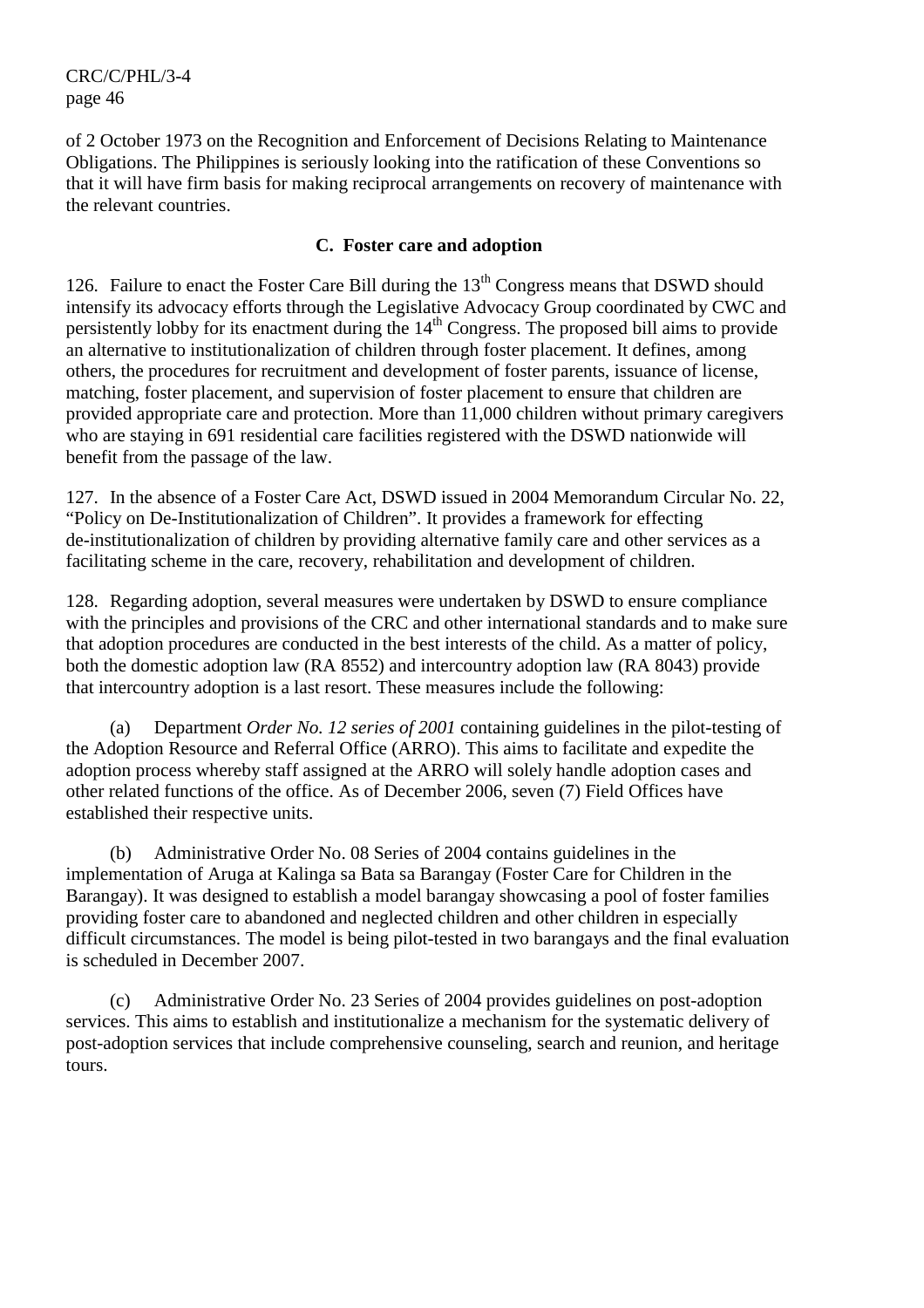of 2 October 1973 on the Recognition and Enforcement of Decisions Relating to Maintenance Obligations. The Philippines is seriously looking into the ratification of these Conventions so that it will have firm basis for making reciprocal arrangements on recovery of maintenance with the relevant countries.

## C. Foster care and adoption

126. Failure to enact the Foster Care Bill during the 13th Congress means that DSWD should intensify its advocacy efforts through the Legislative Advocacy Group coordinated by CWC and persistently lobby for its enactment during the 14th Congress. The proposed bill aims to provide an alternative to institutionalization of children through foster placement. It defines, among others, the procedures for recruitment and development of foster parents, issuance of license, matching, foster placement, and supervision of foster placement to ensure that children are provided appropriate care and protection. More than 11,000 children without primary caregivers who are staying in 691 residential care facilities registered with the DSWD nationwide will benefit from the passage of the law.

127. In the absence of a Foster Care Act, DSWD issued in 2004 Memorandum Circular No. 22, "Policy on De-Institutionalization of Children". It provides a framework for effecting de-institutionalization of children by providing alternative family care and other services as a facilitating scheme in the care, recovery, rehabilitation and development of children.

128. Regarding adoption, several measures were undertaken by DSWD to ensure compliance with the principles and provisions of the CRC and other international standards and to make sure that adoption procedures are conducted in the best interests of the child. As a matter of policy, both the domestic adoption law (RA 8552) and intercountry adoption law (RA 8043) provide that intercountry adoption is a last resort. These measures include the following:

(a) Department *Order No. 12 series of 2001* containing guidelines in the pilot-testing of the Adoption Resource and Referral Office (ARRO). This aims to facilitate and expedite the adoption process whereby staff assigned at the ARRO will solely handle adoption cases and other related functions of the office. As of December 2006, seven (7) Field Offices have established their respective units.

(b) Administrative Order No. 08 Series of 2004 contains guidelines in the implementation of Aruga at Kalinga sa Bata sa Barangay (Foster Care for Children in the Barangay). It was designed to establish a model barangay showcasing a pool of foster families providing foster care to abandoned and neglected children and other children in especially difficult circumstances. The model is being pilot-tested in two barangays and the final evaluation is scheduled in December 2007.

(c) Administrative Order No. 23 Series of 2004 provides guidelines on post-adoption services. This aims to establish and institutionalize a mechanism for the systematic delivery of post-adoption services that include comprehensive counseling, search and reunion, and heritage tours.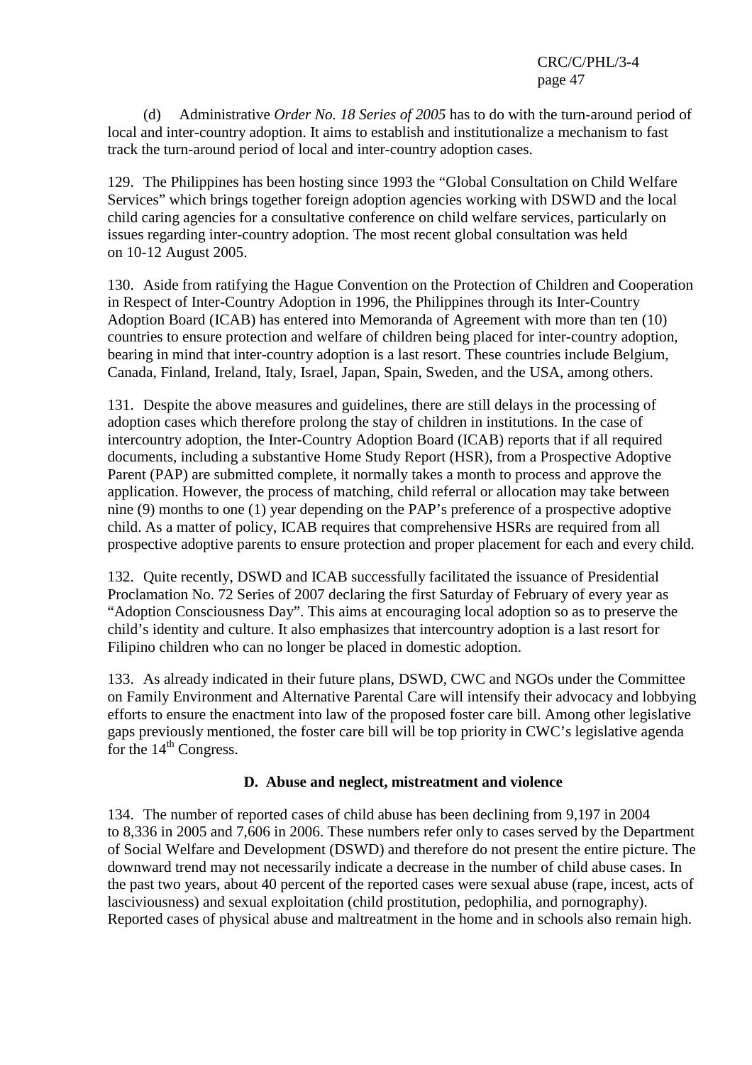(d) Administrative *Order No. 18 Series of 2005* has to do with the turn-around period of local and inter-country adoption. It aims to establish and institutionalize a mechanism to fast track the turn-around period of local and inter-country adoption cases.

129. The Philippines has been hosting since 1993 the "Global Consultation on Child Welfare Services" which brings together foreign adoption agencies working with DSWD and the local child caring agencies for a consultative conference on child welfare services, particularly on issues regarding inter-country adoption. The most recent global consultation was held on 10-12 August 2005.

130. Aside from ratifying the Hague Convention on the Protection of Children and Cooperation in Respect of Inter-Country Adoption in 1996, the Philippines through its Inter-Country Adoption Board (ICAB) has entered into Memoranda of Agreement with more than ten (10) countries to ensure protection and welfare of children being placed for inter-country adoption, bearing in mind that inter-country adoption is a last resort. These countries include Belgium, Canada, Finland, Ireland, Italy, Israel, Japan, Spain, Sweden, and the USA, among others.

131. Despite the above measures and guidelines, there are still delays in the processing of adoption cases which therefore prolong the stay of children in institutions. In the case of intercountry adoption, the Inter-Country Adoption Board (ICAB) reports that if all required documents, including a substantive Home Study Report (HSR), from a Prospective Adoptive Parent (PAP) are submitted complete, it normally takes a month to process and approve the application. However, the process of matching, child referral or allocation may take between nine (9) months to one (1) year depending on the PAP's preference of a prospective adoptive child. As a matter of policy, ICAB requires that comprehensive HSRs are required from all prospective adoptive parents to ensure protection and proper placement for each and every child.

132. Quite recently, DSWD and ICAB successfully facilitated the issuance of Presidential Proclamation No. 72 Series of 2007 declaring the first Saturday of February of every year as "Adoption Consciousness Day". This aims at encouraging local adoption so as to preserve the child's identity and culture. It also emphasizes that intercountry adoption is a last resort for Filipino children who can no longer be placed in domestic adoption.

133. As already indicated in their future plans, DSWD, CWC and NGOs under the Committee on Family Environment and Alternative Parental Care will intensify their advocacy and lobbying efforts to ensure the enactment into law of the proposed foster care bill. Among other legislative gaps previously mentioned, the foster care bill will be top priority in CWC's legislative agenda for the 14th Congress.

## D. Abuse and neglect, mistreatment and violence

134. The number of reported cases of child abuse has been declining from 9,197 in 2004 to 8,336 in 2005 and 7,606 in 2006. These numbers refer only to cases served by the Department of Social Welfare and Development (DSWD) and therefore do not present the entire picture. The downward trend may not necessarily indicate a decrease in the number of child abuse cases. In the past two years, about 40 percent of the reported cases were sexual abuse (rape, incest, acts of lasciviousness) and sexual exploitation (child prostitution, pedophilia, and pornography). Reported cases of physical abuse and maltreatment in the home and in schools also remain high.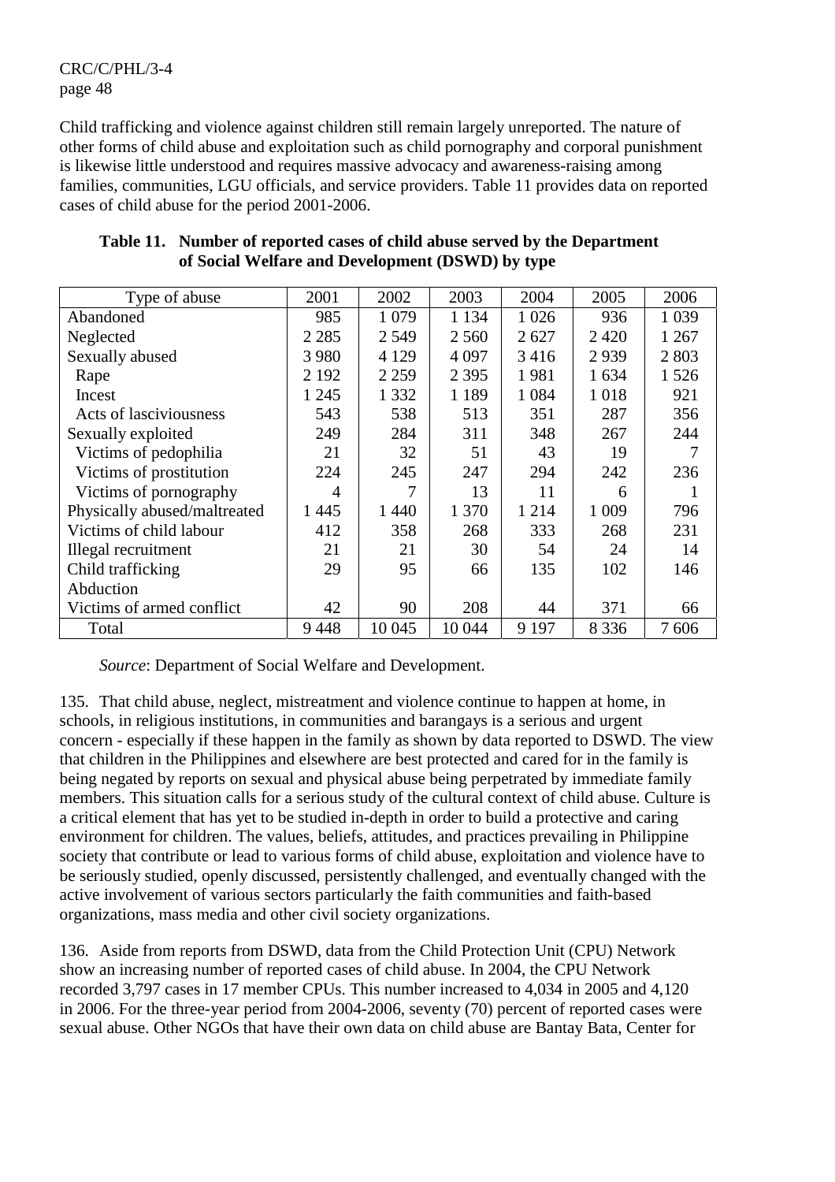Child trafficking and violence against children still remain largely unreported. The nature of other forms of child abuse and exploitation such as child pornography and corporal punishment is likewise little understood and requires massive advocacy and awareness-raising among families, communities, LGU officials, and service providers. Table 11 provides data on reported cases of child abuse for the period 2001-2006.

**Table 11. Number of reported cases of child abuse served by the Department of Social Welfare and Development (DSWD) by type**

| Type of abuse | 2001 | 2002 | 2003 | 2004 | 2005 | 2006 |
|---|---|---|---|---|---|---|
| Abandoned | 985 | 1 079 | 1 134 | 1 026 | 936 | 1 039 |
| Neglected | 2 285 | 2 549 | 2 560 | 2 627 | 2 420 | 1 267 |
| Sexually abused | 3 980 | 4 129 | 4 097 | 3 416 | 2 939 | 2 803 |
| Rape | 2 192 | 2 259 | 2 395 | 1 981 | 1 634 | 1 526 |
| Incest | 1 245 | 1 332 | 1 189 | 1 084 | 1 018 | 921 |
| Acts of lasciviousness | 543 | 538 | 513 | 351 | 287 | 356 |
| Sexually exploited | 249 | 284 | 311 | 348 | 267 | 244 |
| Victims of pedophilia | 21 | 32 | 51 | 43 | 19 | 7 |
| Victims of prostitution | 224 | 245 | 247 | 294 | 242 | 236 |
| Victims of pornography | 4 | 7 | 13 | 11 | 6 | 1 |
| Physically abused/maltreated | 1 445 | 1 440 | 1 370 | 1 214 | 1 009 | 796 |
| Victims of child labour | 412 | 358 | 268 | 333 | 268 | 231 |
| Illegal recruitment | 21 | 21 | 30 | 54 | 24 | 14 |
| Child trafficking | 29 | 95 | 66 | 135 | 102 | 146 |
| Abduction | | | | | | |
| Victims of armed conflict | 42 | 90 | 208 | 44 | 371 | 66 |
| Total | 9 448 | 10 045 | 10 044 | 9 197 | 8 336 | 7 606 |

*Source*: Department of Social Welfare and Development.

135. That child abuse, neglect, mistreatment and violence continue to happen at home, in schools, in religious institutions, in communities and barangays is a serious and urgent concern - especially if these happen in the family as shown by data reported to DSWD. The view that children in the Philippines and elsewhere are best protected and cared for in the family is being negated by reports on sexual and physical abuse being perpetrated by immediate family members. This situation calls for a serious study of the cultural context of child abuse. Culture is a critical element that has yet to be studied in-depth in order to build a protective and caring environment for children. The values, beliefs, attitudes, and practices prevailing in Philippine society that contribute or lead to various forms of child abuse, exploitation and violence have to be seriously studied, openly discussed, persistently challenged, and eventually changed with the active involvement of various sectors particularly the faith communities and faith-based organizations, mass media and other civil society organizations.

136. Aside from reports from DSWD, data from the Child Protection Unit (CPU) Network show an increasing number of reported cases of child abuse. In 2004, the CPU Network recorded 3,797 cases in 17 member CPUs. This number increased to 4,034 in 2005 and 4,120 in 2006. For the three-year period from 2004-2006, seventy (70) percent of reported cases were sexual abuse. Other NGOs that have their own data on child abuse are Bantay Bata, Center for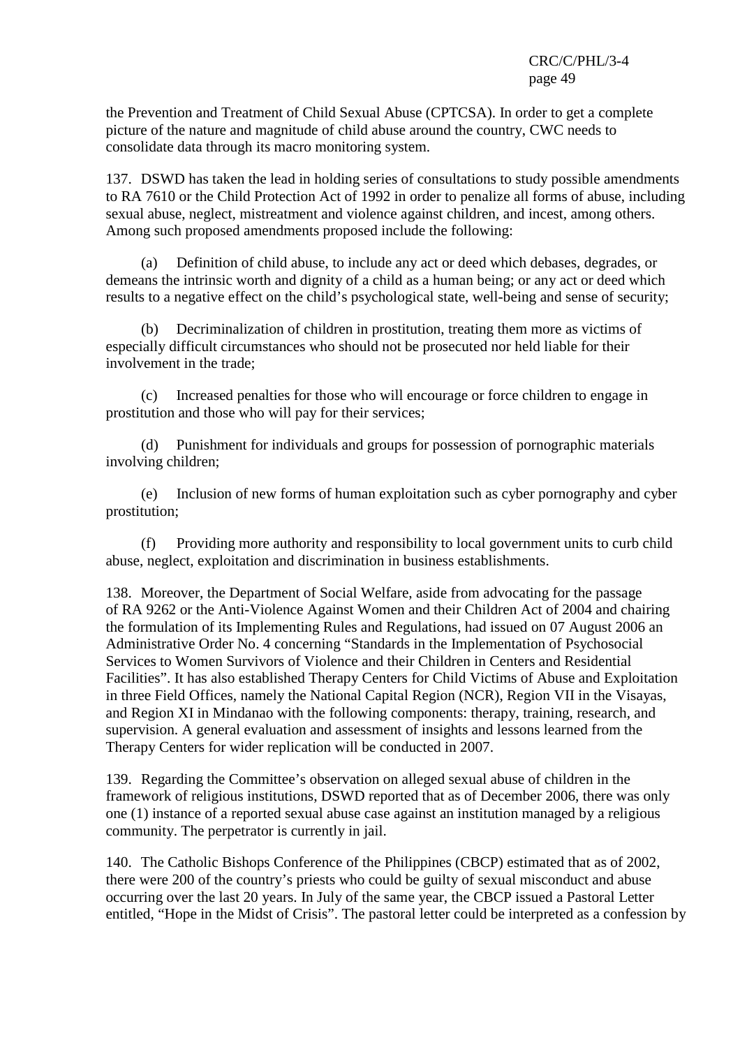the Prevention and Treatment of Child Sexual Abuse (CPTCSA). In order to get a complete picture of the nature and magnitude of child abuse around the country, CWC needs to consolidate data through its macro monitoring system.

137. DSWD has taken the lead in holding series of consultations to study possible amendments to RA 7610 or the Child Protection Act of 1992 in order to penalize all forms of abuse, including sexual abuse, neglect, mistreatment and violence against children, and incest, among others. Among such proposed amendments proposed include the following:

(a) Definition of child abuse, to include any act or deed which debases, degrades, or demeans the intrinsic worth and dignity of a child as a human being; or any act or deed which results to a negative effect on the child's psychological state, well-being and sense of security;

(b) Decriminalization of children in prostitution, treating them more as victims of especially difficult circumstances who should not be prosecuted nor held liable for their involvement in the trade;

(c) Increased penalties for those who will encourage or force children to engage in prostitution and those who will pay for their services;

(d) Punishment for individuals and groups for possession of pornographic materials involving children;

(e) Inclusion of new forms of human exploitation such as cyber pornography and cyber prostitution;

(f) Providing more authority and responsibility to local government units to curb child abuse, neglect, exploitation and discrimination in business establishments.

138. Moreover, the Department of Social Welfare, aside from advocating for the passage of RA 9262 or the Anti-Violence Against Women and their Children Act of 2004 and chairing the formulation of its Implementing Rules and Regulations, had issued on 07 August 2006 an Administrative Order No. 4 concerning "Standards in the Implementation of Psychosocial Services to Women Survivors of Violence and their Children in Centers and Residential Facilities". It has also established Therapy Centers for Child Victims of Abuse and Exploitation in three Field Offices, namely the National Capital Region (NCR), Region VII in the Visayas, and Region XI in Mindanao with the following components: therapy, training, research, and supervision. A general evaluation and assessment of insights and lessons learned from the Therapy Centers for wider replication will be conducted in 2007.

139. Regarding the Committee's observation on alleged sexual abuse of children in the framework of religious institutions, DSWD reported that as of December 2006, there was only one (1) instance of a reported sexual abuse case against an institution managed by a religious community. The perpetrator is currently in jail.

140. The Catholic Bishops Conference of the Philippines (CBCP) estimated that as of 2002, there were 200 of the country's priests who could be guilty of sexual misconduct and abuse occurring over the last 20 years. In July of the same year, the CBCP issued a Pastoral Letter entitled, "Hope in the Midst of Crisis". The pastoral letter could be interpreted as a confession by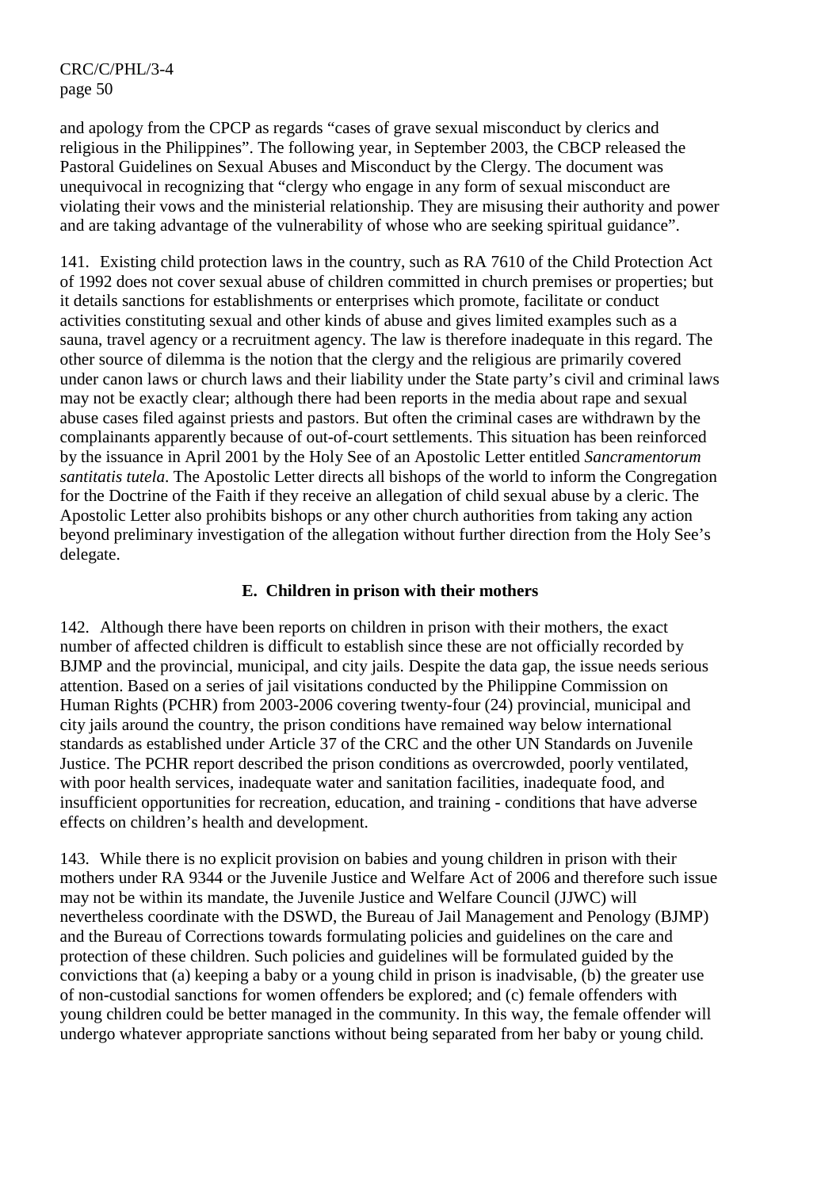and apology from the CPCP as regards "cases of grave sexual misconduct by clerics and religious in the Philippines". The following year, in September 2003, the CBCP released the Pastoral Guidelines on Sexual Abuses and Misconduct by the Clergy. The document was unequivocal in recognizing that "clergy who engage in any form of sexual misconduct are violating their vows and the ministerial relationship. They are misusing their authority and power and are taking advantage of the vulnerability of whose who are seeking spiritual guidance".

141. Existing child protection laws in the country, such as RA 7610 of the Child Protection Act of 1992 does not cover sexual abuse of children committed in church premises or properties; but it details sanctions for establishments or enterprises which promote, facilitate or conduct activities constituting sexual and other kinds of abuse and gives limited examples such as a sauna, travel agency or a recruitment agency. The law is therefore inadequate in this regard. The other source of dilemma is the notion that the clergy and the religious are primarily covered under canon laws or church laws and their liability under the State party's civil and criminal laws may not be exactly clear; although there had been reports in the media about rape and sexual abuse cases filed against priests and pastors. But often the criminal cases are withdrawn by the complainants apparently because of out-of-court settlements. This situation has been reinforced by the issuance in April 2001 by the Holy See of an Apostolic Letter entitled *Sancramentorum santitatis tutela*. The Apostolic Letter directs all bishops of the world to inform the Congregation for the Doctrine of the Faith if they receive an allegation of child sexual abuse by a cleric. The Apostolic Letter also prohibits bishops or any other church authorities from taking any action beyond preliminary investigation of the allegation without further direction from the Holy See's delegate.

### E. Children in prison with their mothers

142. Although there have been reports on children in prison with their mothers, the exact number of affected children is difficult to establish since these are not officially recorded by BJMP and the provincial, municipal, and city jails. Despite the data gap, the issue needs serious attention. Based on a series of jail visitations conducted by the Philippine Commission on Human Rights (PCHR) from 2003-2006 covering twenty-four (24) provincial, municipal and city jails around the country, the prison conditions have remained way below international standards as established under Article 37 of the CRC and the other UN Standards on Juvenile Justice. The PCHR report described the prison conditions as overcrowded, poorly ventilated, with poor health services, inadequate water and sanitation facilities, inadequate food, and insufficient opportunities for recreation, education, and training - conditions that have adverse effects on children's health and development.

143. While there is no explicit provision on babies and young children in prison with their mothers under RA 9344 or the Juvenile Justice and Welfare Act of 2006 and therefore such issue may not be within its mandate, the Juvenile Justice and Welfare Council (JJWC) will nevertheless coordinate with the DSWD, the Bureau of Jail Management and Penology (BJMP) and the Bureau of Corrections towards formulating policies and guidelines on the care and protection of these children. Such policies and guidelines will be formulated guided by the convictions that (a) keeping a baby or a young child in prison is inadvisable, (b) the greater use of non-custodial sanctions for women offenders be explored; and (c) female offenders with young children could be better managed in the community. In this way, the female offender will undergo whatever appropriate sanctions without being separated from her baby or young child.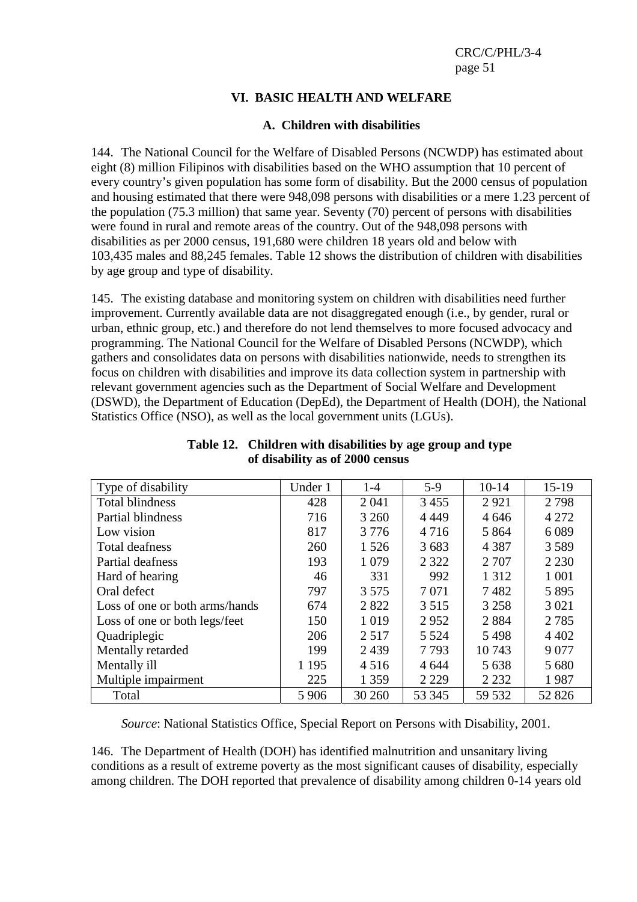## VI. BASIC HEALTH AND WELFARE

### A. Children with disabilities

144. The National Council for the Welfare of Disabled Persons (NCWDP) has estimated about eight (8) million Filipinos with disabilities based on the WHO assumption that 10 percent of every country's given population has some form of disability. But the 2000 census of population and housing estimated that there were 948,098 persons with disabilities or a mere 1.23 percent of the population (75.3 million) that same year. Seventy (70) percent of persons with disabilities were found in rural and remote areas of the country. Out of the 948,098 persons with disabilities as per 2000 census, 191,680 were children 18 years old and below with 103,435 males and 88,245 females. Table 12 shows the distribution of children with disabilities by age group and type of disability.

145. The existing database and monitoring system on children with disabilities need further improvement. Currently available data are not disaggregated enough (i.e., by gender, rural or urban, ethnic group, etc.) and therefore do not lend themselves to more focused advocacy and programming. The National Council for the Welfare of Disabled Persons (NCWDP), which gathers and consolidates data on persons with disabilities nationwide, needs to strengthen its focus on children with disabilities and improve its data collection system in partnership with relevant government agencies such as the Department of Social Welfare and Development (DSWD), the Department of Education (DepEd), the Department of Health (DOH), the National Statistics Office (NSO), as well as the local government units (LGUs).

**Table 12. Children with disabilities by age group and type of disability as of 2000 census**

| Type of disability | Under 1 | 1-4 | 5-9 | 10-14 | 15-19 |
|---|---|---|---|---|---|
| Total blindness | 428 | 2 041 | 3 455 | 2 921 | 2 798 |
| Partial blindness | 716 | 3 260 | 4 449 | 4 646 | 4 272 |
| Low vision | 817 | 3 776 | 4 716 | 5 864 | 6 089 |
| Total deafness | 260 | 1 526 | 3 683 | 4 387 | 3 589 |
| Partial deafness | 193 | 1 079 | 2 322 | 2 707 | 2 230 |
| Hard of hearing | 46 | 331 | 992 | 1 312 | 1 001 |
| Oral defect | 797 | 3 575 | 7 071 | 7 482 | 5 895 |
| Loss of one or both arms/hands | 674 | 2 822 | 3 515 | 3 258 | 3 021 |
| Loss of one or both legs/feet | 150 | 1 019 | 2 952 | 2 884 | 2 785 |
| Quadriplegic | 206 | 2 517 | 5 524 | 5 498 | 4 402 |
| Mentally retarded | 199 | 2 439 | 7 793 | 10 743 | 9 077 |
| Mentally ill | 1 195 | 4 516 | 4 644 | 5 638 | 5 680 |
| Multiple impairment | 225 | 1 359 | 2 229 | 2 232 | 1 987 |
| Total | 5 906 | 30 260 | 53 345 | 59 532 | 52 826 |

*Source*: National Statistics Office, Special Report on Persons with Disability, 2001.

146. The Department of Health (DOH) has identified malnutrition and unsanitary living conditions as a result of extreme poverty as the most significant causes of disability, especially among children. The DOH reported that prevalence of disability among children 0-14 years old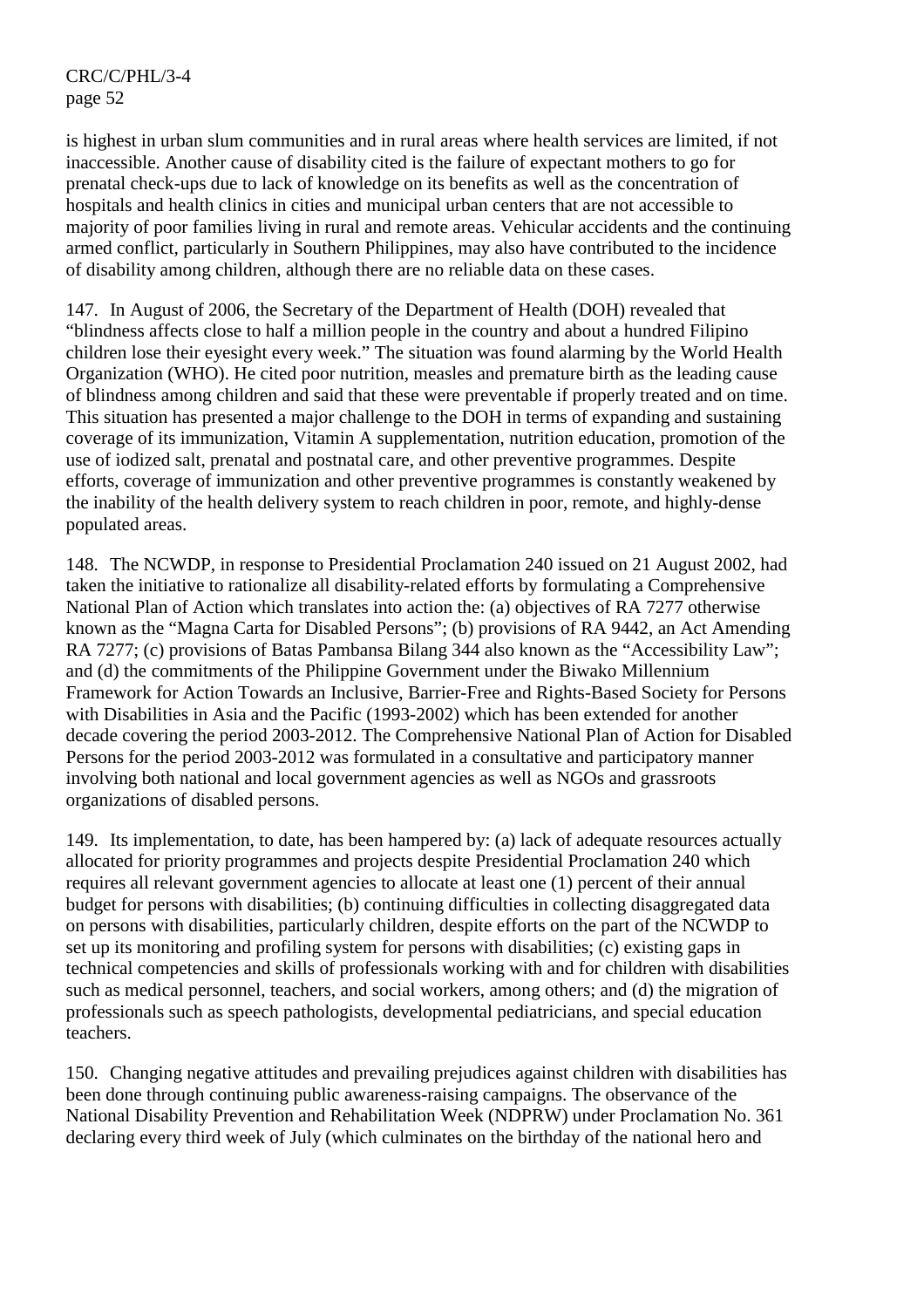is highest in urban slum communities and in rural areas where health services are limited, if not inaccessible. Another cause of disability cited is the failure of expectant mothers to go for prenatal check-ups due to lack of knowledge on its benefits as well as the concentration of hospitals and health clinics in cities and municipal urban centers that are not accessible to majority of poor families living in rural and remote areas. Vehicular accidents and the continuing armed conflict, particularly in Southern Philippines, may also have contributed to the incidence of disability among children, although there are no reliable data on these cases.

147. In August of 2006, the Secretary of the Department of Health (DOH) revealed that "blindness affects close to half a million people in the country and about a hundred Filipino children lose their eyesight every week." The situation was found alarming by the World Health Organization (WHO). He cited poor nutrition, measles and premature birth as the leading cause of blindness among children and said that these were preventable if properly treated and on time. This situation has presented a major challenge to the DOH in terms of expanding and sustaining coverage of its immunization, Vitamin A supplementation, nutrition education, promotion of the use of iodized salt, prenatal and postnatal care, and other preventive programmes. Despite efforts, coverage of immunization and other preventive programmes is constantly weakened by the inability of the health delivery system to reach children in poor, remote, and highly-dense populated areas.

148. The NCWDP, in response to Presidential Proclamation 240 issued on 21 August 2002, had taken the initiative to rationalize all disability-related efforts by formulating a Comprehensive National Plan of Action which translates into action the: (a) objectives of RA 7277 otherwise known as the "Magna Carta for Disabled Persons"; (b) provisions of RA 9442, an Act Amending RA 7277; (c) provisions of Batas Pambansa Bilang 344 also known as the "Accessibility Law"; and (d) the commitments of the Philippine Government under the Biwako Millennium Framework for Action Towards an Inclusive, Barrier-Free and Rights-Based Society for Persons with Disabilities in Asia and the Pacific (1993-2002) which has been extended for another decade covering the period 2003-2012. The Comprehensive National Plan of Action for Disabled Persons for the period 2003-2012 was formulated in a consultative and participatory manner involving both national and local government agencies as well as NGOs and grassroots organizations of disabled persons.

149. Its implementation, to date, has been hampered by: (a) lack of adequate resources actually allocated for priority programmes and projects despite Presidential Proclamation 240 which requires all relevant government agencies to allocate at least one (1) percent of their annual budget for persons with disabilities; (b) continuing difficulties in collecting disaggregated data on persons with disabilities, particularly children, despite efforts on the part of the NCWDP to set up its monitoring and profiling system for persons with disabilities; (c) existing gaps in technical competencies and skills of professionals working with and for children with disabilities such as medical personnel, teachers, and social workers, among others; and (d) the migration of professionals such as speech pathologists, developmental pediatricians, and special education teachers.

150. Changing negative attitudes and prevailing prejudices against children with disabilities has been done through continuing public awareness-raising campaigns. The observance of the National Disability Prevention and Rehabilitation Week (NDPRW) under Proclamation No. 361 declaring every third week of July (which culminates on the birthday of the national hero and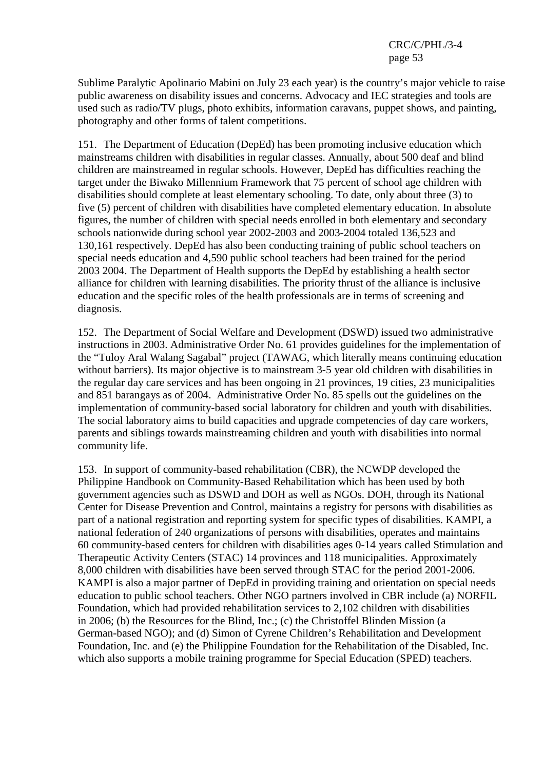Sublime Paralytic Apolinario Mabini on July 23 each year) is the country's major vehicle to raise public awareness on disability issues and concerns. Advocacy and IEC strategies and tools are used such as radio/TV plugs, photo exhibits, information caravans, puppet shows, and painting, photography and other forms of talent competitions.

151. The Department of Education (DepEd) has been promoting inclusive education which mainstreams children with disabilities in regular classes. Annually, about 500 deaf and blind children are mainstreamed in regular schools. However, DepEd has difficulties reaching the target under the Biwako Millennium Framework that 75 percent of school age children with disabilities should complete at least elementary schooling. To date, only about three (3) to five (5) percent of children with disabilities have completed elementary education. In absolute figures, the number of children with special needs enrolled in both elementary and secondary schools nationwide during school year 2002-2003 and 2003-2004 totaled 136,523 and 130,161 respectively. DepEd has also been conducting training of public school teachers on special needs education and 4,590 public school teachers had been trained for the period 2003 2004. The Department of Health supports the DepEd by establishing a health sector alliance for children with learning disabilities. The priority thrust of the alliance is inclusive education and the specific roles of the health professionals are in terms of screening and diagnosis.

152. The Department of Social Welfare and Development (DSWD) issued two administrative instructions in 2003. Administrative Order No. 61 provides guidelines for the implementation of the "Tuloy Aral Walang Sagabal" project (TAWAG, which literally means continuing education without barriers). Its major objective is to mainstream 3-5 year old children with disabilities in the regular day care services and has been ongoing in 21 provinces, 19 cities, 23 municipalities and 851 barangays as of 2004. Administrative Order No. 85 spells out the guidelines on the implementation of community-based social laboratory for children and youth with disabilities. The social laboratory aims to build capacities and upgrade competencies of day care workers, parents and siblings towards mainstreaming children and youth with disabilities into normal community life.

153. In support of community-based rehabilitation (CBR), the NCWDP developed the Philippine Handbook on Community-Based Rehabilitation which has been used by both government agencies such as DSWD and DOH as well as NGOs. DOH, through its National Center for Disease Prevention and Control, maintains a registry for persons with disabilities as part of a national registration and reporting system for specific types of disabilities. KAMPI, a national federation of 240 organizations of persons with disabilities, operates and maintains 60 community-based centers for children with disabilities ages 0-14 years called Stimulation and Therapeutic Activity Centers (STAC) 14 provinces and 118 municipalities. Approximately 8,000 children with disabilities have been served through STAC for the period 2001-2006. KAMPI is also a major partner of DepEd in providing training and orientation on special needs education to public school teachers. Other NGO partners involved in CBR include (a) NORFIL Foundation, which had provided rehabilitation services to 2,102 children with disabilities in 2006; (b) the Resources for the Blind, Inc.; (c) the Christoffel Blinden Mission (a German-based NGO); and (d) Simon of Cyrene Children's Rehabilitation and Development Foundation, Inc. and (e) the Philippine Foundation for the Rehabilitation of the Disabled, Inc. which also supports a mobile training programme for Special Education (SPED) teachers.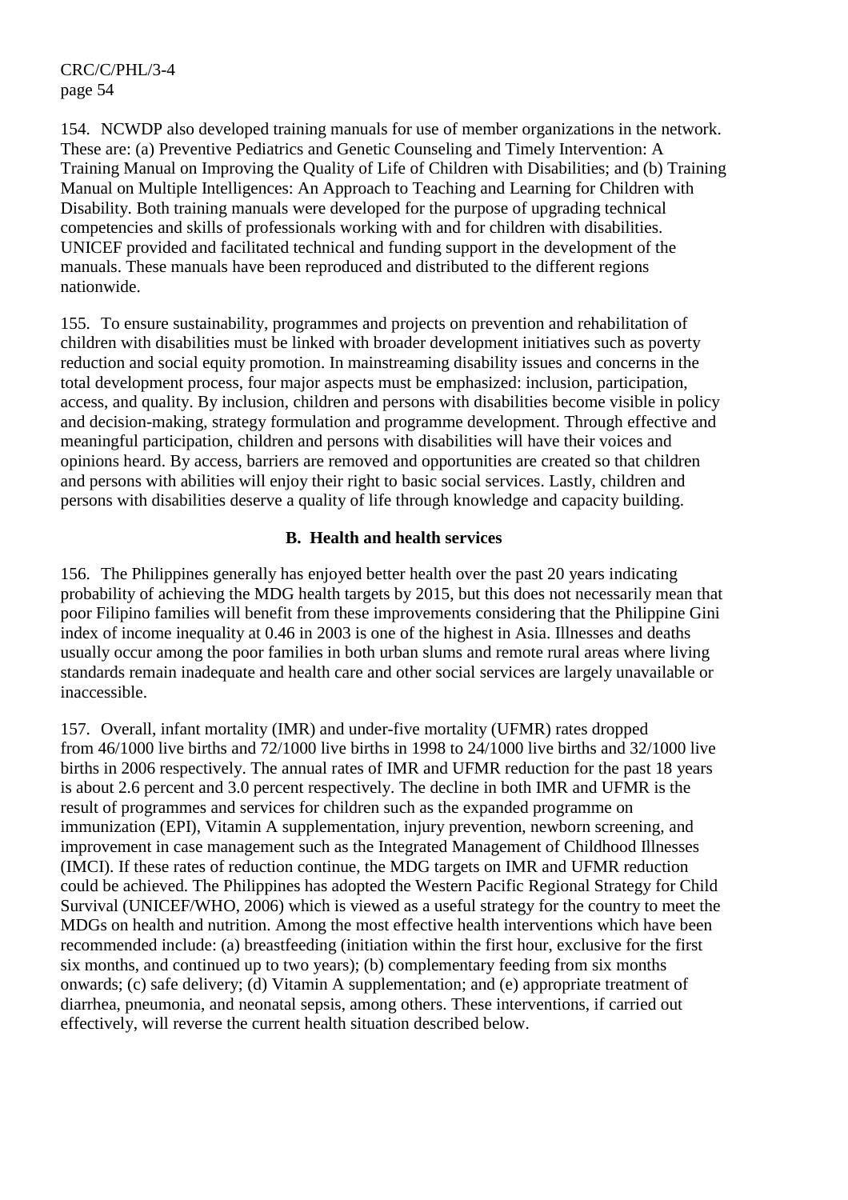154. NCWDP also developed training manuals for use of member organizations in the network. These are: (a) Preventive Pediatrics and Genetic Counseling and Timely Intervention: A Training Manual on Improving the Quality of Life of Children with Disabilities; and (b) Training Manual on Multiple Intelligences: An Approach to Teaching and Learning for Children with Disability. Both training manuals were developed for the purpose of upgrading technical competencies and skills of professionals working with and for children with disabilities. UNICEF provided and facilitated technical and funding support in the development of the manuals. These manuals have been reproduced and distributed to the different regions nationwide.

155. To ensure sustainability, programmes and projects on prevention and rehabilitation of children with disabilities must be linked with broader development initiatives such as poverty reduction and social equity promotion. In mainstreaming disability issues and concerns in the total development process, four major aspects must be emphasized: inclusion, participation, access, and quality. By inclusion, children and persons with disabilities become visible in policy and decision-making, strategy formulation and programme development. Through effective and meaningful participation, children and persons with disabilities will have their voices and opinions heard. By access, barriers are removed and opportunities are created so that children and persons with abilities will enjoy their right to basic social services. Lastly, children and persons with disabilities deserve a quality of life through knowledge and capacity building.

## B. Health and health services

156. The Philippines generally has enjoyed better health over the past 20 years indicating probability of achieving the MDG health targets by 2015, but this does not necessarily mean that poor Filipino families will benefit from these improvements considering that the Philippine Gini index of income inequality at 0.46 in 2003 is one of the highest in Asia. Illnesses and deaths usually occur among the poor families in both urban slums and remote rural areas where living standards remain inadequate and health care and other social services are largely unavailable or inaccessible.

157. Overall, infant mortality (IMR) and under-five mortality (UFMR) rates dropped from 46/1000 live births and 72/1000 live births in 1998 to 24/1000 live births and 32/1000 live births in 2006 respectively. The annual rates of IMR and UFMR reduction for the past 18 years is about 2.6 percent and 3.0 percent respectively. The decline in both IMR and UFMR is the result of programmes and services for children such as the expanded programme on immunization (EPI), Vitamin A supplementation, injury prevention, newborn screening, and improvement in case management such as the Integrated Management of Childhood Illnesses (IMCI). If these rates of reduction continue, the MDG targets on IMR and UFMR reduction could be achieved. The Philippines has adopted the Western Pacific Regional Strategy for Child Survival (UNICEF/WHO, 2006) which is viewed as a useful strategy for the country to meet the MDGs on health and nutrition. Among the most effective health interventions which have been recommended include: (a) breastfeeding (initiation within the first hour, exclusive for the first six months, and continued up to two years); (b) complementary feeding from six months onwards; (c) safe delivery; (d) Vitamin A supplementation; and (e) appropriate treatment of diarrhea, pneumonia, and neonatal sepsis, among others. These interventions, if carried out effectively, will reverse the current health situation described below.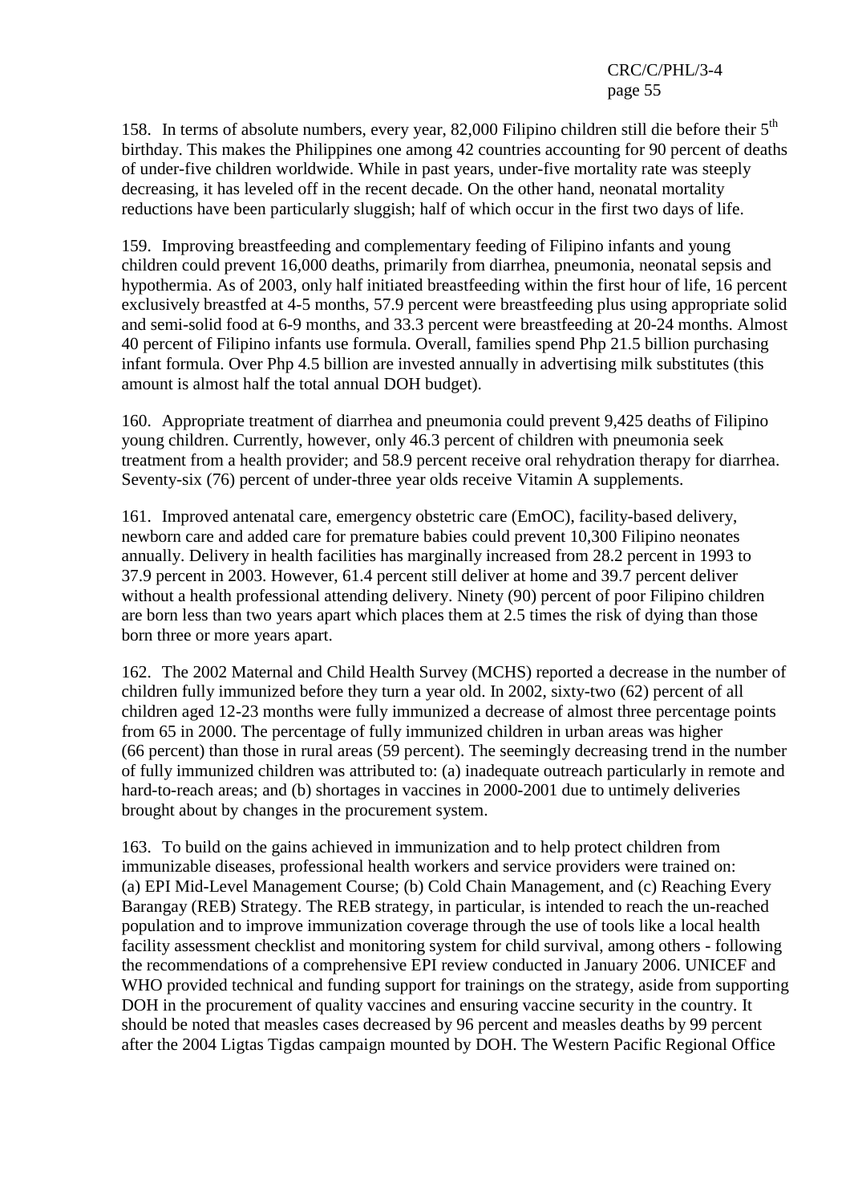158. In terms of absolute numbers, every year, 82,000 Filipino children still die before their 5th birthday. This makes the Philippines one among 42 countries accounting for 90 percent of deaths of under-five children worldwide. While in past years, under-five mortality rate was steeply decreasing, it has leveled off in the recent decade. On the other hand, neonatal mortality reductions have been particularly sluggish; half of which occur in the first two days of life.

159. Improving breastfeeding and complementary feeding of Filipino infants and young children could prevent 16,000 deaths, primarily from diarrhea, pneumonia, neonatal sepsis and hypothermia. As of 2003, only half initiated breastfeeding within the first hour of life, 16 percent exclusively breastfed at 4-5 months, 57.9 percent were breastfeeding plus using appropriate solid and semi-solid food at 6-9 months, and 33.3 percent were breastfeeding at 20-24 months. Almost 40 percent of Filipino infants use formula. Overall, families spend Php 21.5 billion purchasing infant formula. Over Php 4.5 billion are invested annually in advertising milk substitutes (this amount is almost half the total annual DOH budget).

160. Appropriate treatment of diarrhea and pneumonia could prevent 9,425 deaths of Filipino young children. Currently, however, only 46.3 percent of children with pneumonia seek treatment from a health provider; and 58.9 percent receive oral rehydration therapy for diarrhea. Seventy-six (76) percent of under-three year olds receive Vitamin A supplements.

161. Improved antenatal care, emergency obstetric care (EmOC), facility-based delivery, newborn care and added care for premature babies could prevent 10,300 Filipino neonates annually. Delivery in health facilities has marginally increased from 28.2 percent in 1993 to 37.9 percent in 2003. However, 61.4 percent still deliver at home and 39.7 percent deliver without a health professional attending delivery. Ninety (90) percent of poor Filipino children are born less than two years apart which places them at 2.5 times the risk of dying than those born three or more years apart.

162. The 2002 Maternal and Child Health Survey (MCHS) reported a decrease in the number of children fully immunized before they turn a year old. In 2002, sixty-two (62) percent of all children aged 12-23 months were fully immunized a decrease of almost three percentage points from 65 in 2000. The percentage of fully immunized children in urban areas was higher (66 percent) than those in rural areas (59 percent). The seemingly decreasing trend in the number of fully immunized children was attributed to: (a) inadequate outreach particularly in remote and hard-to-reach areas; and (b) shortages in vaccines in 2000-2001 due to untimely deliveries brought about by changes in the procurement system.

163. To build on the gains achieved in immunization and to help protect children from immunizable diseases, professional health workers and service providers were trained on: (a) EPI Mid-Level Management Course; (b) Cold Chain Management, and (c) Reaching Every Barangay (REB) Strategy. The REB strategy, in particular, is intended to reach the un-reached population and to improve immunization coverage through the use of tools like a local health facility assessment checklist and monitoring system for child survival, among others - following the recommendations of a comprehensive EPI review conducted in January 2006. UNICEF and WHO provided technical and funding support for trainings on the strategy, aside from supporting DOH in the procurement of quality vaccines and ensuring vaccine security in the country. It should be noted that measles cases decreased by 96 percent and measles deaths by 99 percent after the 2004 Ligtas Tigdas campaign mounted by DOH. The Western Pacific Regional Office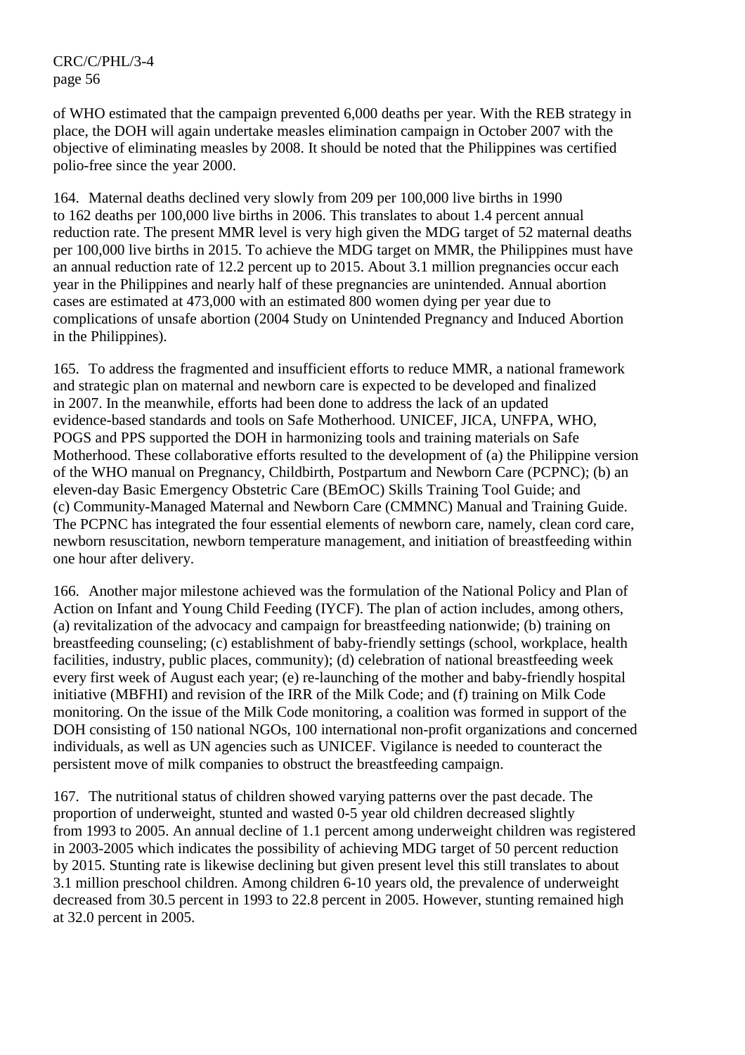of WHO estimated that the campaign prevented 6,000 deaths per year. With the REB strategy in place, the DOH will again undertake measles elimination campaign in October 2007 with the objective of eliminating measles by 2008. It should be noted that the Philippines was certified polio-free since the year 2000.

164. Maternal deaths declined very slowly from 209 per 100,000 live births in 1990 to 162 deaths per 100,000 live births in 2006. This translates to about 1.4 percent annual reduction rate. The present MMR level is very high given the MDG target of 52 maternal deaths per 100,000 live births in 2015. To achieve the MDG target on MMR, the Philippines must have an annual reduction rate of 12.2 percent up to 2015. About 3.1 million pregnancies occur each year in the Philippines and nearly half of these pregnancies are unintended. Annual abortion cases are estimated at 473,000 with an estimated 800 women dying per year due to complications of unsafe abortion (2004 Study on Unintended Pregnancy and Induced Abortion in the Philippines).

165. To address the fragmented and insufficient efforts to reduce MMR, a national framework and strategic plan on maternal and newborn care is expected to be developed and finalized in 2007. In the meanwhile, efforts had been done to address the lack of an updated evidence-based standards and tools on Safe Motherhood. UNICEF, JICA, UNFPA, WHO, POGS and PPS supported the DOH in harmonizing tools and training materials on Safe Motherhood. These collaborative efforts resulted to the development of (a) the Philippine version of the WHO manual on Pregnancy, Childbirth, Postpartum and Newborn Care (PCPNC); (b) an eleven-day Basic Emergency Obstetric Care (BEmOC) Skills Training Tool Guide; and (c) Community-Managed Maternal and Newborn Care (CMMNC) Manual and Training Guide. The PCPNC has integrated the four essential elements of newborn care, namely, clean cord care, newborn resuscitation, newborn temperature management, and initiation of breastfeeding within one hour after delivery.

166. Another major milestone achieved was the formulation of the National Policy and Plan of Action on Infant and Young Child Feeding (IYCF). The plan of action includes, among others, (a) revitalization of the advocacy and campaign for breastfeeding nationwide; (b) training on breastfeeding counseling; (c) establishment of baby-friendly settings (school, workplace, health facilities, industry, public places, community); (d) celebration of national breastfeeding week every first week of August each year; (e) re-launching of the mother and baby-friendly hospital initiative (MBFHI) and revision of the IRR of the Milk Code; and (f) training on Milk Code monitoring. On the issue of the Milk Code monitoring, a coalition was formed in support of the DOH consisting of 150 national NGOs, 100 international non-profit organizations and concerned individuals, as well as UN agencies such as UNICEF. Vigilance is needed to counteract the persistent move of milk companies to obstruct the breastfeeding campaign.

167. The nutritional status of children showed varying patterns over the past decade. The proportion of underweight, stunted and wasted 0-5 year old children decreased slightly from 1993 to 2005. An annual decline of 1.1 percent among underweight children was registered in 2003-2005 which indicates the possibility of achieving MDG target of 50 percent reduction by 2015. Stunting rate is likewise declining but given present level this still translates to about 3.1 million preschool children. Among children 6-10 years old, the prevalence of underweight decreased from 30.5 percent in 1993 to 22.8 percent in 2005. However, stunting remained high at 32.0 percent in 2005.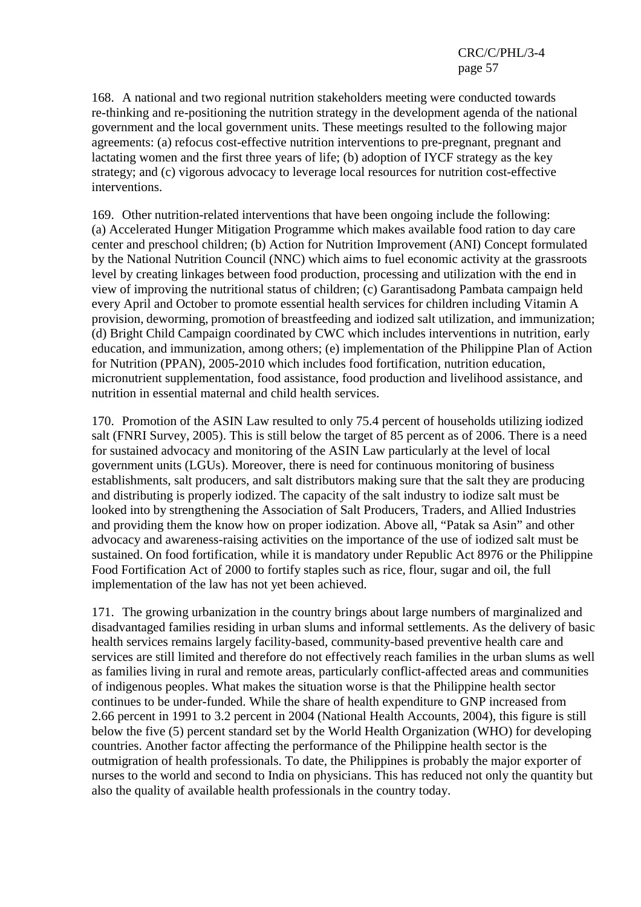168. A national and two regional nutrition stakeholders meeting were conducted towards re-thinking and re-positioning the nutrition strategy in the development agenda of the national government and the local government units. These meetings resulted to the following major agreements: (a) refocus cost-effective nutrition interventions to pre-pregnant, pregnant and lactating women and the first three years of life; (b) adoption of IYCF strategy as the key strategy; and (c) vigorous advocacy to leverage local resources for nutrition cost-effective interventions.

169. Other nutrition-related interventions that have been ongoing include the following: (a) Accelerated Hunger Mitigation Programme which makes available food ration to day care center and preschool children; (b) Action for Nutrition Improvement (ANI) Concept formulated by the National Nutrition Council (NNC) which aims to fuel economic activity at the grassroots level by creating linkages between food production, processing and utilization with the end in view of improving the nutritional status of children; (c) Garantisadong Pambata campaign held every April and October to promote essential health services for children including Vitamin A provision, deworming, promotion of breastfeeding and iodized salt utilization, and immunization; (d) Bright Child Campaign coordinated by CWC which includes interventions in nutrition, early education, and immunization, among others; (e) implementation of the Philippine Plan of Action for Nutrition (PPAN), 2005-2010 which includes food fortification, nutrition education, micronutrient supplementation, food assistance, food production and livelihood assistance, and nutrition in essential maternal and child health services.

170. Promotion of the ASIN Law resulted to only 75.4 percent of households utilizing iodized salt (FNRI Survey, 2005). This is still below the target of 85 percent as of 2006. There is a need for sustained advocacy and monitoring of the ASIN Law particularly at the level of local government units (LGUs). Moreover, there is need for continuous monitoring of business establishments, salt producers, and salt distributors making sure that the salt they are producing and distributing is properly iodized. The capacity of the salt industry to iodize salt must be looked into by strengthening the Association of Salt Producers, Traders, and Allied Industries and providing them the know how on proper iodization. Above all, "Patak sa Asin" and other advocacy and awareness-raising activities on the importance of the use of iodized salt must be sustained. On food fortification, while it is mandatory under Republic Act 8976 or the Philippine Food Fortification Act of 2000 to fortify staples such as rice, flour, sugar and oil, the full implementation of the law has not yet been achieved.

171. The growing urbanization in the country brings about large numbers of marginalized and disadvantaged families residing in urban slums and informal settlements. As the delivery of basic health services remains largely facility-based, community-based preventive health care and services are still limited and therefore do not effectively reach families in the urban slums as well as families living in rural and remote areas, particularly conflict-affected areas and communities of indigenous peoples. What makes the situation worse is that the Philippine health sector continues to be under-funded. While the share of health expenditure to GNP increased from 2.66 percent in 1991 to 3.2 percent in 2004 (National Health Accounts, 2004), this figure is still below the five (5) percent standard set by the World Health Organization (WHO) for developing countries. Another factor affecting the performance of the Philippine health sector is the outmigration of health professionals. To date, the Philippines is probably the major exporter of nurses to the world and second to India on physicians. This has reduced not only the quantity but also the quality of available health professionals in the country today.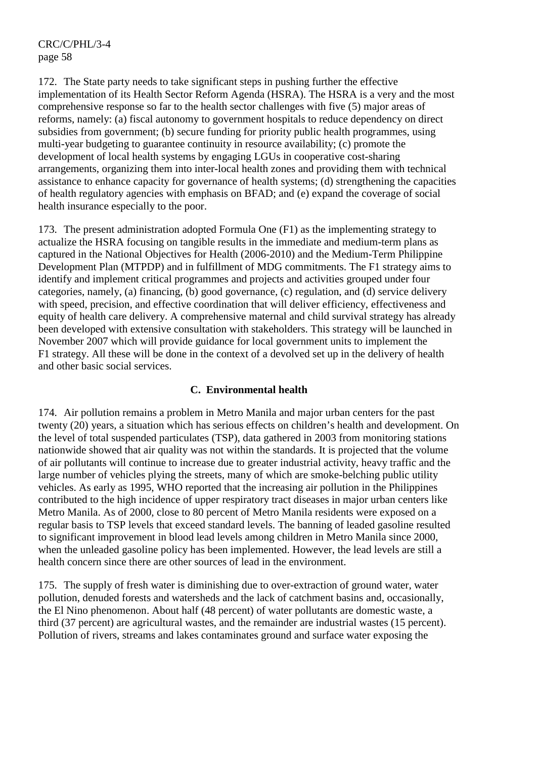172. The State party needs to take significant steps in pushing further the effective implementation of its Health Sector Reform Agenda (HSRA). The HSRA is a very and the most comprehensive response so far to the health sector challenges with five (5) major areas of reforms, namely: (a) fiscal autonomy to government hospitals to reduce dependency on direct subsidies from government; (b) secure funding for priority public health programmes, using multi-year budgeting to guarantee continuity in resource availability; (c) promote the development of local health systems by engaging LGUs in cooperative cost-sharing arrangements, organizing them into inter-local health zones and providing them with technical assistance to enhance capacity for governance of health systems; (d) strengthening the capacities of health regulatory agencies with emphasis on BFAD; and (e) expand the coverage of social health insurance especially to the poor.

173. The present administration adopted Formula One (F1) as the implementing strategy to actualize the HSRA focusing on tangible results in the immediate and medium-term plans as captured in the National Objectives for Health (2006-2010) and the Medium-Term Philippine Development Plan (MTPDP) and in fulfillment of MDG commitments. The F1 strategy aims to identify and implement critical programmes and projects and activities grouped under four categories, namely, (a) financing, (b) good governance, (c) regulation, and (d) service delivery with speed, precision, and effective coordination that will deliver efficiency, effectiveness and equity of health care delivery. A comprehensive maternal and child survival strategy has already been developed with extensive consultation with stakeholders. This strategy will be launched in November 2007 which will provide guidance for local government units to implement the F1 strategy. All these will be done in the context of a devolved set up in the delivery of health and other basic social services.

### C. Environmental health

174. Air pollution remains a problem in Metro Manila and major urban centers for the past twenty (20) years, a situation which has serious effects on children's health and development. On the level of total suspended particulates (TSP), data gathered in 2003 from monitoring stations nationwide showed that air quality was not within the standards. It is projected that the volume of air pollutants will continue to increase due to greater industrial activity, heavy traffic and the large number of vehicles plying the streets, many of which are smoke-belching public utility vehicles. As early as 1995, WHO reported that the increasing air pollution in the Philippines contributed to the high incidence of upper respiratory tract diseases in major urban centers like Metro Manila. As of 2000, close to 80 percent of Metro Manila residents were exposed on a regular basis to TSP levels that exceed standard levels. The banning of leaded gasoline resulted to significant improvement in blood lead levels among children in Metro Manila since 2000, when the unleaded gasoline policy has been implemented. However, the lead levels are still a health concern since there are other sources of lead in the environment.

175. The supply of fresh water is diminishing due to over-extraction of ground water, water pollution, denuded forests and watersheds and the lack of catchment basins and, occasionally, the El Nino phenomenon. About half (48 percent) of water pollutants are domestic waste, a third (37 percent) are agricultural wastes, and the remainder are industrial wastes (15 percent). Pollution of rivers, streams and lakes contaminates ground and surface water exposing the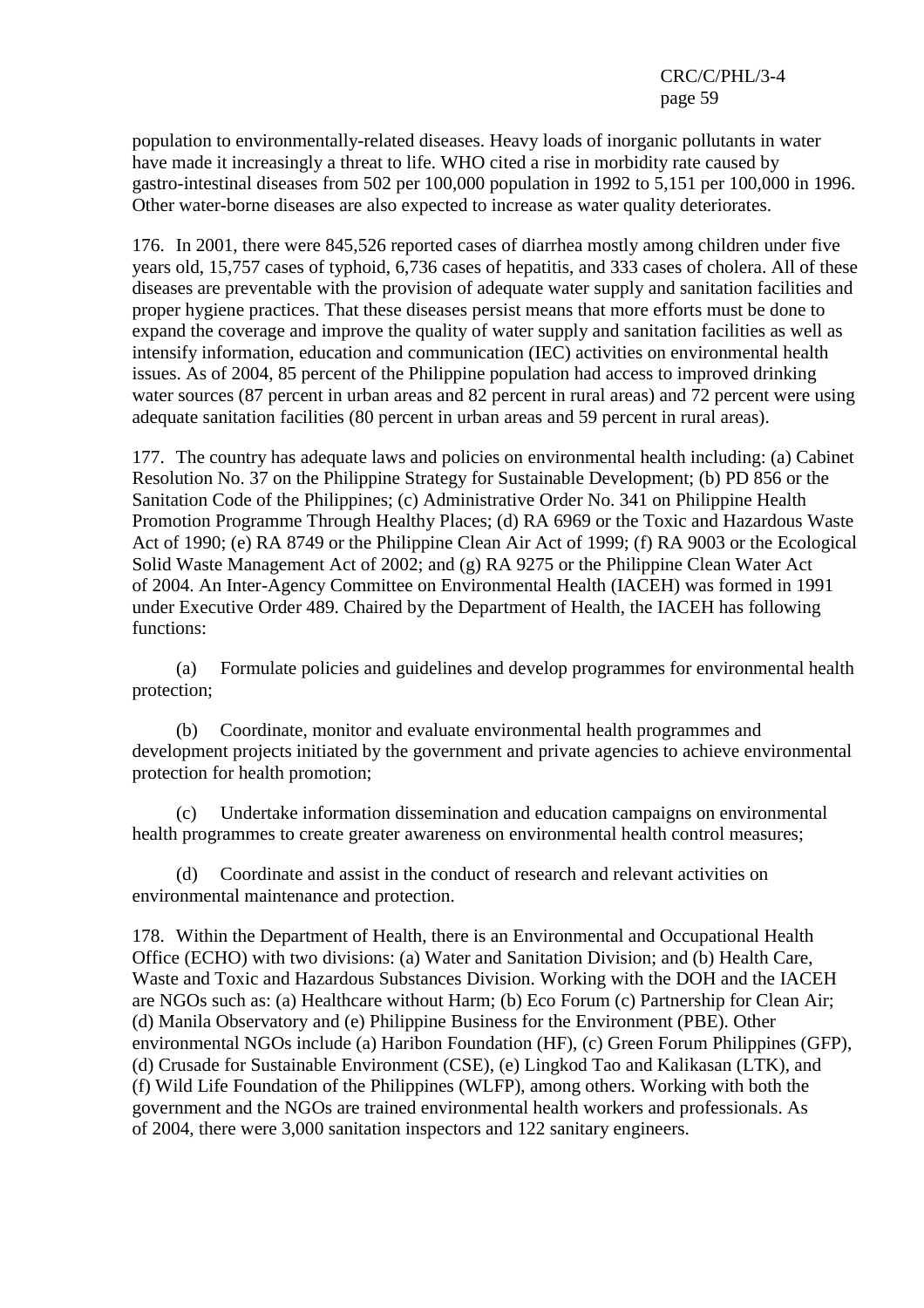population to environmentally-related diseases. Heavy loads of inorganic pollutants in water have made it increasingly a threat to life. WHO cited a rise in morbidity rate caused by gastro-intestinal diseases from 502 per 100,000 population in 1992 to 5,151 per 100,000 in 1996. Other water-borne diseases are also expected to increase as water quality deteriorates.

176. In 2001, there were 845,526 reported cases of diarrhea mostly among children under five years old, 15,757 cases of typhoid, 6,736 cases of hepatitis, and 333 cases of cholera. All of these diseases are preventable with the provision of adequate water supply and sanitation facilities and proper hygiene practices. That these diseases persist means that more efforts must be done to expand the coverage and improve the quality of water supply and sanitation facilities as well as intensify information, education and communication (IEC) activities on environmental health issues. As of 2004, 85 percent of the Philippine population had access to improved drinking water sources (87 percent in urban areas and 82 percent in rural areas) and 72 percent were using adequate sanitation facilities (80 percent in urban areas and 59 percent in rural areas).

177. The country has adequate laws and policies on environmental health including: (a) Cabinet Resolution No. 37 on the Philippine Strategy for Sustainable Development; (b) PD 856 or the Sanitation Code of the Philippines; (c) Administrative Order No. 341 on Philippine Health Promotion Programme Through Healthy Places; (d) RA 6969 or the Toxic and Hazardous Waste Act of 1990; (e) RA 8749 or the Philippine Clean Air Act of 1999; (f) RA 9003 or the Ecological Solid Waste Management Act of 2002; and (g) RA 9275 or the Philippine Clean Water Act of 2004. An Inter-Agency Committee on Environmental Health (IACEH) was formed in 1991 under Executive Order 489. Chaired by the Department of Health, the IACEH has following functions:

(a) Formulate policies and guidelines and develop programmes for environmental health protection;

(b) Coordinate, monitor and evaluate environmental health programmes and development projects initiated by the government and private agencies to achieve environmental protection for health promotion;

(c) Undertake information dissemination and education campaigns on environmental health programmes to create greater awareness on environmental health control measures;

(d) Coordinate and assist in the conduct of research and relevant activities on environmental maintenance and protection.

178. Within the Department of Health, there is an Environmental and Occupational Health Office (ECHO) with two divisions: (a) Water and Sanitation Division; and (b) Health Care, Waste and Toxic and Hazardous Substances Division. Working with the DOH and the IACEH are NGOs such as: (a) Healthcare without Harm; (b) Eco Forum (c) Partnership for Clean Air; (d) Manila Observatory and (e) Philippine Business for the Environment (PBE). Other environmental NGOs include (a) Haribon Foundation (HF), (c) Green Forum Philippines (GFP), (d) Crusade for Sustainable Environment (CSE), (e) Lingkod Tao and Kalikasan (LTK), and (f) Wild Life Foundation of the Philippines (WLFP), among others. Working with both the government and the NGOs are trained environmental health workers and professionals. As of 2004, there were 3,000 sanitation inspectors and 122 sanitary engineers.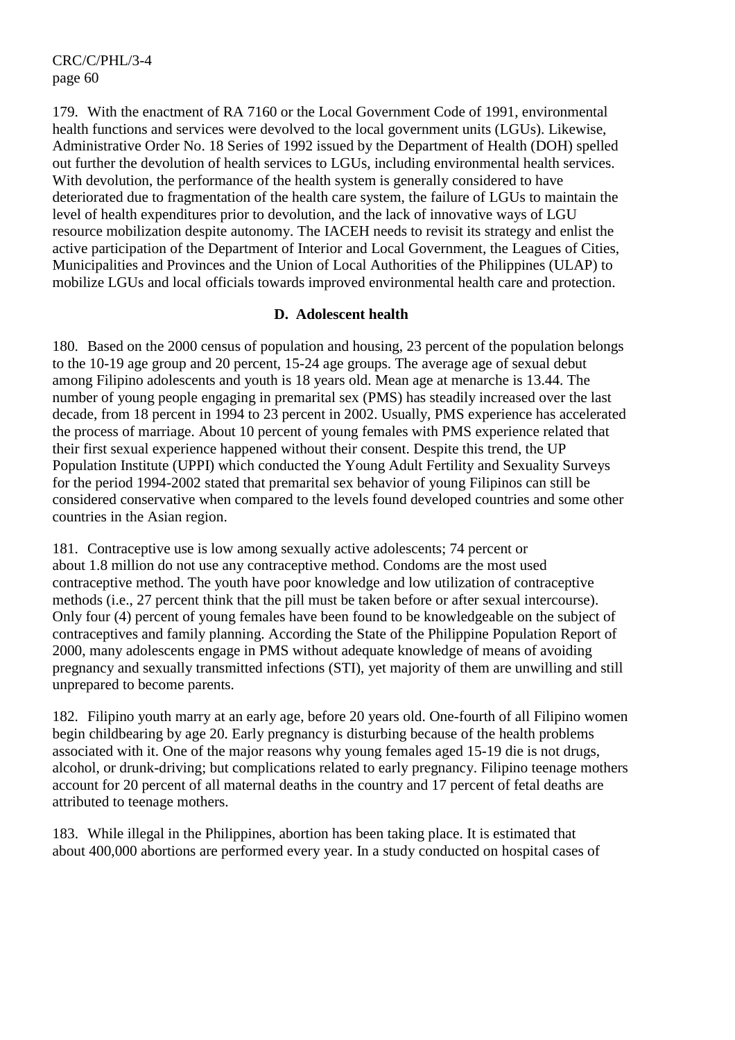179. With the enactment of RA 7160 or the Local Government Code of 1991, environmental health functions and services were devolved to the local government units (LGUs). Likewise, Administrative Order No. 18 Series of 1992 issued by the Department of Health (DOH) spelled out further the devolution of health services to LGUs, including environmental health services. With devolution, the performance of the health system is generally considered to have deteriorated due to fragmentation of the health care system, the failure of LGUs to maintain the level of health expenditures prior to devolution, and the lack of innovative ways of LGU resource mobilization despite autonomy. The IACEH needs to revisit its strategy and enlist the active participation of the Department of Interior and Local Government, the Leagues of Cities, Municipalities and Provinces and the Union of Local Authorities of the Philippines (ULAP) to mobilize LGUs and local officials towards improved environmental health care and protection.

## D. Adolescent health

180. Based on the 2000 census of population and housing, 23 percent of the population belongs to the 10-19 age group and 20 percent, 15-24 age groups. The average age of sexual debut among Filipino adolescents and youth is 18 years old. Mean age at menarche is 13.44. The number of young people engaging in premarital sex (PMS) has steadily increased over the last decade, from 18 percent in 1994 to 23 percent in 2002. Usually, PMS experience has accelerated the process of marriage. About 10 percent of young females with PMS experience related that their first sexual experience happened without their consent. Despite this trend, the UP Population Institute (UPPI) which conducted the Young Adult Fertility and Sexuality Surveys for the period 1994-2002 stated that premarital sex behavior of young Filipinos can still be considered conservative when compared to the levels found developed countries and some other countries in the Asian region.

181. Contraceptive use is low among sexually active adolescents; 74 percent or about 1.8 million do not use any contraceptive method. Condoms are the most used contraceptive method. The youth have poor knowledge and low utilization of contraceptive methods (i.e., 27 percent think that the pill must be taken before or after sexual intercourse). Only four (4) percent of young females have been found to be knowledgeable on the subject of contraceptives and family planning. According the State of the Philippine Population Report of 2000, many adolescents engage in PMS without adequate knowledge of means of avoiding pregnancy and sexually transmitted infections (STI), yet majority of them are unwilling and still unprepared to become parents.

182. Filipino youth marry at an early age, before 20 years old. One-fourth of all Filipino women begin childbearing by age 20. Early pregnancy is disturbing because of the health problems associated with it. One of the major reasons why young females aged 15-19 die is not drugs, alcohol, or drunk-driving; but complications related to early pregnancy. Filipino teenage mothers account for 20 percent of all maternal deaths in the country and 17 percent of fetal deaths are attributed to teenage mothers.

183. While illegal in the Philippines, abortion has been taking place. It is estimated that about 400,000 abortions are performed every year. In a study conducted on hospital cases of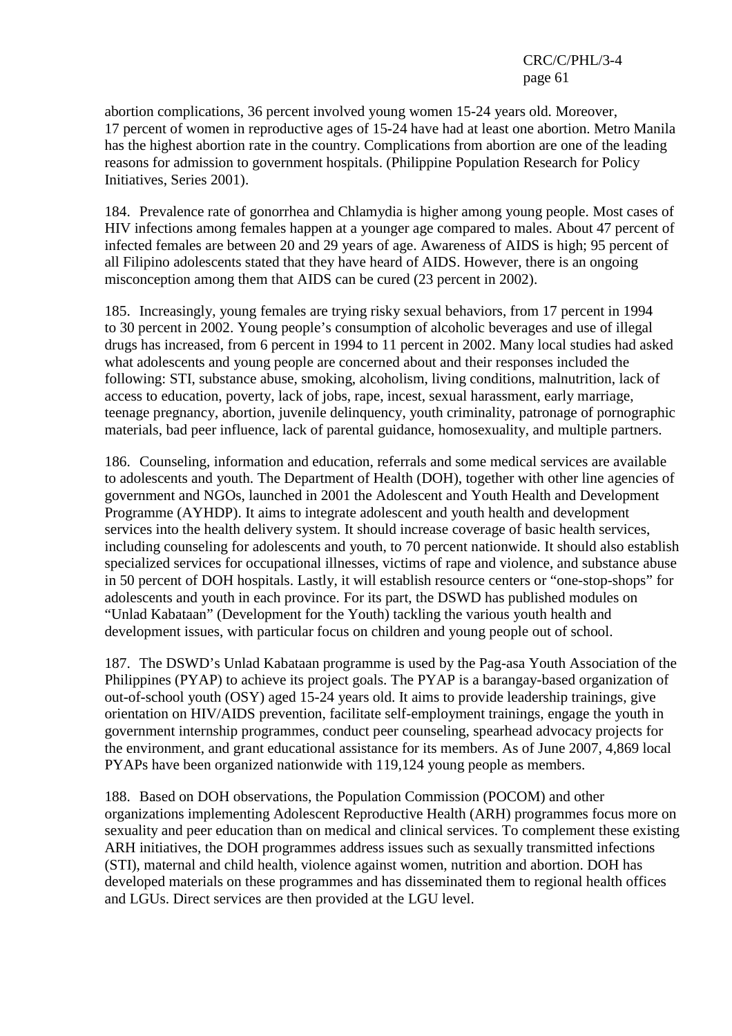abortion complications, 36 percent involved young women 15-24 years old. Moreover, 17 percent of women in reproductive ages of 15-24 have had at least one abortion. Metro Manila has the highest abortion rate in the country. Complications from abortion are one of the leading reasons for admission to government hospitals. (Philippine Population Research for Policy Initiatives, Series 2001).

184. Prevalence rate of gonorrhea and Chlamydia is higher among young people. Most cases of HIV infections among females happen at a younger age compared to males. About 47 percent of infected females are between 20 and 29 years of age. Awareness of AIDS is high; 95 percent of all Filipino adolescents stated that they have heard of AIDS. However, there is an ongoing misconception among them that AIDS can be cured (23 percent in 2002).

185. Increasingly, young females are trying risky sexual behaviors, from 17 percent in 1994 to 30 percent in 2002. Young people's consumption of alcoholic beverages and use of illegal drugs has increased, from 6 percent in 1994 to 11 percent in 2002. Many local studies had asked what adolescents and young people are concerned about and their responses included the following: STI, substance abuse, smoking, alcoholism, living conditions, malnutrition, lack of access to education, poverty, lack of jobs, rape, incest, sexual harassment, early marriage, teenage pregnancy, abortion, juvenile delinquency, youth criminality, patronage of pornographic materials, bad peer influence, lack of parental guidance, homosexuality, and multiple partners.

186. Counseling, information and education, referrals and some medical services are available to adolescents and youth. The Department of Health (DOH), together with other line agencies of government and NGOs, launched in 2001 the Adolescent and Youth Health and Development Programme (AYHDP). It aims to integrate adolescent and youth health and development services into the health delivery system. It should increase coverage of basic health services, including counseling for adolescents and youth, to 70 percent nationwide. It should also establish specialized services for occupational illnesses, victims of rape and violence, and substance abuse in 50 percent of DOH hospitals. Lastly, it will establish resource centers or "one-stop-shops" for adolescents and youth in each province. For its part, the DSWD has published modules on "Unlad Kabataan" (Development for the Youth) tackling the various youth health and development issues, with particular focus on children and young people out of school.

187. The DSWD's Unlad Kabataan programme is used by the Pag-asa Youth Association of the Philippines (PYAP) to achieve its project goals. The PYAP is a barangay-based organization of out-of-school youth (OSY) aged 15-24 years old. It aims to provide leadership trainings, give orientation on HIV/AIDS prevention, facilitate self-employment trainings, engage the youth in government internship programmes, conduct peer counseling, spearhead advocacy projects for the environment, and grant educational assistance for its members. As of June 2007, 4,869 local PYAPs have been organized nationwide with 119,124 young people as members.

188. Based on DOH observations, the Population Commission (POCOM) and other organizations implementing Adolescent Reproductive Health (ARH) programmes focus more on sexuality and peer education than on medical and clinical services. To complement these existing ARH initiatives, the DOH programmes address issues such as sexually transmitted infections (STI), maternal and child health, violence against women, nutrition and abortion. DOH has developed materials on these programmes and has disseminated them to regional health offices and LGUs. Direct services are then provided at the LGU level.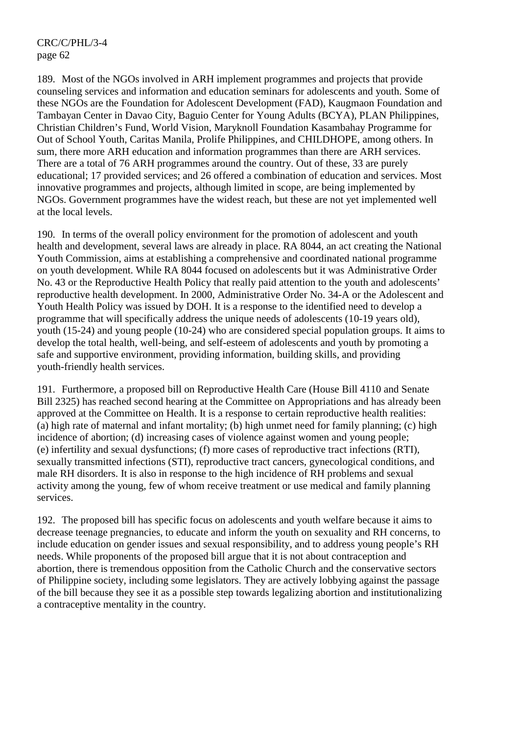189. Most of the NGOs involved in ARH implement programmes and projects that provide counseling services and information and education seminars for adolescents and youth. Some of these NGOs are the Foundation for Adolescent Development (FAD), Kaugmaon Foundation and Tambayan Center in Davao City, Baguio Center for Young Adults (BCYA), PLAN Philippines, Christian Children's Fund, World Vision, Maryknoll Foundation Kasambahay Programme for Out of School Youth, Caritas Manila, Prolife Philippines, and CHILDHOPE, among others. In sum, there more ARH education and information programmes than there are ARH services. There are a total of 76 ARH programmes around the country. Out of these, 33 are purely educational; 17 provided services; and 26 offered a combination of education and services. Most innovative programmes and projects, although limited in scope, are being implemented by NGOs. Government programmes have the widest reach, but these are not yet implemented well at the local levels.

190. In terms of the overall policy environment for the promotion of adolescent and youth health and development, several laws are already in place. RA 8044, an act creating the National Youth Commission, aims at establishing a comprehensive and coordinated national programme on youth development. While RA 8044 focused on adolescents but it was Administrative Order No. 43 or the Reproductive Health Policy that really paid attention to the youth and adolescents' reproductive health development. In 2000, Administrative Order No. 34-A or the Adolescent and Youth Health Policy was issued by DOH. It is a response to the identified need to develop a programme that will specifically address the unique needs of adolescents (10-19 years old), youth (15-24) and young people (10-24) who are considered special population groups. It aims to develop the total health, well-being, and self-esteem of adolescents and youth by promoting a safe and supportive environment, providing information, building skills, and providing youth-friendly health services.

191. Furthermore, a proposed bill on Reproductive Health Care (House Bill 4110 and Senate Bill 2325) has reached second hearing at the Committee on Appropriations and has already been approved at the Committee on Health. It is a response to certain reproductive health realities: (a) high rate of maternal and infant mortality; (b) high unmet need for family planning; (c) high incidence of abortion; (d) increasing cases of violence against women and young people; (e) infertility and sexual dysfunctions; (f) more cases of reproductive tract infections (RTI), sexually transmitted infections (STI), reproductive tract cancers, gynecological conditions, and male RH disorders. It is also in response to the high incidence of RH problems and sexual activity among the young, few of whom receive treatment or use medical and family planning services.

192. The proposed bill has specific focus on adolescents and youth welfare because it aims to decrease teenage pregnancies, to educate and inform the youth on sexuality and RH concerns, to include education on gender issues and sexual responsibility, and to address young people's RH needs. While proponents of the proposed bill argue that it is not about contraception and abortion, there is tremendous opposition from the Catholic Church and the conservative sectors of Philippine society, including some legislators. They are actively lobbying against the passage of the bill because they see it as a possible step towards legalizing abortion and institutionalizing a contraceptive mentality in the country.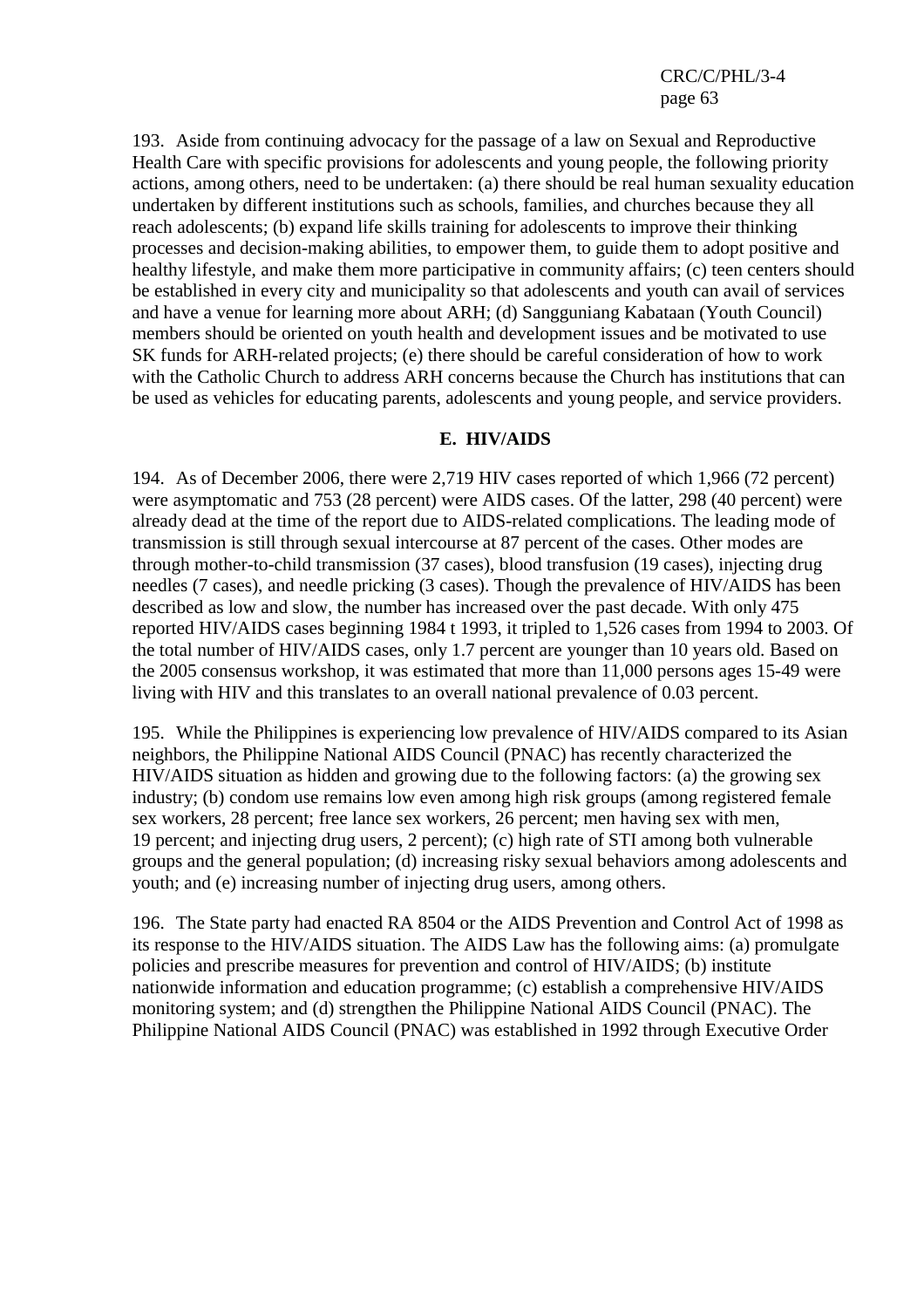193. Aside from continuing advocacy for the passage of a law on Sexual and Reproductive Health Care with specific provisions for adolescents and young people, the following priority actions, among others, need to be undertaken: (a) there should be real human sexuality education undertaken by different institutions such as schools, families, and churches because they all reach adolescents; (b) expand life skills training for adolescents to improve their thinking processes and decision-making abilities, to empower them, to guide them to adopt positive and healthy lifestyle, and make them more participative in community affairs; (c) teen centers should be established in every city and municipality so that adolescents and youth can avail of services and have a venue for learning more about ARH; (d) Sangguniang Kabataan (Youth Council) members should be oriented on youth health and development issues and be motivated to use SK funds for ARH-related projects; (e) there should be careful consideration of how to work with the Catholic Church to address ARH concerns because the Church has institutions that can be used as vehicles for educating parents, adolescents and young people, and service providers.

## E. HIV/AIDS

194. As of December 2006, there were 2,719 HIV cases reported of which 1,966 (72 percent) were asymptomatic and 753 (28 percent) were AIDS cases. Of the latter, 298 (40 percent) were already dead at the time of the report due to AIDS-related complications. The leading mode of transmission is still through sexual intercourse at 87 percent of the cases. Other modes are through mother-to-child transmission (37 cases), blood transfusion (19 cases), injecting drug needles (7 cases), and needle pricking (3 cases). Though the prevalence of HIV/AIDS has been described as low and slow, the number has increased over the past decade. With only 475 reported HIV/AIDS cases beginning 1984 t 1993, it tripled to 1,526 cases from 1994 to 2003. Of the total number of HIV/AIDS cases, only 1.7 percent are younger than 10 years old. Based on the 2005 consensus workshop, it was estimated that more than 11,000 persons ages 15-49 were living with HIV and this translates to an overall national prevalence of 0.03 percent.

195. While the Philippines is experiencing low prevalence of HIV/AIDS compared to its Asian neighbors, the Philippine National AIDS Council (PNAC) has recently characterized the HIV/AIDS situation as hidden and growing due to the following factors: (a) the growing sex industry; (b) condom use remains low even among high risk groups (among registered female sex workers, 28 percent; free lance sex workers, 26 percent; men having sex with men, 19 percent; and injecting drug users, 2 percent); (c) high rate of STI among both vulnerable groups and the general population; (d) increasing risky sexual behaviors among adolescents and youth; and (e) increasing number of injecting drug users, among others.

196. The State party had enacted RA 8504 or the AIDS Prevention and Control Act of 1998 as its response to the HIV/AIDS situation. The AIDS Law has the following aims: (a) promulgate policies and prescribe measures for prevention and control of HIV/AIDS; (b) institute nationwide information and education programme; (c) establish a comprehensive HIV/AIDS monitoring system; and (d) strengthen the Philippine National AIDS Council (PNAC). The Philippine National AIDS Council (PNAC) was established in 1992 through Executive Order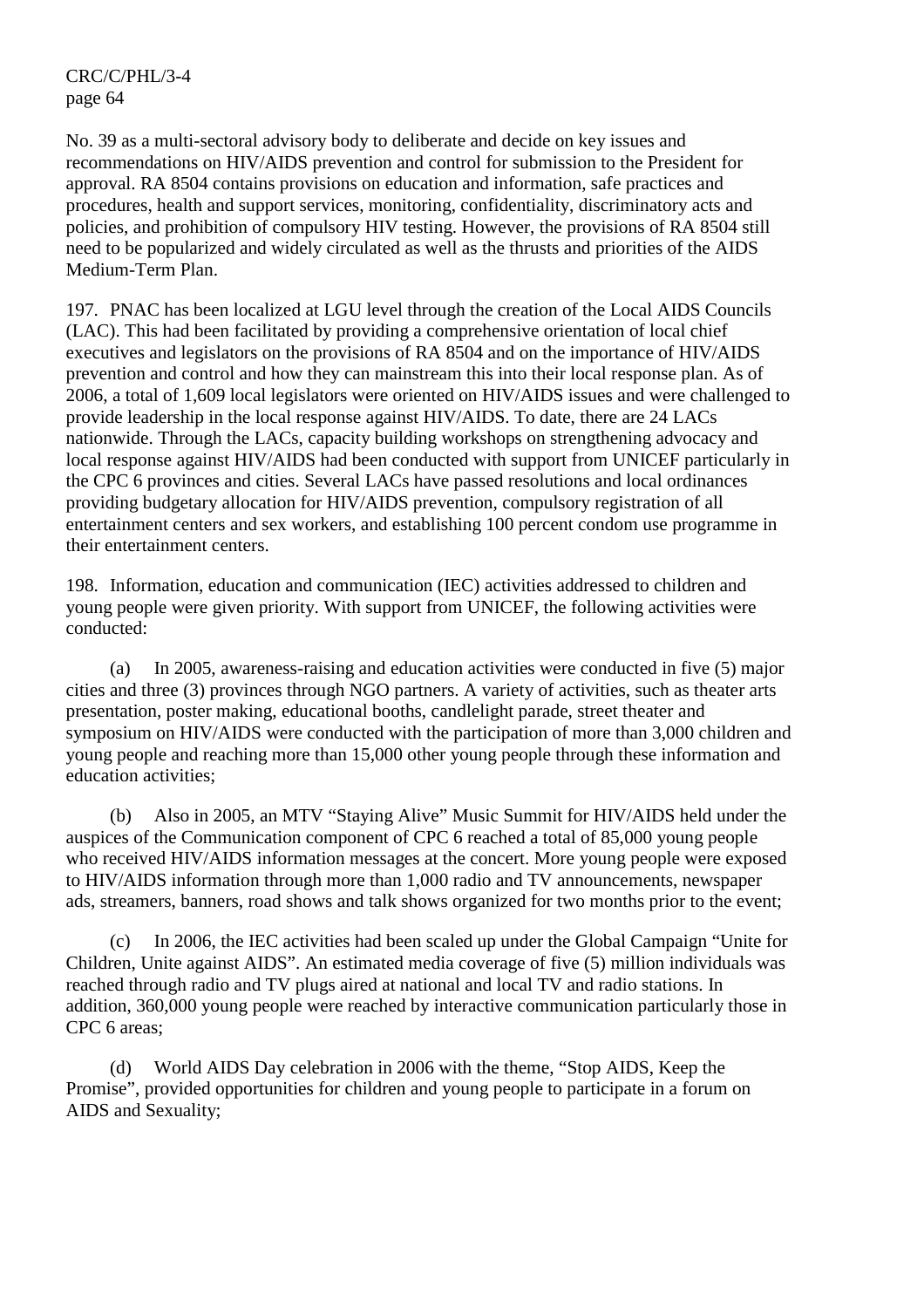No. 39 as a multi-sectoral advisory body to deliberate and decide on key issues and recommendations on HIV/AIDS prevention and control for submission to the President for approval. RA 8504 contains provisions on education and information, safe practices and procedures, health and support services, monitoring, confidentiality, discriminatory acts and policies, and prohibition of compulsory HIV testing. However, the provisions of RA 8504 still need to be popularized and widely circulated as well as the thrusts and priorities of the AIDS Medium-Term Plan.

197. PNAC has been localized at LGU level through the creation of the Local AIDS Councils (LAC). This had been facilitated by providing a comprehensive orientation of local chief executives and legislators on the provisions of RA 8504 and on the importance of HIV/AIDS prevention and control and how they can mainstream this into their local response plan. As of 2006, a total of 1,609 local legislators were oriented on HIV/AIDS issues and were challenged to provide leadership in the local response against HIV/AIDS. To date, there are 24 LACs nationwide. Through the LACs, capacity building workshops on strengthening advocacy and local response against HIV/AIDS had been conducted with support from UNICEF particularly in the CPC 6 provinces and cities. Several LACs have passed resolutions and local ordinances providing budgetary allocation for HIV/AIDS prevention, compulsory registration of all entertainment centers and sex workers, and establishing 100 percent condom use programme in their entertainment centers.

198. Information, education and communication (IEC) activities addressed to children and young people were given priority. With support from UNICEF, the following activities were conducted:

(a) In 2005, awareness-raising and education activities were conducted in five (5) major cities and three (3) provinces through NGO partners. A variety of activities, such as theater arts presentation, poster making, educational booths, candlelight parade, street theater and symposium on HIV/AIDS were conducted with the participation of more than 3,000 children and young people and reaching more than 15,000 other young people through these information and education activities;

(b) Also in 2005, an MTV "Staying Alive" Music Summit for HIV/AIDS held under the auspices of the Communication component of CPC 6 reached a total of 85,000 young people who received HIV/AIDS information messages at the concert. More young people were exposed to HIV/AIDS information through more than 1,000 radio and TV announcements, newspaper ads, streamers, banners, road shows and talk shows organized for two months prior to the event;

(c) In 2006, the IEC activities had been scaled up under the Global Campaign "Unite for Children, Unite against AIDS". An estimated media coverage of five (5) million individuals was reached through radio and TV plugs aired at national and local TV and radio stations. In addition, 360,000 young people were reached by interactive communication particularly those in CPC 6 areas;

(d) World AIDS Day celebration in 2006 with the theme, "Stop AIDS, Keep the Promise", provided opportunities for children and young people to participate in a forum on AIDS and Sexuality;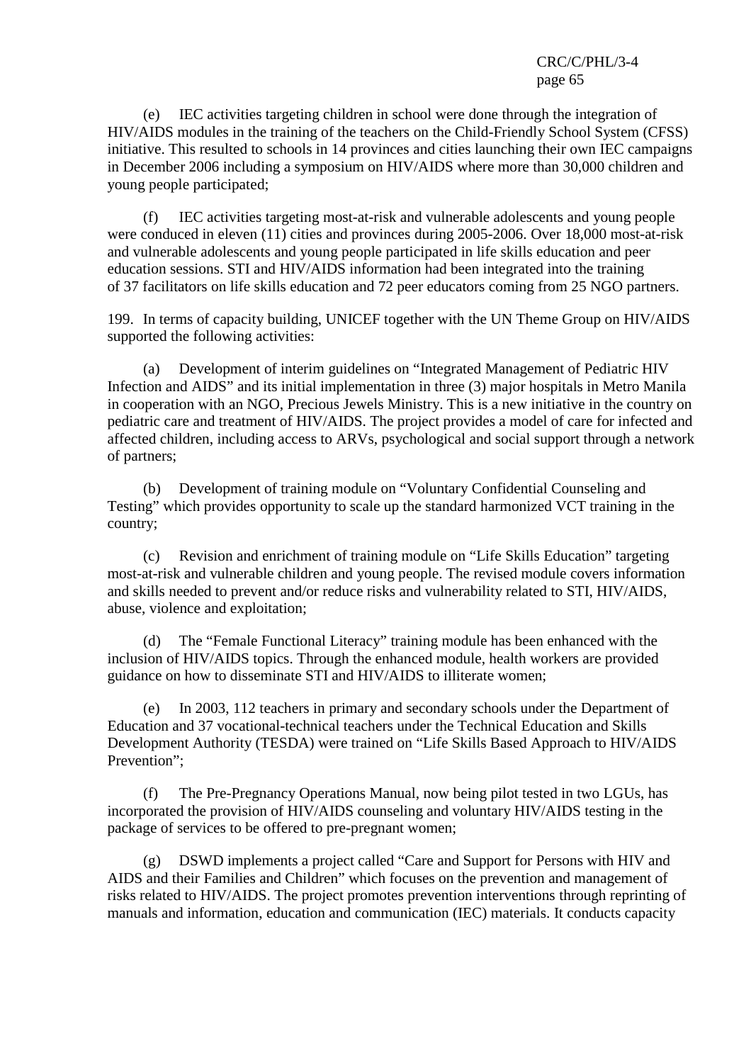(e) IEC activities targeting children in school were done through the integration of HIV/AIDS modules in the training of the teachers on the Child-Friendly School System (CFSS) initiative. This resulted to schools in 14 provinces and cities launching their own IEC campaigns in December 2006 including a symposium on HIV/AIDS where more than 30,000 children and young people participated;

(f) IEC activities targeting most-at-risk and vulnerable adolescents and young people were conduced in eleven (11) cities and provinces during 2005-2006. Over 18,000 most-at-risk and vulnerable adolescents and young people participated in life skills education and peer education sessions. STI and HIV/AIDS information had been integrated into the training of 37 facilitators on life skills education and 72 peer educators coming from 25 NGO partners.

199. In terms of capacity building, UNICEF together with the UN Theme Group on HIV/AIDS supported the following activities:

(a) Development of interim guidelines on "Integrated Management of Pediatric HIV Infection and AIDS" and its initial implementation in three (3) major hospitals in Metro Manila in cooperation with an NGO, Precious Jewels Ministry. This is a new initiative in the country on pediatric care and treatment of HIV/AIDS. The project provides a model of care for infected and affected children, including access to ARVs, psychological and social support through a network of partners;

(b) Development of training module on "Voluntary Confidential Counseling and Testing" which provides opportunity to scale up the standard harmonized VCT training in the country;

(c) Revision and enrichment of training module on "Life Skills Education" targeting most-at-risk and vulnerable children and young people. The revised module covers information and skills needed to prevent and/or reduce risks and vulnerability related to STI, HIV/AIDS, abuse, violence and exploitation;

(d) The "Female Functional Literacy" training module has been enhanced with the inclusion of HIV/AIDS topics. Through the enhanced module, health workers are provided guidance on how to disseminate STI and HIV/AIDS to illiterate women;

(e) In 2003, 112 teachers in primary and secondary schools under the Department of Education and 37 vocational-technical teachers under the Technical Education and Skills Development Authority (TESDA) were trained on "Life Skills Based Approach to HIV/AIDS Prevention";

(f) The Pre-Pregnancy Operations Manual, now being pilot tested in two LGUs, has incorporated the provision of HIV/AIDS counseling and voluntary HIV/AIDS testing in the package of services to be offered to pre-pregnant women;

(g) DSWD implements a project called "Care and Support for Persons with HIV and AIDS and their Families and Children" which focuses on the prevention and management of risks related to HIV/AIDS. The project promotes prevention interventions through reprinting of manuals and information, education and communication (IEC) materials. It conducts capacity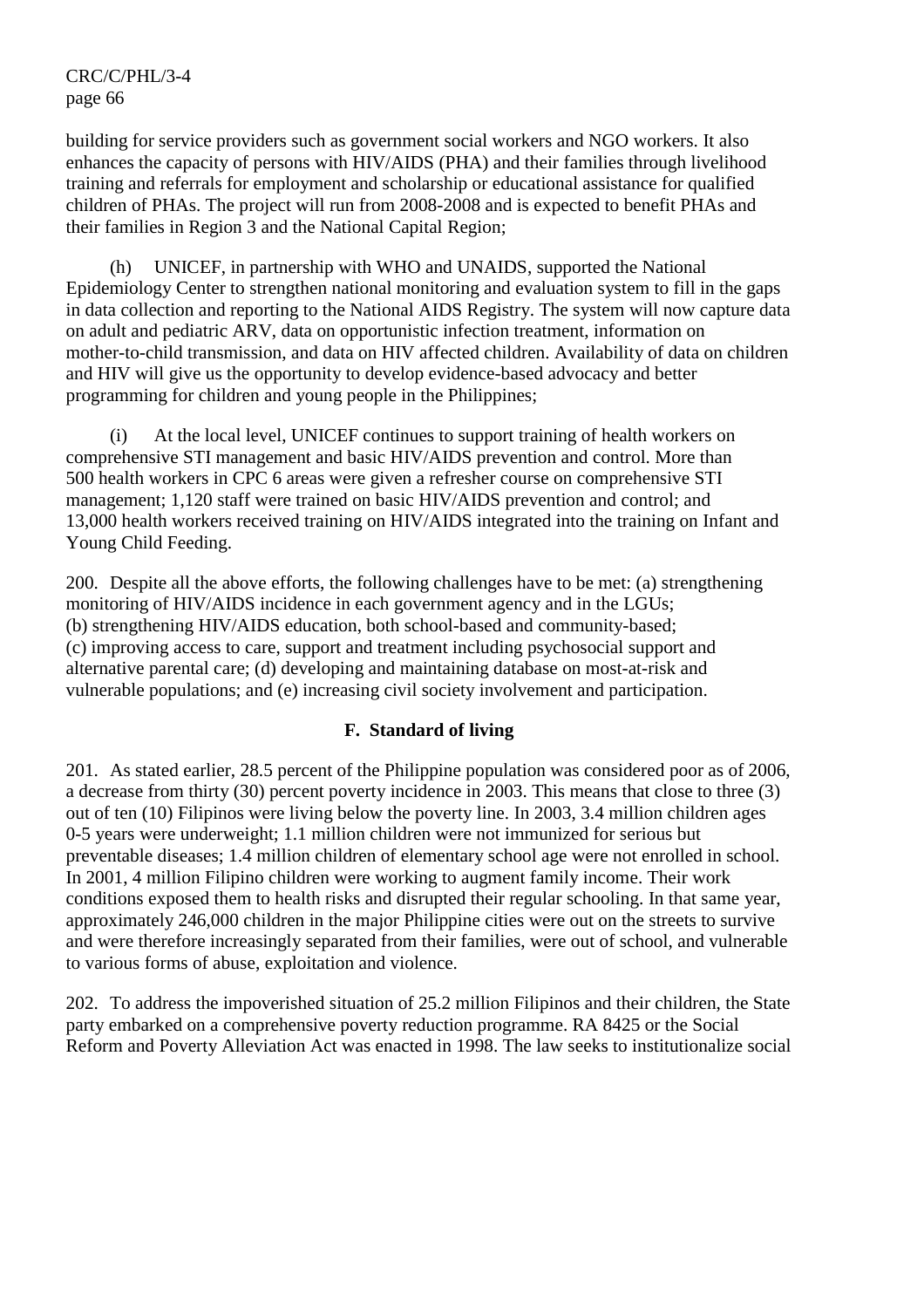building for service providers such as government social workers and NGO workers. It also enhances the capacity of persons with HIV/AIDS (PHA) and their families through livelihood training and referrals for employment and scholarship or educational assistance for qualified children of PHAs. The project will run from 2008-2008 and is expected to benefit PHAs and their families in Region 3 and the National Capital Region;

(h) UNICEF, in partnership with WHO and UNAIDS, supported the National Epidemiology Center to strengthen national monitoring and evaluation system to fill in the gaps in data collection and reporting to the National AIDS Registry. The system will now capture data on adult and pediatric ARV, data on opportunistic infection treatment, information on mother-to-child transmission, and data on HIV affected children. Availability of data on children and HIV will give us the opportunity to develop evidence-based advocacy and better programming for children and young people in the Philippines;

(i) At the local level, UNICEF continues to support training of health workers on comprehensive STI management and basic HIV/AIDS prevention and control. More than 500 health workers in CPC 6 areas were given a refresher course on comprehensive STI management; 1,120 staff were trained on basic HIV/AIDS prevention and control; and 13,000 health workers received training on HIV/AIDS integrated into the training on Infant and Young Child Feeding.

200. Despite all the above efforts, the following challenges have to be met: (a) strengthening monitoring of HIV/AIDS incidence in each government agency and in the LGUs; (b) strengthening HIV/AIDS education, both school-based and community-based; (c) improving access to care, support and treatment including psychosocial support and alternative parental care; (d) developing and maintaining database on most-at-risk and vulnerable populations; and (e) increasing civil society involvement and participation.

## F. Standard of living

201. As stated earlier, 28.5 percent of the Philippine population was considered poor as of 2006, a decrease from thirty (30) percent poverty incidence in 2003. This means that close to three (3) out of ten (10) Filipinos were living below the poverty line. In 2003, 3.4 million children ages 0-5 years were underweight; 1.1 million children were not immunized for serious but preventable diseases; 1.4 million children of elementary school age were not enrolled in school. In 2001, 4 million Filipino children were working to augment family income. Their work conditions exposed them to health risks and disrupted their regular schooling. In that same year, approximately 246,000 children in the major Philippine cities were out on the streets to survive and were therefore increasingly separated from their families, were out of school, and vulnerable to various forms of abuse, exploitation and violence.

202. To address the impoverished situation of 25.2 million Filipinos and their children, the State party embarked on a comprehensive poverty reduction programme. RA 8425 or the Social Reform and Poverty Alleviation Act was enacted in 1998. The law seeks to institutionalize social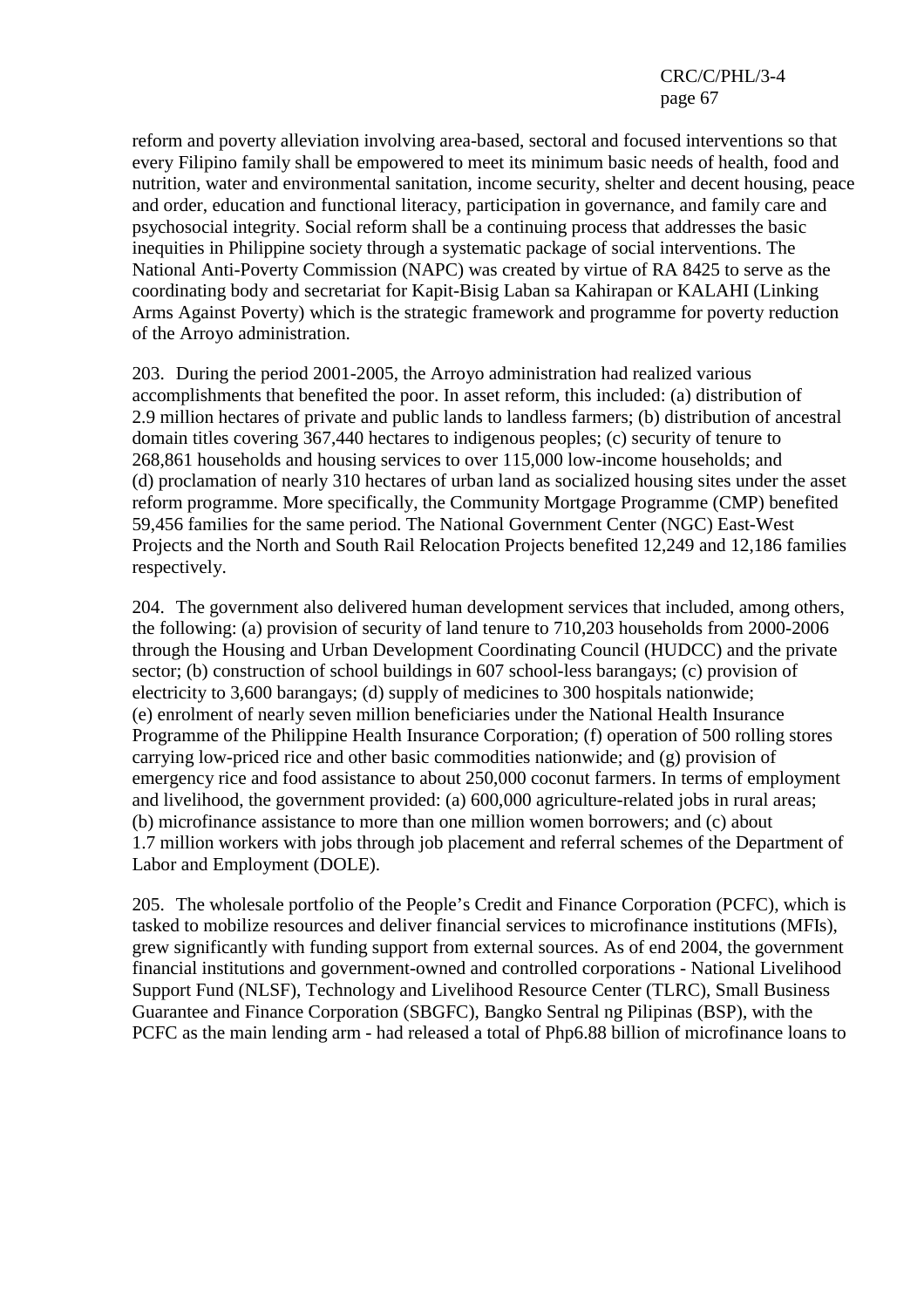reform and poverty alleviation involving area-based, sectoral and focused interventions so that every Filipino family shall be empowered to meet its minimum basic needs of health, food and nutrition, water and environmental sanitation, income security, shelter and decent housing, peace and order, education and functional literacy, participation in governance, and family care and psychosocial integrity. Social reform shall be a continuing process that addresses the basic inequities in Philippine society through a systematic package of social interventions. The National Anti-Poverty Commission (NAPC) was created by virtue of RA 8425 to serve as the coordinating body and secretariat for Kapit-Bisig Laban sa Kahirapan or KALAHI (Linking Arms Against Poverty) which is the strategic framework and programme for poverty reduction of the Arroyo administration.

203. During the period 2001-2005, the Arroyo administration had realized various accomplishments that benefited the poor. In asset reform, this included: (a) distribution of 2.9 million hectares of private and public lands to landless farmers; (b) distribution of ancestral domain titles covering 367,440 hectares to indigenous peoples; (c) security of tenure to 268,861 households and housing services to over 115,000 low-income households; and (d) proclamation of nearly 310 hectares of urban land as socialized housing sites under the asset reform programme. More specifically, the Community Mortgage Programme (CMP) benefited 59,456 families for the same period. The National Government Center (NGC) East-West Projects and the North and South Rail Relocation Projects benefited 12,249 and 12,186 families respectively.

204. The government also delivered human development services that included, among others, the following: (a) provision of security of land tenure to 710,203 households from 2000-2006 through the Housing and Urban Development Coordinating Council (HUDCC) and the private sector; (b) construction of school buildings in 607 school-less barangays; (c) provision of electricity to 3,600 barangays; (d) supply of medicines to 300 hospitals nationwide; (e) enrolment of nearly seven million beneficiaries under the National Health Insurance Programme of the Philippine Health Insurance Corporation; (f) operation of 500 rolling stores carrying low-priced rice and other basic commodities nationwide; and (g) provision of emergency rice and food assistance to about 250,000 coconut farmers. In terms of employment and livelihood, the government provided: (a) 600,000 agriculture-related jobs in rural areas; (b) microfinance assistance to more than one million women borrowers; and (c) about 1.7 million workers with jobs through job placement and referral schemes of the Department of Labor and Employment (DOLE).

205. The wholesale portfolio of the People's Credit and Finance Corporation (PCFC), which is tasked to mobilize resources and deliver financial services to microfinance institutions (MFIs), grew significantly with funding support from external sources. As of end 2004, the government financial institutions and government-owned and controlled corporations - National Livelihood Support Fund (NLSF), Technology and Livelihood Resource Center (TLRC), Small Business Guarantee and Finance Corporation (SBGFC), Bangko Sentral ng Pilipinas (BSP), with the PCFC as the main lending arm - had released a total of Php6.88 billion of microfinance loans to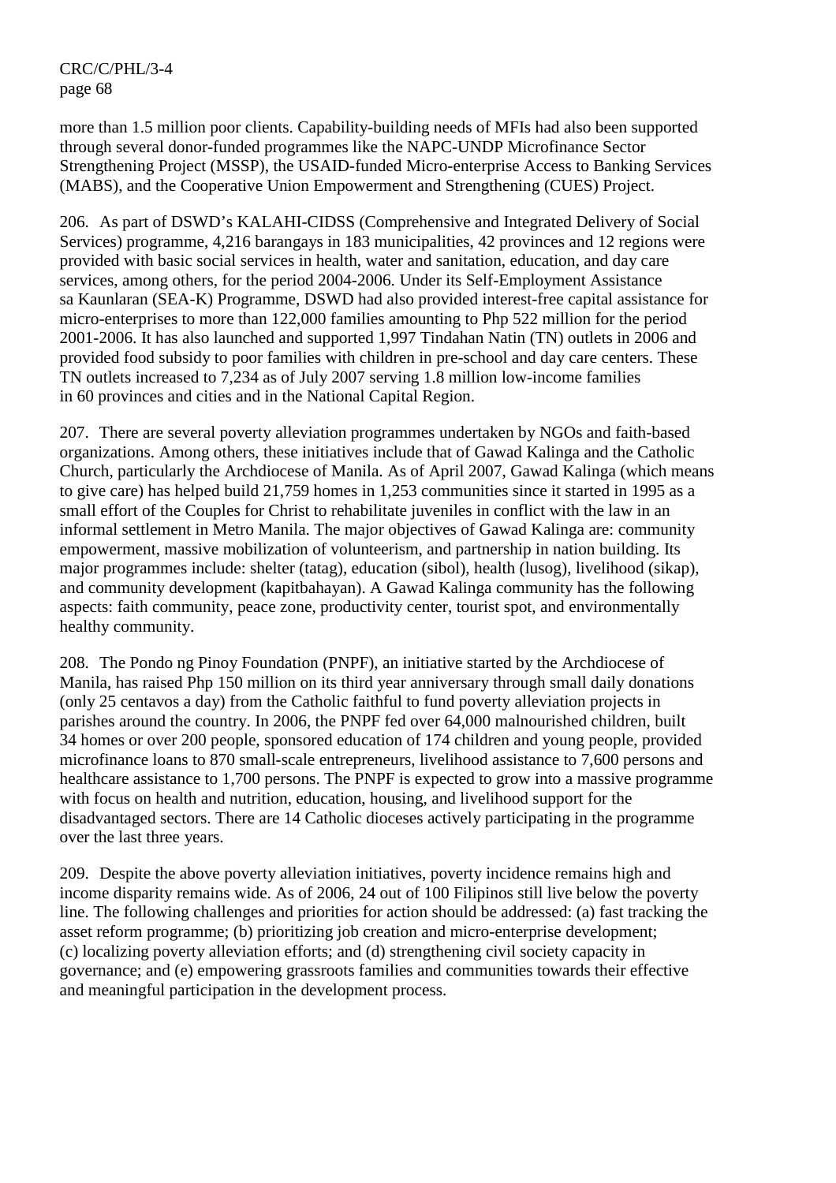more than 1.5 million poor clients. Capability-building needs of MFIs had also been supported through several donor-funded programmes like the NAPC-UNDP Microfinance Sector Strengthening Project (MSSP), the USAID-funded Micro-enterprise Access to Banking Services (MABS), and the Cooperative Union Empowerment and Strengthening (CUES) Project.

206. As part of DSWD's KALAHI-CIDSS (Comprehensive and Integrated Delivery of Social Services) programme, 4,216 barangays in 183 municipalities, 42 provinces and 12 regions were provided with basic social services in health, water and sanitation, education, and day care services, among others, for the period 2004-2006. Under its Self-Employment Assistance sa Kaunlaran (SEA-K) Programme, DSWD had also provided interest-free capital assistance for micro-enterprises to more than 122,000 families amounting to Php 522 million for the period 2001-2006. It has also launched and supported 1,997 Tindahan Natin (TN) outlets in 2006 and provided food subsidy to poor families with children in pre-school and day care centers. These TN outlets increased to 7,234 as of July 2007 serving 1.8 million low-income families in 60 provinces and cities and in the National Capital Region.

207. There are several poverty alleviation programmes undertaken by NGOs and faith-based organizations. Among others, these initiatives include that of Gawad Kalinga and the Catholic Church, particularly the Archdiocese of Manila. As of April 2007, Gawad Kalinga (which means to give care) has helped build 21,759 homes in 1,253 communities since it started in 1995 as a small effort of the Couples for Christ to rehabilitate juveniles in conflict with the law in an informal settlement in Metro Manila. The major objectives of Gawad Kalinga are: community empowerment, massive mobilization of volunteerism, and partnership in nation building. Its major programmes include: shelter (tatag), education (sibol), health (lusog), livelihood (sikap), and community development (kapitbahayan). A Gawad Kalinga community has the following aspects: faith community, peace zone, productivity center, tourist spot, and environmentally healthy community.

208. The Pondo ng Pinoy Foundation (PNPF), an initiative started by the Archdiocese of Manila, has raised Php 150 million on its third year anniversary through small daily donations (only 25 centavos a day) from the Catholic faithful to fund poverty alleviation projects in parishes around the country. In 2006, the PNPF fed over 64,000 malnourished children, built 34 homes or over 200 people, sponsored education of 174 children and young people, provided microfinance loans to 870 small-scale entrepreneurs, livelihood assistance to 7,600 persons and healthcare assistance to 1,700 persons. The PNPF is expected to grow into a massive programme with focus on health and nutrition, education, housing, and livelihood support for the disadvantaged sectors. There are 14 Catholic dioceses actively participating in the programme over the last three years.

209. Despite the above poverty alleviation initiatives, poverty incidence remains high and income disparity remains wide. As of 2006, 24 out of 100 Filipinos still live below the poverty line. The following challenges and priorities for action should be addressed: (a) fast tracking the asset reform programme; (b) prioritizing job creation and micro-enterprise development; (c) localizing poverty alleviation efforts; and (d) strengthening civil society capacity in governance; and (e) empowering grassroots families and communities towards their effective and meaningful participation in the development process.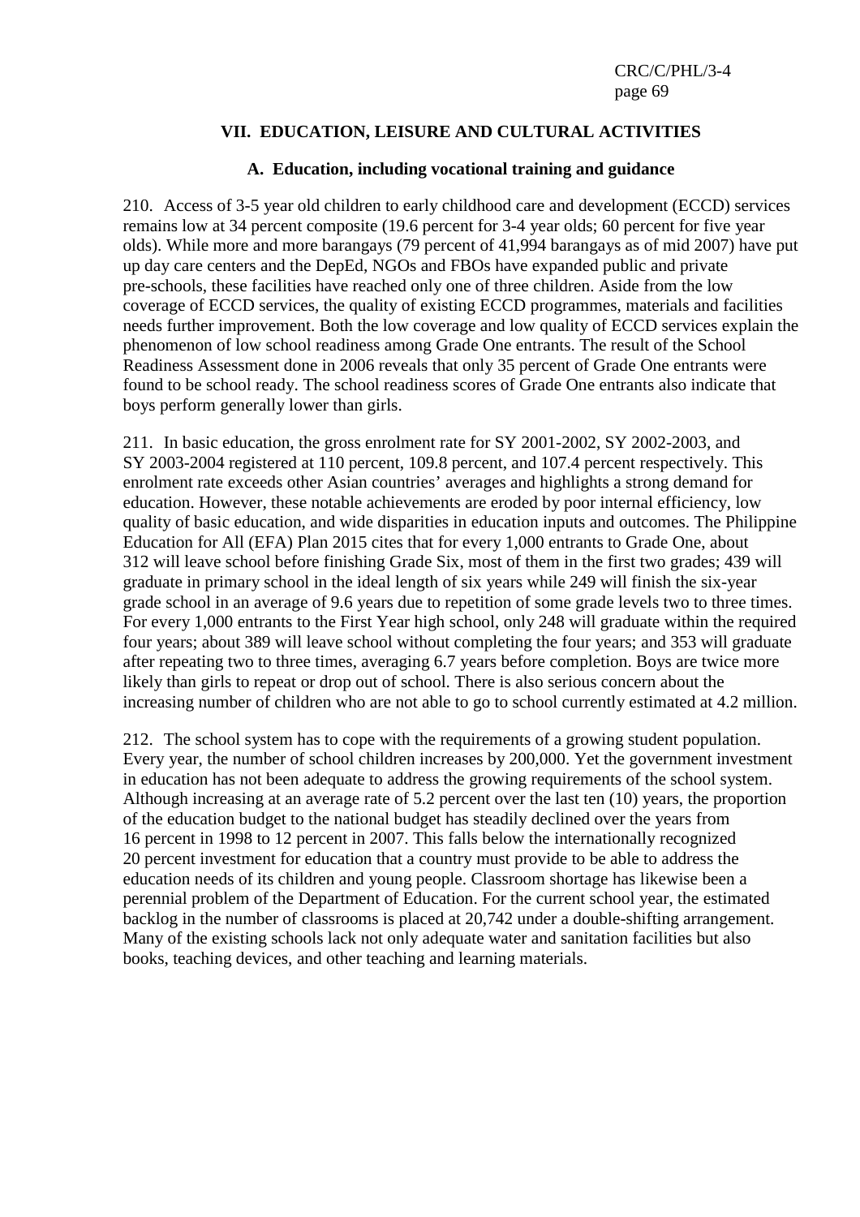## VII. EDUCATION, LEISURE AND CULTURAL ACTIVITIES

### A. Education, including vocational training and guidance

210. Access of 3-5 year old children to early childhood care and development (ECCD) services remains low at 34 percent composite (19.6 percent for 3-4 year olds; 60 percent for five year olds). While more and more barangays (79 percent of 41,994 barangays as of mid 2007) have put up day care centers and the DepEd, NGOs and FBOs have expanded public and private pre-schools, these facilities have reached only one of three children. Aside from the low coverage of ECCD services, the quality of existing ECCD programmes, materials and facilities needs further improvement. Both the low coverage and low quality of ECCD services explain the phenomenon of low school readiness among Grade One entrants. The result of the School Readiness Assessment done in 2006 reveals that only 35 percent of Grade One entrants were found to be school ready. The school readiness scores of Grade One entrants also indicate that boys perform generally lower than girls.

211. In basic education, the gross enrolment rate for SY 2001-2002, SY 2002-2003, and SY 2003-2004 registered at 110 percent, 109.8 percent, and 107.4 percent respectively. This enrolment rate exceeds other Asian countries' averages and highlights a strong demand for education. However, these notable achievements are eroded by poor internal efficiency, low quality of basic education, and wide disparities in education inputs and outcomes. The Philippine Education for All (EFA) Plan 2015 cites that for every 1,000 entrants to Grade One, about 312 will leave school before finishing Grade Six, most of them in the first two grades; 439 will graduate in primary school in the ideal length of six years while 249 will finish the six-year grade school in an average of 9.6 years due to repetition of some grade levels two to three times. For every 1,000 entrants to the First Year high school, only 248 will graduate within the required four years; about 389 will leave school without completing the four years; and 353 will graduate after repeating two to three times, averaging 6.7 years before completion. Boys are twice more likely than girls to repeat or drop out of school. There is also serious concern about the increasing number of children who are not able to go to school currently estimated at 4.2 million.

212. The school system has to cope with the requirements of a growing student population. Every year, the number of school children increases by 200,000. Yet the government investment in education has not been adequate to address the growing requirements of the school system. Although increasing at an average rate of 5.2 percent over the last ten (10) years, the proportion of the education budget to the national budget has steadily declined over the years from 16 percent in 1998 to 12 percent in 2007. This falls below the internationally recognized 20 percent investment for education that a country must provide to be able to address the education needs of its children and young people. Classroom shortage has likewise been a perennial problem of the Department of Education. For the current school year, the estimated backlog in the number of classrooms is placed at 20,742 under a double-shifting arrangement. Many of the existing schools lack not only adequate water and sanitation facilities but also books, teaching devices, and other teaching and learning materials.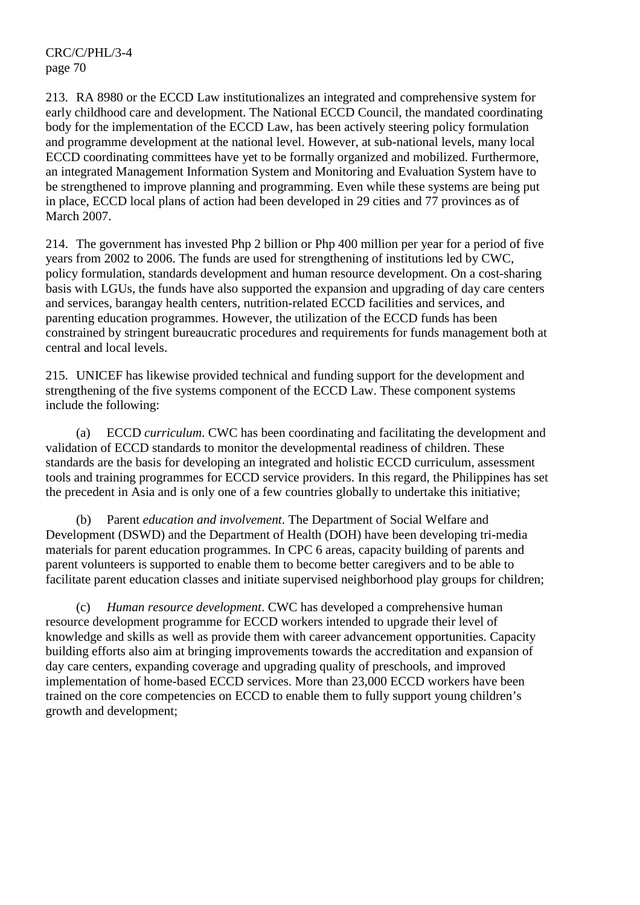213. RA 8980 or the ECCD Law institutionalizes an integrated and comprehensive system for early childhood care and development. The National ECCD Council, the mandated coordinating body for the implementation of the ECCD Law, has been actively steering policy formulation and programme development at the national level. However, at sub-national levels, many local ECCD coordinating committees have yet to be formally organized and mobilized. Furthermore, an integrated Management Information System and Monitoring and Evaluation System have to be strengthened to improve planning and programming. Even while these systems are being put in place, ECCD local plans of action had been developed in 29 cities and 77 provinces as of March 2007.

214. The government has invested Php 2 billion or Php 400 million per year for a period of five years from 2002 to 2006. The funds are used for strengthening of institutions led by CWC, policy formulation, standards development and human resource development. On a cost-sharing basis with LGUs, the funds have also supported the expansion and upgrading of day care centers and services, barangay health centers, nutrition-related ECCD facilities and services, and parenting education programmes. However, the utilization of the ECCD funds has been constrained by stringent bureaucratic procedures and requirements for funds management both at central and local levels.

215. UNICEF has likewise provided technical and funding support for the development and strengthening of the five systems component of the ECCD Law. These component systems include the following:

(a) ECCD *curriculum*. CWC has been coordinating and facilitating the development and validation of ECCD standards to monitor the developmental readiness of children. These standards are the basis for developing an integrated and holistic ECCD curriculum, assessment tools and training programmes for ECCD service providers. In this regard, the Philippines has set the precedent in Asia and is only one of a few countries globally to undertake this initiative;

(b) Parent *education and involvement*. The Department of Social Welfare and Development (DSWD) and the Department of Health (DOH) have been developing tri-media materials for parent education programmes. In CPC 6 areas, capacity building of parents and parent volunteers is supported to enable them to become better caregivers and to be able to facilitate parent education classes and initiate supervised neighborhood play groups for children;

(c) *Human resource development*. CWC has developed a comprehensive human resource development programme for ECCD workers intended to upgrade their level of knowledge and skills as well as provide them with career advancement opportunities. Capacity building efforts also aim at bringing improvements towards the accreditation and expansion of day care centers, expanding coverage and upgrading quality of preschools, and improved implementation of home-based ECCD services. More than 23,000 ECCD workers have been trained on the core competencies on ECCD to enable them to fully support young children's growth and development;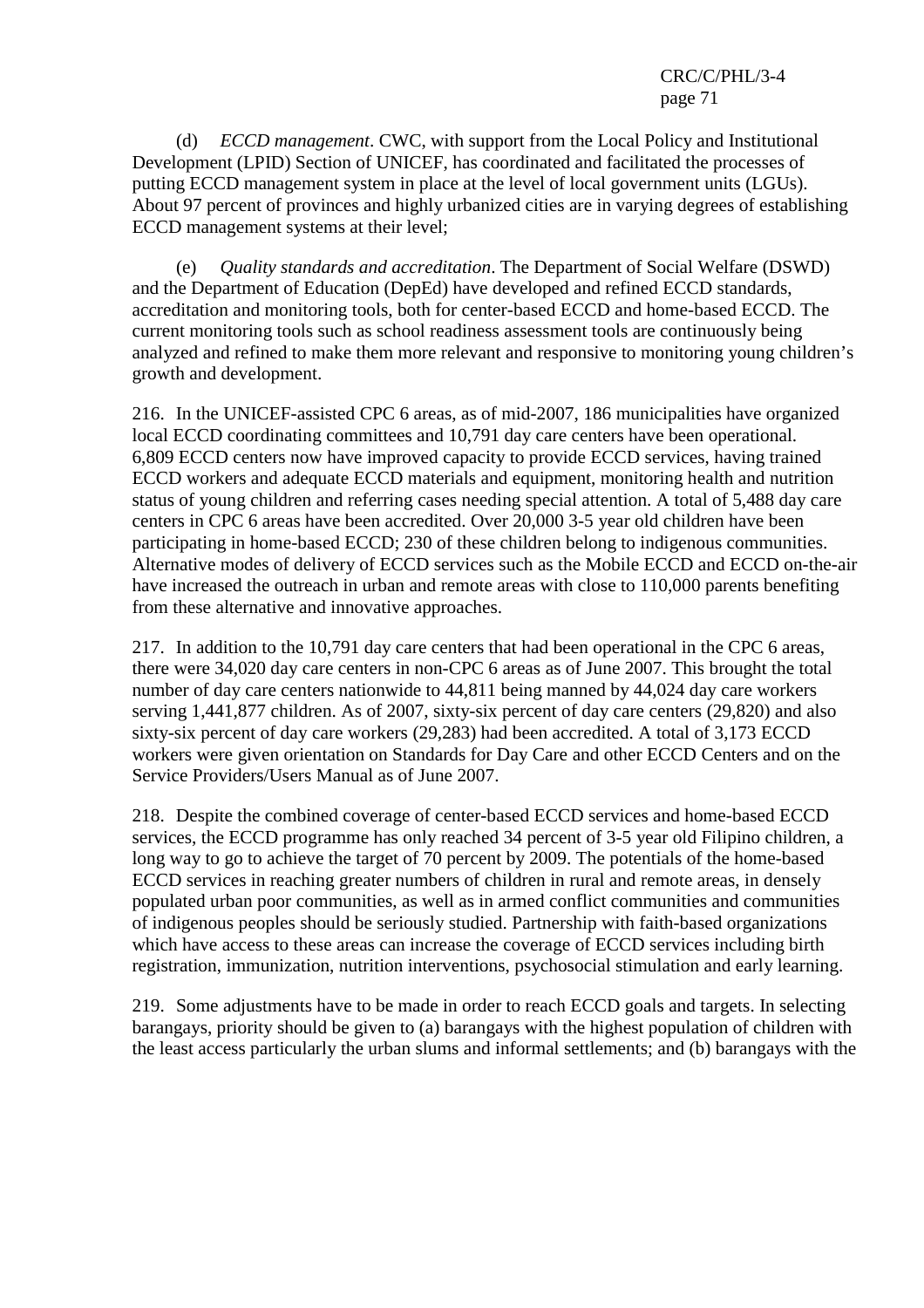(d) *ECCD management*. CWC, with support from the Local Policy and Institutional Development (LPID) Section of UNICEF, has coordinated and facilitated the processes of putting ECCD management system in place at the level of local government units (LGUs). About 97 percent of provinces and highly urbanized cities are in varying degrees of establishing ECCD management systems at their level;

(e) *Quality standards and accreditation*. The Department of Social Welfare (DSWD) and the Department of Education (DepEd) have developed and refined ECCD standards, accreditation and monitoring tools, both for center-based ECCD and home-based ECCD. The current monitoring tools such as school readiness assessment tools are continuously being analyzed and refined to make them more relevant and responsive to monitoring young children's growth and development.

216. In the UNICEF-assisted CPC 6 areas, as of mid-2007, 186 municipalities have organized local ECCD coordinating committees and 10,791 day care centers have been operational. 6,809 ECCD centers now have improved capacity to provide ECCD services, having trained ECCD workers and adequate ECCD materials and equipment, monitoring health and nutrition status of young children and referring cases needing special attention. A total of 5,488 day care centers in CPC 6 areas have been accredited. Over 20,000 3-5 year old children have been participating in home-based ECCD; 230 of these children belong to indigenous communities. Alternative modes of delivery of ECCD services such as the Mobile ECCD and ECCD on-the-air have increased the outreach in urban and remote areas with close to 110,000 parents benefiting from these alternative and innovative approaches.

217. In addition to the 10,791 day care centers that had been operational in the CPC 6 areas, there were 34,020 day care centers in non-CPC 6 areas as of June 2007. This brought the total number of day care centers nationwide to 44,811 being manned by 44,024 day care workers serving 1,441,877 children. As of 2007, sixty-six percent of day care centers (29,820) and also sixty-six percent of day care workers (29,283) had been accredited. A total of 3,173 ECCD workers were given orientation on Standards for Day Care and other ECCD Centers and on the Service Providers/Users Manual as of June 2007.

218. Despite the combined coverage of center-based ECCD services and home-based ECCD services, the ECCD programme has only reached 34 percent of 3-5 year old Filipino children, a long way to go to achieve the target of 70 percent by 2009. The potentials of the home-based ECCD services in reaching greater numbers of children in rural and remote areas, in densely populated urban poor communities, as well as in armed conflict communities and communities of indigenous peoples should be seriously studied. Partnership with faith-based organizations which have access to these areas can increase the coverage of ECCD services including birth registration, immunization, nutrition interventions, psychosocial stimulation and early learning.

219. Some adjustments have to be made in order to reach ECCD goals and targets. In selecting barangays, priority should be given to (a) barangays with the highest population of children with the least access particularly the urban slums and informal settlements; and (b) barangays with the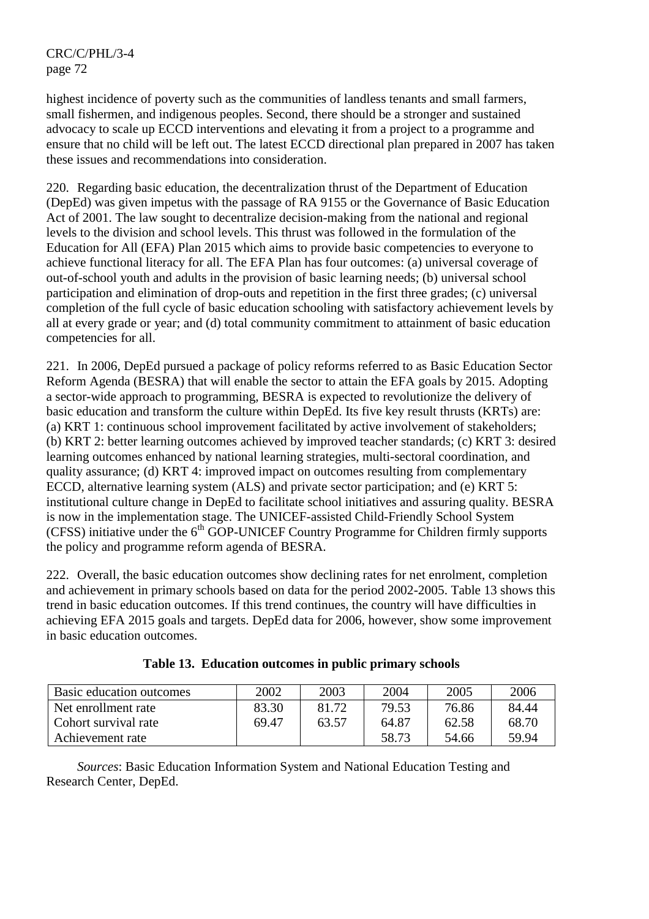highest incidence of poverty such as the communities of landless tenants and small farmers, small fishermen, and indigenous peoples. Second, there should be a stronger and sustained advocacy to scale up ECCD interventions and elevating it from a project to a programme and ensure that no child will be left out. The latest ECCD directional plan prepared in 2007 has taken these issues and recommendations into consideration.

220. Regarding basic education, the decentralization thrust of the Department of Education (DepEd) was given impetus with the passage of RA 9155 or the Governance of Basic Education Act of 2001. The law sought to decentralize decision-making from the national and regional levels to the division and school levels. This thrust was followed in the formulation of the Education for All (EFA) Plan 2015 which aims to provide basic competencies to everyone to achieve functional literacy for all. The EFA Plan has four outcomes: (a) universal coverage of out-of-school youth and adults in the provision of basic learning needs; (b) universal school participation and elimination of drop-outs and repetition in the first three grades; (c) universal completion of the full cycle of basic education schooling with satisfactory achievement levels by all at every grade or year; and (d) total community commitment to attainment of basic education competencies for all.

221. In 2006, DepEd pursued a package of policy reforms referred to as Basic Education Sector Reform Agenda (BESRA) that will enable the sector to attain the EFA goals by 2015. Adopting a sector-wide approach to programming, BESRA is expected to revolutionize the delivery of basic education and transform the culture within DepEd. Its five key result thrusts (KRTs) are: (a) KRT 1: continuous school improvement facilitated by active involvement of stakeholders; (b) KRT 2: better learning outcomes achieved by improved teacher standards; (c) KRT 3: desired learning outcomes enhanced by national learning strategies, multi-sectoral coordination, and quality assurance; (d) KRT 4: improved impact on outcomes resulting from complementary ECCD, alternative learning system (ALS) and private sector participation; and (e) KRT 5: institutional culture change in DepEd to facilitate school initiatives and assuring quality. BESRA is now in the implementation stage. The UNICEF-assisted Child-Friendly School System (CFSS) initiative under the 6th GOP-UNICEF Country Programme for Children firmly supports the policy and programme reform agenda of BESRA.

222. Overall, the basic education outcomes show declining rates for net enrolment, completion and achievement in primary schools based on data for the period 2002-2005. Table 13 shows this trend in basic education outcomes. If this trend continues, the country will have difficulties in achieving EFA 2015 goals and targets. DepEd data for 2006, however, show some improvement in basic education outcomes.

**Table 13. Education outcomes in public primary schools**

| Basic education outcomes | 2002 | 2003 | 2004 | 2005 | 2006 |
|---|---|---|---|---|---|
| Net enrollment rate | 83.30 | 81.72 | 79.53 | 76.86 | 84.44 |
| Cohort survival rate | 69.47 | 63.57 | 64.87 | 62.58 | 68.70 |
| Achievement rate | | | 58.73 | 54.66 | 59.94 |

*Sources*: Basic Education Information System and National Education Testing and Research Center, DepEd.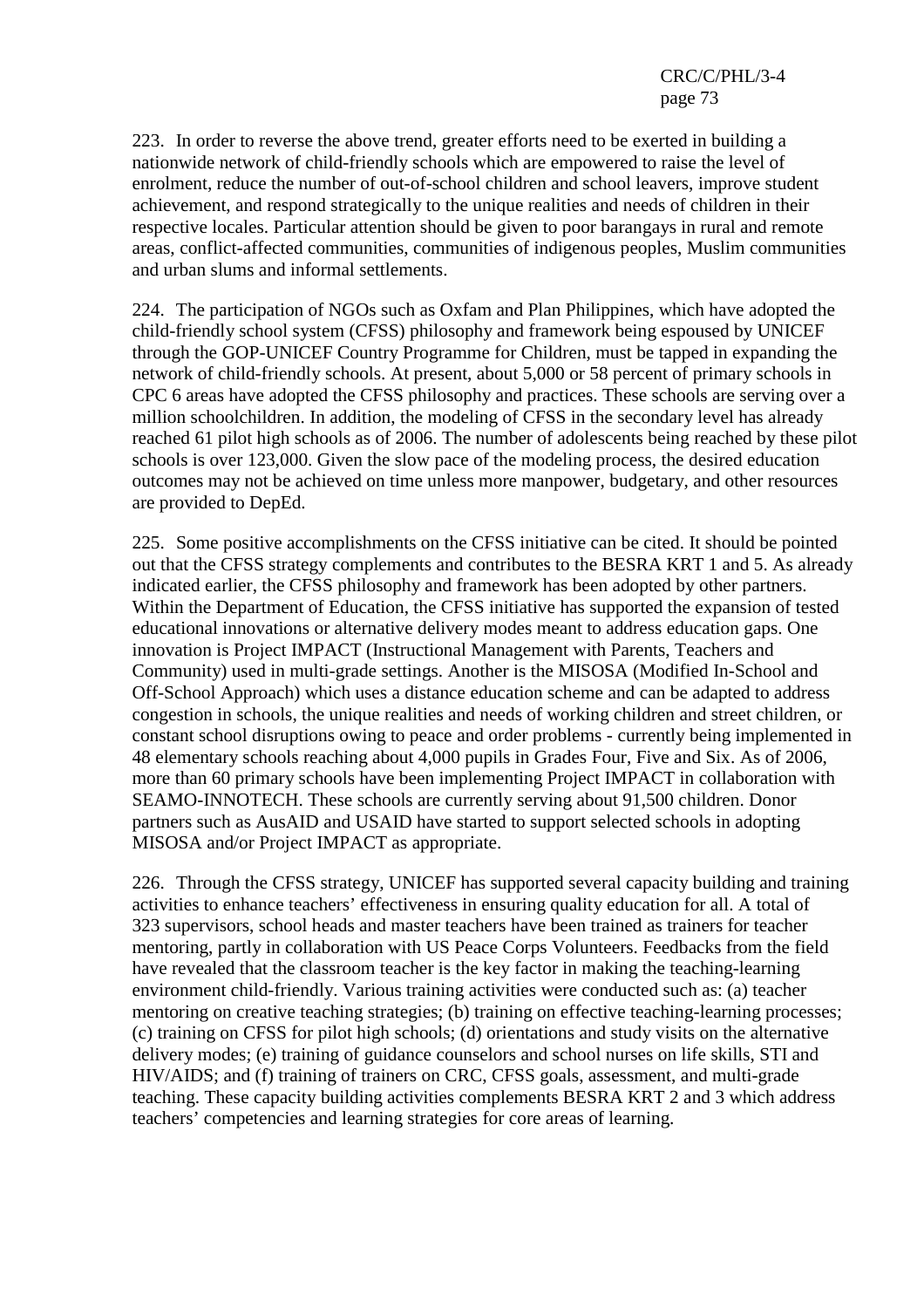223. In order to reverse the above trend, greater efforts need to be exerted in building a nationwide network of child-friendly schools which are empowered to raise the level of enrolment, reduce the number of out-of-school children and school leavers, improve student achievement, and respond strategically to the unique realities and needs of children in their respective locales. Particular attention should be given to poor barangays in rural and remote areas, conflict-affected communities, communities of indigenous peoples, Muslim communities and urban slums and informal settlements.

224. The participation of NGOs such as Oxfam and Plan Philippines, which have adopted the child-friendly school system (CFSS) philosophy and framework being espoused by UNICEF through the GOP-UNICEF Country Programme for Children, must be tapped in expanding the network of child-friendly schools. At present, about 5,000 or 58 percent of primary schools in CPC 6 areas have adopted the CFSS philosophy and practices. These schools are serving over a million schoolchildren. In addition, the modeling of CFSS in the secondary level has already reached 61 pilot high schools as of 2006. The number of adolescents being reached by these pilot schools is over 123,000. Given the slow pace of the modeling process, the desired education outcomes may not be achieved on time unless more manpower, budgetary, and other resources are provided to DepEd.

225. Some positive accomplishments on the CFSS initiative can be cited. It should be pointed out that the CFSS strategy complements and contributes to the BESRA KRT 1 and 5. As already indicated earlier, the CFSS philosophy and framework has been adopted by other partners. Within the Department of Education, the CFSS initiative has supported the expansion of tested educational innovations or alternative delivery modes meant to address education gaps. One innovation is Project IMPACT (Instructional Management with Parents, Teachers and Community) used in multi-grade settings. Another is the MISOSA (Modified In-School and Off-School Approach) which uses a distance education scheme and can be adapted to address congestion in schools, the unique realities and needs of working children and street children, or constant school disruptions owing to peace and order problems - currently being implemented in 48 elementary schools reaching about 4,000 pupils in Grades Four, Five and Six. As of 2006, more than 60 primary schools have been implementing Project IMPACT in collaboration with SEAMO-INNOTECH. These schools are currently serving about 91,500 children. Donor partners such as AusAID and USAID have started to support selected schools in adopting MISOSA and/or Project IMPACT as appropriate.

226. Through the CFSS strategy, UNICEF has supported several capacity building and training activities to enhance teachers' effectiveness in ensuring quality education for all. A total of 323 supervisors, school heads and master teachers have been trained as trainers for teacher mentoring, partly in collaboration with US Peace Corps Volunteers. Feedbacks from the field have revealed that the classroom teacher is the key factor in making the teaching-learning environment child-friendly. Various training activities were conducted such as: (a) teacher mentoring on creative teaching strategies; (b) training on effective teaching-learning processes; (c) training on CFSS for pilot high schools; (d) orientations and study visits on the alternative delivery modes; (e) training of guidance counselors and school nurses on life skills, STI and HIV/AIDS; and (f) training of trainers on CRC, CFSS goals, assessment, and multi-grade teaching. These capacity building activities complements BESRA KRT 2 and 3 which address teachers' competencies and learning strategies for core areas of learning.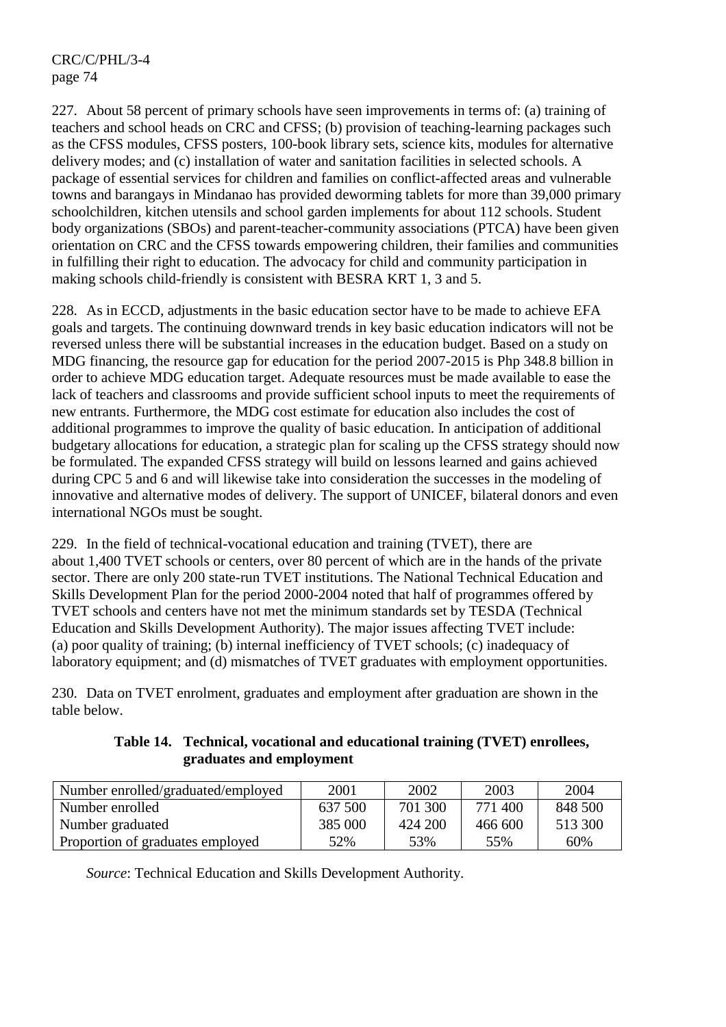227. About 58 percent of primary schools have seen improvements in terms of: (a) training of teachers and school heads on CRC and CFSS; (b) provision of teaching-learning packages such as the CFSS modules, CFSS posters, 100-book library sets, science kits, modules for alternative delivery modes; and (c) installation of water and sanitation facilities in selected schools. A package of essential services for children and families on conflict-affected areas and vulnerable towns and barangays in Mindanao has provided deworming tablets for more than 39,000 primary schoolchildren, kitchen utensils and school garden implements for about 112 schools. Student body organizations (SBOs) and parent-teacher-community associations (PTCA) have been given orientation on CRC and the CFSS towards empowering children, their families and communities in fulfilling their right to education. The advocacy for child and community participation in making schools child-friendly is consistent with BESRA KRT 1, 3 and 5.

228. As in ECCD, adjustments in the basic education sector have to be made to achieve EFA goals and targets. The continuing downward trends in key basic education indicators will not be reversed unless there will be substantial increases in the education budget. Based on a study on MDG financing, the resource gap for education for the period 2007-2015 is Php 348.8 billion in order to achieve MDG education target. Adequate resources must be made available to ease the lack of teachers and classrooms and provide sufficient school inputs to meet the requirements of new entrants. Furthermore, the MDG cost estimate for education also includes the cost of additional programmes to improve the quality of basic education. In anticipation of additional budgetary allocations for education, a strategic plan for scaling up the CFSS strategy should now be formulated. The expanded CFSS strategy will build on lessons learned and gains achieved during CPC 5 and 6 and will likewise take into consideration the successes in the modeling of innovative and alternative modes of delivery. The support of UNICEF, bilateral donors and even international NGOs must be sought.

229. In the field of technical-vocational education and training (TVET), there are about 1,400 TVET schools or centers, over 80 percent of which are in the hands of the private sector. There are only 200 state-run TVET institutions. The National Technical Education and Skills Development Plan for the period 2000-2004 noted that half of programmes offered by TVET schools and centers have not met the minimum standards set by TESDA (Technical Education and Skills Development Authority). The major issues affecting TVET include: (a) poor quality of training; (b) internal inefficiency of TVET schools; (c) inadequacy of laboratory equipment; and (d) mismatches of TVET graduates with employment opportunities.

230. Data on TVET enrolment, graduates and employment after graduation are shown in the table below.

**Table 14. Technical, vocational and educational training (TVET) enrollees, graduates and employment**

| Number enrolled/graduated/employed | 2001 | 2002 | 2003 | 2004 |
|---|---|---|---|---|
| Number enrolled | 637 500 | 701 300 | 771 400 | 848 500 |
| Number graduated | 385 000 | 424 200 | 466 600 | 513 300 |
| Proportion of graduates employed | 52% | 53% | 55% | 60% |

*Source*: Technical Education and Skills Development Authority.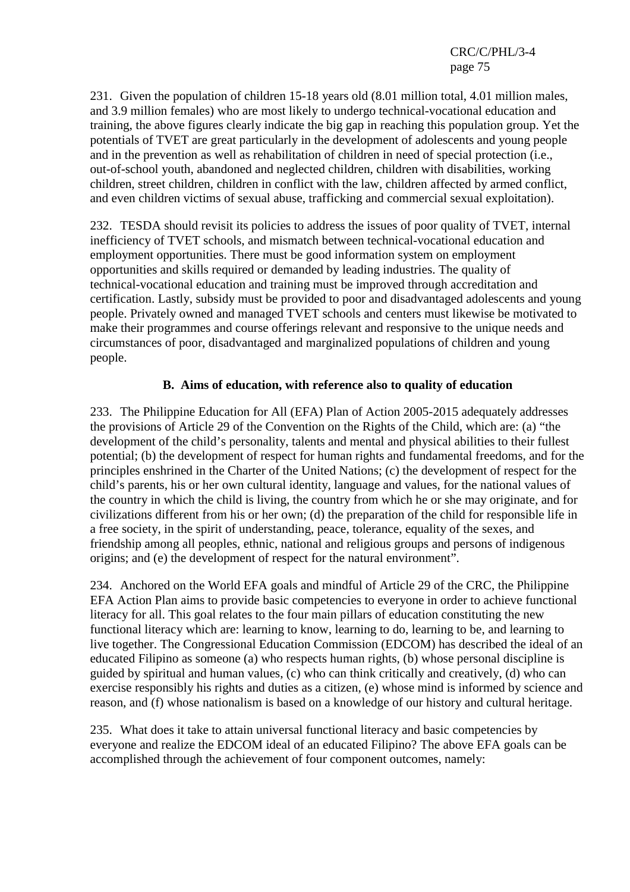231. Given the population of children 15-18 years old (8.01 million total, 4.01 million males, and 3.9 million females) who are most likely to undergo technical-vocational education and training, the above figures clearly indicate the big gap in reaching this population group. Yet the potentials of TVET are great particularly in the development of adolescents and young people and in the prevention as well as rehabilitation of children in need of special protection (i.e., out-of-school youth, abandoned and neglected children, children with disabilities, working children, street children, children in conflict with the law, children affected by armed conflict, and even children victims of sexual abuse, trafficking and commercial sexual exploitation).

232. TESDA should revisit its policies to address the issues of poor quality of TVET, internal inefficiency of TVET schools, and mismatch between technical-vocational education and employment opportunities. There must be good information system on employment opportunities and skills required or demanded by leading industries. The quality of technical-vocational education and training must be improved through accreditation and certification. Lastly, subsidy must be provided to poor and disadvantaged adolescents and young people. Privately owned and managed TVET schools and centers must likewise be motivated to make their programmes and course offerings relevant and responsive to the unique needs and circumstances of poor, disadvantaged and marginalized populations of children and young people.

## B. Aims of education, with reference also to quality of education

233. The Philippine Education for All (EFA) Plan of Action 2005-2015 adequately addresses the provisions of Article 29 of the Convention on the Rights of the Child, which are: (a) "the development of the child's personality, talents and mental and physical abilities to their fullest potential; (b) the development of respect for human rights and fundamental freedoms, and for the principles enshrined in the Charter of the United Nations; (c) the development of respect for the child's parents, his or her own cultural identity, language and values, for the national values of the country in which the child is living, the country from which he or she may originate, and for civilizations different from his or her own; (d) the preparation of the child for responsible life in a free society, in the spirit of understanding, peace, tolerance, equality of the sexes, and friendship among all peoples, ethnic, national and religious groups and persons of indigenous origins; and (e) the development of respect for the natural environment".

234. Anchored on the World EFA goals and mindful of Article 29 of the CRC, the Philippine EFA Action Plan aims to provide basic competencies to everyone in order to achieve functional literacy for all. This goal relates to the four main pillars of education constituting the new functional literacy which are: learning to know, learning to do, learning to be, and learning to live together. The Congressional Education Commission (EDCOM) has described the ideal of an educated Filipino as someone (a) who respects human rights, (b) whose personal discipline is guided by spiritual and human values, (c) who can think critically and creatively, (d) who can exercise responsibly his rights and duties as a citizen, (e) whose mind is informed by science and reason, and (f) whose nationalism is based on a knowledge of our history and cultural heritage.

235. What does it take to attain universal functional literacy and basic competencies by everyone and realize the EDCOM ideal of an educated Filipino? The above EFA goals can be accomplished through the achievement of four component outcomes, namely: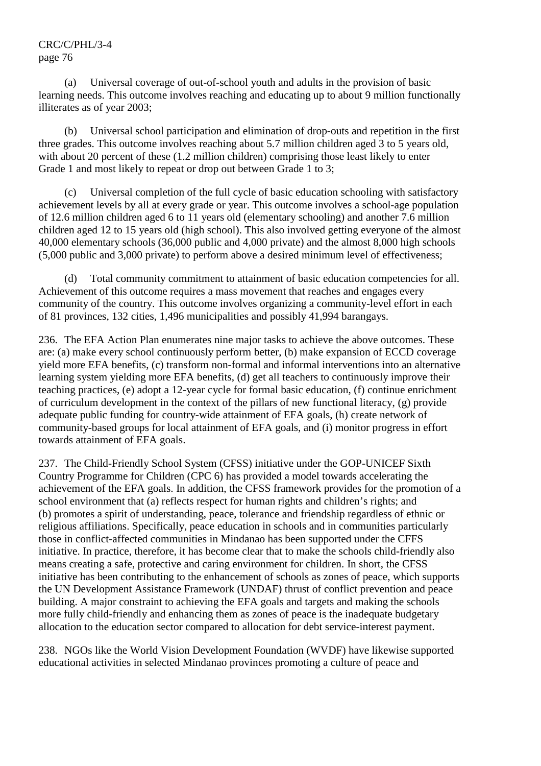(a) Universal coverage of out-of-school youth and adults in the provision of basic learning needs. This outcome involves reaching and educating up to about 9 million functionally illiterates as of year 2003;

(b) Universal school participation and elimination of drop-outs and repetition in the first three grades. This outcome involves reaching about 5.7 million children aged 3 to 5 years old, with about 20 percent of these (1.2 million children) comprising those least likely to enter Grade 1 and most likely to repeat or drop out between Grade 1 to 3;

(c) Universal completion of the full cycle of basic education schooling with satisfactory achievement levels by all at every grade or year. This outcome involves a school-age population of 12.6 million children aged 6 to 11 years old (elementary schooling) and another 7.6 million children aged 12 to 15 years old (high school). This also involved getting everyone of the almost 40,000 elementary schools (36,000 public and 4,000 private) and the almost 8,000 high schools (5,000 public and 3,000 private) to perform above a desired minimum level of effectiveness;

(d) Total community commitment to attainment of basic education competencies for all. Achievement of this outcome requires a mass movement that reaches and engages every community of the country. This outcome involves organizing a community-level effort in each of 81 provinces, 132 cities, 1,496 municipalities and possibly 41,994 barangays.

236. The EFA Action Plan enumerates nine major tasks to achieve the above outcomes. These are: (a) make every school continuously perform better, (b) make expansion of ECCD coverage yield more EFA benefits, (c) transform non-formal and informal interventions into an alternative learning system yielding more EFA benefits, (d) get all teachers to continuously improve their teaching practices, (e) adopt a 12-year cycle for formal basic education, (f) continue enrichment of curriculum development in the context of the pillars of new functional literacy, (g) provide adequate public funding for country-wide attainment of EFA goals, (h) create network of community-based groups for local attainment of EFA goals, and (i) monitor progress in effort towards attainment of EFA goals.

237. The Child-Friendly School System (CFSS) initiative under the GOP-UNICEF Sixth Country Programme for Children (CPC 6) has provided a model towards accelerating the achievement of the EFA goals. In addition, the CFSS framework provides for the promotion of a school environment that (a) reflects respect for human rights and children's rights; and (b) promotes a spirit of understanding, peace, tolerance and friendship regardless of ethnic or religious affiliations. Specifically, peace education in schools and in communities particularly those in conflict-affected communities in Mindanao has been supported under the CFFS initiative. In practice, therefore, it has become clear that to make the schools child-friendly also means creating a safe, protective and caring environment for children. In short, the CFSS initiative has been contributing to the enhancement of schools as zones of peace, which supports the UN Development Assistance Framework (UNDAF) thrust of conflict prevention and peace building. A major constraint to achieving the EFA goals and targets and making the schools more fully child-friendly and enhancing them as zones of peace is the inadequate budgetary allocation to the education sector compared to allocation for debt service-interest payment.

238. NGOs like the World Vision Development Foundation (WVDF) have likewise supported educational activities in selected Mindanao provinces promoting a culture of peace and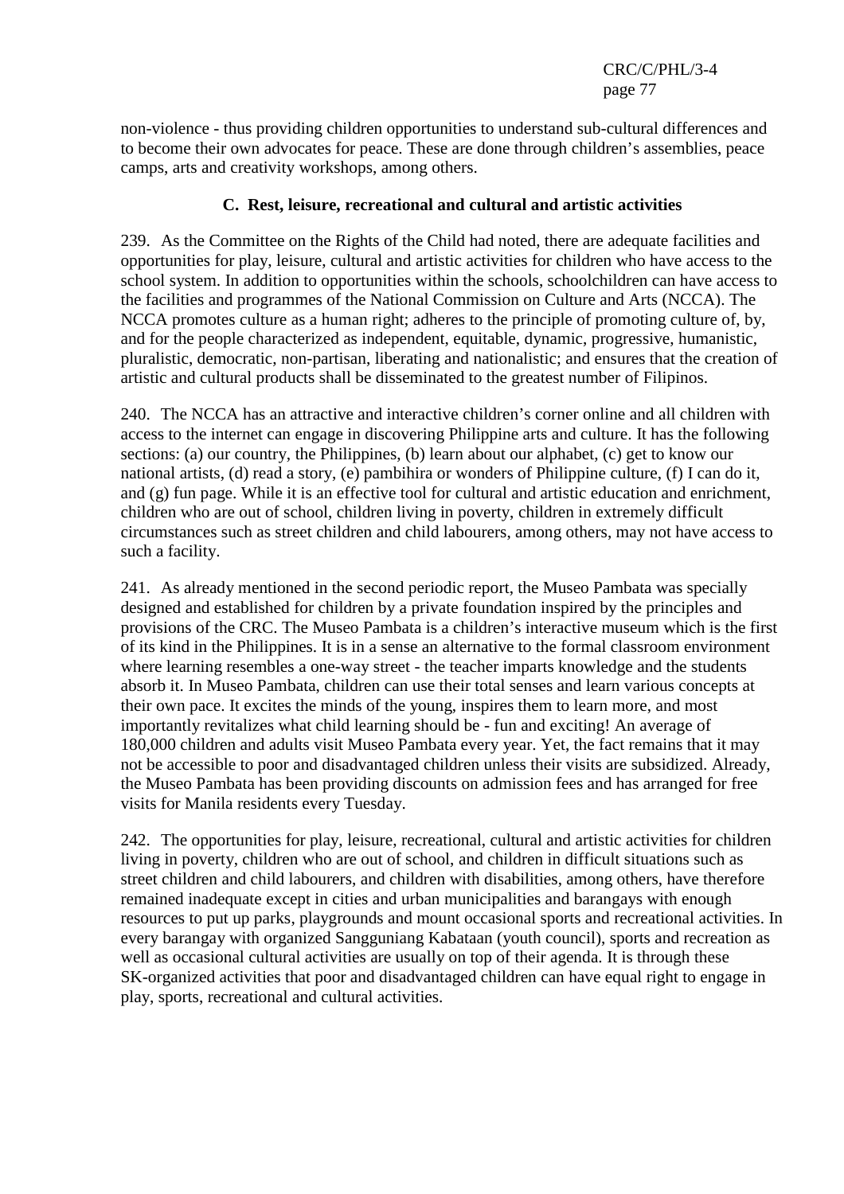non-violence - thus providing children opportunities to understand sub-cultural differences and to become their own advocates for peace. These are done through children's assemblies, peace camps, arts and creativity workshops, among others.

### C. Rest, leisure, recreational and cultural and artistic activities

239. As the Committee on the Rights of the Child had noted, there are adequate facilities and opportunities for play, leisure, cultural and artistic activities for children who have access to the school system. In addition to opportunities within the schools, schoolchildren can have access to the facilities and programmes of the National Commission on Culture and Arts (NCCA). The NCCA promotes culture as a human right; adheres to the principle of promoting culture of, by, and for the people characterized as independent, equitable, dynamic, progressive, humanistic, pluralistic, democratic, non-partisan, liberating and nationalistic; and ensures that the creation of artistic and cultural products shall be disseminated to the greatest number of Filipinos.

240. The NCCA has an attractive and interactive children's corner online and all children with access to the internet can engage in discovering Philippine arts and culture. It has the following sections: (a) our country, the Philippines, (b) learn about our alphabet, (c) get to know our national artists, (d) read a story, (e) pambihira or wonders of Philippine culture, (f) I can do it, and (g) fun page. While it is an effective tool for cultural and artistic education and enrichment, children who are out of school, children living in poverty, children in extremely difficult circumstances such as street children and child labourers, among others, may not have access to such a facility.

241. As already mentioned in the second periodic report, the Museo Pambata was specially designed and established for children by a private foundation inspired by the principles and provisions of the CRC. The Museo Pambata is a children's interactive museum which is the first of its kind in the Philippines. It is in a sense an alternative to the formal classroom environment where learning resembles a one-way street - the teacher imparts knowledge and the students absorb it. In Museo Pambata, children can use their total senses and learn various concepts at their own pace. It excites the minds of the young, inspires them to learn more, and most importantly revitalizes what child learning should be - fun and exciting! An average of 180,000 children and adults visit Museo Pambata every year. Yet, the fact remains that it may not be accessible to poor and disadvantaged children unless their visits are subsidized. Already, the Museo Pambata has been providing discounts on admission fees and has arranged for free visits for Manila residents every Tuesday.

242. The opportunities for play, leisure, recreational, cultural and artistic activities for children living in poverty, children who are out of school, and children in difficult situations such as street children and child labourers, and children with disabilities, among others, have therefore remained inadequate except in cities and urban municipalities and barangays with enough resources to put up parks, playgrounds and mount occasional sports and recreational activities. In every barangay with organized Sangguniang Kabataan (youth council), sports and recreation as well as occasional cultural activities are usually on top of their agenda. It is through these SK-organized activities that poor and disadvantaged children can have equal right to engage in play, sports, recreational and cultural activities.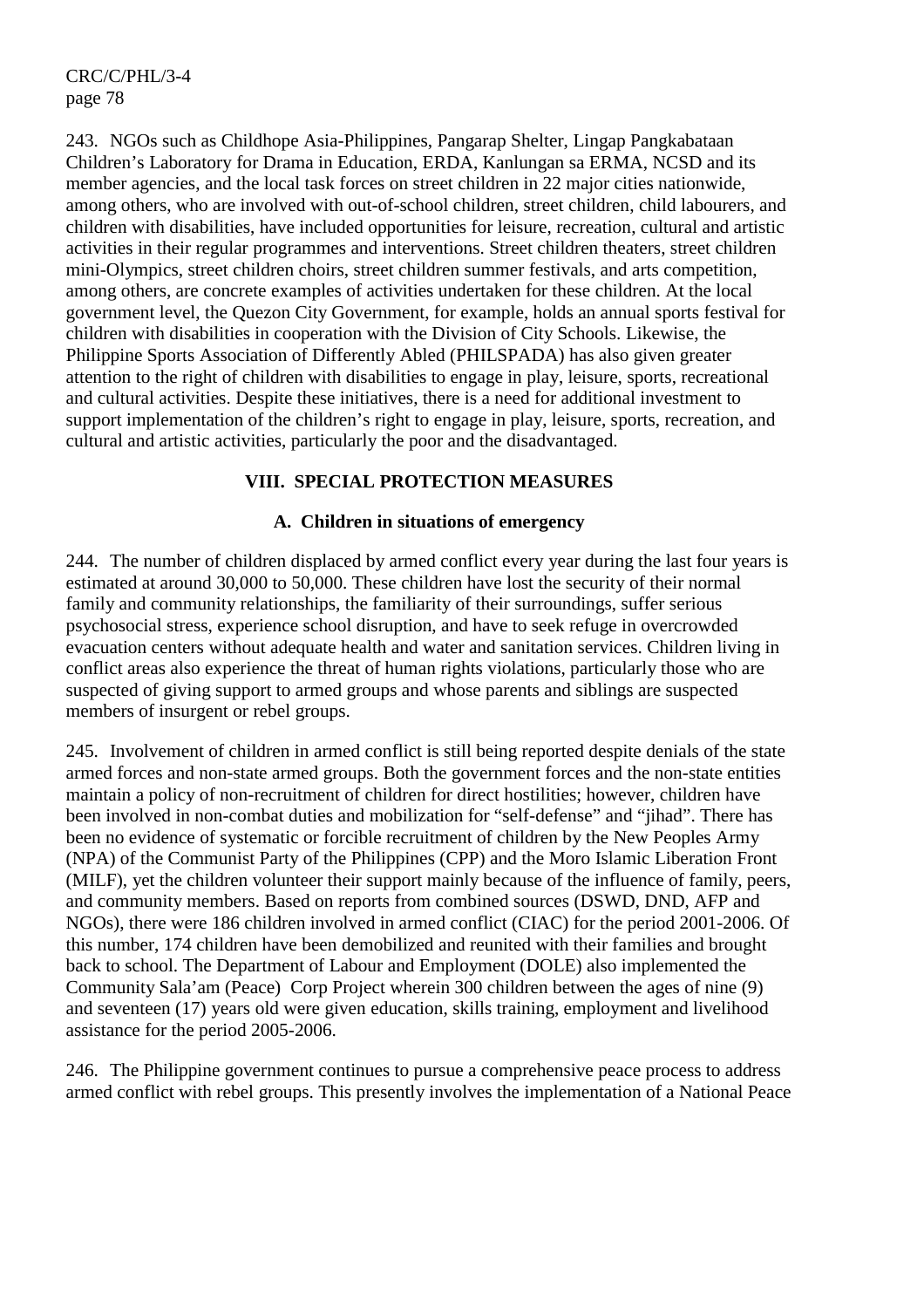243. NGOs such as Childhope Asia-Philippines, Pangarap Shelter, Lingap Pangkabataan Children's Laboratory for Drama in Education, ERDA, Kanlungan sa ERMA, NCSD and its member agencies, and the local task forces on street children in 22 major cities nationwide, among others, who are involved with out-of-school children, street children, child labourers, and children with disabilities, have included opportunities for leisure, recreation, cultural and artistic activities in their regular programmes and interventions. Street children theaters, street children mini-Olympics, street children choirs, street children summer festivals, and arts competition, among others, are concrete examples of activities undertaken for these children. At the local government level, the Quezon City Government, for example, holds an annual sports festival for children with disabilities in cooperation with the Division of City Schools. Likewise, the Philippine Sports Association of Differently Abled (PHILSPADA) has also given greater attention to the right of children with disabilities to engage in play, leisure, sports, recreational and cultural activities. Despite these initiatives, there is a need for additional investment to support implementation of the children's right to engage in play, leisure, sports, recreation, and cultural and artistic activities, particularly the poor and the disadvantaged.

## VIII. SPECIAL PROTECTION MEASURES

### A. Children in situations of emergency

244. The number of children displaced by armed conflict every year during the last four years is estimated at around 30,000 to 50,000. These children have lost the security of their normal family and community relationships, the familiarity of their surroundings, suffer serious psychosocial stress, experience school disruption, and have to seek refuge in overcrowded evacuation centers without adequate health and water and sanitation services. Children living in conflict areas also experience the threat of human rights violations, particularly those who are suspected of giving support to armed groups and whose parents and siblings are suspected members of insurgent or rebel groups.

245. Involvement of children in armed conflict is still being reported despite denials of the state armed forces and non-state armed groups. Both the government forces and the non-state entities maintain a policy of non-recruitment of children for direct hostilities; however, children have been involved in non-combat duties and mobilization for "self-defense" and "jihad". There has been no evidence of systematic or forcible recruitment of children by the New Peoples Army (NPA) of the Communist Party of the Philippines (CPP) and the Moro Islamic Liberation Front (MILF), yet the children volunteer their support mainly because of the influence of family, peers, and community members. Based on reports from combined sources (DSWD, DND, AFP and NGOs), there were 186 children involved in armed conflict (CIAC) for the period 2001-2006. Of this number, 174 children have been demobilized and reunited with their families and brought back to school. The Department of Labour and Employment (DOLE) also implemented the Community Sala'am (Peace) Corp Project wherein 300 children between the ages of nine (9) and seventeen (17) years old were given education, skills training, employment and livelihood assistance for the period 2005-2006.

246. The Philippine government continues to pursue a comprehensive peace process to address armed conflict with rebel groups. This presently involves the implementation of a National Peace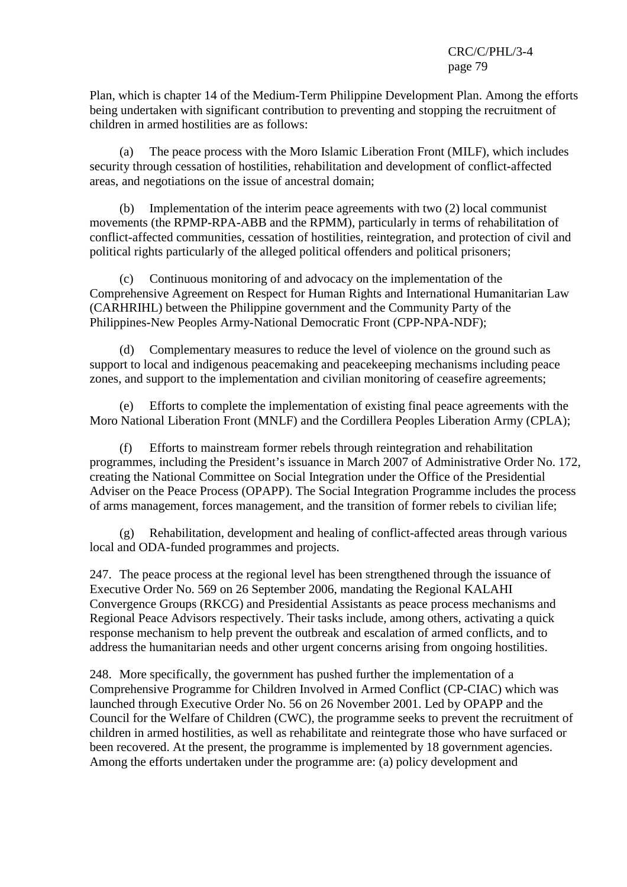Plan, which is chapter 14 of the Medium-Term Philippine Development Plan. Among the efforts being undertaken with significant contribution to preventing and stopping the recruitment of children in armed hostilities are as follows:

(a) The peace process with the Moro Islamic Liberation Front (MILF), which includes security through cessation of hostilities, rehabilitation and development of conflict-affected areas, and negotiations on the issue of ancestral domain;

(b) Implementation of the interim peace agreements with two (2) local communist movements (the RPMP-RPA-ABB and the RPMM), particularly in terms of rehabilitation of conflict-affected communities, cessation of hostilities, reintegration, and protection of civil and political rights particularly of the alleged political offenders and political prisoners;

(c) Continuous monitoring of and advocacy on the implementation of the Comprehensive Agreement on Respect for Human Rights and International Humanitarian Law (CARHRIHL) between the Philippine government and the Community Party of the Philippines-New Peoples Army-National Democratic Front (CPP-NPA-NDF);

(d) Complementary measures to reduce the level of violence on the ground such as support to local and indigenous peacemaking and peacekeeping mechanisms including peace zones, and support to the implementation and civilian monitoring of ceasefire agreements;

(e) Efforts to complete the implementation of existing final peace agreements with the Moro National Liberation Front (MNLF) and the Cordillera Peoples Liberation Army (CPLA);

(f) Efforts to mainstream former rebels through reintegration and rehabilitation programmes, including the President's issuance in March 2007 of Administrative Order No. 172, creating the National Committee on Social Integration under the Office of the Presidential Adviser on the Peace Process (OPAPP). The Social Integration Programme includes the process of arms management, forces management, and the transition of former rebels to civilian life;

(g) Rehabilitation, development and healing of conflict-affected areas through various local and ODA-funded programmes and projects.

247. The peace process at the regional level has been strengthened through the issuance of Executive Order No. 569 on 26 September 2006, mandating the Regional KALAHI Convergence Groups (RKCG) and Presidential Assistants as peace process mechanisms and Regional Peace Advisors respectively. Their tasks include, among others, activating a quick response mechanism to help prevent the outbreak and escalation of armed conflicts, and to address the humanitarian needs and other urgent concerns arising from ongoing hostilities.

248. More specifically, the government has pushed further the implementation of a Comprehensive Programme for Children Involved in Armed Conflict (CP-CIAC) which was launched through Executive Order No. 56 on 26 November 2001. Led by OPAPP and the Council for the Welfare of Children (CWC), the programme seeks to prevent the recruitment of children in armed hostilities, as well as rehabilitate and reintegrate those who have surfaced or been recovered. At the present, the programme is implemented by 18 government agencies. Among the efforts undertaken under the programme are: (a) policy development and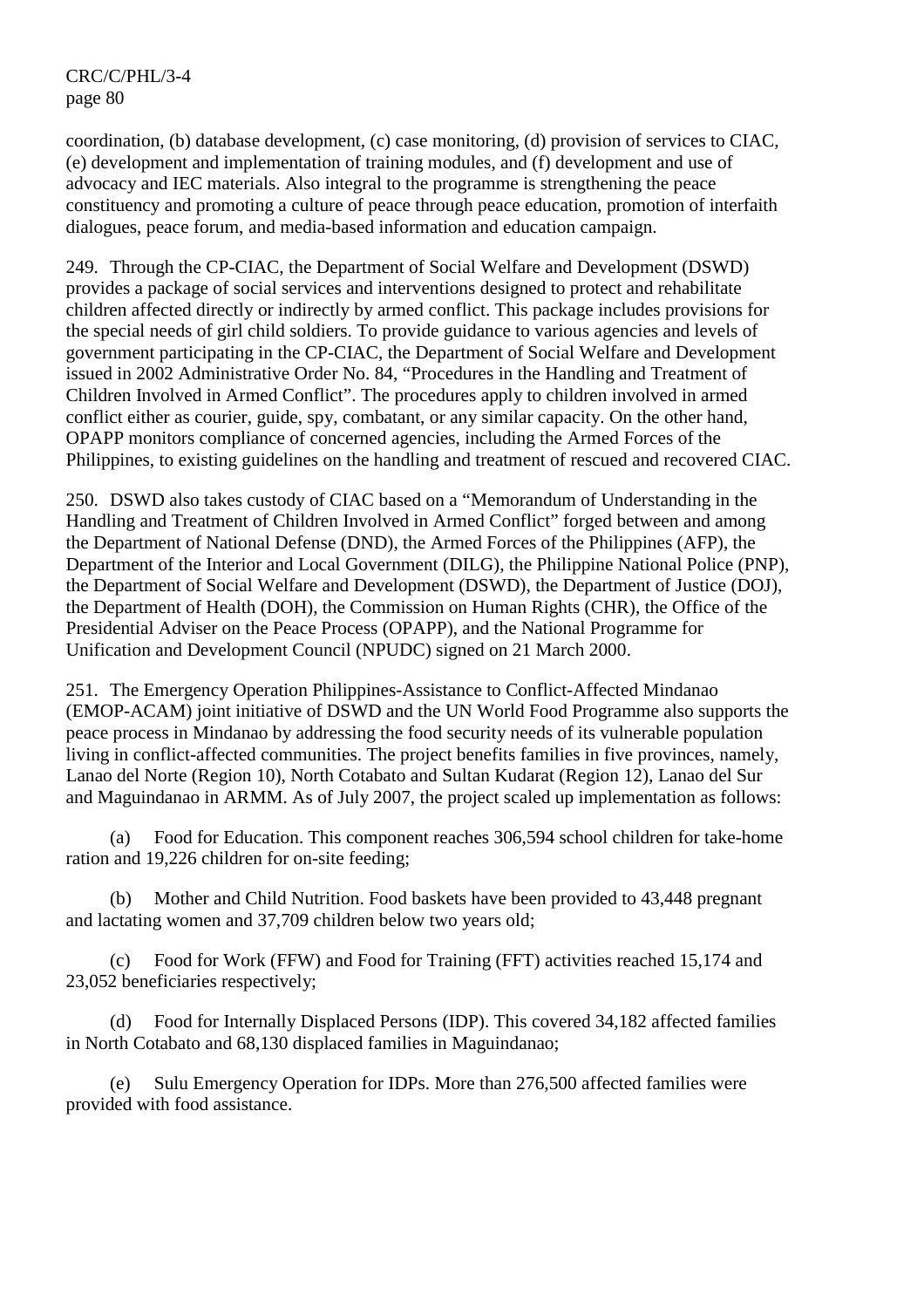coordination, (b) database development, (c) case monitoring, (d) provision of services to CIAC, (e) development and implementation of training modules, and (f) development and use of advocacy and IEC materials. Also integral to the programme is strengthening the peace constituency and promoting a culture of peace through peace education, promotion of interfaith dialogues, peace forum, and media-based information and education campaign.

249. Through the CP-CIAC, the Department of Social Welfare and Development (DSWD) provides a package of social services and interventions designed to protect and rehabilitate children affected directly or indirectly by armed conflict. This package includes provisions for the special needs of girl child soldiers. To provide guidance to various agencies and levels of government participating in the CP-CIAC, the Department of Social Welfare and Development issued in 2002 Administrative Order No. 84, "Procedures in the Handling and Treatment of Children Involved in Armed Conflict". The procedures apply to children involved in armed conflict either as courier, guide, spy, combatant, or any similar capacity. On the other hand, OPAPP monitors compliance of concerned agencies, including the Armed Forces of the Philippines, to existing guidelines on the handling and treatment of rescued and recovered CIAC.

250. DSWD also takes custody of CIAC based on a "Memorandum of Understanding in the Handling and Treatment of Children Involved in Armed Conflict" forged between and among the Department of National Defense (DND), the Armed Forces of the Philippines (AFP), the Department of the Interior and Local Government (DILG), the Philippine National Police (PNP), the Department of Social Welfare and Development (DSWD), the Department of Justice (DOJ), the Department of Health (DOH), the Commission on Human Rights (CHR), the Office of the Presidential Adviser on the Peace Process (OPAPP), and the National Programme for Unification and Development Council (NPUDC) signed on 21 March 2000.

251. The Emergency Operation Philippines-Assistance to Conflict-Affected Mindanao (EMOP-ACAM) joint initiative of DSWD and the UN World Food Programme also supports the peace process in Mindanao by addressing the food security needs of its vulnerable population living in conflict-affected communities. The project benefits families in five provinces, namely, Lanao del Norte (Region 10), North Cotabato and Sultan Kudarat (Region 12), Lanao del Sur and Maguindanao in ARMM. As of July 2007, the project scaled up implementation as follows:

(a) Food for Education. This component reaches 306,594 school children for take-home ration and 19,226 children for on-site feeding;

(b) Mother and Child Nutrition. Food baskets have been provided to 43,448 pregnant and lactating women and 37,709 children below two years old;

(c) Food for Work (FFW) and Food for Training (FFT) activities reached 15,174 and 23,052 beneficiaries respectively;

(d) Food for Internally Displaced Persons (IDP). This covered 34,182 affected families in North Cotabato and 68,130 displaced families in Maguindanao;

(e) Sulu Emergency Operation for IDPs. More than 276,500 affected families were provided with food assistance.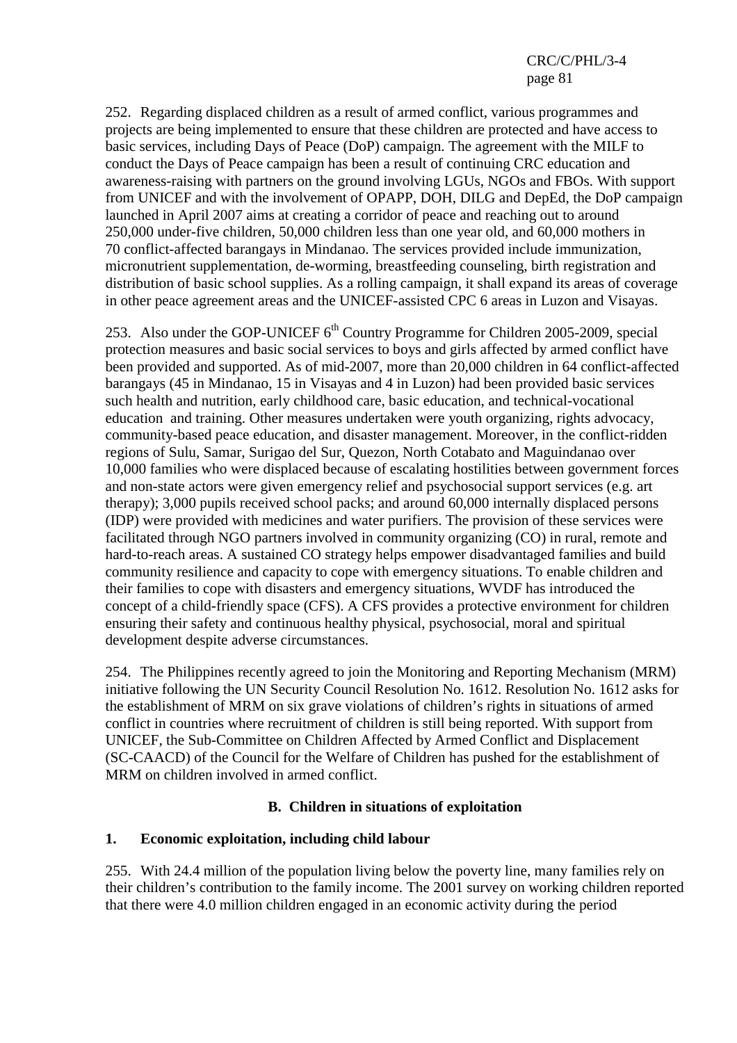252. Regarding displaced children as a result of armed conflict, various programmes and projects are being implemented to ensure that these children are protected and have access to basic services, including Days of Peace (DoP) campaign. The agreement with the MILF to conduct the Days of Peace campaign has been a result of continuing CRC education and awareness-raising with partners on the ground involving LGUs, NGOs and FBOs. With support from UNICEF and with the involvement of OPAPP, DOH, DILG and DepEd, the DoP campaign launched in April 2007 aims at creating a corridor of peace and reaching out to around 250,000 under-five children, 50,000 children less than one year old, and 60,000 mothers in 70 conflict-affected barangays in Mindanao. The services provided include immunization, micronutrient supplementation, de-worming, breastfeeding counseling, birth registration and distribution of basic school supplies. As a rolling campaign, it shall expand its areas of coverage in other peace agreement areas and the UNICEF-assisted CPC 6 areas in Luzon and Visayas.

253. Also under the GOP-UNICEF 6th Country Programme for Children 2005-2009, special protection measures and basic social services to boys and girls affected by armed conflict have been provided and supported. As of mid-2007, more than 20,000 children in 64 conflict-affected barangays (45 in Mindanao, 15 in Visayas and 4 in Luzon) had been provided basic services such health and nutrition, early childhood care, basic education, and technical-vocational education and training. Other measures undertaken were youth organizing, rights advocacy, community-based peace education, and disaster management. Moreover, in the conflict-ridden regions of Sulu, Samar, Surigao del Sur, Quezon, North Cotabato and Maguindanao over 10,000 families who were displaced because of escalating hostilities between government forces and non-state actors were given emergency relief and psychosocial support services (e.g. art therapy); 3,000 pupils received school packs; and around 60,000 internally displaced persons (IDP) were provided with medicines and water purifiers. The provision of these services were facilitated through NGO partners involved in community organizing (CO) in rural, remote and hard-to-reach areas. A sustained CO strategy helps empower disadvantaged families and build community resilience and capacity to cope with emergency situations. To enable children and their families to cope with disasters and emergency situations, WVDF has introduced the concept of a child-friendly space (CFS). A CFS provides a protective environment for children ensuring their safety and continuous healthy physical, psychosocial, moral and spiritual development despite adverse circumstances.

254. The Philippines recently agreed to join the Monitoring and Reporting Mechanism (MRM) initiative following the UN Security Council Resolution No. 1612. Resolution No. 1612 asks for the establishment of MRM on six grave violations of children's rights in situations of armed conflict in countries where recruitment of children is still being reported. With support from UNICEF, the Sub-Committee on Children Affected by Armed Conflict and Displacement (SC-CAACD) of the Council for the Welfare of Children has pushed for the establishment of MRM on children involved in armed conflict.

## B. Children in situations of exploitation

### 1. Economic exploitation, including child labour

255. With 24.4 million of the population living below the poverty line, many families rely on their children's contribution to the family income. The 2001 survey on working children reported that there were 4.0 million children engaged in an economic activity during the period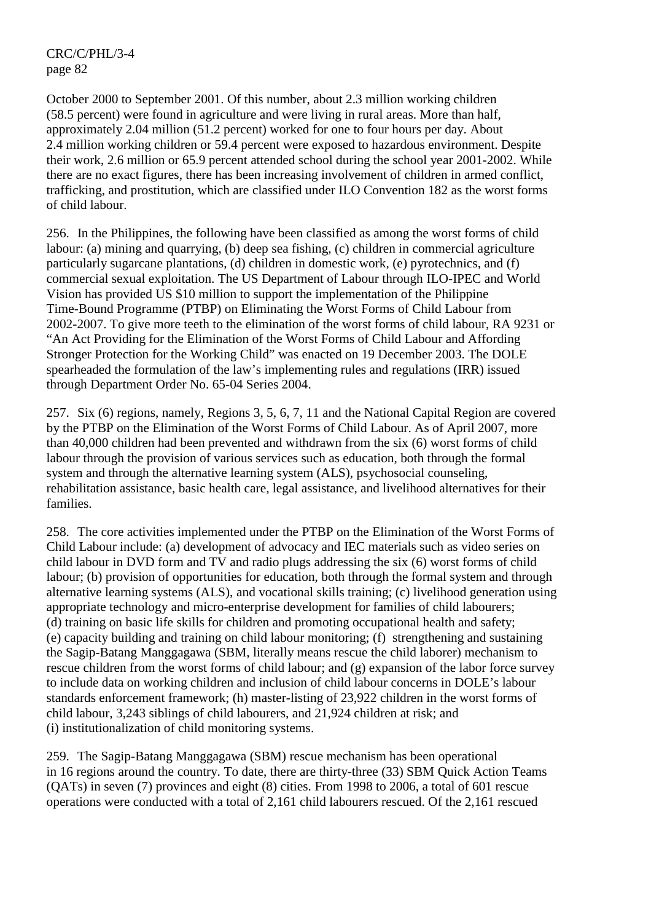October 2000 to September 2001. Of this number, about 2.3 million working children (58.5 percent) were found in agriculture and were living in rural areas. More than half, approximately 2.04 million (51.2 percent) worked for one to four hours per day. About 2.4 million working children or 59.4 percent were exposed to hazardous environment. Despite their work, 2.6 million or 65.9 percent attended school during the school year 2001-2002. While there are no exact figures, there has been increasing involvement of children in armed conflict, trafficking, and prostitution, which are classified under ILO Convention 182 as the worst forms of child labour.

256. In the Philippines, the following have been classified as among the worst forms of child labour: (a) mining and quarrying, (b) deep sea fishing, (c) children in commercial agriculture particularly sugarcane plantations, (d) children in domestic work, (e) pyrotechnics, and (f) commercial sexual exploitation. The US Department of Labour through ILO-IPEC and World Vision has provided US $10 million to support the implementation of the Philippine Time-Bound Programme (PTBP) on Eliminating the Worst Forms of Child Labour from 2002-2007. To give more teeth to the elimination of the worst forms of child labour, RA 9231 or "An Act Providing for the Elimination of the Worst Forms of Child Labour and Affording Stronger Protection for the Working Child" was enacted on 19 December 2003. The DOLE spearheaded the formulation of the law's implementing rules and regulations (IRR) issued through Department Order No. 65-04 Series 2004.

257. Six (6) regions, namely, Regions 3, 5, 6, 7, 11 and the National Capital Region are covered by the PTBP on the Elimination of the Worst Forms of Child Labour. As of April 2007, more than 40,000 children had been prevented and withdrawn from the six (6) worst forms of child labour through the provision of various services such as education, both through the formal system and through the alternative learning system (ALS), psychosocial counseling, rehabilitation assistance, basic health care, legal assistance, and livelihood alternatives for their families.

258. The core activities implemented under the PTBP on the Elimination of the Worst Forms of Child Labour include: (a) development of advocacy and IEC materials such as video series on child labour in DVD form and TV and radio plugs addressing the six (6) worst forms of child labour; (b) provision of opportunities for education, both through the formal system and through alternative learning systems (ALS), and vocational skills training; (c) livelihood generation using appropriate technology and micro-enterprise development for families of child labourers; (d) training on basic life skills for children and promoting occupational health and safety; (e) capacity building and training on child labour monitoring; (f) strengthening and sustaining the Sagip-Batang Manggagawa (SBM, literally means rescue the child laborer) mechanism to rescue children from the worst forms of child labour; and (g) expansion of the labor force survey to include data on working children and inclusion of child labour concerns in DOLE's labour standards enforcement framework; (h) master-listing of 23,922 children in the worst forms of child labour, 3,243 siblings of child labourers, and 21,924 children at risk; and (i) institutionalization of child monitoring systems.

259. The Sagip-Batang Manggagawa (SBM) rescue mechanism has been operational in 16 regions around the country. To date, there are thirty-three (33) SBM Quick Action Teams (QATs) in seven (7) provinces and eight (8) cities. From 1998 to 2006, a total of 601 rescue operations were conducted with a total of 2,161 child labourers rescued. Of the 2,161 rescued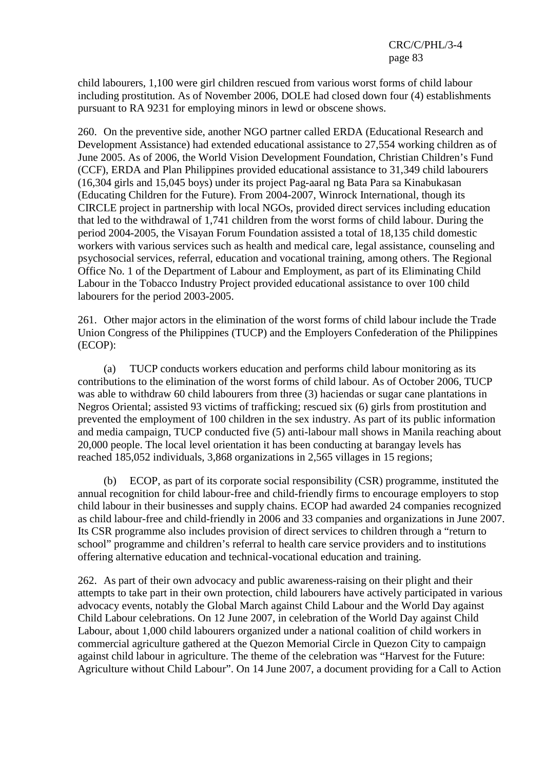child labourers, 1,100 were girl children rescued from various worst forms of child labour including prostitution. As of November 2006, DOLE had closed down four (4) establishments pursuant to RA 9231 for employing minors in lewd or obscene shows.

260. On the preventive side, another NGO partner called ERDA (Educational Research and Development Assistance) had extended educational assistance to 27,554 working children as of June 2005. As of 2006, the World Vision Development Foundation, Christian Children's Fund (CCF), ERDA and Plan Philippines provided educational assistance to 31,349 child labourers (16,304 girls and 15,045 boys) under its project Pag-aaral ng Bata Para sa Kinabukasan (Educating Children for the Future). From 2004-2007, Winrock International, though its CIRCLE project in partnership with local NGOs, provided direct services including education that led to the withdrawal of 1,741 children from the worst forms of child labour. During the period 2004-2005, the Visayan Forum Foundation assisted a total of 18,135 child domestic workers with various services such as health and medical care, legal assistance, counseling and psychosocial services, referral, education and vocational training, among others. The Regional Office No. 1 of the Department of Labour and Employment, as part of its Eliminating Child Labour in the Tobacco Industry Project provided educational assistance to over 100 child labourers for the period 2003-2005.

261. Other major actors in the elimination of the worst forms of child labour include the Trade Union Congress of the Philippines (TUCP) and the Employers Confederation of the Philippines (ECOP):

(a) TUCP conducts workers education and performs child labour monitoring as its contributions to the elimination of the worst forms of child labour. As of October 2006, TUCP was able to withdraw 60 child labourers from three (3) haciendas or sugar cane plantations in Negros Oriental; assisted 93 victims of trafficking; rescued six (6) girls from prostitution and prevented the employment of 100 children in the sex industry. As part of its public information and media campaign, TUCP conducted five (5) anti-labour mall shows in Manila reaching about 20,000 people. The local level orientation it has been conducting at barangay levels has reached 185,052 individuals, 3,868 organizations in 2,565 villages in 15 regions;

(b) ECOP, as part of its corporate social responsibility (CSR) programme, instituted the annual recognition for child labour-free and child-friendly firms to encourage employers to stop child labour in their businesses and supply chains. ECOP had awarded 24 companies recognized as child labour-free and child-friendly in 2006 and 33 companies and organizations in June 2007. Its CSR programme also includes provision of direct services to children through a "return to school" programme and children's referral to health care service providers and to institutions offering alternative education and technical-vocational education and training.

262. As part of their own advocacy and public awareness-raising on their plight and their attempts to take part in their own protection, child labourers have actively participated in various advocacy events, notably the Global March against Child Labour and the World Day against Child Labour celebrations. On 12 June 2007, in celebration of the World Day against Child Labour, about 1,000 child labourers organized under a national coalition of child workers in commercial agriculture gathered at the Quezon Memorial Circle in Quezon City to campaign against child labour in agriculture. The theme of the celebration was "Harvest for the Future: Agriculture without Child Labour". On 14 June 2007, a document providing for a Call to Action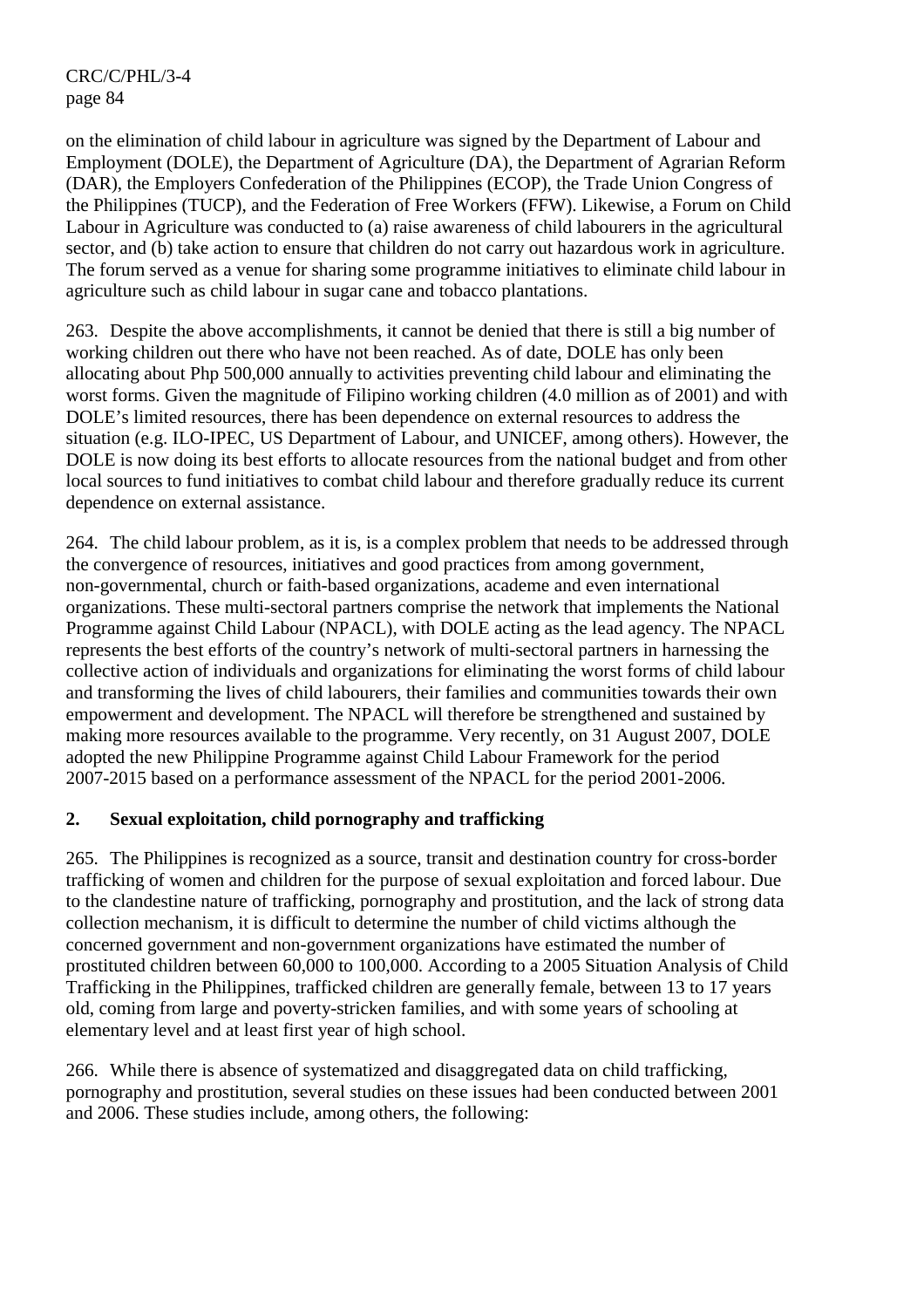on the elimination of child labour in agriculture was signed by the Department of Labour and Employment (DOLE), the Department of Agriculture (DA), the Department of Agrarian Reform (DAR), the Employers Confederation of the Philippines (ECOP), the Trade Union Congress of the Philippines (TUCP), and the Federation of Free Workers (FFW). Likewise, a Forum on Child Labour in Agriculture was conducted to (a) raise awareness of child labourers in the agricultural sector, and (b) take action to ensure that children do not carry out hazardous work in agriculture. The forum served as a venue for sharing some programme initiatives to eliminate child labour in agriculture such as child labour in sugar cane and tobacco plantations.

263. Despite the above accomplishments, it cannot be denied that there is still a big number of working children out there who have not been reached. As of date, DOLE has only been allocating about Php 500,000 annually to activities preventing child labour and eliminating the worst forms. Given the magnitude of Filipino working children (4.0 million as of 2001) and with DOLE's limited resources, there has been dependence on external resources to address the situation (e.g. ILO-IPEC, US Department of Labour, and UNICEF, among others). However, the DOLE is now doing its best efforts to allocate resources from the national budget and from other local sources to fund initiatives to combat child labour and therefore gradually reduce its current dependence on external assistance.

264. The child labour problem, as it is, is a complex problem that needs to be addressed through the convergence of resources, initiatives and good practices from among government, non-governmental, church or faith-based organizations, academe and even international organizations. These multi-sectoral partners comprise the network that implements the National Programme against Child Labour (NPACL), with DOLE acting as the lead agency. The NPACL represents the best efforts of the country's network of multi-sectoral partners in harnessing the collective action of individuals and organizations for eliminating the worst forms of child labour and transforming the lives of child labourers, their families and communities towards their own empowerment and development. The NPACL will therefore be strengthened and sustained by making more resources available to the programme. Very recently, on 31 August 2007, DOLE adopted the new Philippine Programme against Child Labour Framework for the period 2007-2015 based on a performance assessment of the NPACL for the period 2001-2006.

## 2. Sexual exploitation, child pornography and trafficking

265. The Philippines is recognized as a source, transit and destination country for cross-border trafficking of women and children for the purpose of sexual exploitation and forced labour. Due to the clandestine nature of trafficking, pornography and prostitution, and the lack of strong data collection mechanism, it is difficult to determine the number of child victims although the concerned government and non-government organizations have estimated the number of prostituted children between 60,000 to 100,000. According to a 2005 Situation Analysis of Child Trafficking in the Philippines, trafficked children are generally female, between 13 to 17 years old, coming from large and poverty-stricken families, and with some years of schooling at elementary level and at least first year of high school.

266. While there is absence of systematized and disaggregated data on child trafficking, pornography and prostitution, several studies on these issues had been conducted between 2001 and 2006. These studies include, among others, the following: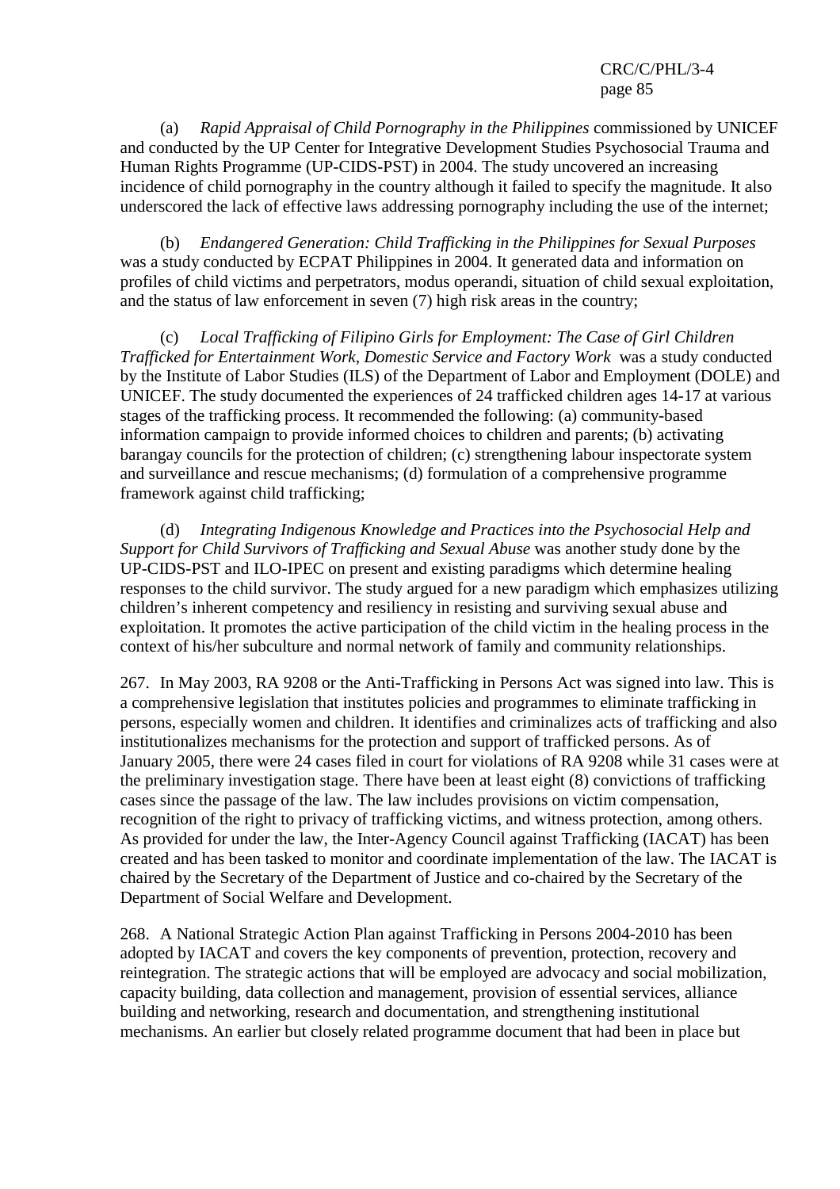(a) *Rapid Appraisal of Child Pornography in the Philippines* commissioned by UNICEF and conducted by the UP Center for Integrative Development Studies Psychosocial Trauma and Human Rights Programme (UP-CIDS-PST) in 2004. The study uncovered an increasing incidence of child pornography in the country although it failed to specify the magnitude. It also underscored the lack of effective laws addressing pornography including the use of the internet;

(b) *Endangered Generation: Child Trafficking in the Philippines for Sexual Purposes* was a study conducted by ECPAT Philippines in 2004. It generated data and information on profiles of child victims and perpetrators, modus operandi, situation of child sexual exploitation, and the status of law enforcement in seven (7) high risk areas in the country;

(c) *Local Trafficking of Filipino Girls for Employment: The Case of Girl Children Trafficked for Entertainment Work, Domestic Service and Factory Work* was a study conducted by the Institute of Labor Studies (ILS) of the Department of Labor and Employment (DOLE) and UNICEF. The study documented the experiences of 24 trafficked children ages 14-17 at various stages of the trafficking process. It recommended the following: (a) community-based information campaign to provide informed choices to children and parents; (b) activating barangay councils for the protection of children; (c) strengthening labour inspectorate system and surveillance and rescue mechanisms; (d) formulation of a comprehensive programme framework against child trafficking;

(d) *Integrating Indigenous Knowledge and Practices into the Psychosocial Help and Support for Child Survivors of Trafficking and Sexual Abuse* was another study done by the UP-CIDS-PST and ILO-IPEC on present and existing paradigms which determine healing responses to the child survivor. The study argued for a new paradigm which emphasizes utilizing children's inherent competency and resiliency in resisting and surviving sexual abuse and exploitation. It promotes the active participation of the child victim in the healing process in the context of his/her subculture and normal network of family and community relationships.

267. In May 2003, RA 9208 or the Anti-Trafficking in Persons Act was signed into law. This is a comprehensive legislation that institutes policies and programmes to eliminate trafficking in persons, especially women and children. It identifies and criminalizes acts of trafficking and also institutionalizes mechanisms for the protection and support of trafficked persons. As of January 2005, there were 24 cases filed in court for violations of RA 9208 while 31 cases were at the preliminary investigation stage. There have been at least eight (8) convictions of trafficking cases since the passage of the law. The law includes provisions on victim compensation, recognition of the right to privacy of trafficking victims, and witness protection, among others. As provided for under the law, the Inter-Agency Council against Trafficking (IACAT) has been created and has been tasked to monitor and coordinate implementation of the law. The IACAT is chaired by the Secretary of the Department of Justice and co-chaired by the Secretary of the Department of Social Welfare and Development.

268. A National Strategic Action Plan against Trafficking in Persons 2004-2010 has been adopted by IACAT and covers the key components of prevention, protection, recovery and reintegration. The strategic actions that will be employed are advocacy and social mobilization, capacity building, data collection and management, provision of essential services, alliance building and networking, research and documentation, and strengthening institutional mechanisms. An earlier but closely related programme document that had been in place but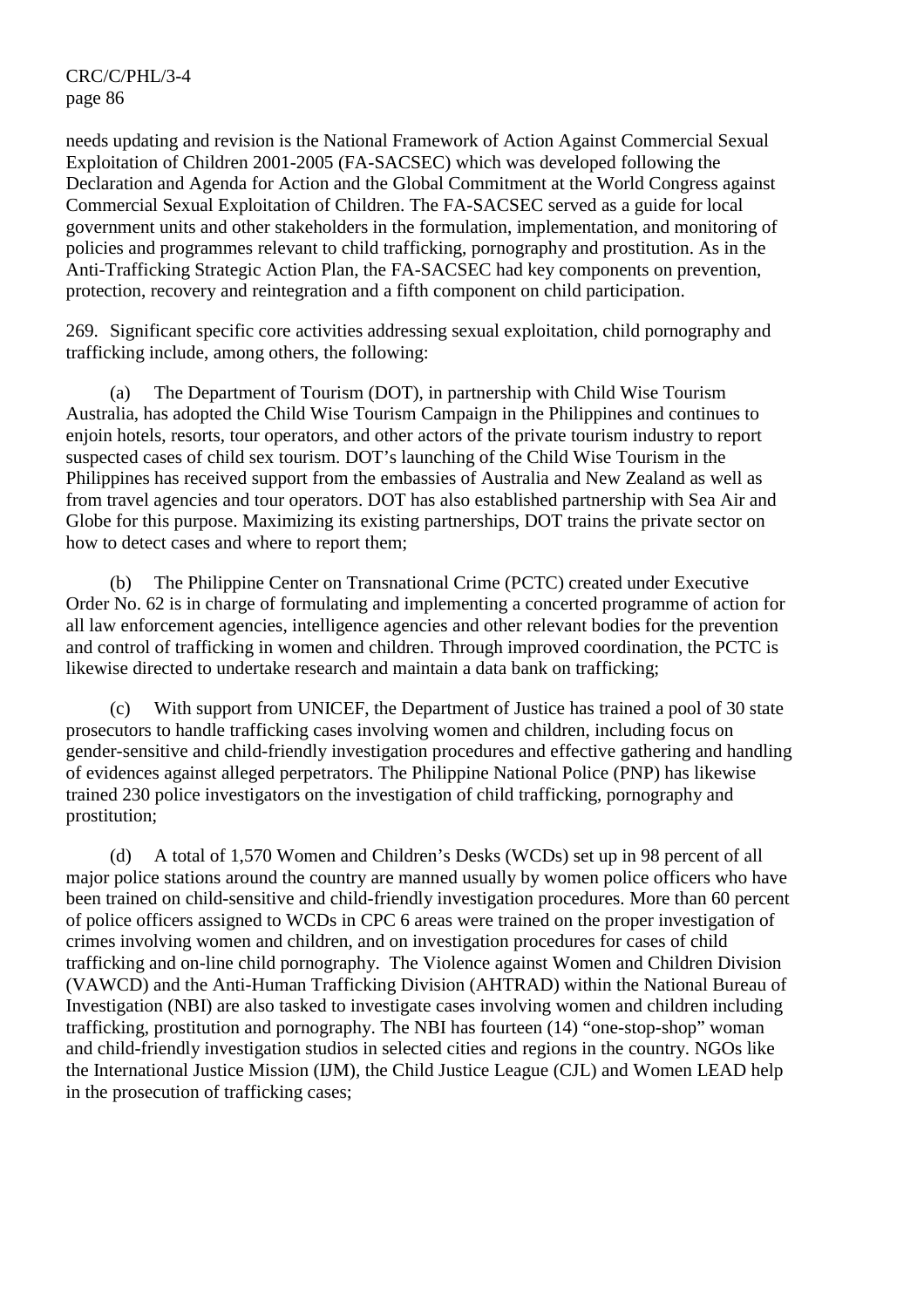needs updating and revision is the National Framework of Action Against Commercial Sexual Exploitation of Children 2001-2005 (FA-SACSEC) which was developed following the Declaration and Agenda for Action and the Global Commitment at the World Congress against Commercial Sexual Exploitation of Children. The FA-SACSEC served as a guide for local government units and other stakeholders in the formulation, implementation, and monitoring of policies and programmes relevant to child trafficking, pornography and prostitution. As in the Anti-Trafficking Strategic Action Plan, the FA-SACSEC had key components on prevention, protection, recovery and reintegration and a fifth component on child participation.

269. Significant specific core activities addressing sexual exploitation, child pornography and trafficking include, among others, the following:

(a) The Department of Tourism (DOT), in partnership with Child Wise Tourism Australia, has adopted the Child Wise Tourism Campaign in the Philippines and continues to enjoin hotels, resorts, tour operators, and other actors of the private tourism industry to report suspected cases of child sex tourism. DOT's launching of the Child Wise Tourism in the Philippines has received support from the embassies of Australia and New Zealand as well as from travel agencies and tour operators. DOT has also established partnership with Sea Air and Globe for this purpose. Maximizing its existing partnerships, DOT trains the private sector on how to detect cases and where to report them;

(b) The Philippine Center on Transnational Crime (PCTC) created under Executive Order No. 62 is in charge of formulating and implementing a concerted programme of action for all law enforcement agencies, intelligence agencies and other relevant bodies for the prevention and control of trafficking in women and children. Through improved coordination, the PCTC is likewise directed to undertake research and maintain a data bank on trafficking;

(c) With support from UNICEF, the Department of Justice has trained a pool of 30 state prosecutors to handle trafficking cases involving women and children, including focus on gender-sensitive and child-friendly investigation procedures and effective gathering and handling of evidences against alleged perpetrators. The Philippine National Police (PNP) has likewise trained 230 police investigators on the investigation of child trafficking, pornography and prostitution;

(d) A total of 1,570 Women and Children's Desks (WCDs) set up in 98 percent of all major police stations around the country are manned usually by women police officers who have been trained on child-sensitive and child-friendly investigation procedures. More than 60 percent of police officers assigned to WCDs in CPC 6 areas were trained on the proper investigation of crimes involving women and children, and on investigation procedures for cases of child trafficking and on-line child pornography. The Violence against Women and Children Division (VAWCD) and the Anti-Human Trafficking Division (AHTRAD) within the National Bureau of Investigation (NBI) are also tasked to investigate cases involving women and children including trafficking, prostitution and pornography. The NBI has fourteen (14) "one-stop-shop" woman and child-friendly investigation studios in selected cities and regions in the country. NGOs like the International Justice Mission (IJM), the Child Justice League (CJL) and Women LEAD help in the prosecution of trafficking cases;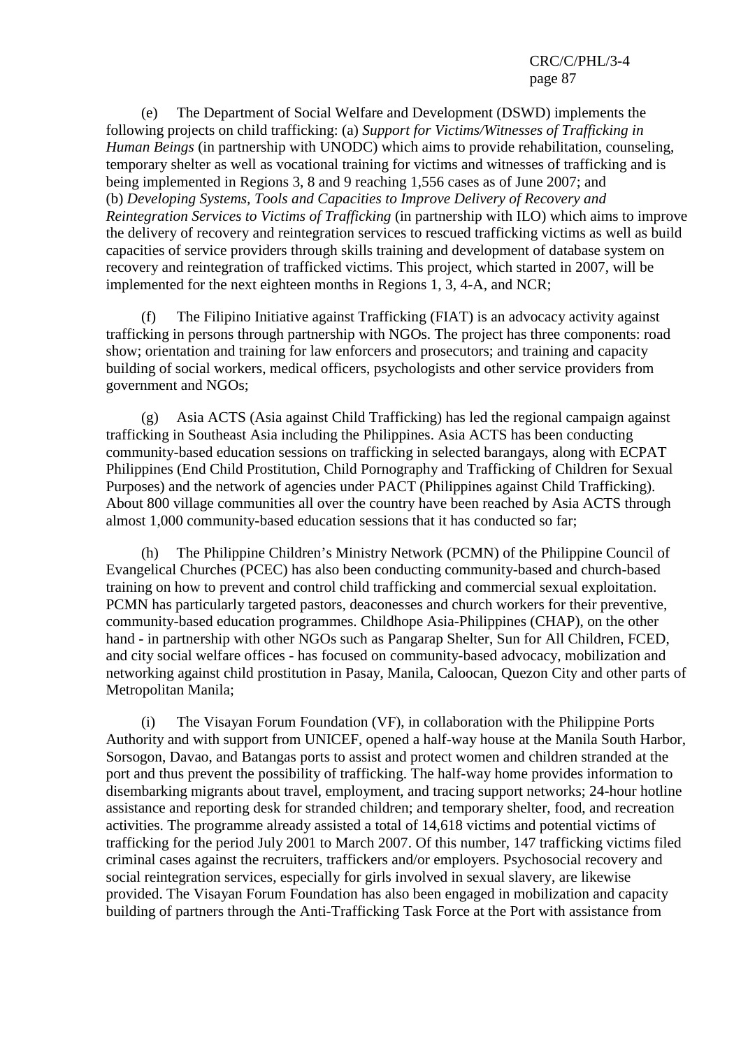(e) The Department of Social Welfare and Development (DSWD) implements the following projects on child trafficking: (a) *Support for Victims/Witnesses of Trafficking in Human Beings* (in partnership with UNODC) which aims to provide rehabilitation, counseling, temporary shelter as well as vocational training for victims and witnesses of trafficking and is being implemented in Regions 3, 8 and 9 reaching 1,556 cases as of June 2007; and (b) *Developing Systems, Tools and Capacities to Improve Delivery of Recovery and Reintegration Services to Victims of Trafficking* (in partnership with ILO) which aims to improve the delivery of recovery and reintegration services to rescued trafficking victims as well as build capacities of service providers through skills training and development of database system on recovery and reintegration of trafficked victims. This project, which started in 2007, will be implemented for the next eighteen months in Regions 1, 3, 4-A, and NCR;

(f) The Filipino Initiative against Trafficking (FIAT) is an advocacy activity against trafficking in persons through partnership with NGOs. The project has three components: road show; orientation and training for law enforcers and prosecutors; and training and capacity building of social workers, medical officers, psychologists and other service providers from government and NGOs;

(g) Asia ACTS (Asia against Child Trafficking) has led the regional campaign against trafficking in Southeast Asia including the Philippines. Asia ACTS has been conducting community-based education sessions on trafficking in selected barangays, along with ECPAT Philippines (End Child Prostitution, Child Pornography and Trafficking of Children for Sexual Purposes) and the network of agencies under PACT (Philippines against Child Trafficking). About 800 village communities all over the country have been reached by Asia ACTS through almost 1,000 community-based education sessions that it has conducted so far;

(h) The Philippine Children's Ministry Network (PCMN) of the Philippine Council of Evangelical Churches (PCEC) has also been conducting community-based and church-based training on how to prevent and control child trafficking and commercial sexual exploitation. PCMN has particularly targeted pastors, deaconesses and church workers for their preventive, community-based education programmes. Childhope Asia-Philippines (CHAP), on the other hand - in partnership with other NGOs such as Pangarap Shelter, Sun for All Children, FCED, and city social welfare offices - has focused on community-based advocacy, mobilization and networking against child prostitution in Pasay, Manila, Caloocan, Quezon City and other parts of Metropolitan Manila;

(i) The Visayan Forum Foundation (VF), in collaboration with the Philippine Ports Authority and with support from UNICEF, opened a half-way house at the Manila South Harbor, Sorsogon, Davao, and Batangas ports to assist and protect women and children stranded at the port and thus prevent the possibility of trafficking. The half-way home provides information to disembarking migrants about travel, employment, and tracing support networks; 24-hour hotline assistance and reporting desk for stranded children; and temporary shelter, food, and recreation activities. The programme already assisted a total of 14,618 victims and potential victims of trafficking for the period July 2001 to March 2007. Of this number, 147 trafficking victims filed criminal cases against the recruiters, traffickers and/or employers. Psychosocial recovery and social reintegration services, especially for girls involved in sexual slavery, are likewise provided. The Visayan Forum Foundation has also been engaged in mobilization and capacity building of partners through the Anti-Trafficking Task Force at the Port with assistance from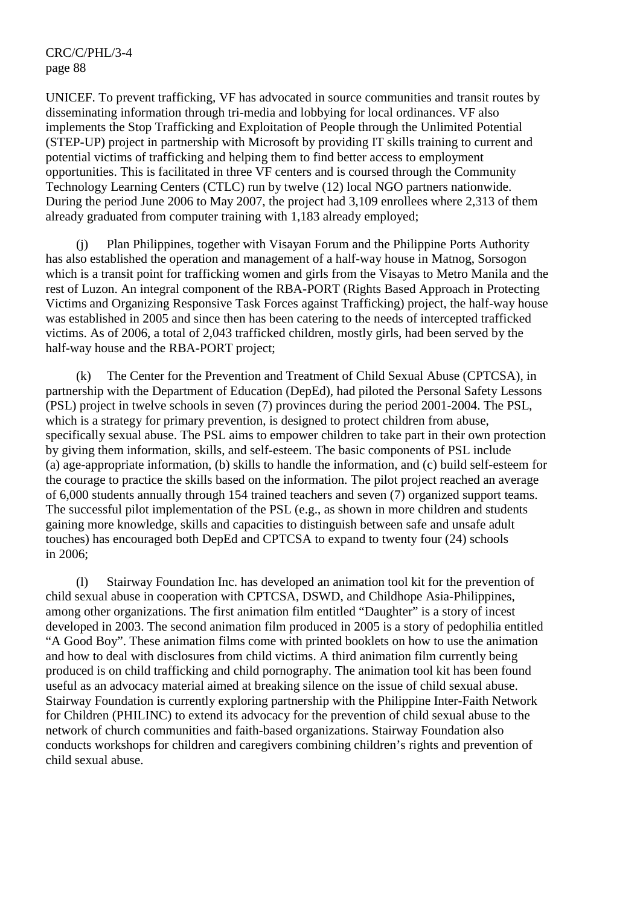UNICEF. To prevent trafficking, VF has advocated in source communities and transit routes by disseminating information through tri-media and lobbying for local ordinances. VF also implements the Stop Trafficking and Exploitation of People through the Unlimited Potential (STEP-UP) project in partnership with Microsoft by providing IT skills training to current and potential victims of trafficking and helping them to find better access to employment opportunities. This is facilitated in three VF centers and is coursed through the Community Technology Learning Centers (CTLC) run by twelve (12) local NGO partners nationwide. During the period June 2006 to May 2007, the project had 3,109 enrollees where 2,313 of them already graduated from computer training with 1,183 already employed;

(j) Plan Philippines, together with Visayan Forum and the Philippine Ports Authority has also established the operation and management of a half-way house in Matnog, Sorsogon which is a transit point for trafficking women and girls from the Visayas to Metro Manila and the rest of Luzon. An integral component of the RBA-PORT (Rights Based Approach in Protecting Victims and Organizing Responsive Task Forces against Trafficking) project, the half-way house was established in 2005 and since then has been catering to the needs of intercepted trafficked victims. As of 2006, a total of 2,043 trafficked children, mostly girls, had been served by the half-way house and the RBA-PORT project;

(k) The Center for the Prevention and Treatment of Child Sexual Abuse (CPTCSA), in partnership with the Department of Education (DepEd), had piloted the Personal Safety Lessons (PSL) project in twelve schools in seven (7) provinces during the period 2001-2004. The PSL, which is a strategy for primary prevention, is designed to protect children from abuse, specifically sexual abuse. The PSL aims to empower children to take part in their own protection by giving them information, skills, and self-esteem. The basic components of PSL include (a) age-appropriate information, (b) skills to handle the information, and (c) build self-esteem for the courage to practice the skills based on the information. The pilot project reached an average of 6,000 students annually through 154 trained teachers and seven (7) organized support teams. The successful pilot implementation of the PSL (e.g., as shown in more children and students gaining more knowledge, skills and capacities to distinguish between safe and unsafe adult touches) has encouraged both DepEd and CPTCSA to expand to twenty four (24) schools in 2006;

(l) Stairway Foundation Inc. has developed an animation tool kit for the prevention of child sexual abuse in cooperation with CPTCSA, DSWD, and Childhope Asia-Philippines, among other organizations. The first animation film entitled "Daughter" is a story of incest developed in 2003. The second animation film produced in 2005 is a story of pedophilia entitled "A Good Boy". These animation films come with printed booklets on how to use the animation and how to deal with disclosures from child victims. A third animation film currently being produced is on child trafficking and child pornography. The animation tool kit has been found useful as an advocacy material aimed at breaking silence on the issue of child sexual abuse. Stairway Foundation is currently exploring partnership with the Philippine Inter-Faith Network for Children (PHILINC) to extend its advocacy for the prevention of child sexual abuse to the network of church communities and faith-based organizations. Stairway Foundation also conducts workshops for children and caregivers combining children's rights and prevention of child sexual abuse.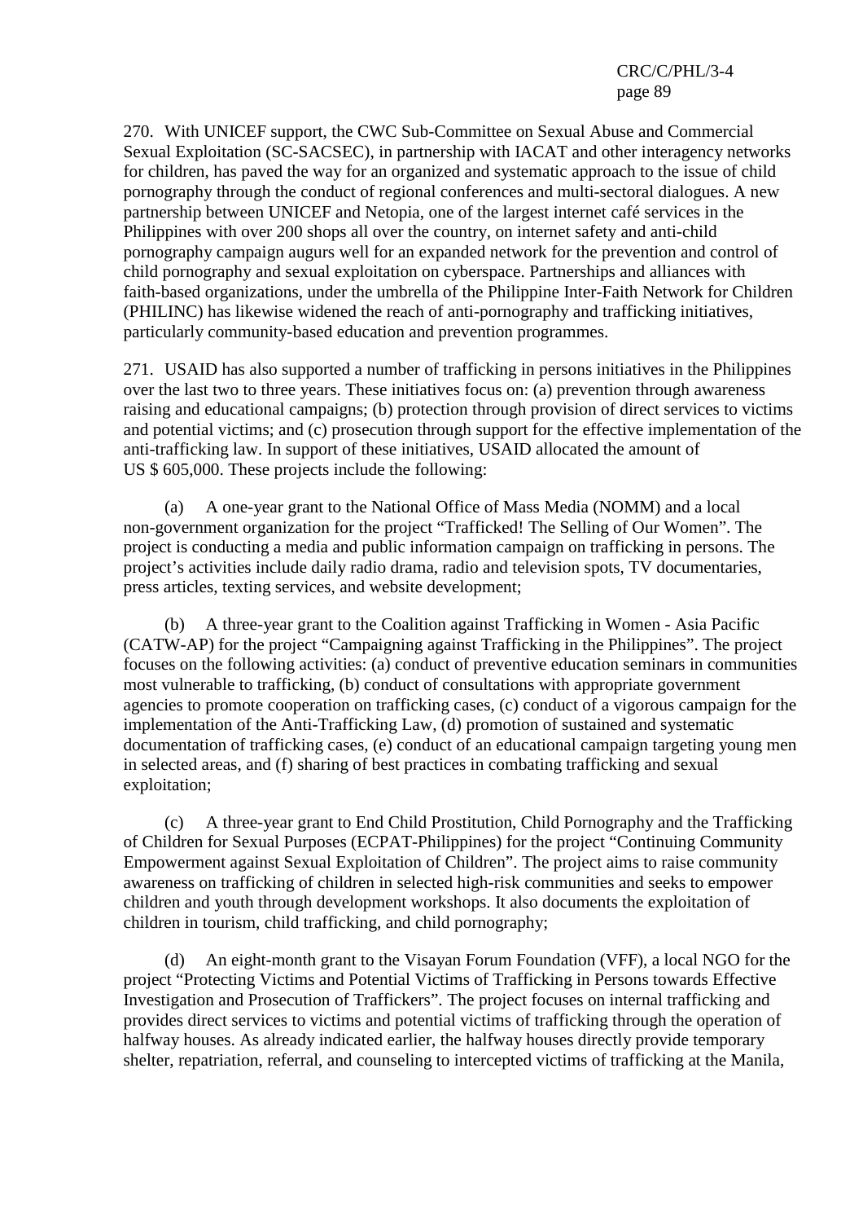270. With UNICEF support, the CWC Sub-Committee on Sexual Abuse and Commercial Sexual Exploitation (SC-SACSEC), in partnership with IACAT and other interagency networks for children, has paved the way for an organized and systematic approach to the issue of child pornography through the conduct of regional conferences and multi-sectoral dialogues. A new partnership between UNICEF and Netopia, one of the largest internet café services in the Philippines with over 200 shops all over the country, on internet safety and anti-child pornography campaign augurs well for an expanded network for the prevention and control of child pornography and sexual exploitation on cyberspace. Partnerships and alliances with faith-based organizations, under the umbrella of the Philippine Inter-Faith Network for Children (PHILINC) has likewise widened the reach of anti-pornography and trafficking initiatives, particularly community-based education and prevention programmes.

271. USAID has also supported a number of trafficking in persons initiatives in the Philippines over the last two to three years. These initiatives focus on: (a) prevention through awareness raising and educational campaigns; (b) protection through provision of direct services to victims and potential victims; and (c) prosecution through support for the effective implementation of the anti-trafficking law. In support of these initiatives, USAID allocated the amount of US $ 605,000. These projects include the following:

(a) A one-year grant to the National Office of Mass Media (NOMM) and a local non-government organization for the project "Trafficked! The Selling of Our Women". The project is conducting a media and public information campaign on trafficking in persons. The project's activities include daily radio drama, radio and television spots, TV documentaries, press articles, texting services, and website development;

(b) A three-year grant to the Coalition against Trafficking in Women - Asia Pacific (CATW-AP) for the project "Campaigning against Trafficking in the Philippines". The project focuses on the following activities: (a) conduct of preventive education seminars in communities most vulnerable to trafficking, (b) conduct of consultations with appropriate government agencies to promote cooperation on trafficking cases, (c) conduct of a vigorous campaign for the implementation of the Anti-Trafficking Law, (d) promotion of sustained and systematic documentation of trafficking cases, (e) conduct of an educational campaign targeting young men in selected areas, and (f) sharing of best practices in combating trafficking and sexual exploitation;

(c) A three-year grant to End Child Prostitution, Child Pornography and the Trafficking of Children for Sexual Purposes (ECPAT-Philippines) for the project "Continuing Community Empowerment against Sexual Exploitation of Children". The project aims to raise community awareness on trafficking of children in selected high-risk communities and seeks to empower children and youth through development workshops. It also documents the exploitation of children in tourism, child trafficking, and child pornography;

(d) An eight-month grant to the Visayan Forum Foundation (VFF), a local NGO for the project "Protecting Victims and Potential Victims of Trafficking in Persons towards Effective Investigation and Prosecution of Traffickers". The project focuses on internal trafficking and provides direct services to victims and potential victims of trafficking through the operation of halfway houses. As already indicated earlier, the halfway houses directly provide temporary shelter, repatriation, referral, and counseling to intercepted victims of trafficking at the Manila,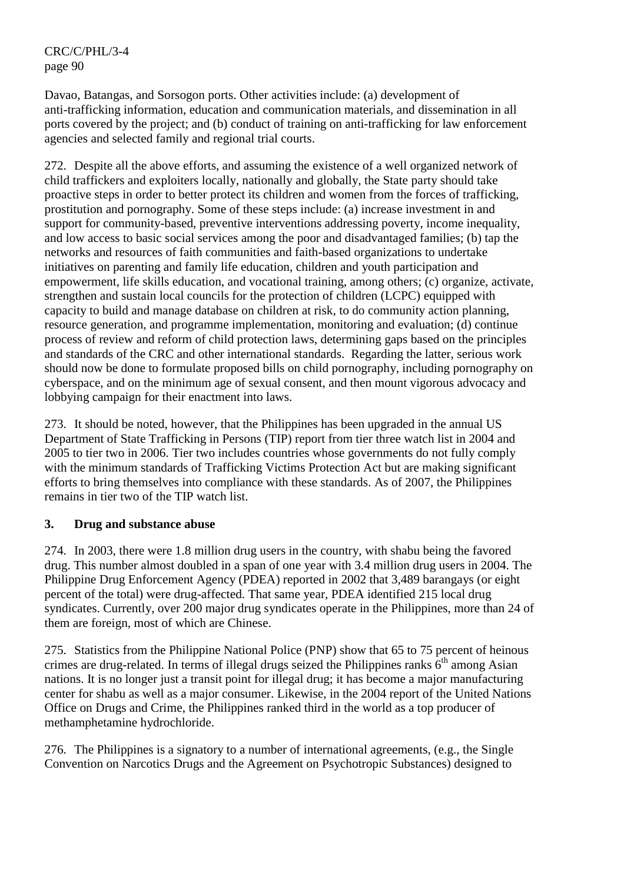Davao, Batangas, and Sorsogon ports. Other activities include: (a) development of anti-trafficking information, education and communication materials, and dissemination in all ports covered by the project; and (b) conduct of training on anti-trafficking for law enforcement agencies and selected family and regional trial courts.

272. Despite all the above efforts, and assuming the existence of a well organized network of child traffickers and exploiters locally, nationally and globally, the State party should take proactive steps in order to better protect its children and women from the forces of trafficking, prostitution and pornography. Some of these steps include: (a) increase investment in and support for community-based, preventive interventions addressing poverty, income inequality, and low access to basic social services among the poor and disadvantaged families; (b) tap the networks and resources of faith communities and faith-based organizations to undertake initiatives on parenting and family life education, children and youth participation and empowerment, life skills education, and vocational training, among others; (c) organize, activate, strengthen and sustain local councils for the protection of children (LCPC) equipped with capacity to build and manage database on children at risk, to do community action planning, resource generation, and programme implementation, monitoring and evaluation; (d) continue process of review and reform of child protection laws, determining gaps based on the principles and standards of the CRC and other international standards. Regarding the latter, serious work should now be done to formulate proposed bills on child pornography, including pornography on cyberspace, and on the minimum age of sexual consent, and then mount vigorous advocacy and lobbying campaign for their enactment into laws.

273. It should be noted, however, that the Philippines has been upgraded in the annual US Department of State Trafficking in Persons (TIP) report from tier three watch list in 2004 and 2005 to tier two in 2006. Tier two includes countries whose governments do not fully comply with the minimum standards of Trafficking Victims Protection Act but are making significant efforts to bring themselves into compliance with these standards. As of 2007, the Philippines remains in tier two of the TIP watch list.

### 3. Drug and substance abuse

274. In 2003, there were 1.8 million drug users in the country, with shabu being the favored drug. This number almost doubled in a span of one year with 3.4 million drug users in 2004. The Philippine Drug Enforcement Agency (PDEA) reported in 2002 that 3,489 barangays (or eight percent of the total) were drug-affected. That same year, PDEA identified 215 local drug syndicates. Currently, over 200 major drug syndicates operate in the Philippines, more than 24 of them are foreign, most of which are Chinese.

275. Statistics from the Philippine National Police (PNP) show that 65 to 75 percent of heinous crimes are drug-related. In terms of illegal drugs seized the Philippines ranks 6th among Asian nations. It is no longer just a transit point for illegal drug; it has become a major manufacturing center for shabu as well as a major consumer. Likewise, in the 2004 report of the United Nations Office on Drugs and Crime, the Philippines ranked third in the world as a top producer of methamphetamine hydrochloride.

276. The Philippines is a signatory to a number of international agreements, (e.g., the Single Convention on Narcotics Drugs and the Agreement on Psychotropic Substances) designed to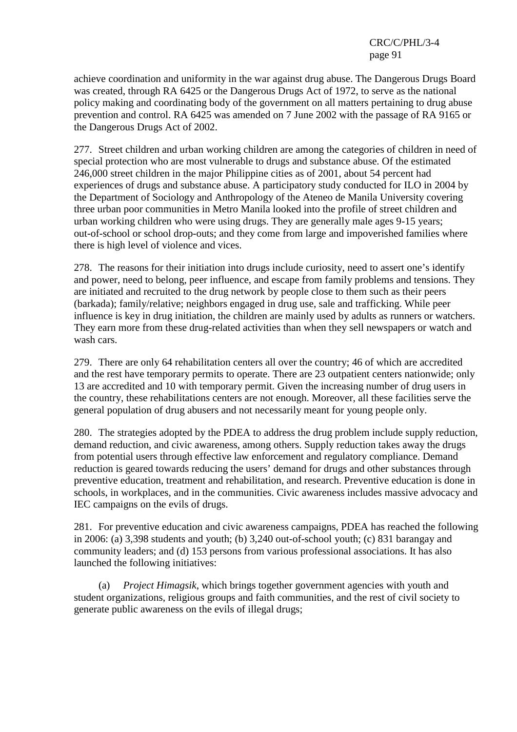achieve coordination and uniformity in the war against drug abuse. The Dangerous Drugs Board was created, through RA 6425 or the Dangerous Drugs Act of 1972, to serve as the national policy making and coordinating body of the government on all matters pertaining to drug abuse prevention and control. RA 6425 was amended on 7 June 2002 with the passage of RA 9165 or the Dangerous Drugs Act of 2002.

277. Street children and urban working children are among the categories of children in need of special protection who are most vulnerable to drugs and substance abuse. Of the estimated 246,000 street children in the major Philippine cities as of 2001, about 54 percent had experiences of drugs and substance abuse. A participatory study conducted for ILO in 2004 by the Department of Sociology and Anthropology of the Ateneo de Manila University covering three urban poor communities in Metro Manila looked into the profile of street children and urban working children who were using drugs. They are generally male ages 9-15 years; out-of-school or school drop-outs; and they come from large and impoverished families where there is high level of violence and vices.

278. The reasons for their initiation into drugs include curiosity, need to assert one's identify and power, need to belong, peer influence, and escape from family problems and tensions. They are initiated and recruited to the drug network by people close to them such as their peers (barkada); family/relative; neighbors engaged in drug use, sale and trafficking. While peer influence is key in drug initiation, the children are mainly used by adults as runners or watchers. They earn more from these drug-related activities than when they sell newspapers or watch and wash cars.

279. There are only 64 rehabilitation centers all over the country; 46 of which are accredited and the rest have temporary permits to operate. There are 23 outpatient centers nationwide; only 13 are accredited and 10 with temporary permit. Given the increasing number of drug users in the country, these rehabilitations centers are not enough. Moreover, all these facilities serve the general population of drug abusers and not necessarily meant for young people only.

280. The strategies adopted by the PDEA to address the drug problem include supply reduction, demand reduction, and civic awareness, among others. Supply reduction takes away the drugs from potential users through effective law enforcement and regulatory compliance. Demand reduction is geared towards reducing the users' demand for drugs and other substances through preventive education, treatment and rehabilitation, and research. Preventive education is done in schools, in workplaces, and in the communities. Civic awareness includes massive advocacy and IEC campaigns on the evils of drugs.

281. For preventive education and civic awareness campaigns, PDEA has reached the following in 2006: (a) 3,398 students and youth; (b) 3,240 out-of-school youth; (c) 831 barangay and community leaders; and (d) 153 persons from various professional associations. It has also launched the following initiatives:

(a) *Project Himagsik*, which brings together government agencies with youth and student organizations, religious groups and faith communities, and the rest of civil society to generate public awareness on the evils of illegal drugs;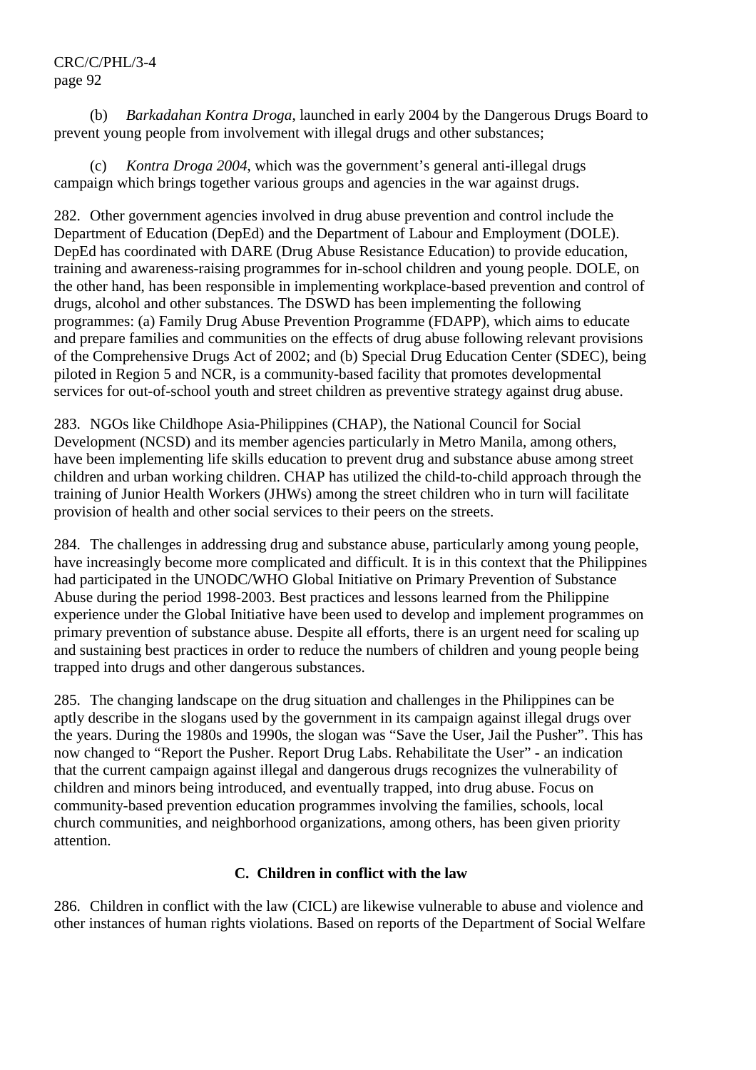(b) *Barkadahan Kontra Droga*, launched in early 2004 by the Dangerous Drugs Board to prevent young people from involvement with illegal drugs and other substances;

(c) *Kontra Droga 2004*, which was the government's general anti-illegal drugs campaign which brings together various groups and agencies in the war against drugs.

282. Other government agencies involved in drug abuse prevention and control include the Department of Education (DepEd) and the Department of Labour and Employment (DOLE). DepEd has coordinated with DARE (Drug Abuse Resistance Education) to provide education, training and awareness-raising programmes for in-school children and young people. DOLE, on the other hand, has been responsible in implementing workplace-based prevention and control of drugs, alcohol and other substances. The DSWD has been implementing the following programmes: (a) Family Drug Abuse Prevention Programme (FDAPP), which aims to educate and prepare families and communities on the effects of drug abuse following relevant provisions of the Comprehensive Drugs Act of 2002; and (b) Special Drug Education Center (SDEC), being piloted in Region 5 and NCR, is a community-based facility that promotes developmental services for out-of-school youth and street children as preventive strategy against drug abuse.

283. NGOs like Childhope Asia-Philippines (CHAP), the National Council for Social Development (NCSD) and its member agencies particularly in Metro Manila, among others, have been implementing life skills education to prevent drug and substance abuse among street children and urban working children. CHAP has utilized the child-to-child approach through the training of Junior Health Workers (JHWs) among the street children who in turn will facilitate provision of health and other social services to their peers on the streets.

284. The challenges in addressing drug and substance abuse, particularly among young people, have increasingly become more complicated and difficult. It is in this context that the Philippines had participated in the UNODC/WHO Global Initiative on Primary Prevention of Substance Abuse during the period 1998-2003. Best practices and lessons learned from the Philippine experience under the Global Initiative have been used to develop and implement programmes on primary prevention of substance abuse. Despite all efforts, there is an urgent need for scaling up and sustaining best practices in order to reduce the numbers of children and young people being trapped into drugs and other dangerous substances.

285. The changing landscape on the drug situation and challenges in the Philippines can be aptly describe in the slogans used by the government in its campaign against illegal drugs over the years. During the 1980s and 1990s, the slogan was "Save the User, Jail the Pusher". This has now changed to "Report the Pusher. Report Drug Labs. Rehabilitate the User" - an indication that the current campaign against illegal and dangerous drugs recognizes the vulnerability of children and minors being introduced, and eventually trapped, into drug abuse. Focus on community-based prevention education programmes involving the families, schools, local church communities, and neighborhood organizations, among others, has been given priority attention.

### C. Children in conflict with the law

286. Children in conflict with the law (CICL) are likewise vulnerable to abuse and violence and other instances of human rights violations. Based on reports of the Department of Social Welfare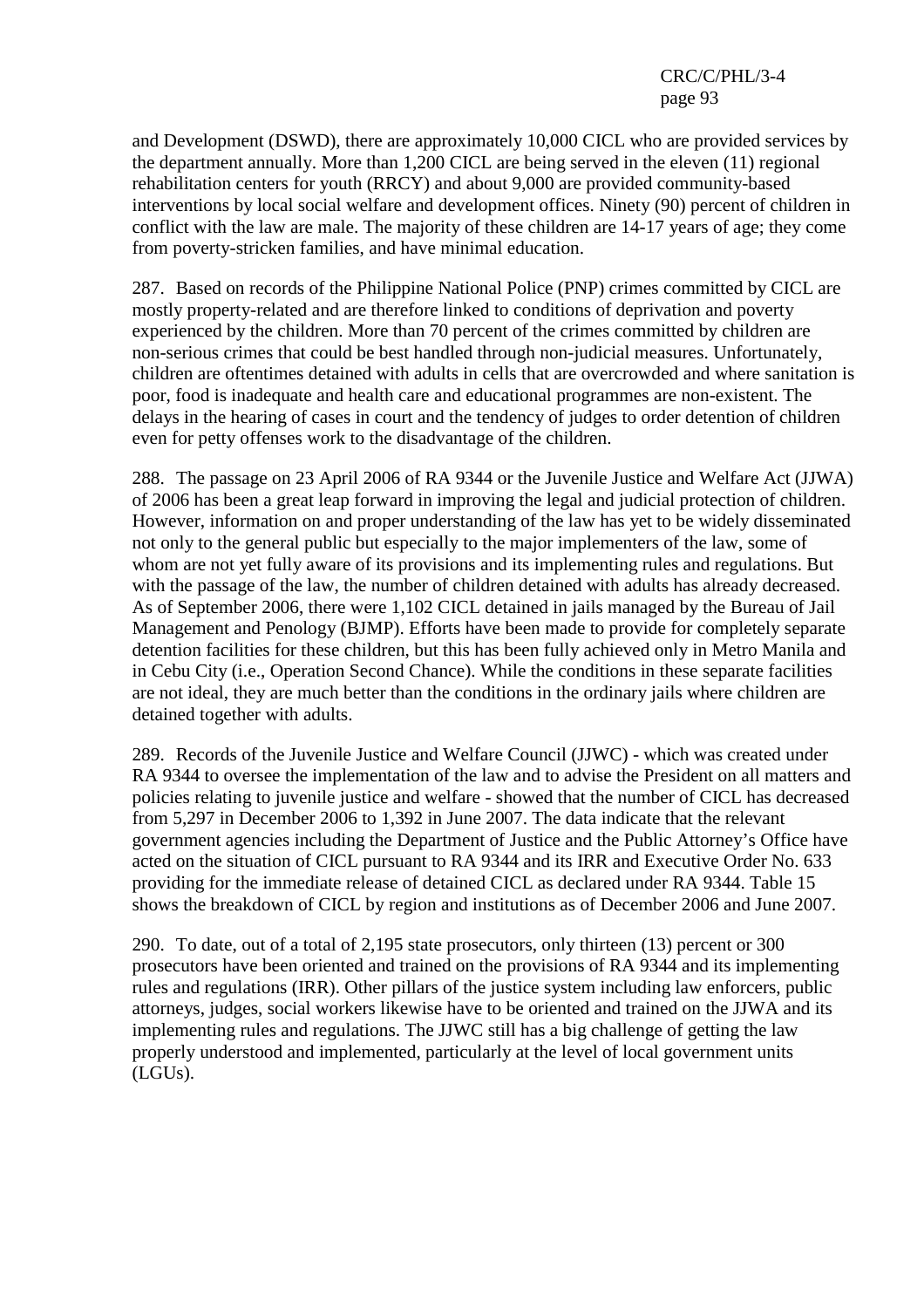and Development (DSWD), there are approximately 10,000 CICL who are provided services by the department annually. More than 1,200 CICL are being served in the eleven (11) regional rehabilitation centers for youth (RRCY) and about 9,000 are provided community-based interventions by local social welfare and development offices. Ninety (90) percent of children in conflict with the law are male. The majority of these children are 14-17 years of age; they come from poverty-stricken families, and have minimal education.

287. Based on records of the Philippine National Police (PNP) crimes committed by CICL are mostly property-related and are therefore linked to conditions of deprivation and poverty experienced by the children. More than 70 percent of the crimes committed by children are non-serious crimes that could be best handled through non-judicial measures. Unfortunately, children are oftentimes detained with adults in cells that are overcrowded and where sanitation is poor, food is inadequate and health care and educational programmes are non-existent. The delays in the hearing of cases in court and the tendency of judges to order detention of children even for petty offenses work to the disadvantage of the children.

288. The passage on 23 April 2006 of RA 9344 or the Juvenile Justice and Welfare Act (JJWA) of 2006 has been a great leap forward in improving the legal and judicial protection of children. However, information on and proper understanding of the law has yet to be widely disseminated not only to the general public but especially to the major implementers of the law, some of whom are not yet fully aware of its provisions and its implementing rules and regulations. But with the passage of the law, the number of children detained with adults has already decreased. As of September 2006, there were 1,102 CICL detained in jails managed by the Bureau of Jail Management and Penology (BJMP). Efforts have been made to provide for completely separate detention facilities for these children, but this has been fully achieved only in Metro Manila and in Cebu City (i.e., Operation Second Chance). While the conditions in these separate facilities are not ideal, they are much better than the conditions in the ordinary jails where children are detained together with adults.

289. Records of the Juvenile Justice and Welfare Council (JJWC) - which was created under RA 9344 to oversee the implementation of the law and to advise the President on all matters and policies relating to juvenile justice and welfare - showed that the number of CICL has decreased from 5,297 in December 2006 to 1,392 in June 2007. The data indicate that the relevant government agencies including the Department of Justice and the Public Attorney's Office have acted on the situation of CICL pursuant to RA 9344 and its IRR and Executive Order No. 633 providing for the immediate release of detained CICL as declared under RA 9344. Table 15 shows the breakdown of CICL by region and institutions as of December 2006 and June 2007.

290. To date, out of a total of 2,195 state prosecutors, only thirteen (13) percent or 300 prosecutors have been oriented and trained on the provisions of RA 9344 and its implementing rules and regulations (IRR). Other pillars of the justice system including law enforcers, public attorneys, judges, social workers likewise have to be oriented and trained on the JJWA and its implementing rules and regulations. The JJWC still has a big challenge of getting the law properly understood and implemented, particularly at the level of local government units (LGUs).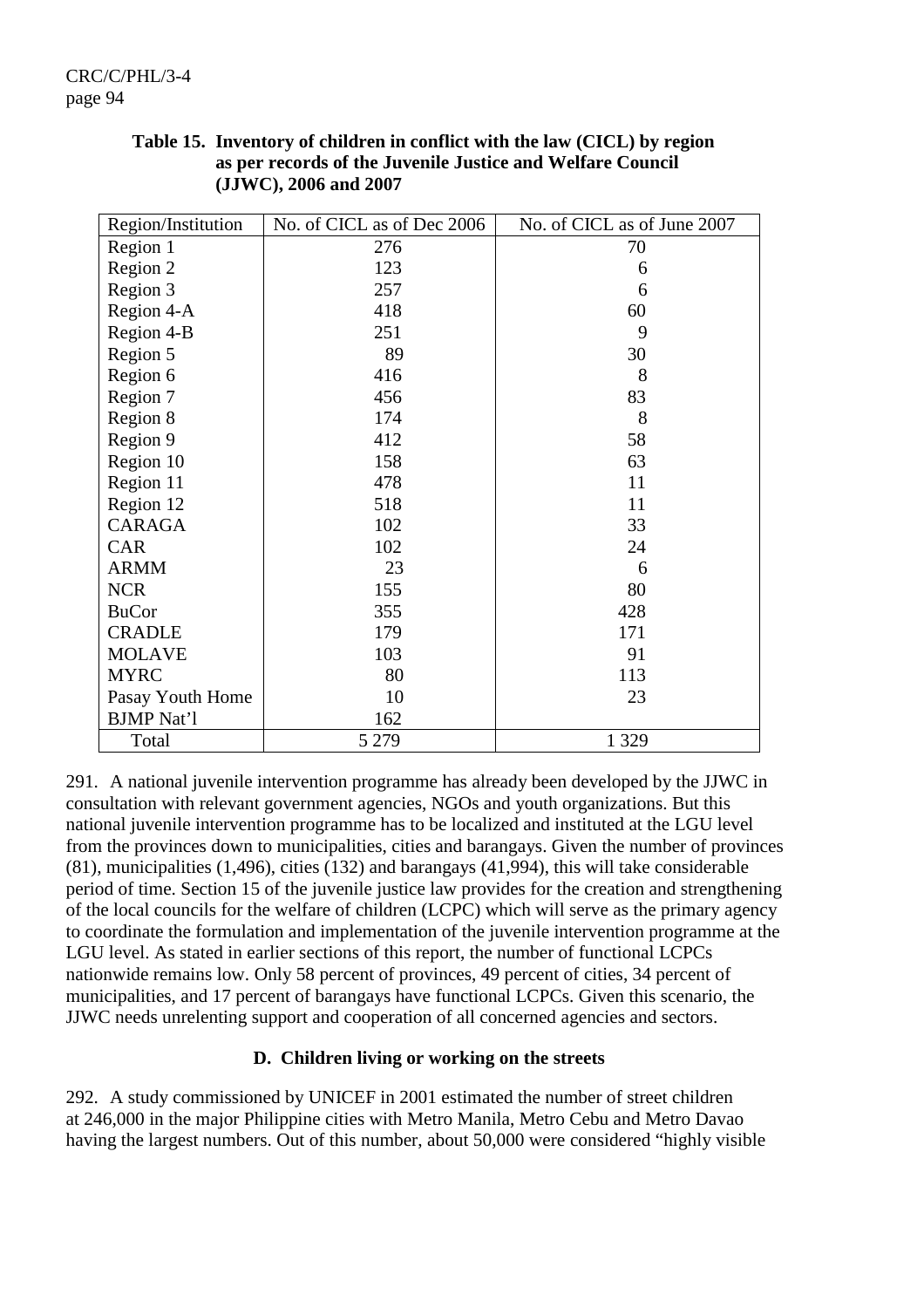**Table 15. Inventory of children in conflict with the law (CICL) by region as per records of the Juvenile Justice and Welfare Council (JJWC), 2006 and 2007**

| Region/Institution | No. of CICL as of Dec 2006 | No. of CICL as of June 2007 |
|---|---|---|
| Region 1 | 276 | 70 |
| Region 2 | 123 | 6 |
| Region 3 | 257 | 6 |
| Region 4-A | 418 | 60 |
| Region 4-B | 251 | 9 |
| Region 5 | 89 | 30 |
| Region 6 | 416 | 8 |
| Region 7 | 456 | 83 |
| Region 8 | 174 | 8 |
| Region 9 | 412 | 58 |
| Region 10 | 158 | 63 |
| Region 11 | 478 | 11 |
| Region 12 | 518 | 11 |
| CARAGA | 102 | 33 |
| CAR | 102 | 24 |
| ARMM | 23 | 6 |
| NCR | 155 | 80 |
| BuCor | 355 | 428 |
| CRADLE | 179 | 171 |
| MOLAVE | 103 | 91 |
| MYRC | 80 | 113 |
| Pasay Youth Home | 10 | 23 |
| BJMP Nat'l | 162 | |
| Total | 5 279 | 1 329 |

291. A national juvenile intervention programme has already been developed by the JJWC in consultation with relevant government agencies, NGOs and youth organizations. But this national juvenile intervention programme has to be localized and instituted at the LGU level from the provinces down to municipalities, cities and barangays. Given the number of provinces (81), municipalities (1,496), cities (132) and barangays (41,994), this will take considerable period of time. Section 15 of the juvenile justice law provides for the creation and strengthening of the local councils for the welfare of children (LCPC) which will serve as the primary agency to coordinate the formulation and implementation of the juvenile intervention programme at the LGU level. As stated in earlier sections of this report, the number of functional LCPCs nationwide remains low. Only 58 percent of provinces, 49 percent of cities, 34 percent of municipalities, and 17 percent of barangays have functional LCPCs. Given this scenario, the JJWC needs unrelenting support and cooperation of all concerned agencies and sectors.

### D. Children living or working on the streets

292. A study commissioned by UNICEF in 2001 estimated the number of street children at 246,000 in the major Philippine cities with Metro Manila, Metro Cebu and Metro Davao having the largest numbers. Out of this number, about 50,000 were considered "highly visible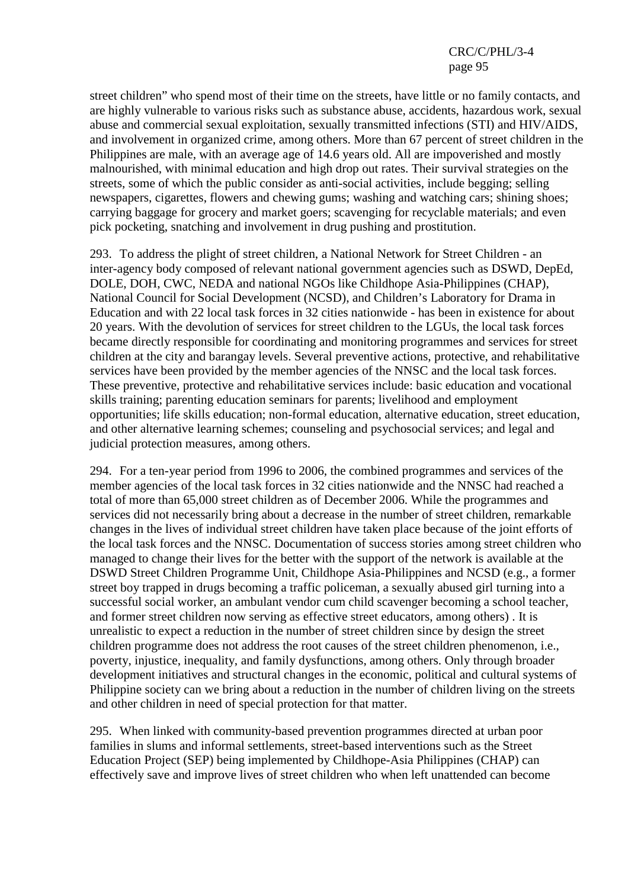street children" who spend most of their time on the streets, have little or no family contacts, and are highly vulnerable to various risks such as substance abuse, accidents, hazardous work, sexual abuse and commercial sexual exploitation, sexually transmitted infections (STI) and HIV/AIDS, and involvement in organized crime, among others. More than 67 percent of street children in the Philippines are male, with an average age of 14.6 years old. All are impoverished and mostly malnourished, with minimal education and high drop out rates. Their survival strategies on the streets, some of which the public consider as anti-social activities, include begging; selling newspapers, cigarettes, flowers and chewing gums; washing and watching cars; shining shoes; carrying baggage for grocery and market goers; scavenging for recyclable materials; and even pick pocketing, snatching and involvement in drug pushing and prostitution.

293. To address the plight of street children, a National Network for Street Children - an inter-agency body composed of relevant national government agencies such as DSWD, DepEd, DOLE, DOH, CWC, NEDA and national NGOs like Childhope Asia-Philippines (CHAP), National Council for Social Development (NCSD), and Children's Laboratory for Drama in Education and with 22 local task forces in 32 cities nationwide - has been in existence for about 20 years. With the devolution of services for street children to the LGUs, the local task forces became directly responsible for coordinating and monitoring programmes and services for street children at the city and barangay levels. Several preventive actions, protective, and rehabilitative services have been provided by the member agencies of the NNSC and the local task forces. These preventive, protective and rehabilitative services include: basic education and vocational skills training; parenting education seminars for parents; livelihood and employment opportunities; life skills education; non-formal education, alternative education, street education, and other alternative learning schemes; counseling and psychosocial services; and legal and judicial protection measures, among others.

294. For a ten-year period from 1996 to 2006, the combined programmes and services of the member agencies of the local task forces in 32 cities nationwide and the NNSC had reached a total of more than 65,000 street children as of December 2006. While the programmes and services did not necessarily bring about a decrease in the number of street children, remarkable changes in the lives of individual street children have taken place because of the joint efforts of the local task forces and the NNSC. Documentation of success stories among street children who managed to change their lives for the better with the support of the network is available at the DSWD Street Children Programme Unit, Childhope Asia-Philippines and NCSD (e.g., a former street boy trapped in drugs becoming a traffic policeman, a sexually abused girl turning into a successful social worker, an ambulant vendor cum child scavenger becoming a school teacher, and former street children now serving as effective street educators, among others) . It is unrealistic to expect a reduction in the number of street children since by design the street children programme does not address the root causes of the street children phenomenon, i.e., poverty, injustice, inequality, and family dysfunctions, among others. Only through broader development initiatives and structural changes in the economic, political and cultural systems of Philippine society can we bring about a reduction in the number of children living on the streets and other children in need of special protection for that matter.

295. When linked with community-based prevention programmes directed at urban poor families in slums and informal settlements, street-based interventions such as the Street Education Project (SEP) being implemented by Childhope-Asia Philippines (CHAP) can effectively save and improve lives of street children who when left unattended can become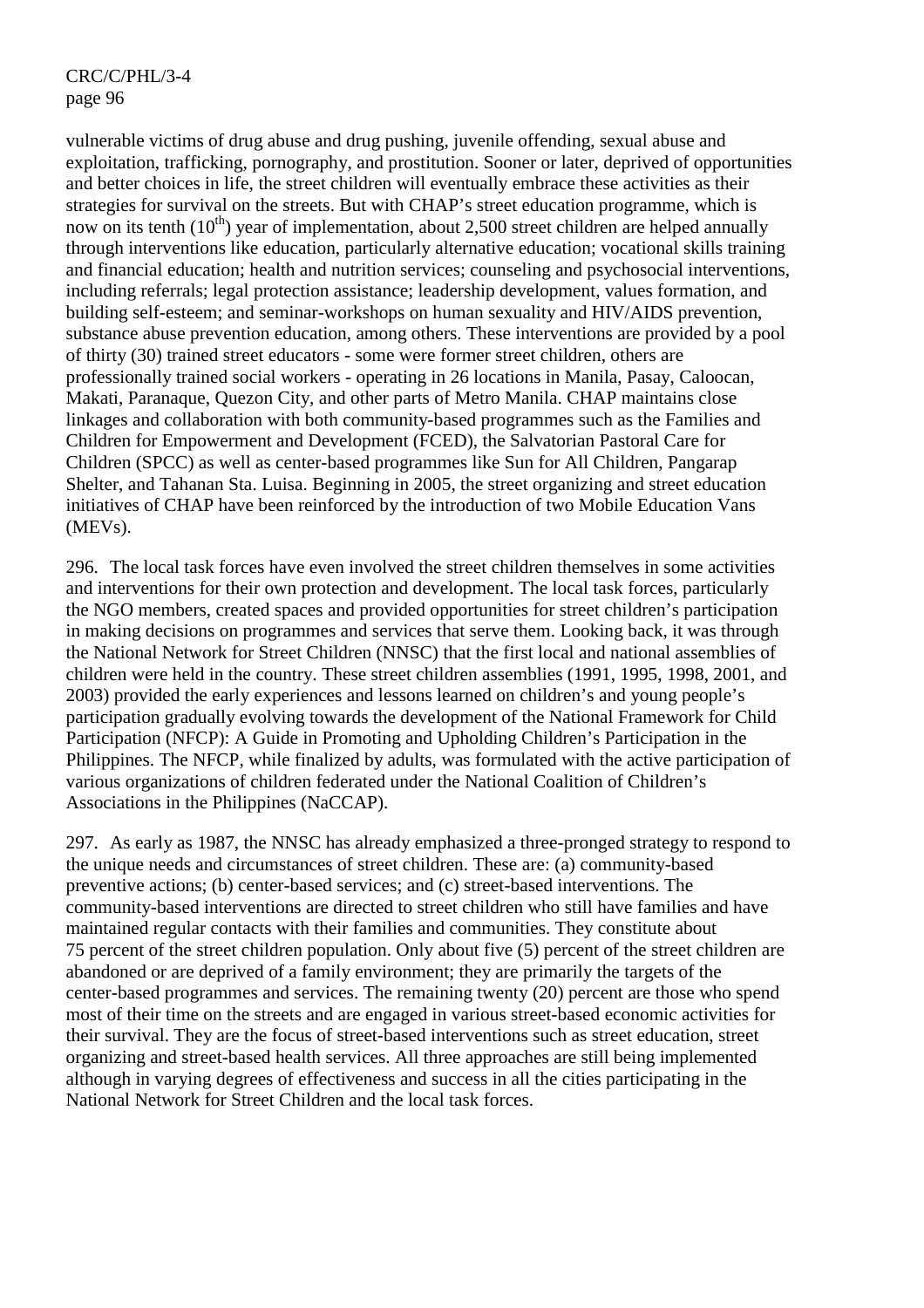vulnerable victims of drug abuse and drug pushing, juvenile offending, sexual abuse and exploitation, trafficking, pornography, and prostitution. Sooner or later, deprived of opportunities and better choices in life, the street children will eventually embrace these activities as their strategies for survival on the streets. But with CHAP's street education programme, which is now on its tenth (10th) year of implementation, about 2,500 street children are helped annually through interventions like education, particularly alternative education; vocational skills training and financial education; health and nutrition services; counseling and psychosocial interventions, including referrals; legal protection assistance; leadership development, values formation, and building self-esteem; and seminar-workshops on human sexuality and HIV/AIDS prevention, substance abuse prevention education, among others. These interventions are provided by a pool of thirty (30) trained street educators - some were former street children, others are professionally trained social workers - operating in 26 locations in Manila, Pasay, Caloocan, Makati, Paranaque, Quezon City, and other parts of Metro Manila. CHAP maintains close linkages and collaboration with both community-based programmes such as the Families and Children for Empowerment and Development (FCED), the Salvatorian Pastoral Care for Children (SPCC) as well as center-based programmes like Sun for All Children, Pangarap Shelter, and Tahanan Sta. Luisa. Beginning in 2005, the street organizing and street education initiatives of CHAP have been reinforced by the introduction of two Mobile Education Vans (MEVs).

296. The local task forces have even involved the street children themselves in some activities and interventions for their own protection and development. The local task forces, particularly the NGO members, created spaces and provided opportunities for street children's participation in making decisions on programmes and services that serve them. Looking back, it was through the National Network for Street Children (NNSC) that the first local and national assemblies of children were held in the country. These street children assemblies (1991, 1995, 1998, 2001, and 2003) provided the early experiences and lessons learned on children's and young people's participation gradually evolving towards the development of the National Framework for Child Participation (NFCP): A Guide in Promoting and Upholding Children's Participation in the Philippines. The NFCP, while finalized by adults, was formulated with the active participation of various organizations of children federated under the National Coalition of Children's Associations in the Philippines (NaCCAP).

297. As early as 1987, the NNSC has already emphasized a three-pronged strategy to respond to the unique needs and circumstances of street children. These are: (a) community-based preventive actions; (b) center-based services; and (c) street-based interventions. The community-based interventions are directed to street children who still have families and have maintained regular contacts with their families and communities. They constitute about 75 percent of the street children population. Only about five (5) percent of the street children are abandoned or are deprived of a family environment; they are primarily the targets of the center-based programmes and services. The remaining twenty (20) percent are those who spend most of their time on the streets and are engaged in various street-based economic activities for their survival. They are the focus of street-based interventions such as street education, street organizing and street-based health services. All three approaches are still being implemented although in varying degrees of effectiveness and success in all the cities participating in the National Network for Street Children and the local task forces.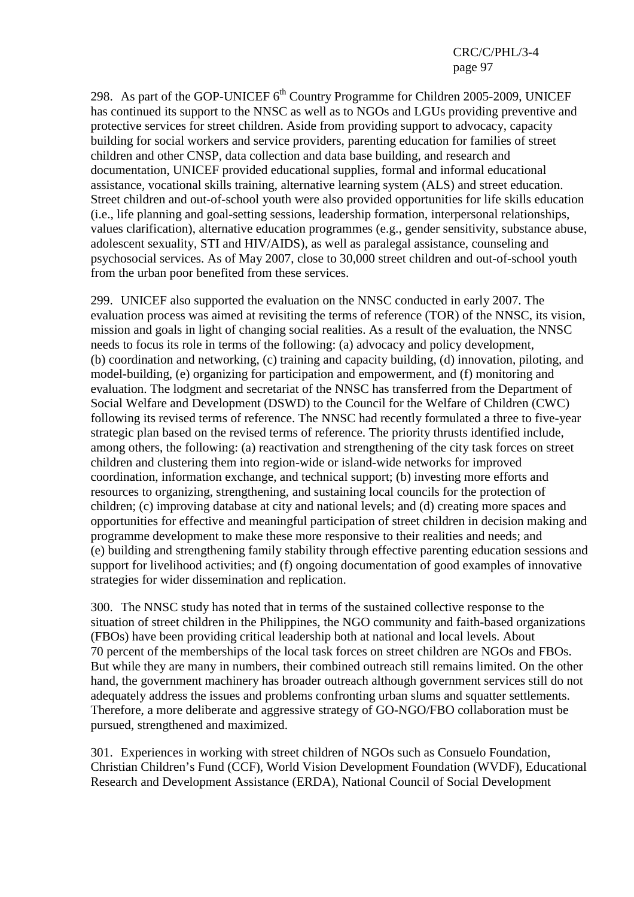298. As part of the GOP-UNICEF 6th Country Programme for Children 2005-2009, UNICEF has continued its support to the NNSC as well as to NGOs and LGUs providing preventive and protective services for street children. Aside from providing support to advocacy, capacity building for social workers and service providers, parenting education for families of street children and other CNSP, data collection and data base building, and research and documentation, UNICEF provided educational supplies, formal and informal educational assistance, vocational skills training, alternative learning system (ALS) and street education. Street children and out-of-school youth were also provided opportunities for life skills education (i.e., life planning and goal-setting sessions, leadership formation, interpersonal relationships, values clarification), alternative education programmes (e.g., gender sensitivity, substance abuse, adolescent sexuality, STI and HIV/AIDS), as well as paralegal assistance, counseling and psychosocial services. As of May 2007, close to 30,000 street children and out-of-school youth from the urban poor benefited from these services.

299. UNICEF also supported the evaluation on the NNSC conducted in early 2007. The evaluation process was aimed at revisiting the terms of reference (TOR) of the NNSC, its vision, mission and goals in light of changing social realities. As a result of the evaluation, the NNSC needs to focus its role in terms of the following: (a) advocacy and policy development, (b) coordination and networking, (c) training and capacity building, (d) innovation, piloting, and model-building, (e) organizing for participation and empowerment, and (f) monitoring and evaluation. The lodgment and secretariat of the NNSC has transferred from the Department of Social Welfare and Development (DSWD) to the Council for the Welfare of Children (CWC) following its revised terms of reference. The NNSC had recently formulated a three to five-year strategic plan based on the revised terms of reference. The priority thrusts identified include, among others, the following: (a) reactivation and strengthening of the city task forces on street children and clustering them into region-wide or island-wide networks for improved coordination, information exchange, and technical support; (b) investing more efforts and resources to organizing, strengthening, and sustaining local councils for the protection of children; (c) improving database at city and national levels; and (d) creating more spaces and opportunities for effective and meaningful participation of street children in decision making and programme development to make these more responsive to their realities and needs; and (e) building and strengthening family stability through effective parenting education sessions and support for livelihood activities; and (f) ongoing documentation of good examples of innovative strategies for wider dissemination and replication.

300. The NNSC study has noted that in terms of the sustained collective response to the situation of street children in the Philippines, the NGO community and faith-based organizations (FBOs) have been providing critical leadership both at national and local levels. About 70 percent of the memberships of the local task forces on street children are NGOs and FBOs. But while they are many in numbers, their combined outreach still remains limited. On the other hand, the government machinery has broader outreach although government services still do not adequately address the issues and problems confronting urban slums and squatter settlements. Therefore, a more deliberate and aggressive strategy of GO-NGO/FBO collaboration must be pursued, strengthened and maximized.

301. Experiences in working with street children of NGOs such as Consuelo Foundation, Christian Children's Fund (CCF), World Vision Development Foundation (WVDF), Educational Research and Development Assistance (ERDA), National Council of Social Development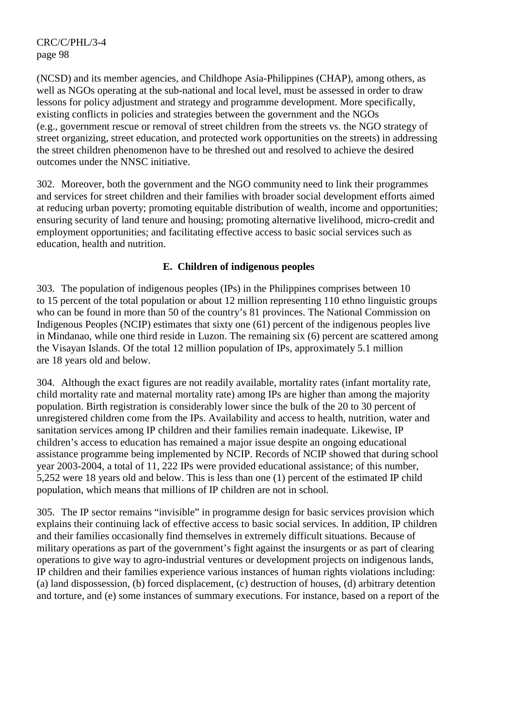(NCSD) and its member agencies, and Childhope Asia-Philippines (CHAP), among others, as well as NGOs operating at the sub-national and local level, must be assessed in order to draw lessons for policy adjustment and strategy and programme development. More specifically, existing conflicts in policies and strategies between the government and the NGOs (e.g., government rescue or removal of street children from the streets vs. the NGO strategy of street organizing, street education, and protected work opportunities on the streets) in addressing the street children phenomenon have to be threshed out and resolved to achieve the desired outcomes under the NNSC initiative.

302. Moreover, both the government and the NGO community need to link their programmes and services for street children and their families with broader social development efforts aimed at reducing urban poverty; promoting equitable distribution of wealth, income and opportunities; ensuring security of land tenure and housing; promoting alternative livelihood, micro-credit and employment opportunities; and facilitating effective access to basic social services such as education, health and nutrition.

### E. Children of indigenous peoples

303. The population of indigenous peoples (IPs) in the Philippines comprises between 10 to 15 percent of the total population or about 12 million representing 110 ethno linguistic groups who can be found in more than 50 of the country's 81 provinces. The National Commission on Indigenous Peoples (NCIP) estimates that sixty one (61) percent of the indigenous peoples live in Mindanao, while one third reside in Luzon. The remaining six (6) percent are scattered among the Visayan Islands. Of the total 12 million population of IPs, approximately 5.1 million are 18 years old and below.

304. Although the exact figures are not readily available, mortality rates (infant mortality rate, child mortality rate and maternal mortality rate) among IPs are higher than among the majority population. Birth registration is considerably lower since the bulk of the 20 to 30 percent of unregistered children come from the IPs. Availability and access to health, nutrition, water and sanitation services among IP children and their families remain inadequate. Likewise, IP children's access to education has remained a major issue despite an ongoing educational assistance programme being implemented by NCIP. Records of NCIP showed that during school year 2003-2004, a total of 11, 222 IPs were provided educational assistance; of this number, 5,252 were 18 years old and below. This is less than one (1) percent of the estimated IP child population, which means that millions of IP children are not in school.

305. The IP sector remains "invisible" in programme design for basic services provision which explains their continuing lack of effective access to basic social services. In addition, IP children and their families occasionally find themselves in extremely difficult situations. Because of military operations as part of the government's fight against the insurgents or as part of clearing operations to give way to agro-industrial ventures or development projects on indigenous lands, IP children and their families experience various instances of human rights violations including: (a) land dispossession, (b) forced displacement, (c) destruction of houses, (d) arbitrary detention and torture, and (e) some instances of summary executions. For instance, based on a report of the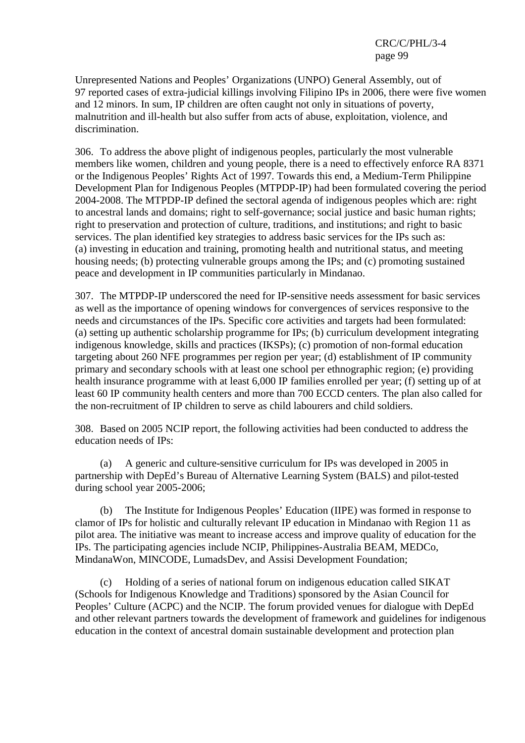Unrepresented Nations and Peoples' Organizations (UNPO) General Assembly, out of 97 reported cases of extra-judicial killings involving Filipino IPs in 2006, there were five women and 12 minors. In sum, IP children are often caught not only in situations of poverty, malnutrition and ill-health but also suffer from acts of abuse, exploitation, violence, and discrimination.

306. To address the above plight of indigenous peoples, particularly the most vulnerable members like women, children and young people, there is a need to effectively enforce RA 8371 or the Indigenous Peoples' Rights Act of 1997. Towards this end, a Medium-Term Philippine Development Plan for Indigenous Peoples (MTPDP-IP) had been formulated covering the period 2004-2008. The MTPDP-IP defined the sectoral agenda of indigenous peoples which are: right to ancestral lands and domains; right to self-governance; social justice and basic human rights; right to preservation and protection of culture, traditions, and institutions; and right to basic services. The plan identified key strategies to address basic services for the IPs such as: (a) investing in education and training, promoting health and nutritional status, and meeting housing needs; (b) protecting vulnerable groups among the IPs; and (c) promoting sustained peace and development in IP communities particularly in Mindanao.

307. The MTPDP-IP underscored the need for IP-sensitive needs assessment for basic services as well as the importance of opening windows for convergences of services responsive to the needs and circumstances of the IPs. Specific core activities and targets had been formulated: (a) setting up authentic scholarship programme for IPs; (b) curriculum development integrating indigenous knowledge, skills and practices (IKSPs); (c) promotion of non-formal education targeting about 260 NFE programmes per region per year; (d) establishment of IP community primary and secondary schools with at least one school per ethnographic region; (e) providing health insurance programme with at least 6,000 IP families enrolled per year; (f) setting up of at least 60 IP community health centers and more than 700 ECCD centers. The plan also called for the non-recruitment of IP children to serve as child labourers and child soldiers.

308. Based on 2005 NCIP report, the following activities had been conducted to address the education needs of IPs:

(a) A generic and culture-sensitive curriculum for IPs was developed in 2005 in partnership with DepEd's Bureau of Alternative Learning System (BALS) and pilot-tested during school year 2005-2006;

(b) The Institute for Indigenous Peoples' Education (IIPE) was formed in response to clamor of IPs for holistic and culturally relevant IP education in Mindanao with Region 11 as pilot area. The initiative was meant to increase access and improve quality of education for the IPs. The participating agencies include NCIP, Philippines-Australia BEAM, MEDCo, MindanaWon, MINCODE, LumadsDev, and Assisi Development Foundation;

(c) Holding of a series of national forum on indigenous education called SIKAT (Schools for Indigenous Knowledge and Traditions) sponsored by the Asian Council for Peoples' Culture (ACPC) and the NCIP. The forum provided venues for dialogue with DepEd and other relevant partners towards the development of framework and guidelines for indigenous education in the context of ancestral domain sustainable development and protection plan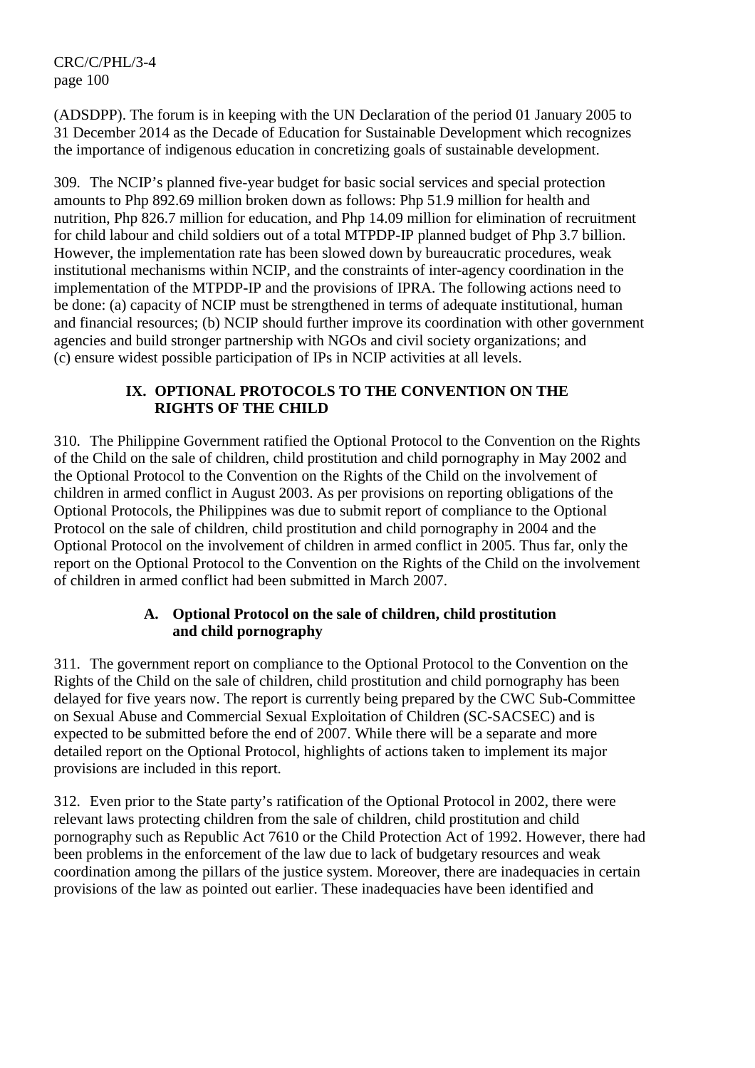(ADSDPP). The forum is in keeping with the UN Declaration of the period 01 January 2005 to 31 December 2014 as the Decade of Education for Sustainable Development which recognizes the importance of indigenous education in concretizing goals of sustainable development.

309. The NCIP's planned five-year budget for basic social services and special protection amounts to Php 892.69 million broken down as follows: Php 51.9 million for health and nutrition, Php 826.7 million for education, and Php 14.09 million for elimination of recruitment for child labour and child soldiers out of a total MTPDP-IP planned budget of Php 3.7 billion. However, the implementation rate has been slowed down by bureaucratic procedures, weak institutional mechanisms within NCIP, and the constraints of inter-agency coordination in the implementation of the MTPDP-IP and the provisions of IPRA. The following actions need to be done: (a) capacity of NCIP must be strengthened in terms of adequate institutional, human and financial resources; (b) NCIP should further improve its coordination with other government agencies and build stronger partnership with NGOs and civil society organizations; and (c) ensure widest possible participation of IPs in NCIP activities at all levels.

## IX. OPTIONAL PROTOCOLS TO THE CONVENTION ON THE RIGHTS OF THE CHILD

310. The Philippine Government ratified the Optional Protocol to the Convention on the Rights of the Child on the sale of children, child prostitution and child pornography in May 2002 and the Optional Protocol to the Convention on the Rights of the Child on the involvement of children in armed conflict in August 2003. As per provisions on reporting obligations of the Optional Protocols, the Philippines was due to submit report of compliance to the Optional Protocol on the sale of children, child prostitution and child pornography in 2004 and the Optional Protocol on the involvement of children in armed conflict in 2005. Thus far, only the report on the Optional Protocol to the Convention on the Rights of the Child on the involvement of children in armed conflict had been submitted in March 2007.

### A. Optional Protocol on the sale of children, child prostitution and child pornography

311. The government report on compliance to the Optional Protocol to the Convention on the Rights of the Child on the sale of children, child prostitution and child pornography has been delayed for five years now. The report is currently being prepared by the CWC Sub-Committee on Sexual Abuse and Commercial Sexual Exploitation of Children (SC-SACSEC) and is expected to be submitted before the end of 2007. While there will be a separate and more detailed report on the Optional Protocol, highlights of actions taken to implement its major provisions are included in this report.

312. Even prior to the State party's ratification of the Optional Protocol in 2002, there were relevant laws protecting children from the sale of children, child prostitution and child pornography such as Republic Act 7610 or the Child Protection Act of 1992. However, there had been problems in the enforcement of the law due to lack of budgetary resources and weak coordination among the pillars of the justice system. Moreover, there are inadequacies in certain provisions of the law as pointed out earlier. These inadequacies have been identified and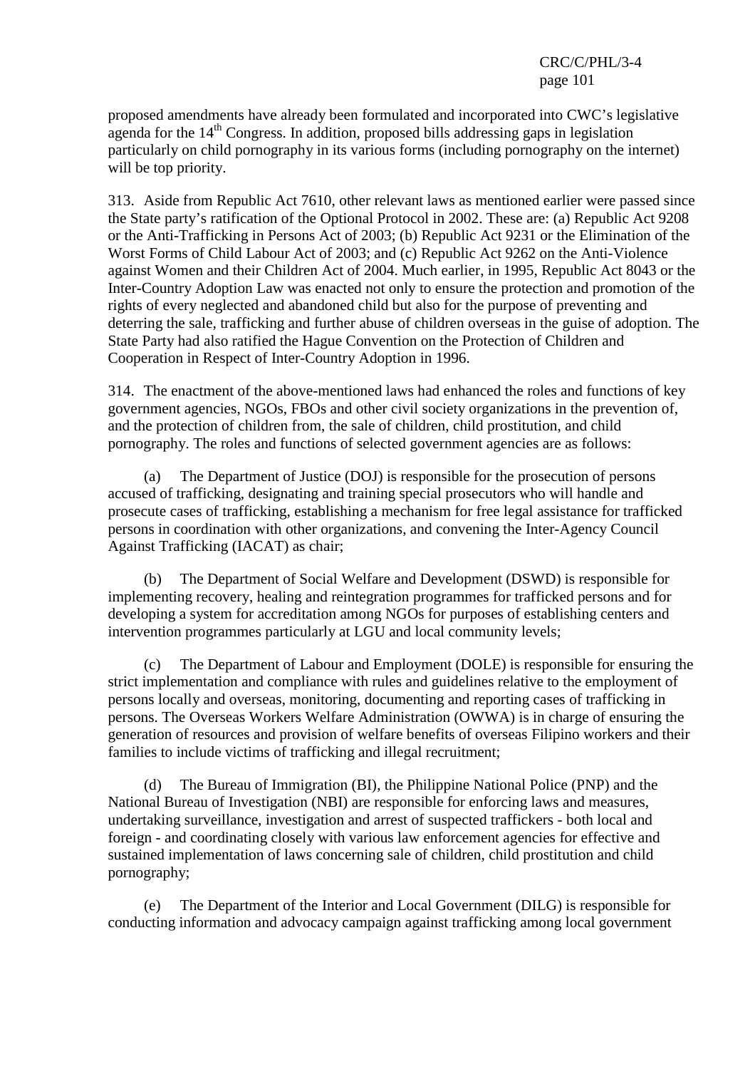proposed amendments have already been formulated and incorporated into CWC's legislative agenda for the 14th Congress. In addition, proposed bills addressing gaps in legislation particularly on child pornography in its various forms (including pornography on the internet) will be top priority.

313. Aside from Republic Act 7610, other relevant laws as mentioned earlier were passed since the State party's ratification of the Optional Protocol in 2002. These are: (a) Republic Act 9208 or the Anti-Trafficking in Persons Act of 2003; (b) Republic Act 9231 or the Elimination of the Worst Forms of Child Labour Act of 2003; and (c) Republic Act 9262 on the Anti-Violence against Women and their Children Act of 2004. Much earlier, in 1995, Republic Act 8043 or the Inter-Country Adoption Law was enacted not only to ensure the protection and promotion of the rights of every neglected and abandoned child but also for the purpose of preventing and deterring the sale, trafficking and further abuse of children overseas in the guise of adoption. The State Party had also ratified the Hague Convention on the Protection of Children and Cooperation in Respect of Inter-Country Adoption in 1996.

314. The enactment of the above-mentioned laws had enhanced the roles and functions of key government agencies, NGOs, FBOs and other civil society organizations in the prevention of, and the protection of children from, the sale of children, child prostitution, and child pornography. The roles and functions of selected government agencies are as follows:

(a) The Department of Justice (DOJ) is responsible for the prosecution of persons accused of trafficking, designating and training special prosecutors who will handle and prosecute cases of trafficking, establishing a mechanism for free legal assistance for trafficked persons in coordination with other organizations, and convening the Inter-Agency Council Against Trafficking (IACAT) as chair;

(b) The Department of Social Welfare and Development (DSWD) is responsible for implementing recovery, healing and reintegration programmes for trafficked persons and for developing a system for accreditation among NGOs for purposes of establishing centers and intervention programmes particularly at LGU and local community levels;

(c) The Department of Labour and Employment (DOLE) is responsible for ensuring the strict implementation and compliance with rules and guidelines relative to the employment of persons locally and overseas, monitoring, documenting and reporting cases of trafficking in persons. The Overseas Workers Welfare Administration (OWWA) is in charge of ensuring the generation of resources and provision of welfare benefits of overseas Filipino workers and their families to include victims of trafficking and illegal recruitment;

(d) The Bureau of Immigration (BI), the Philippine National Police (PNP) and the National Bureau of Investigation (NBI) are responsible for enforcing laws and measures, undertaking surveillance, investigation and arrest of suspected traffickers - both local and foreign - and coordinating closely with various law enforcement agencies for effective and sustained implementation of laws concerning sale of children, child prostitution and child pornography;

(e) The Department of the Interior and Local Government (DILG) is responsible for conducting information and advocacy campaign against trafficking among local government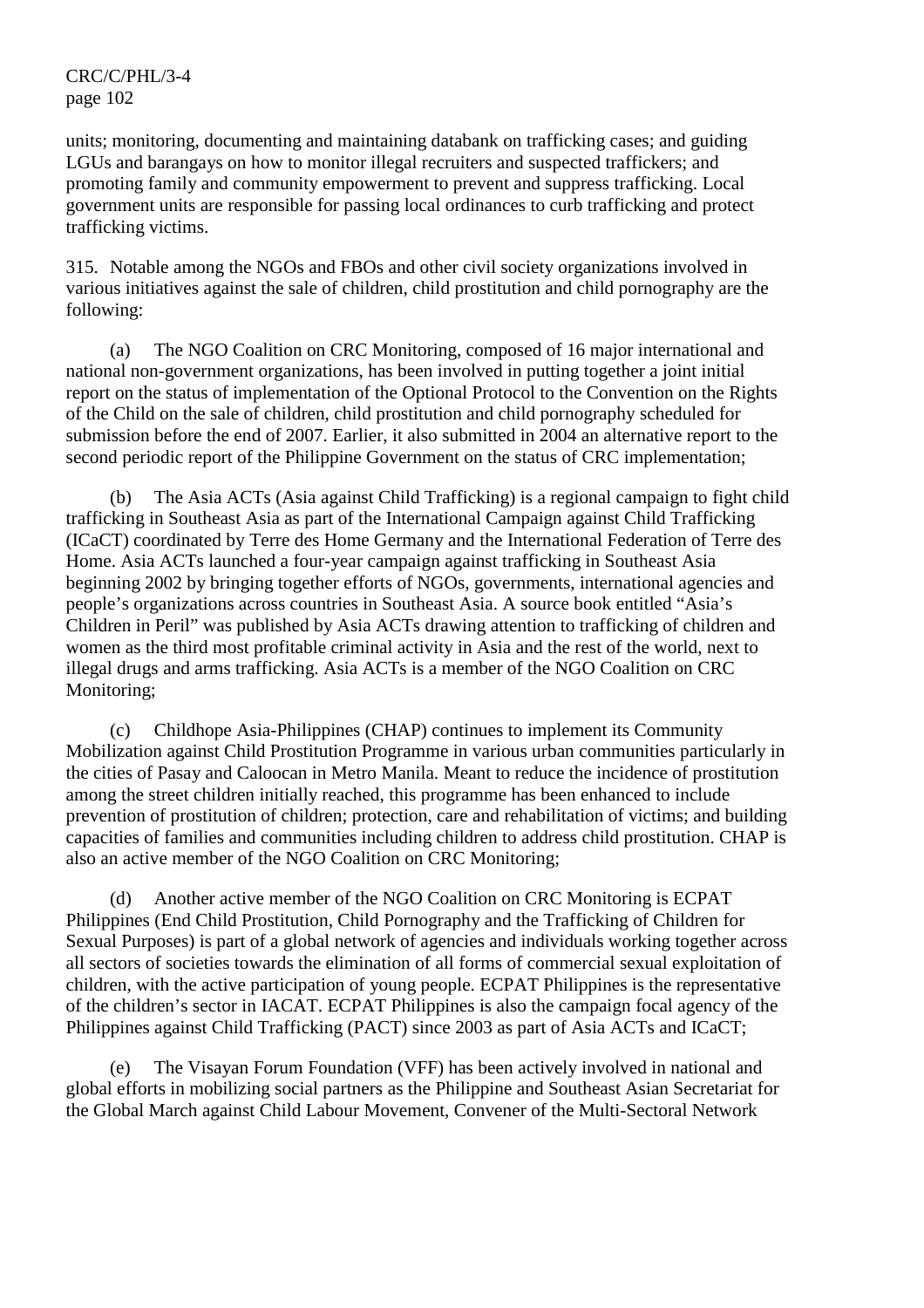units; monitoring, documenting and maintaining databank on trafficking cases; and guiding LGUs and barangays on how to monitor illegal recruiters and suspected traffickers; and promoting family and community empowerment to prevent and suppress trafficking. Local government units are responsible for passing local ordinances to curb trafficking and protect trafficking victims.

315. Notable among the NGOs and FBOs and other civil society organizations involved in various initiatives against the sale of children, child prostitution and child pornography are the following:

(a) The NGO Coalition on CRC Monitoring, composed of 16 major international and national non-government organizations, has been involved in putting together a joint initial report on the status of implementation of the Optional Protocol to the Convention on the Rights of the Child on the sale of children, child prostitution and child pornography scheduled for submission before the end of 2007. Earlier, it also submitted in 2004 an alternative report to the second periodic report of the Philippine Government on the status of CRC implementation;

(b) The Asia ACTs (Asia against Child Trafficking) is a regional campaign to fight child trafficking in Southeast Asia as part of the International Campaign against Child Trafficking (ICaCT) coordinated by Terre des Home Germany and the International Federation of Terre des Home. Asia ACTs launched a four-year campaign against trafficking in Southeast Asia beginning 2002 by bringing together efforts of NGOs, governments, international agencies and people's organizations across countries in Southeast Asia. A source book entitled "Asia's Children in Peril" was published by Asia ACTs drawing attention to trafficking of children and women as the third most profitable criminal activity in Asia and the rest of the world, next to illegal drugs and arms trafficking. Asia ACTs is a member of the NGO Coalition on CRC Monitoring;

(c) Childhope Asia-Philippines (CHAP) continues to implement its Community Mobilization against Child Prostitution Programme in various urban communities particularly in the cities of Pasay and Caloocan in Metro Manila. Meant to reduce the incidence of prostitution among the street children initially reached, this programme has been enhanced to include prevention of prostitution of children; protection, care and rehabilitation of victims; and building capacities of families and communities including children to address child prostitution. CHAP is also an active member of the NGO Coalition on CRC Monitoring;

(d) Another active member of the NGO Coalition on CRC Monitoring is ECPAT Philippines (End Child Prostitution, Child Pornography and the Trafficking of Children for Sexual Purposes) is part of a global network of agencies and individuals working together across all sectors of societies towards the elimination of all forms of commercial sexual exploitation of children, with the active participation of young people. ECPAT Philippines is the representative of the children's sector in IACAT. ECPAT Philippines is also the campaign focal agency of the Philippines against Child Trafficking (PACT) since 2003 as part of Asia ACTs and ICaCT;

(e) The Visayan Forum Foundation (VFF) has been actively involved in national and global efforts in mobilizing social partners as the Philippine and Southeast Asian Secretariat for the Global March against Child Labour Movement, Convener of the Multi-Sectoral Network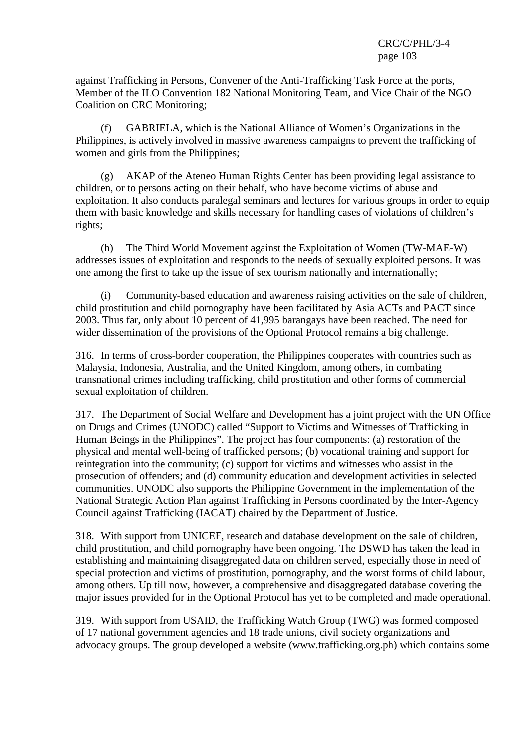against Trafficking in Persons, Convener of the Anti-Trafficking Task Force at the ports, Member of the ILO Convention 182 National Monitoring Team, and Vice Chair of the NGO Coalition on CRC Monitoring;

(f) GABRIELA, which is the National Alliance of Women's Organizations in the Philippines, is actively involved in massive awareness campaigns to prevent the trafficking of women and girls from the Philippines;

(g) AKAP of the Ateneo Human Rights Center has been providing legal assistance to children, or to persons acting on their behalf, who have become victims of abuse and exploitation. It also conducts paralegal seminars and lectures for various groups in order to equip them with basic knowledge and skills necessary for handling cases of violations of children's rights;

(h) The Third World Movement against the Exploitation of Women (TW-MAE-W) addresses issues of exploitation and responds to the needs of sexually exploited persons. It was one among the first to take up the issue of sex tourism nationally and internationally;

(i) Community-based education and awareness raising activities on the sale of children, child prostitution and child pornography have been facilitated by Asia ACTs and PACT since 2003. Thus far, only about 10 percent of 41,995 barangays have been reached. The need for wider dissemination of the provisions of the Optional Protocol remains a big challenge.

316. In terms of cross-border cooperation, the Philippines cooperates with countries such as Malaysia, Indonesia, Australia, and the United Kingdom, among others, in combating transnational crimes including trafficking, child prostitution and other forms of commercial sexual exploitation of children.

317. The Department of Social Welfare and Development has a joint project with the UN Office on Drugs and Crimes (UNODC) called "Support to Victims and Witnesses of Trafficking in Human Beings in the Philippines". The project has four components: (a) restoration of the physical and mental well-being of trafficked persons; (b) vocational training and support for reintegration into the community; (c) support for victims and witnesses who assist in the prosecution of offenders; and (d) community education and development activities in selected communities. UNODC also supports the Philippine Government in the implementation of the National Strategic Action Plan against Trafficking in Persons coordinated by the Inter-Agency Council against Trafficking (IACAT) chaired by the Department of Justice.

318. With support from UNICEF, research and database development on the sale of children, child prostitution, and child pornography have been ongoing. The DSWD has taken the lead in establishing and maintaining disaggregated data on children served, especially those in need of special protection and victims of prostitution, pornography, and the worst forms of child labour, among others. Up till now, however, a comprehensive and disaggregated database covering the major issues provided for in the Optional Protocol has yet to be completed and made operational.

319. With support from USAID, the Trafficking Watch Group (TWG) was formed composed of 17 national government agencies and 18 trade unions, civil society organizations and advocacy groups. The group developed a website (www.trafficking.org.ph) which contains some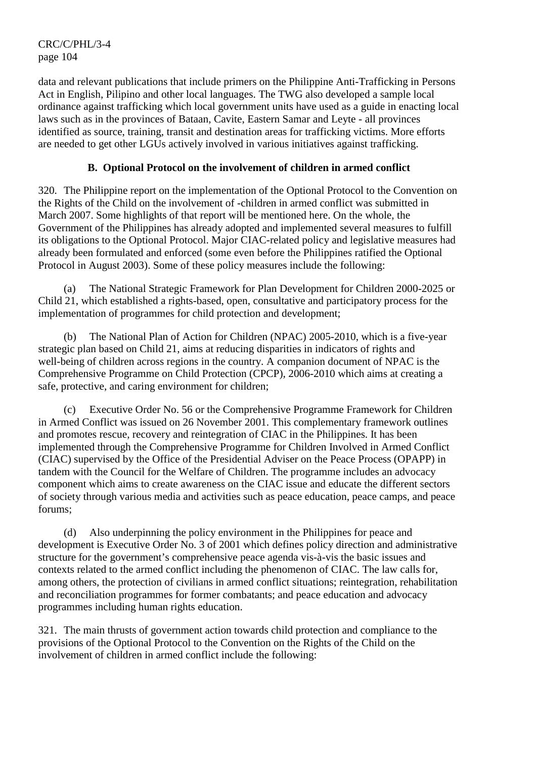data and relevant publications that include primers on the Philippine Anti-Trafficking in Persons Act in English, Pilipino and other local languages. The TWG also developed a sample local ordinance against trafficking which local government units have used as a guide in enacting local laws such as in the provinces of Bataan, Cavite, Eastern Samar and Leyte - all provinces identified as source, training, transit and destination areas for trafficking victims. More efforts are needed to get other LGUs actively involved in various initiatives against trafficking.

### B. Optional Protocol on the involvement of children in armed conflict

320. The Philippine report on the implementation of the Optional Protocol to the Convention on the Rights of the Child on the involvement of -children in armed conflict was submitted in March 2007. Some highlights of that report will be mentioned here. On the whole, the Government of the Philippines has already adopted and implemented several measures to fulfill its obligations to the Optional Protocol. Major CIAC-related policy and legislative measures had already been formulated and enforced (some even before the Philippines ratified the Optional Protocol in August 2003). Some of these policy measures include the following:

(a) The National Strategic Framework for Plan Development for Children 2000-2025 or Child 21, which established a rights-based, open, consultative and participatory process for the implementation of programmes for child protection and development;

(b) The National Plan of Action for Children (NPAC) 2005-2010, which is a five-year strategic plan based on Child 21, aims at reducing disparities in indicators of rights and well-being of children across regions in the country. A companion document of NPAC is the Comprehensive Programme on Child Protection (CPCP), 2006-2010 which aims at creating a safe, protective, and caring environment for children;

(c) Executive Order No. 56 or the Comprehensive Programme Framework for Children in Armed Conflict was issued on 26 November 2001. This complementary framework outlines and promotes rescue, recovery and reintegration of CIAC in the Philippines. It has been implemented through the Comprehensive Programme for Children Involved in Armed Conflict (CIAC) supervised by the Office of the Presidential Adviser on the Peace Process (OPAPP) in tandem with the Council for the Welfare of Children. The programme includes an advocacy component which aims to create awareness on the CIAC issue and educate the different sectors of society through various media and activities such as peace education, peace camps, and peace forums;

(d) Also underpinning the policy environment in the Philippines for peace and development is Executive Order No. 3 of 2001 which defines policy direction and administrative structure for the government's comprehensive peace agenda vis-à-vis the basic issues and contexts related to the armed conflict including the phenomenon of CIAC. The law calls for, among others, the protection of civilians in armed conflict situations; reintegration, rehabilitation and reconciliation programmes for former combatants; and peace education and advocacy programmes including human rights education.

321. The main thrusts of government action towards child protection and compliance to the provisions of the Optional Protocol to the Convention on the Rights of the Child on the involvement of children in armed conflict include the following: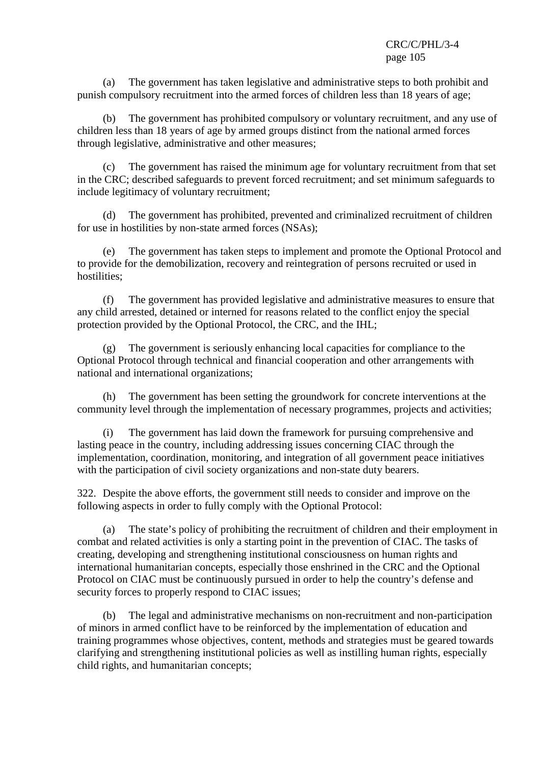(a) The government has taken legislative and administrative steps to both prohibit and punish compulsory recruitment into the armed forces of children less than 18 years of age;

(b) The government has prohibited compulsory or voluntary recruitment, and any use of children less than 18 years of age by armed groups distinct from the national armed forces through legislative, administrative and other measures;

(c) The government has raised the minimum age for voluntary recruitment from that set in the CRC; described safeguards to prevent forced recruitment; and set minimum safeguards to include legitimacy of voluntary recruitment;

(d) The government has prohibited, prevented and criminalized recruitment of children for use in hostilities by non-state armed forces (NSAs);

(e) The government has taken steps to implement and promote the Optional Protocol and to provide for the demobilization, recovery and reintegration of persons recruited or used in hostilities;

(f) The government has provided legislative and administrative measures to ensure that any child arrested, detained or interned for reasons related to the conflict enjoy the special protection provided by the Optional Protocol, the CRC, and the IHL;

(g) The government is seriously enhancing local capacities for compliance to the Optional Protocol through technical and financial cooperation and other arrangements with national and international organizations;

(h) The government has been setting the groundwork for concrete interventions at the community level through the implementation of necessary programmes, projects and activities;

(i) The government has laid down the framework for pursuing comprehensive and lasting peace in the country, including addressing issues concerning CIAC through the implementation, coordination, monitoring, and integration of all government peace initiatives with the participation of civil society organizations and non-state duty bearers.

322. Despite the above efforts, the government still needs to consider and improve on the following aspects in order to fully comply with the Optional Protocol:

(a) The state's policy of prohibiting the recruitment of children and their employment in combat and related activities is only a starting point in the prevention of CIAC. The tasks of creating, developing and strengthening institutional consciousness on human rights and international humanitarian concepts, especially those enshrined in the CRC and the Optional Protocol on CIAC must be continuously pursued in order to help the country's defense and security forces to properly respond to CIAC issues;

(b) The legal and administrative mechanisms on non-recruitment and non-participation of minors in armed conflict have to be reinforced by the implementation of education and training programmes whose objectives, content, methods and strategies must be geared towards clarifying and strengthening institutional policies as well as instilling human rights, especially child rights, and humanitarian concepts;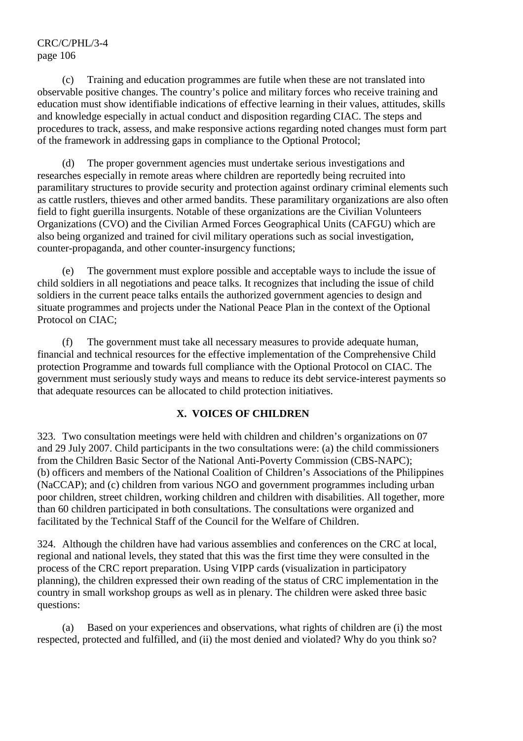(c) Training and education programmes are futile when these are not translated into observable positive changes. The country's police and military forces who receive training and education must show identifiable indications of effective learning in their values, attitudes, skills and knowledge especially in actual conduct and disposition regarding CIAC. The steps and procedures to track, assess, and make responsive actions regarding noted changes must form part of the framework in addressing gaps in compliance to the Optional Protocol;

(d) The proper government agencies must undertake serious investigations and researches especially in remote areas where children are reportedly being recruited into paramilitary structures to provide security and protection against ordinary criminal elements such as cattle rustlers, thieves and other armed bandits. These paramilitary organizations are also often field to fight guerilla insurgents. Notable of these organizations are the Civilian Volunteers Organizations (CVO) and the Civilian Armed Forces Geographical Units (CAFGU) which are also being organized and trained for civil military operations such as social investigation, counter-propaganda, and other counter-insurgency functions;

(e) The government must explore possible and acceptable ways to include the issue of child soldiers in all negotiations and peace talks. It recognizes that including the issue of child soldiers in the current peace talks entails the authorized government agencies to design and situate programmes and projects under the National Peace Plan in the context of the Optional Protocol on CIAC;

(f) The government must take all necessary measures to provide adequate human, financial and technical resources for the effective implementation of the Comprehensive Child protection Programme and towards full compliance with the Optional Protocol on CIAC. The government must seriously study ways and means to reduce its debt service-interest payments so that adequate resources can be allocated to child protection initiatives.

## X. VOICES OF CHILDREN

323. Two consultation meetings were held with children and children's organizations on 07 and 29 July 2007. Child participants in the two consultations were: (a) the child commissioners from the Children Basic Sector of the National Anti-Poverty Commission (CBS-NAPC); (b) officers and members of the National Coalition of Children's Associations of the Philippines (NaCCAP); and (c) children from various NGO and government programmes including urban poor children, street children, working children and children with disabilities. All together, more than 60 children participated in both consultations. The consultations were organized and facilitated by the Technical Staff of the Council for the Welfare of Children.

324. Although the children have had various assemblies and conferences on the CRC at local, regional and national levels, they stated that this was the first time they were consulted in the process of the CRC report preparation. Using VIPP cards (visualization in participatory planning), the children expressed their own reading of the status of CRC implementation in the country in small workshop groups as well as in plenary. The children were asked three basic questions:

(a) Based on your experiences and observations, what rights of children are (i) the most respected, protected and fulfilled, and (ii) the most denied and violated? Why do you think so?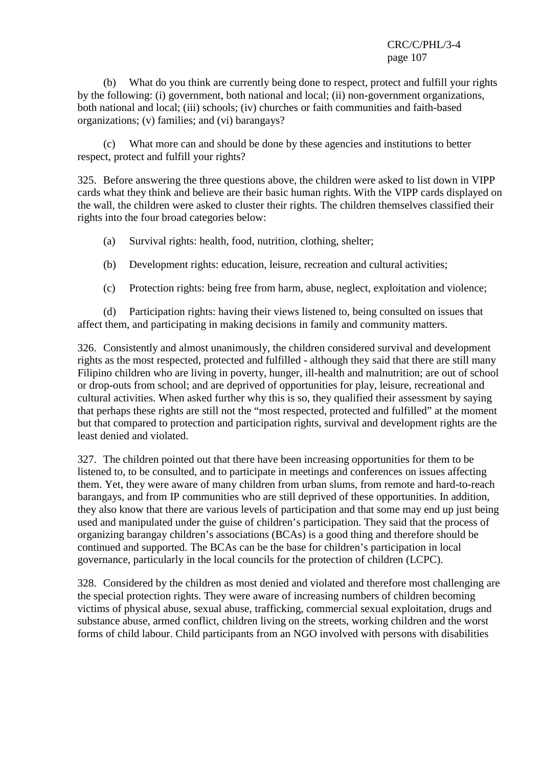(b) What do you think are currently being done to respect, protect and fulfill your rights by the following: (i) government, both national and local; (ii) non-government organizations, both national and local; (iii) schools; (iv) churches or faith communities and faith-based organizations; (v) families; and (vi) barangays?

(c) What more can and should be done by these agencies and institutions to better respect, protect and fulfill your rights?

325. Before answering the three questions above, the children were asked to list down in VIPP cards what they think and believe are their basic human rights. With the VIPP cards displayed on the wall, the children were asked to cluster their rights. The children themselves classified their rights into the four broad categories below:

(a) Survival rights: health, food, nutrition, clothing, shelter;

(b) Development rights: education, leisure, recreation and cultural activities;

(c) Protection rights: being free from harm, abuse, neglect, exploitation and violence;

(d) Participation rights: having their views listened to, being consulted on issues that affect them, and participating in making decisions in family and community matters.

326. Consistently and almost unanimously, the children considered survival and development rights as the most respected, protected and fulfilled - although they said that there are still many Filipino children who are living in poverty, hunger, ill-health and malnutrition; are out of school or drop-outs from school; and are deprived of opportunities for play, leisure, recreational and cultural activities. When asked further why this is so, they qualified their assessment by saying that perhaps these rights are still not the "most respected, protected and fulfilled" at the moment but that compared to protection and participation rights, survival and development rights are the least denied and violated.

327. The children pointed out that there have been increasing opportunities for them to be listened to, to be consulted, and to participate in meetings and conferences on issues affecting them. Yet, they were aware of many children from urban slums, from remote and hard-to-reach barangays, and from IP communities who are still deprived of these opportunities. In addition, they also know that there are various levels of participation and that some may end up just being used and manipulated under the guise of children's participation. They said that the process of organizing barangay children's associations (BCAs) is a good thing and therefore should be continued and supported. The BCAs can be the base for children's participation in local governance, particularly in the local councils for the protection of children (LCPC).

328. Considered by the children as most denied and violated and therefore most challenging are the special protection rights. They were aware of increasing numbers of children becoming victims of physical abuse, sexual abuse, trafficking, commercial sexual exploitation, drugs and substance abuse, armed conflict, children living on the streets, working children and the worst forms of child labour. Child participants from an NGO involved with persons with disabilities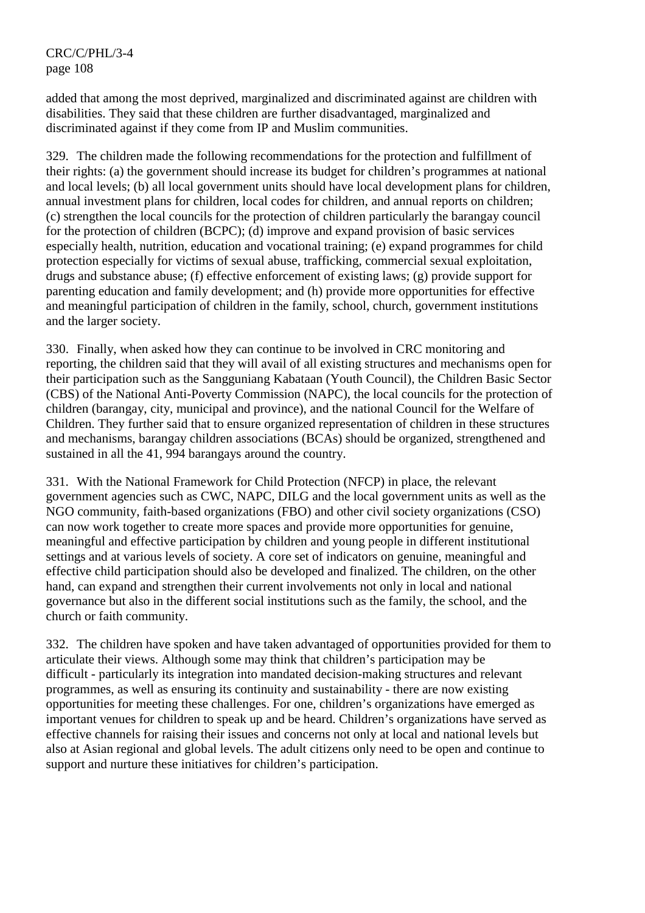added that among the most deprived, marginalized and discriminated against are children with disabilities. They said that these children are further disadvantaged, marginalized and discriminated against if they come from IP and Muslim communities.

329. The children made the following recommendations for the protection and fulfillment of their rights: (a) the government should increase its budget for children's programmes at national and local levels; (b) all local government units should have local development plans for children, annual investment plans for children, local codes for children, and annual reports on children; (c) strengthen the local councils for the protection of children particularly the barangay council for the protection of children (BCPC); (d) improve and expand provision of basic services especially health, nutrition, education and vocational training; (e) expand programmes for child protection especially for victims of sexual abuse, trafficking, commercial sexual exploitation, drugs and substance abuse; (f) effective enforcement of existing laws; (g) provide support for parenting education and family development; and (h) provide more opportunities for effective and meaningful participation of children in the family, school, church, government institutions and the larger society.

330. Finally, when asked how they can continue to be involved in CRC monitoring and reporting, the children said that they will avail of all existing structures and mechanisms open for their participation such as the Sangguniang Kabataan (Youth Council), the Children Basic Sector (CBS) of the National Anti-Poverty Commission (NAPC), the local councils for the protection of children (barangay, city, municipal and province), and the national Council for the Welfare of Children. They further said that to ensure organized representation of children in these structures and mechanisms, barangay children associations (BCAs) should be organized, strengthened and sustained in all the 41, 994 barangays around the country.

331. With the National Framework for Child Protection (NFCP) in place, the relevant government agencies such as CWC, NAPC, DILG and the local government units as well as the NGO community, faith-based organizations (FBO) and other civil society organizations (CSO) can now work together to create more spaces and provide more opportunities for genuine, meaningful and effective participation by children and young people in different institutional settings and at various levels of society. A core set of indicators on genuine, meaningful and effective child participation should also be developed and finalized. The children, on the other hand, can expand and strengthen their current involvements not only in local and national governance but also in the different social institutions such as the family, the school, and the church or faith community.

332. The children have spoken and have taken advantaged of opportunities provided for them to articulate their views. Although some may think that children's participation may be difficult - particularly its integration into mandated decision-making structures and relevant programmes, as well as ensuring its continuity and sustainability - there are now existing opportunities for meeting these challenges. For one, children's organizations have emerged as important venues for children to speak up and be heard. Children's organizations have served as effective channels for raising their issues and concerns not only at local and national levels but also at Asian regional and global levels. The adult citizens only need to be open and continue to support and nurture these initiatives for children's participation.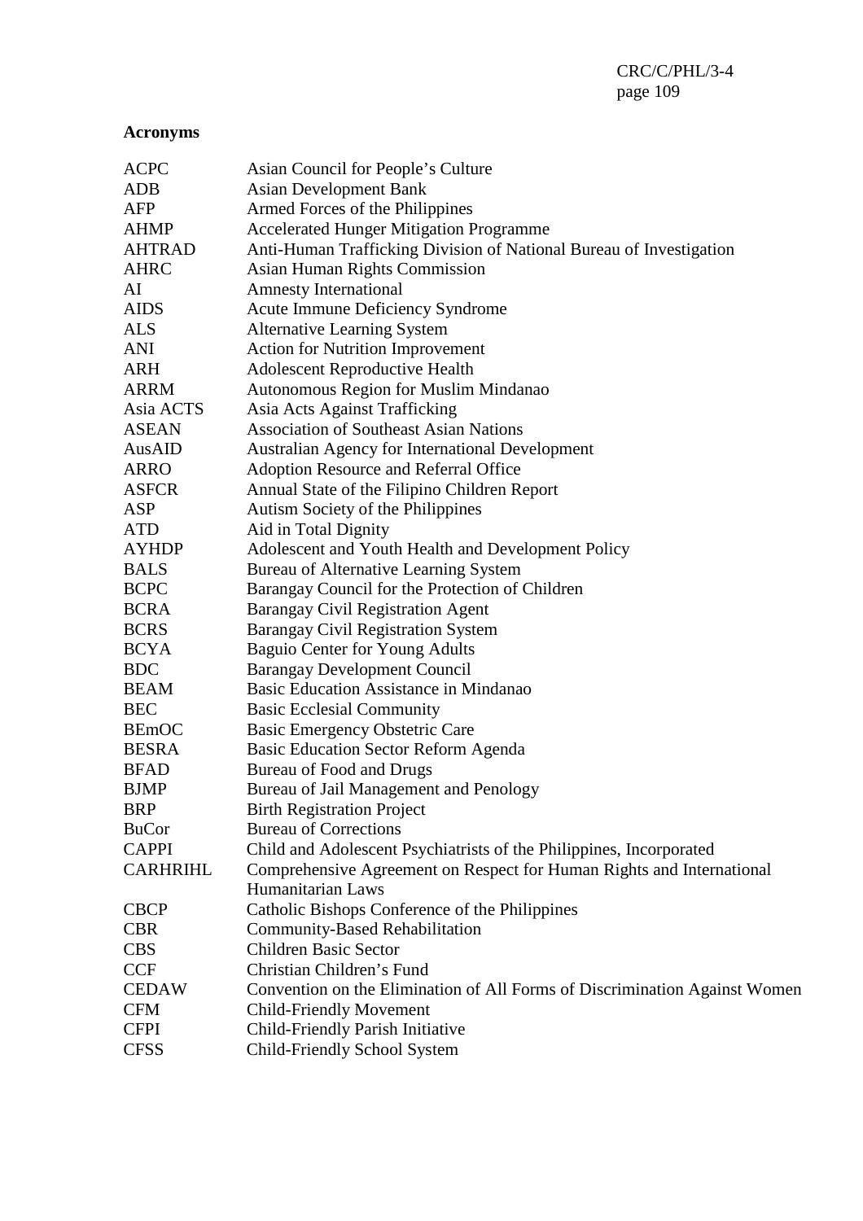**Acronyms**

| | |
|---|---|
| ACPC | Asian Council for People's Culture |
| ADB | Asian Development Bank |
| AFP | Armed Forces of the Philippines |
| AHMP | Accelerated Hunger Mitigation Programme |
| AHTRAD | Anti-Human Trafficking Division of National Bureau of Investigation |
| AHRC | Asian Human Rights Commission |
| AI | Amnesty International |
| AIDS | Acute Immune Deficiency Syndrome |
| ALS | Alternative Learning System |
| ANI | Action for Nutrition Improvement |
| ARH | Adolescent Reproductive Health |
| ARRM | Autonomous Region for Muslim Mindanao |
| Asia ACTS | Asia Acts Against Trafficking |
| ASEAN | Association of Southeast Asian Nations |
| AusAID | Australian Agency for International Development |
| ARRO | Adoption Resource and Referral Office |
| ASFCR | Annual State of the Filipino Children Report |
| ASP | Autism Society of the Philippines |
| ATD | Aid in Total Dignity |
| AYHDP | Adolescent and Youth Health and Development Policy |
| BALS | Bureau of Alternative Learning System |
| BCPC | Barangay Council for the Protection of Children |
| BCRA | Barangay Civil Registration Agent |
| BCRS | Barangay Civil Registration System |
| BCYA | Baguio Center for Young Adults |
| BDC | Barangay Development Council |
| BEAM | Basic Education Assistance in Mindanao |
| BEC | Basic Ecclesial Community |
| BEmOC | Basic Emergency Obstetric Care |
| BESRA | Basic Education Sector Reform Agenda |
| BFAD | Bureau of Food and Drugs |
| BJMP | Bureau of Jail Management and Penology |
| BRP | Birth Registration Project |
| BuCor | Bureau of Corrections |
| CAPPI | Child and Adolescent Psychiatrists of the Philippines, Incorporated |
| CARHRIHL | Comprehensive Agreement on Respect for Human Rights and International Humanitarian Laws |
| CBCP | Catholic Bishops Conference of the Philippines |
| CBR | Community-Based Rehabilitation |
| CBS | Children Basic Sector |
| CCF | Christian Children's Fund |
| CEDAW | Convention on the Elimination of All Forms of Discrimination Against Women |
| CFM | Child-Friendly Movement |
| CFPI | Child-Friendly Parish Initiative |
| CFSS | Child-Friendly School System |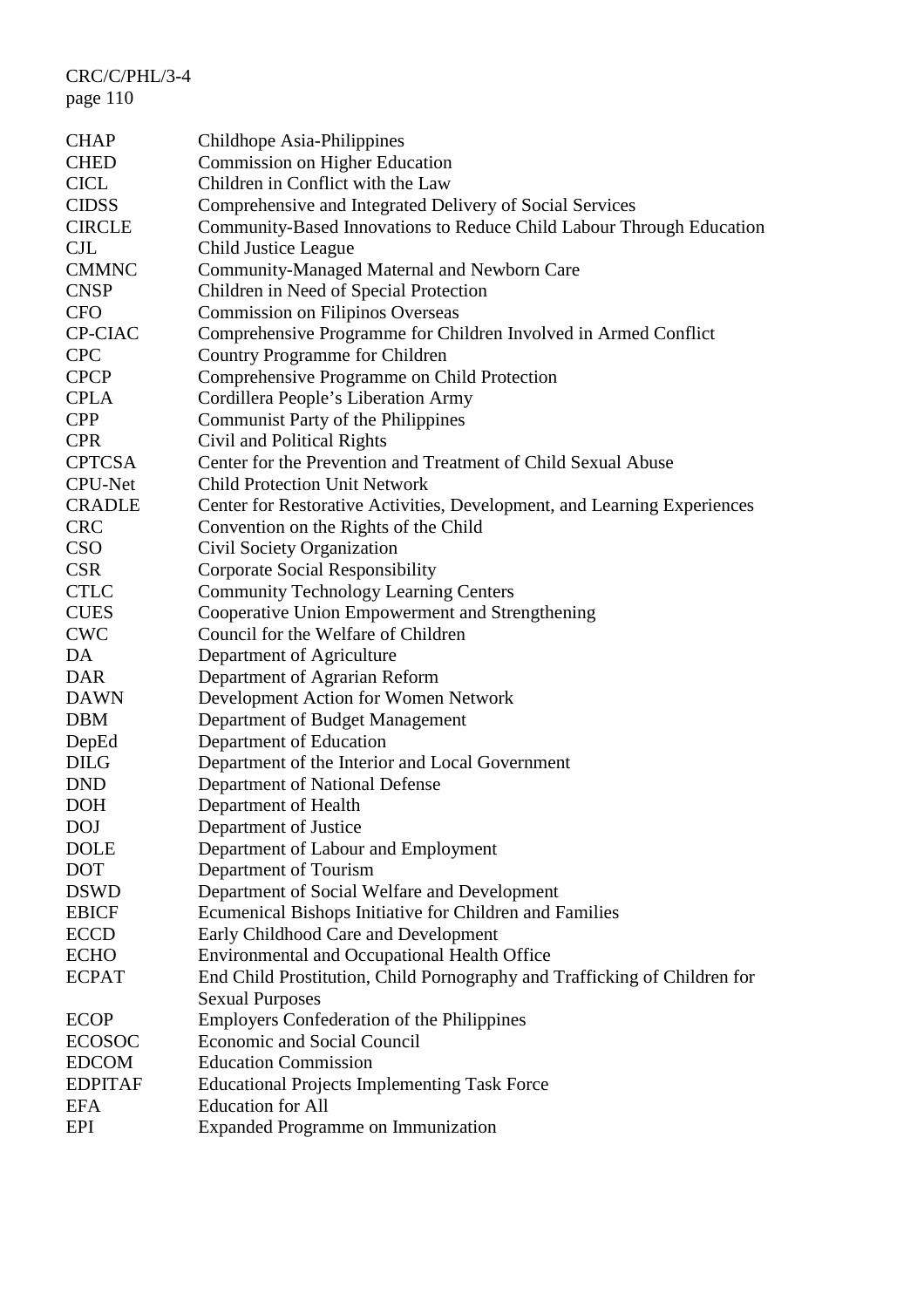| | |
|---|---|
| CHAP | Childhope Asia-Philippines |
| CHED | Commission on Higher Education |
| CICL | Children in Conflict with the Law |
| CIDSS | Comprehensive and Integrated Delivery of Social Services |
| CIRCLE | Community-Based Innovations to Reduce Child Labour Through Education |
| CJL | Child Justice League |
| CMMNC | Community-Managed Maternal and Newborn Care |
| CNSP | Children in Need of Special Protection |
| CFO | Commission on Filipinos Overseas |
| CP-CIAC | Comprehensive Programme for Children Involved in Armed Conflict |
| CPC | Country Programme for Children |
| CPCP | Comprehensive Programme on Child Protection |
| CPLA | Cordillera People's Liberation Army |
| CPP | Communist Party of the Philippines |
| CPR | Civil and Political Rights |
| CPTCSA | Center for the Prevention and Treatment of Child Sexual Abuse |
| CPU-Net | Child Protection Unit Network |
| CRADLE | Center for Restorative Activities, Development, and Learning Experiences |
| CRC | Convention on the Rights of the Child |
| CSO | Civil Society Organization |
| CSR | Corporate Social Responsibility |
| CTLC | Community Technology Learning Centers |
| CUES | Cooperative Union Empowerment and Strengthening |
| CWC | Council for the Welfare of Children |
| DA | Department of Agriculture |
| DAR | Department of Agrarian Reform |
| DAWN | Development Action for Women Network |
| DBM | Department of Budget Management |
| DepEd | Department of Education |
| DILG | Department of the Interior and Local Government |
| DND | Department of National Defense |
| DOH | Department of Health |
| DOJ | Department of Justice |
| DOLE | Department of Labour and Employment |
| DOT | Department of Tourism |
| DSWD | Department of Social Welfare and Development |
| EBICF | Ecumenical Bishops Initiative for Children and Families |
| ECCD | Early Childhood Care and Development |
| ECHO | Environmental and Occupational Health Office |
| ECPAT | End Child Prostitution, Child Pornography and Trafficking of Children for Sexual Purposes |
| ECOP | Employers Confederation of the Philippines |
| ECOSOC | Economic and Social Council |
| EDCOM | Education Commission |
| EDPITAF | Educational Projects Implementing Task Force |
| EFA | Education for All |
| EPI | Expanded Programme on Immunization |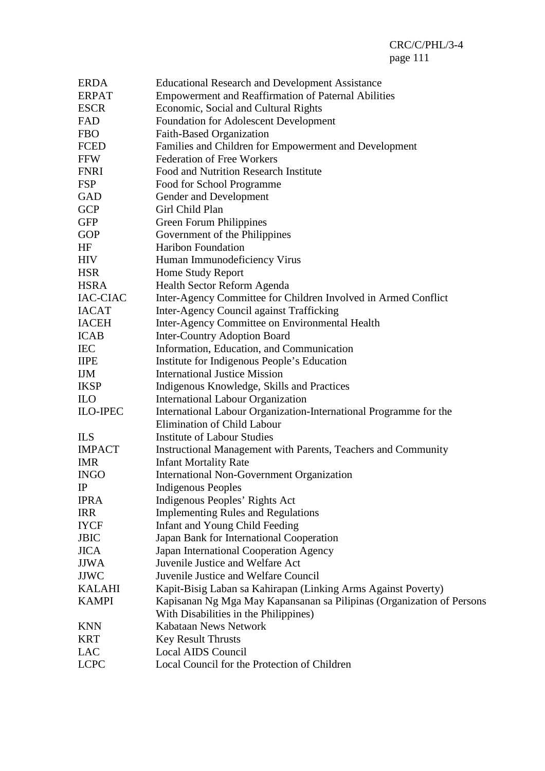| | |
|---|---|
| ERDA | Educational Research and Development Assistance |
| ERPAT | Empowerment and Reaffirmation of Paternal Abilities |
| ESCR | Economic, Social and Cultural Rights |
| FAD | Foundation for Adolescent Development |
| FBO | Faith-Based Organization |
| FCED | Families and Children for Empowerment and Development |
| FFW | Federation of Free Workers |
| FNRI | Food and Nutrition Research Institute |
| FSP | Food for School Programme |
| GAD | Gender and Development |
| GCP | Girl Child Plan |
| GFP | Green Forum Philippines |
| GOP | Government of the Philippines |
| HF | Haribon Foundation |
| HIV | Human Immunodeficiency Virus |
| HSR | Home Study Report |
| HSRA | Health Sector Reform Agenda |
| IAC-CIAC | Inter-Agency Committee for Children Involved in Armed Conflict |
| IACAT | Inter-Agency Council against Trafficking |
| IACEH | Inter-Agency Committee on Environmental Health |
| ICAB | Inter-Country Adoption Board |
| IEC | Information, Education, and Communication |
| IIPE | Institute for Indigenous People's Education |
| IJM | International Justice Mission |
| IKSP | Indigenous Knowledge, Skills and Practices |
| ILO | International Labour Organization |
| ILO-IPEC | International Labour Organization-International Programme for the Elimination of Child Labour |
| ILS | Institute of Labour Studies |
| IMPACT | Instructional Management with Parents, Teachers and Community |
| IMR | Infant Mortality Rate |
| INGO | International Non-Government Organization |
| IP | Indigenous Peoples |
| IPRA | Indigenous Peoples' Rights Act |
| IRR | Implementing Rules and Regulations |
| IYCF | Infant and Young Child Feeding |
| JBIC | Japan Bank for International Cooperation |
| JICA | Japan International Cooperation Agency |
| JJWA | Juvenile Justice and Welfare Act |
| JJWC | Juvenile Justice and Welfare Council |
| KALAHI | Kapit-Bisig Laban sa Kahirapan (Linking Arms Against Poverty) |
| KAMPI | Kapisanan Ng Mga May Kapansanan sa Pilipinas (Organization of Persons With Disabilities in the Philippines) |
| KNN | Kabataan News Network |
| KRT | Key Result Thrusts |
| LAC | Local AIDS Council |
| LCPC | Local Council for the Protection of Children |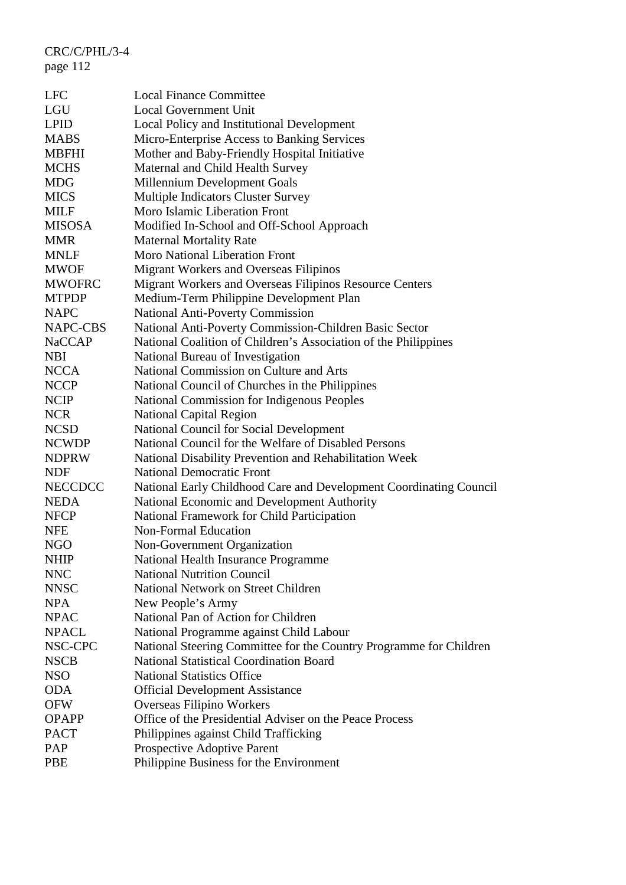| | |
|---|---|
| LFC | Local Finance Committee |
| LGU | Local Government Unit |
| LPID | Local Policy and Institutional Development |
| MABS | Micro-Enterprise Access to Banking Services |
| MBFHI | Mother and Baby-Friendly Hospital Initiative |
| MCHS | Maternal and Child Health Survey |
| MDG | Millennium Development Goals |
| MICS | Multiple Indicators Cluster Survey |
| MILF | Moro Islamic Liberation Front |
| MISOSA | Modified In-School and Off-School Approach |
| MMR | Maternal Mortality Rate |
| MNLF | Moro National Liberation Front |
| MWOF | Migrant Workers and Overseas Filipinos |
| MWOFRC | Migrant Workers and Overseas Filipinos Resource Centers |
| MTPDP | Medium-Term Philippine Development Plan |
| NAPC | National Anti-Poverty Commission |
| NAPC-CBS | National Anti-Poverty Commission-Children Basic Sector |
| NaCCAP | National Coalition of Children's Association of the Philippines |
| NBI | National Bureau of Investigation |
| NCCA | National Commission on Culture and Arts |
| NCCP | National Council of Churches in the Philippines |
| NCIP | National Commission for Indigenous Peoples |
| NCR | National Capital Region |
| NCSD | National Council for Social Development |
| NCWDP | National Council for the Welfare of Disabled Persons |
| NDPRW | National Disability Prevention and Rehabilitation Week |
| NDF | National Democratic Front |
| NECCDCC | National Early Childhood Care and Development Coordinating Council |
| NEDA | National Economic and Development Authority |
| NFCP | National Framework for Child Participation |
| NFE | Non-Formal Education |
| NGO | Non-Government Organization |
| NHIP | National Health Insurance Programme |
| NNC | National Nutrition Council |
| NNSC | National Network on Street Children |
| NPA | New People's Army |
| NPAC | National Pan of Action for Children |
| NPACL | National Programme against Child Labour |
| NSC-CPC | National Steering Committee for the Country Programme for Children |
| NSCB | National Statistical Coordination Board |
| NSO | National Statistics Office |
| ODA | Official Development Assistance |
| OFW | Overseas Filipino Workers |
| OPAPP | Office of the Presidential Adviser on the Peace Process |
| PACT | Philippines against Child Trafficking |
| PAP | Prospective Adoptive Parent |
| PBE | Philippine Business for the Environment |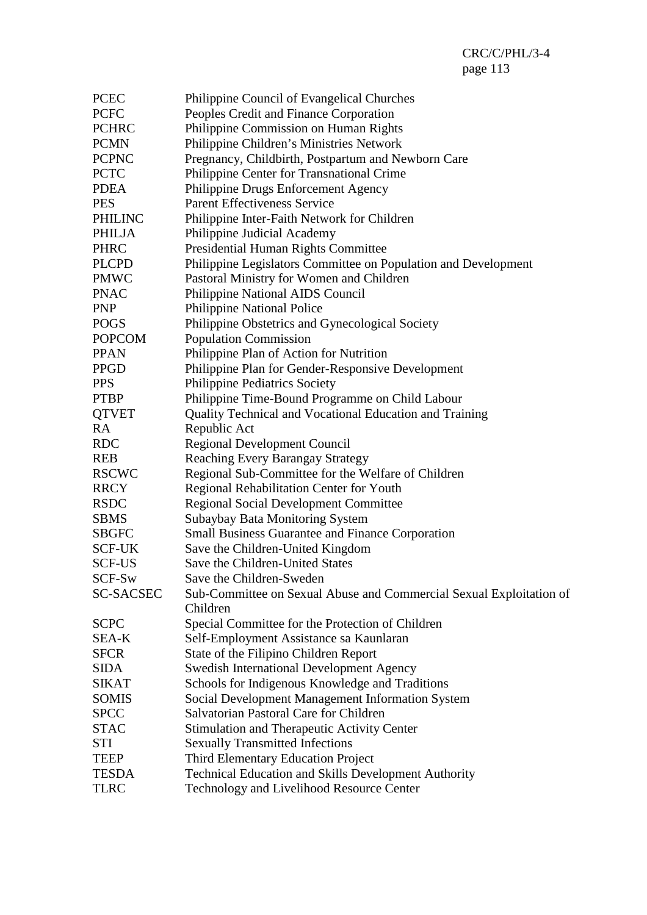| | |
|---|---|
| PCEC | Philippine Council of Evangelical Churches |
| PCFC | Peoples Credit and Finance Corporation |
| PCHRC | Philippine Commission on Human Rights |
| PCMN | Philippine Children's Ministries Network |
| PCPNC | Pregnancy, Childbirth, Postpartum and Newborn Care |
| PCTC | Philippine Center for Transnational Crime |
| PDEA | Philippine Drugs Enforcement Agency |
| PES | Parent Effectiveness Service |
| PHILINC | Philippine Inter-Faith Network for Children |
| PHILJA | Philippine Judicial Academy |
| PHRC | Presidential Human Rights Committee |
| PLCPD | Philippine Legislators Committee on Population and Development |
| PMWC | Pastoral Ministry for Women and Children |
| PNAC | Philippine National AIDS Council |
| PNP | Philippine National Police |
| POGS | Philippine Obstetrics and Gynecological Society |
| POPCOM | Population Commission |
| PPAN | Philippine Plan of Action for Nutrition |
| PPGD | Philippine Plan for Gender-Responsive Development |
| PPS | Philippine Pediatrics Society |
| PTBP | Philippine Time-Bound Programme on Child Labour |
| QTVET | Quality Technical and Vocational Education and Training |
| RA | Republic Act |
| RDC | Regional Development Council |
| REB | Reaching Every Barangay Strategy |
| RSCWC | Regional Sub-Committee for the Welfare of Children |
| RRCY | Regional Rehabilitation Center for Youth |
| RSDC | Regional Social Development Committee |
| SBMS | Subaybay Bata Monitoring System |
| SBGFC | Small Business Guarantee and Finance Corporation |
| SCF-UK | Save the Children-United Kingdom |
| SCF-US | Save the Children-United States |
| SCF-Sw | Save the Children-Sweden |
| SC-SACSEC | Sub-Committee on Sexual Abuse and Commercial Sexual Exploitation of Children |
| SCPC | Special Committee for the Protection of Children |
| SEA-K | Self-Employment Assistance sa Kaunlaran |
| SFCR | State of the Filipino Children Report |
| SIDA | Swedish International Development Agency |
| SIKAT | Schools for Indigenous Knowledge and Traditions |
| SOMIS | Social Development Management Information System |
| SPCC | Salvatorian Pastoral Care for Children |
| STAC | Stimulation and Therapeutic Activity Center |
| STI | Sexually Transmitted Infections |
| TEEP | Third Elementary Education Project |
| TESDA | Technical Education and Skills Development Authority |
| TLRC | Technology and Livelihood Resource Center |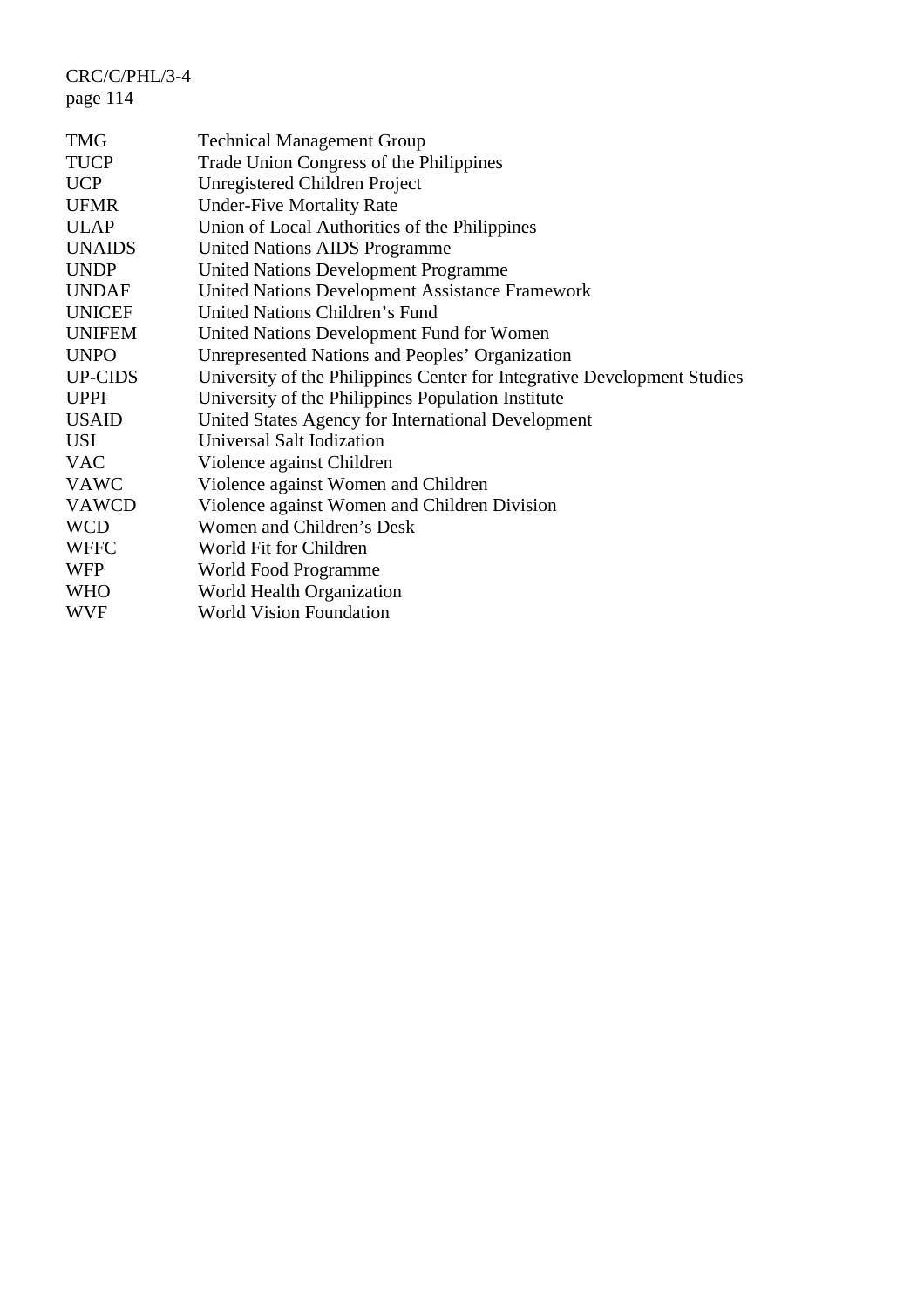| | |
|---|---|
| TMG | Technical Management Group |
| TUCP | Trade Union Congress of the Philippines |
| UCP | Unregistered Children Project |
| UFMR | Under-Five Mortality Rate |
| ULAP | Union of Local Authorities of the Philippines |
| UNAIDS | United Nations AIDS Programme |
| UNDP | United Nations Development Programme |
| UNDAF | United Nations Development Assistance Framework |
| UNICEF | United Nations Children's Fund |
| UNIFEM | United Nations Development Fund for Women |
| UNPO | Unrepresented Nations and Peoples' Organization |
| UP-CIDS | University of the Philippines Center for Integrative Development Studies |
| UPPI | University of the Philippines Population Institute |
| USAID | United States Agency for International Development |
| USI | Universal Salt Iodization |
| VAC | Violence against Children |
| VAWC | Violence against Women and Children |
| VAWCD | Violence against Women and Children Division |
| WCD | Women and Children's Desk |
| WFFC | World Fit for Children |
| WFP | World Food Programme |
| WHO | World Health Organization |
| WVF | World Vision Foundation |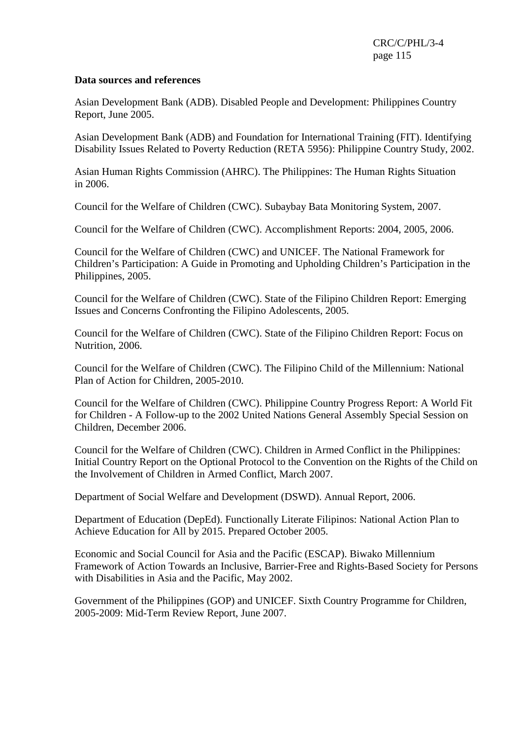**Data sources and references**

Asian Development Bank (ADB). Disabled People and Development: Philippines Country Report, June 2005.

Asian Development Bank (ADB) and Foundation for International Training (FIT). Identifying Disability Issues Related to Poverty Reduction (RETA 5956): Philippine Country Study, 2002.

Asian Human Rights Commission (AHRC). The Philippines: The Human Rights Situation in 2006.

Council for the Welfare of Children (CWC). Subaybay Bata Monitoring System, 2007.

Council for the Welfare of Children (CWC). Accomplishment Reports: 2004, 2005, 2006.

Council for the Welfare of Children (CWC) and UNICEF. The National Framework for Children's Participation: A Guide in Promoting and Upholding Children's Participation in the Philippines, 2005.

Council for the Welfare of Children (CWC). State of the Filipino Children Report: Emerging Issues and Concerns Confronting the Filipino Adolescents, 2005.

Council for the Welfare of Children (CWC). State of the Filipino Children Report: Focus on Nutrition, 2006.

Council for the Welfare of Children (CWC). The Filipino Child of the Millennium: National Plan of Action for Children, 2005-2010.

Council for the Welfare of Children (CWC). Philippine Country Progress Report: A World Fit for Children - A Follow-up to the 2002 United Nations General Assembly Special Session on Children, December 2006.

Council for the Welfare of Children (CWC). Children in Armed Conflict in the Philippines: Initial Country Report on the Optional Protocol to the Convention on the Rights of the Child on the Involvement of Children in Armed Conflict, March 2007.

Department of Social Welfare and Development (DSWD). Annual Report, 2006.

Department of Education (DepEd). Functionally Literate Filipinos: National Action Plan to Achieve Education for All by 2015. Prepared October 2005.

Economic and Social Council for Asia and the Pacific (ESCAP). Biwako Millennium Framework of Action Towards an Inclusive, Barrier-Free and Rights-Based Society for Persons with Disabilities in Asia and the Pacific, May 2002.

Government of the Philippines (GOP) and UNICEF. Sixth Country Programme for Children, 2005-2009: Mid-Term Review Report, June 2007.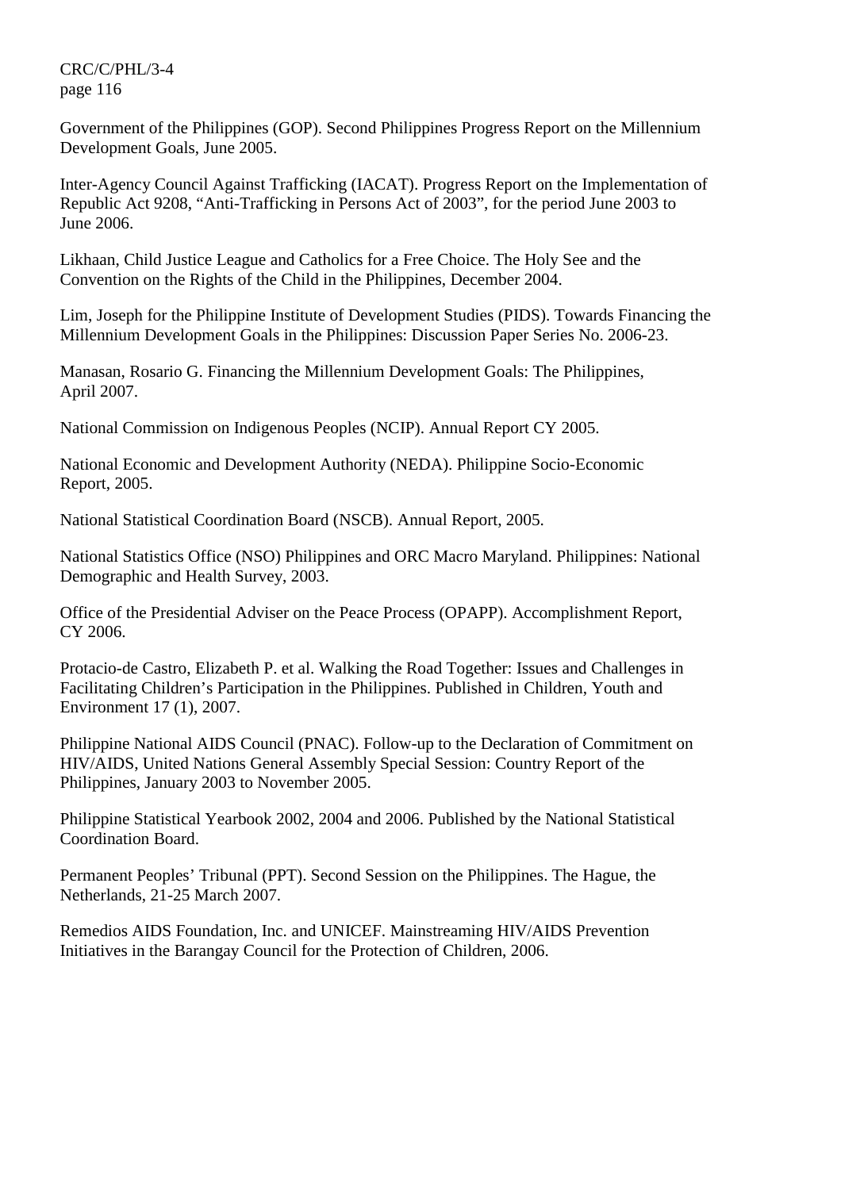Government of the Philippines (GOP). Second Philippines Progress Report on the Millennium Development Goals, June 2005.

Inter-Agency Council Against Trafficking (IACAT). Progress Report on the Implementation of Republic Act 9208, "Anti-Trafficking in Persons Act of 2003", for the period June 2003 to June 2006.

Likhaan, Child Justice League and Catholics for a Free Choice. The Holy See and the Convention on the Rights of the Child in the Philippines, December 2004.

Lim, Joseph for the Philippine Institute of Development Studies (PIDS). Towards Financing the Millennium Development Goals in the Philippines: Discussion Paper Series No. 2006-23.

Manasan, Rosario G. Financing the Millennium Development Goals: The Philippines, April 2007.

National Commission on Indigenous Peoples (NCIP). Annual Report CY 2005.

National Economic and Development Authority (NEDA). Philippine Socio-Economic Report, 2005.

National Statistical Coordination Board (NSCB). Annual Report, 2005.

National Statistics Office (NSO) Philippines and ORC Macro Maryland. Philippines: National Demographic and Health Survey, 2003.

Office of the Presidential Adviser on the Peace Process (OPAPP). Accomplishment Report, CY 2006.

Protacio-de Castro, Elizabeth P. et al. Walking the Road Together: Issues and Challenges in Facilitating Children's Participation in the Philippines. Published in Children, Youth and Environment 17 (1), 2007.

Philippine National AIDS Council (PNAC). Follow-up to the Declaration of Commitment on HIV/AIDS, United Nations General Assembly Special Session: Country Report of the Philippines, January 2003 to November 2005.

Philippine Statistical Yearbook 2002, 2004 and 2006. Published by the National Statistical Coordination Board.

Permanent Peoples' Tribunal (PPT). Second Session on the Philippines. The Hague, the Netherlands, 21-25 March 2007.

Remedios AIDS Foundation, Inc. and UNICEF. Mainstreaming HIV/AIDS Prevention Initiatives in the Barangay Council for the Protection of Children, 2006.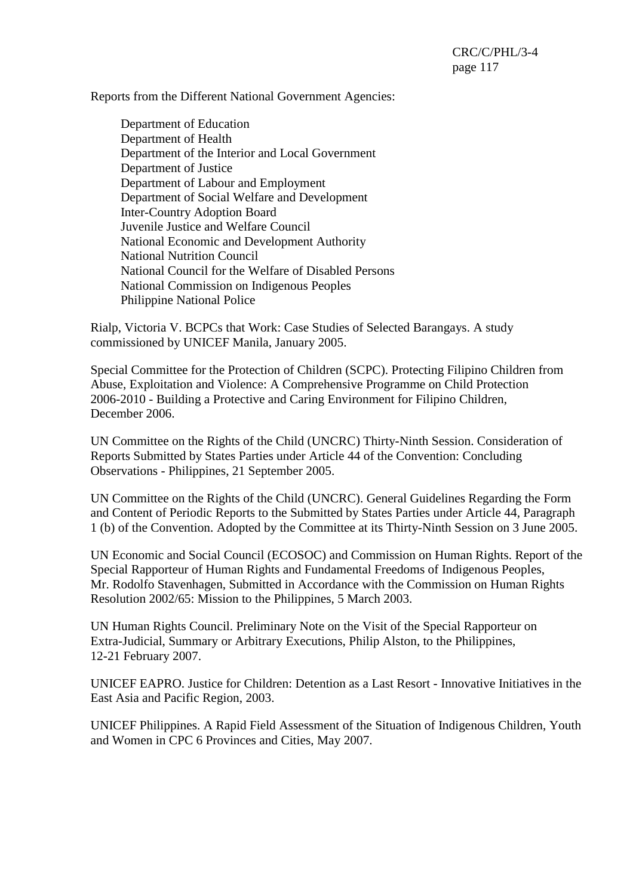Reports from the Different National Government Agencies:

- Department of Education
- Department of Health
- Department of the Interior and Local Government
- Department of Justice
- Department of Labour and Employment
- Department of Social Welfare and Development
- Inter-Country Adoption Board
- Juvenile Justice and Welfare Council
- National Economic and Development Authority
- National Nutrition Council
- National Council for the Welfare of Disabled Persons
- National Commission on Indigenous Peoples
- Philippine National Police

Rialp, Victoria V. BCPCs that Work: Case Studies of Selected Barangays. A study commissioned by UNICEF Manila, January 2005.

Special Committee for the Protection of Children (SCPC). Protecting Filipino Children from Abuse, Exploitation and Violence: A Comprehensive Programme on Child Protection 2006-2010 - Building a Protective and Caring Environment for Filipino Children, December 2006.

UN Committee on the Rights of the Child (UNCRC) Thirty-Ninth Session. Consideration of Reports Submitted by States Parties under Article 44 of the Convention: Concluding Observations - Philippines, 21 September 2005.

UN Committee on the Rights of the Child (UNCRC). General Guidelines Regarding the Form and Content of Periodic Reports to the Submitted by States Parties under Article 44, Paragraph 1 (b) of the Convention. Adopted by the Committee at its Thirty-Ninth Session on 3 June 2005.

UN Economic and Social Council (ECOSOC) and Commission on Human Rights. Report of the Special Rapporteur of Human Rights and Fundamental Freedoms of Indigenous Peoples, Mr. Rodolfo Stavenhagen, Submitted in Accordance with the Commission on Human Rights Resolution 2002/65: Mission to the Philippines, 5 March 2003.

UN Human Rights Council. Preliminary Note on the Visit of the Special Rapporteur on Extra-Judicial, Summary or Arbitrary Executions, Philip Alston, to the Philippines, 12-21 February 2007.

UNICEF EAPRO. Justice for Children: Detention as a Last Resort - Innovative Initiatives in the East Asia and Pacific Region, 2003.

UNICEF Philippines. A Rapid Field Assessment of the Situation of Indigenous Children, Youth and Women in CPC 6 Provinces and Cities, May 2007.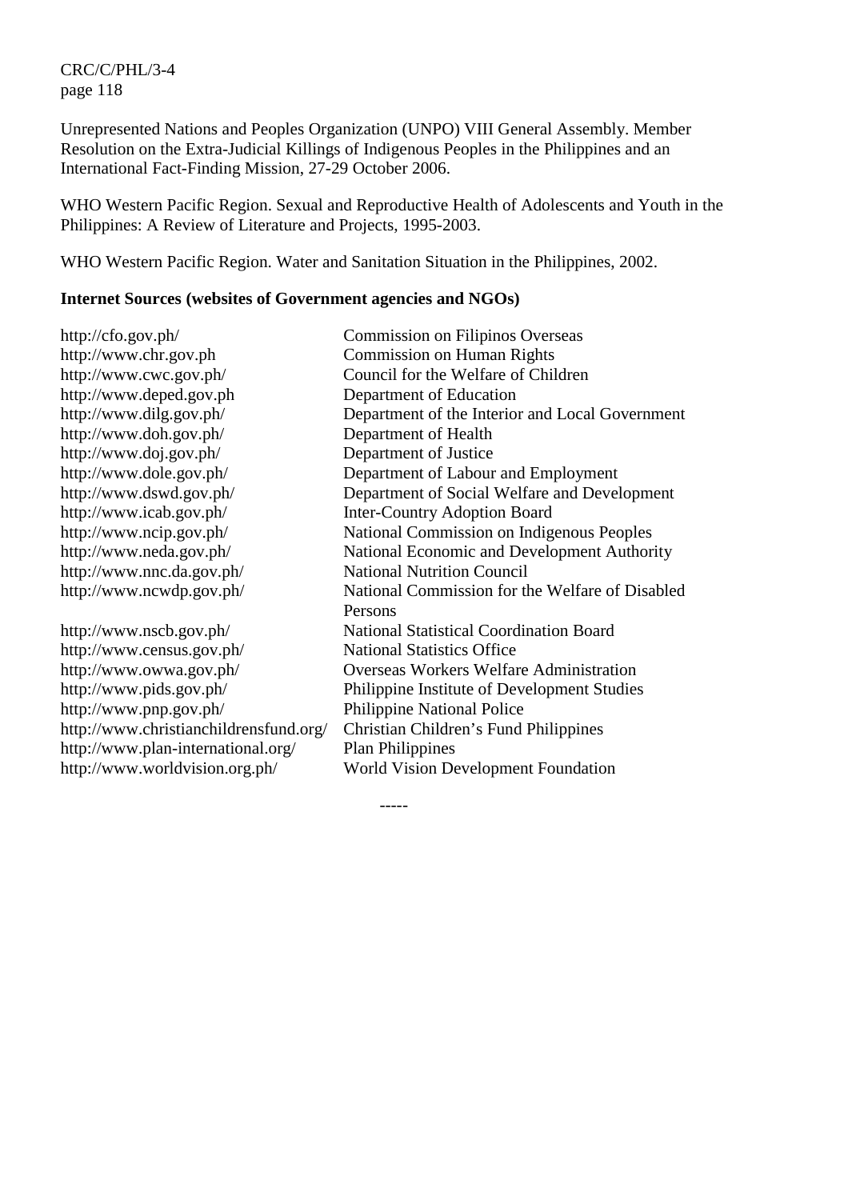Unrepresented Nations and Peoples Organization (UNPO) VIII General Assembly. Member Resolution on the Extra-Judicial Killings of Indigenous Peoples in the Philippines and an International Fact-Finding Mission, 27-29 October 2006.

WHO Western Pacific Region. Sexual and Reproductive Health of Adolescents and Youth in the Philippines: A Review of Literature and Projects, 1995-2003.

WHO Western Pacific Region. Water and Sanitation Situation in the Philippines, 2002.

**Internet Sources (websites of Government agencies and NGOs)**

| | |
|---|---|
| http://cfo.gov.ph/ | Commission on Filipinos Overseas |
| http://www.chr.gov.ph | Commission on Human Rights |
| http://www.cwc.gov.ph/ | Council for the Welfare of Children |
| http://www.deped.gov.ph | Department of Education |
| http://www.dilg.gov.ph/ | Department of the Interior and Local Government |
| http://www.doh.gov.ph/ | Department of Health |
| http://www.doj.gov.ph/ | Department of Justice |
| http://www.dole.gov.ph/ | Department of Labour and Employment |
| http://www.dswd.gov.ph/ | Department of Social Welfare and Development |
| http://www.icab.gov.ph/ | Inter-Country Adoption Board |
| http://www.ncip.gov.ph/ | National Commission on Indigenous Peoples |
| http://www.neda.gov.ph/ | National Economic and Development Authority |
| http://www.nnc.da.gov.ph/ | National Nutrition Council |
| http://www.ncwdp.gov.ph/ | National Commission for the Welfare of Disabled Persons |
| http://www.nscb.gov.ph/ | National Statistical Coordination Board |
| http://www.census.gov.ph/ | National Statistics Office |
| http://www.owwa.gov.ph/ | Overseas Workers Welfare Administration |
| http://www.pids.gov.ph/ | Philippine Institute of Development Studies |
| http://www.pnp.gov.ph/ | Philippine National Police |
| http://www.christianchildrensfund.org/ | Christian Children's Fund Philippines |
| http://www.plan-international.org/ | Plan Philippines |
| http://www.worldvision.org.ph/ | World Vision Development Foundation |

-----